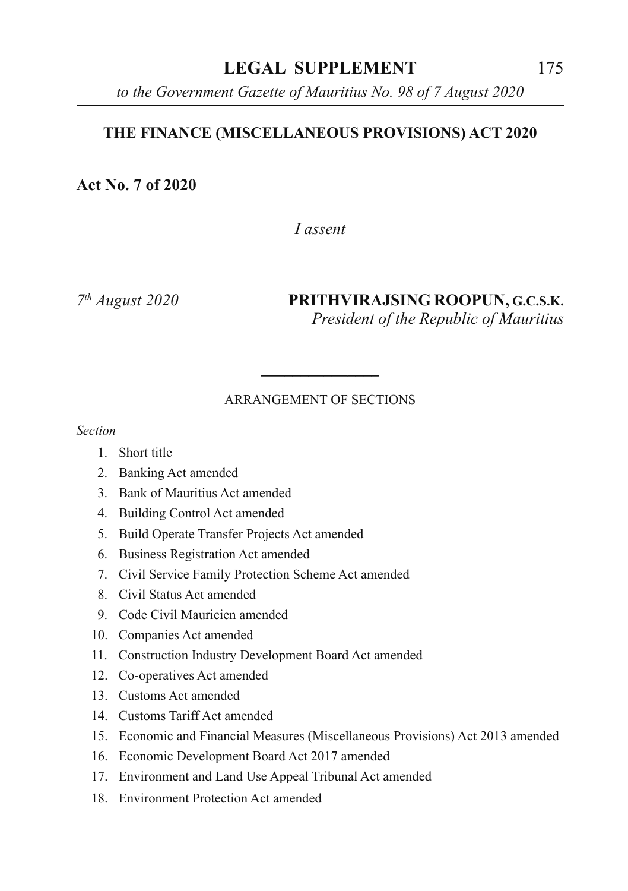# LEGAL SUPPLEMENT

*to the Government Gazette of Mauritius No. 98 of 7 August 2020*

## THE FINANCE (MISCELLANEOUS PROVISIONS) ACT 2020

**Act No. 7 of 2020**

*I assent*

*7th August 2020*

**PRITHVIRAJSING ROOPUN, G.C.S.K.**
*President of the Republic of Mauritius*

---

ARRANGEMENT OF SECTIONS

*Section*

1. Short title
2. Banking Act amended
3. Bank of Mauritius Act amended
4. Building Control Act amended
5. Build Operate Transfer Projects Act amended
6. Business Registration Act amended
7. Civil Service Family Protection Scheme Act amended
8. Civil Status Act amended
9. Code Civil Mauricien amended
10. Companies Act amended
11. Construction Industry Development Board Act amended
12. Co-operatives Act amended
13. Customs Act amended
14. Customs Tariff Act amended
15. Economic and Financial Measures (Miscellaneous Provisions) Act 2013 amended
16. Economic Development Board Act 2017 amended
17. Environment and Land Use Appeal Tribunal Act amended
18. Environment Protection Act amended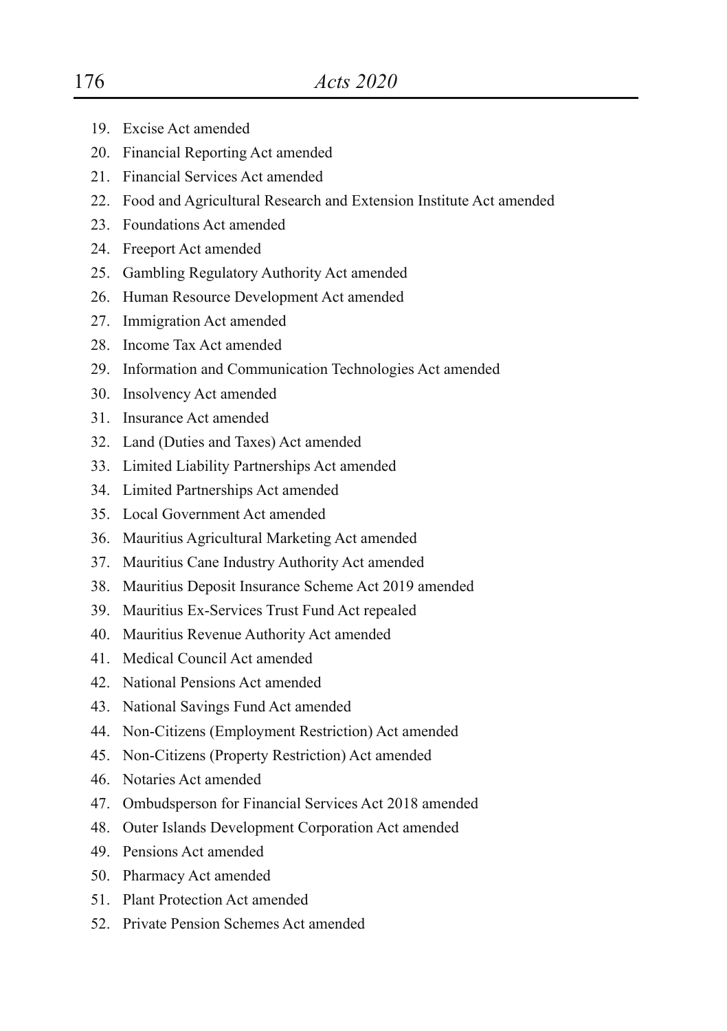19. Excise Act amended
20. Financial Reporting Act amended
21. Financial Services Act amended
22. Food and Agricultural Research and Extension Institute Act amended
23. Foundations Act amended
24. Freeport Act amended
25. Gambling Regulatory Authority Act amended
26. Human Resource Development Act amended
27. Immigration Act amended
28. Income Tax Act amended
29. Information and Communication Technologies Act amended
30. Insolvency Act amended
31. Insurance Act amended
32. Land (Duties and Taxes) Act amended
33. Limited Liability Partnerships Act amended
34. Limited Partnerships Act amended
35. Local Government Act amended
36. Mauritius Agricultural Marketing Act amended
37. Mauritius Cane Industry Authority Act amended
38. Mauritius Deposit Insurance Scheme Act 2019 amended
39. Mauritius Ex-Services Trust Fund Act repealed
40. Mauritius Revenue Authority Act amended
41. Medical Council Act amended
42. National Pensions Act amended
43. National Savings Fund Act amended
44. Non-Citizens (Employment Restriction) Act amended
45. Non-Citizens (Property Restriction) Act amended
46. Notaries Act amended
47. Ombudsperson for Financial Services Act 2018 amended
48. Outer Islands Development Corporation Act amended
49. Pensions Act amended
50. Pharmacy Act amended
51. Plant Protection Act amended
52. Private Pension Schemes Act amended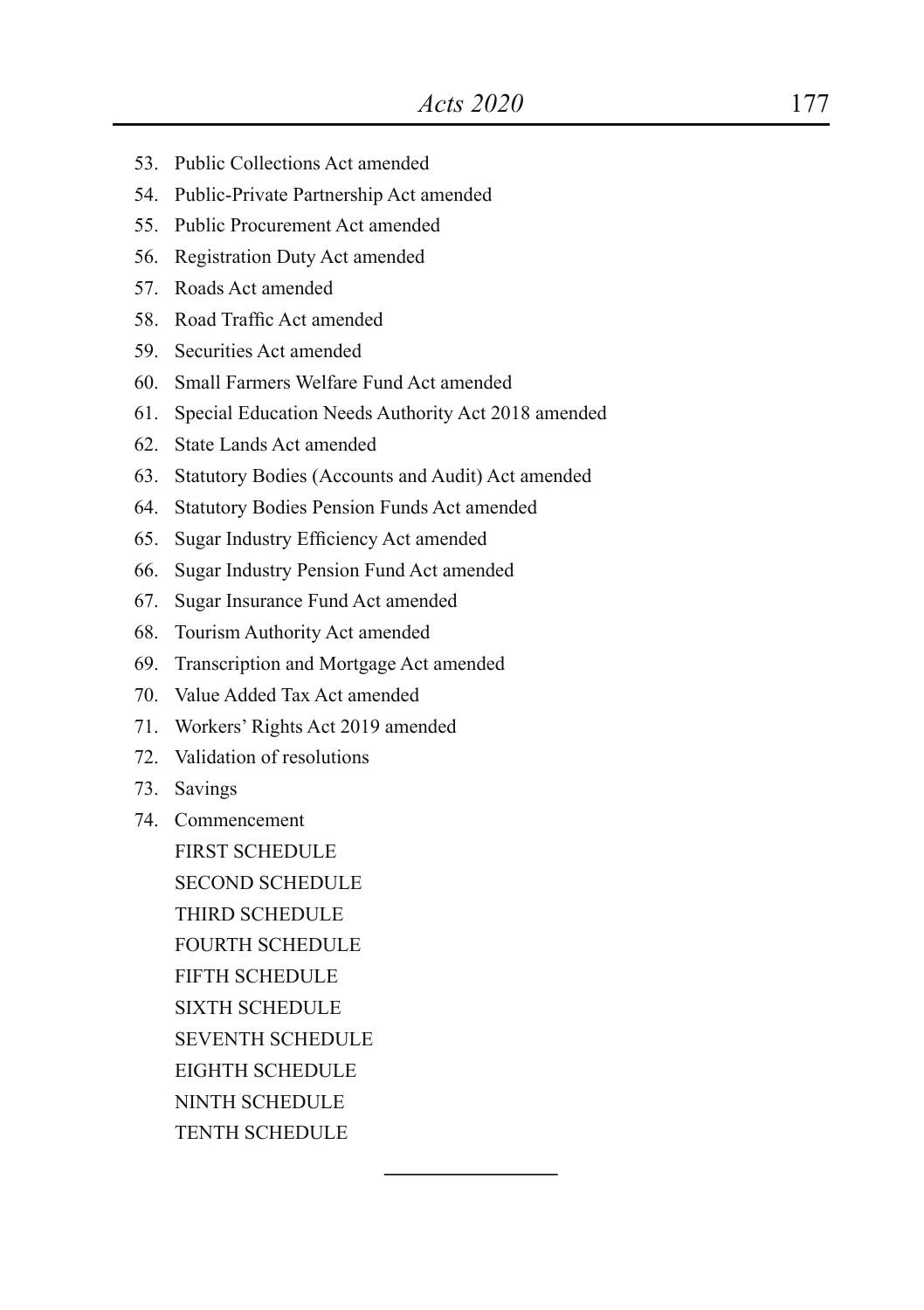53. Public Collections Act amended
54. Public-Private Partnership Act amended
55. Public Procurement Act amended
56. Registration Duty Act amended
57. Roads Act amended
58. Road Traffic Act amended
59. Securities Act amended
60. Small Farmers Welfare Fund Act amended
61. Special Education Needs Authority Act 2018 amended
62. State Lands Act amended
63. Statutory Bodies (Accounts and Audit) Act amended
64. Statutory Bodies Pension Funds Act amended
65. Sugar Industry Efficiency Act amended
66. Sugar Industry Pension Fund Act amended
67. Sugar Insurance Fund Act amended
68. Tourism Authority Act amended
69. Transcription and Mortgage Act amended
70. Value Added Tax Act amended
71. Workers' Rights Act 2019 amended
72. Validation of resolutions
73. Savings
74. Commencement

FIRST SCHEDULE

SECOND SCHEDULE

THIRD SCHEDULE

FOURTH SCHEDULE

FIFTH SCHEDULE

SIXTH SCHEDULE

SEVENTH SCHEDULE

EIGHTH SCHEDULE

NINTH SCHEDULE

TENTH SCHEDULE

---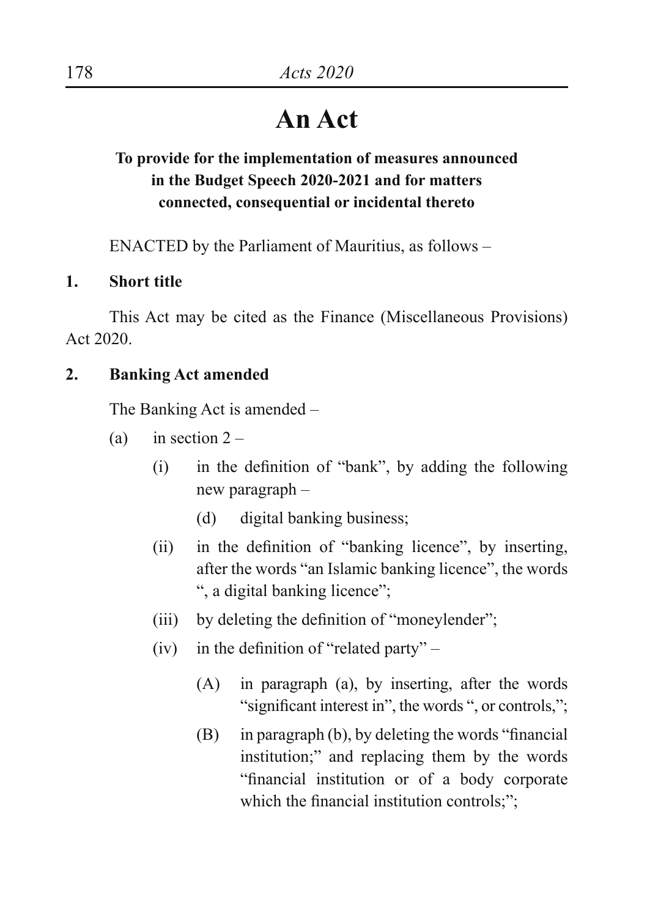# An Act

**To provide for the implementation of measures announced in the Budget Speech 2020-2021 and for matters connected, consequential or incidental thereto**

ENACTED by the Parliament of Mauritius, as follows –

**1. Short title**

This Act may be cited as the Finance (Miscellaneous Provisions) Act 2020.

**2. Banking Act amended**

The Banking Act is amended –

(a) in section 2 –

(i) in the definition of "bank", by adding the following new paragraph –

(d) digital banking business;

(ii) in the definition of "banking licence", by inserting, after the words "an Islamic banking licence", the words ", a digital banking licence";

(iii) by deleting the definition of "moneylender";

(iv) in the definition of "related party" –

(A) in paragraph (a), by inserting, after the words "significant interest in", the words ", or controls,";

(B) in paragraph (b), by deleting the words "financial institution;" and replacing them by the words "financial institution or of a body corporate which the financial institution controls;";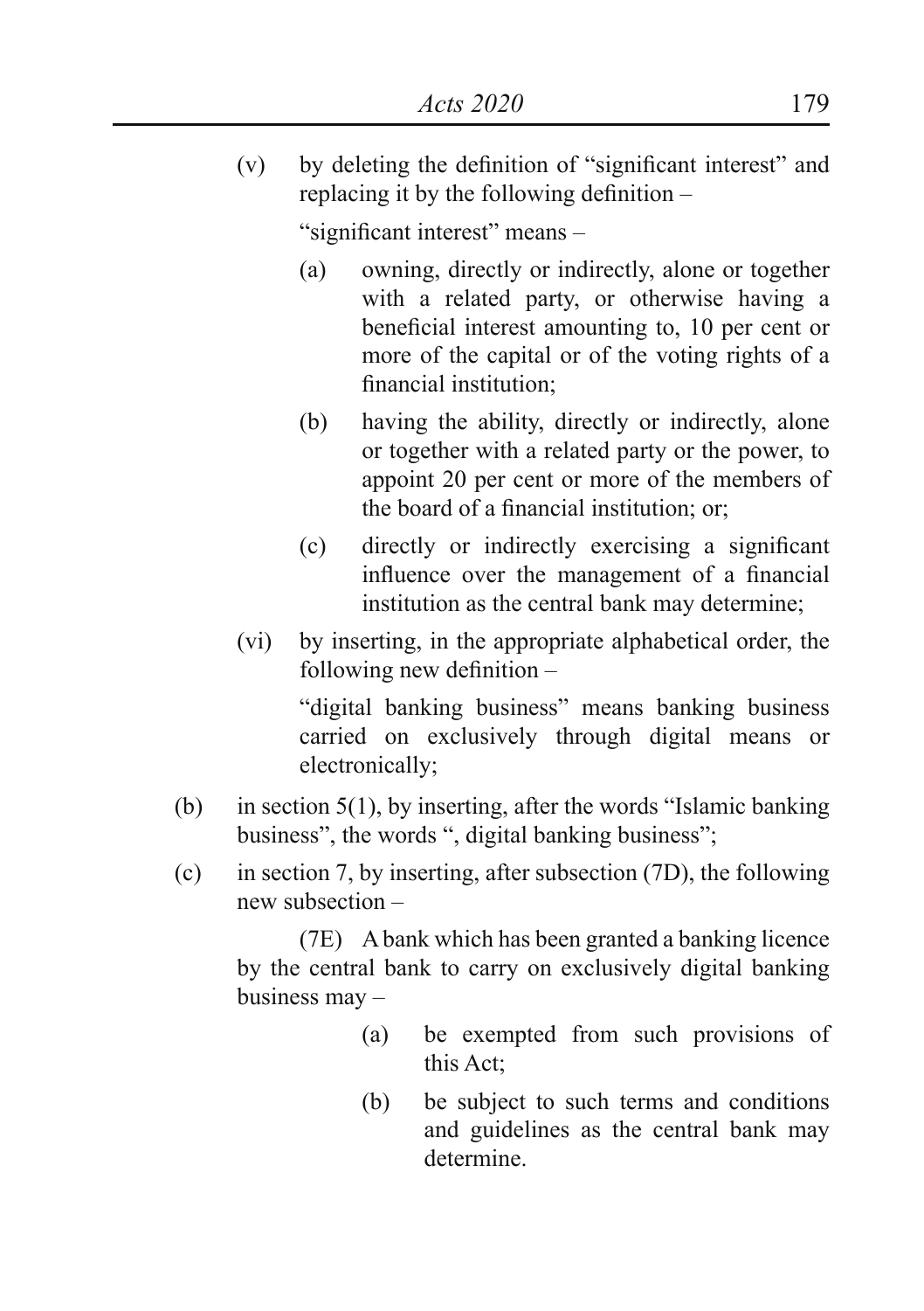(v) by deleting the definition of "significant interest" and replacing it by the following definition –

"significant interest" means –

(a) owning, directly or indirectly, alone or together with a related party, or otherwise having a beneficial interest amounting to, 10 per cent or more of the capital or of the voting rights of a financial institution;

(b) having the ability, directly or indirectly, alone or together with a related party or the power, to appoint 20 per cent or more of the members of the board of a financial institution; or;

(c) directly or indirectly exercising a significant influence over the management of a financial institution as the central bank may determine;

(vi) by inserting, in the appropriate alphabetical order, the following new definition –

"digital banking business" means banking business carried on exclusively through digital means or electronically;

(b) in section 5(1), by inserting, after the words "Islamic banking business", the words ", digital banking business";

(c) in section 7, by inserting, after subsection (7D), the following new subsection –

(7E) A bank which has been granted a banking licence by the central bank to carry on exclusively digital banking business may –

(a) be exempted from such provisions of this Act;

(b) be subject to such terms and conditions and guidelines as the central bank may determine.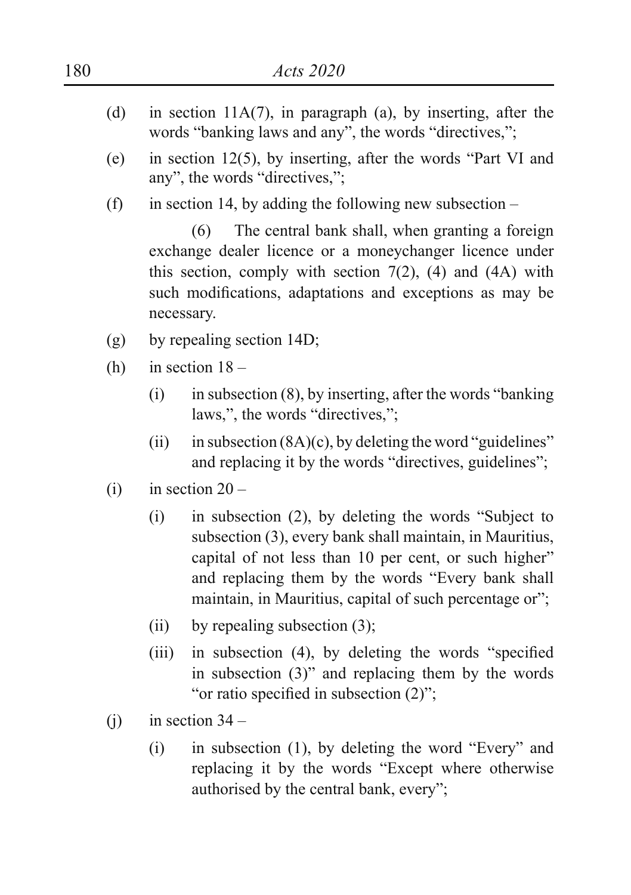(d) in section 11A(7), in paragraph (a), by inserting, after the words "banking laws and any", the words "directives,";

(e) in section 12(5), by inserting, after the words "Part VI and any", the words "directives,";

(f) in section 14, by adding the following new subsection –

> (6) The central bank shall, when granting a foreign exchange dealer licence or a moneychanger licence under this section, comply with section 7(2), (4) and (4A) with such modifications, adaptations and exceptions as may be necessary.

(g) by repealing section 14D;

(h) in section 18 –

- (i) in subsection (8), by inserting, after the words "banking laws,", the words "directives,";
- (ii) in subsection (8A)(c), by deleting the word "guidelines" and replacing it by the words "directives, guidelines";

(i) in section 20 –

- (i) in subsection (2), by deleting the words "Subject to subsection (3), every bank shall maintain, in Mauritius, capital of not less than 10 per cent, or such higher" and replacing them by the words "Every bank shall maintain, in Mauritius, capital of such percentage or";
- (ii) by repealing subsection (3);
- (iii) in subsection (4), by deleting the words "specified in subsection (3)" and replacing them by the words "or ratio specified in subsection (2)";

(j) in section 34 –

- (i) in subsection (1), by deleting the word "Every" and replacing it by the words "Except where otherwise authorised by the central bank, every";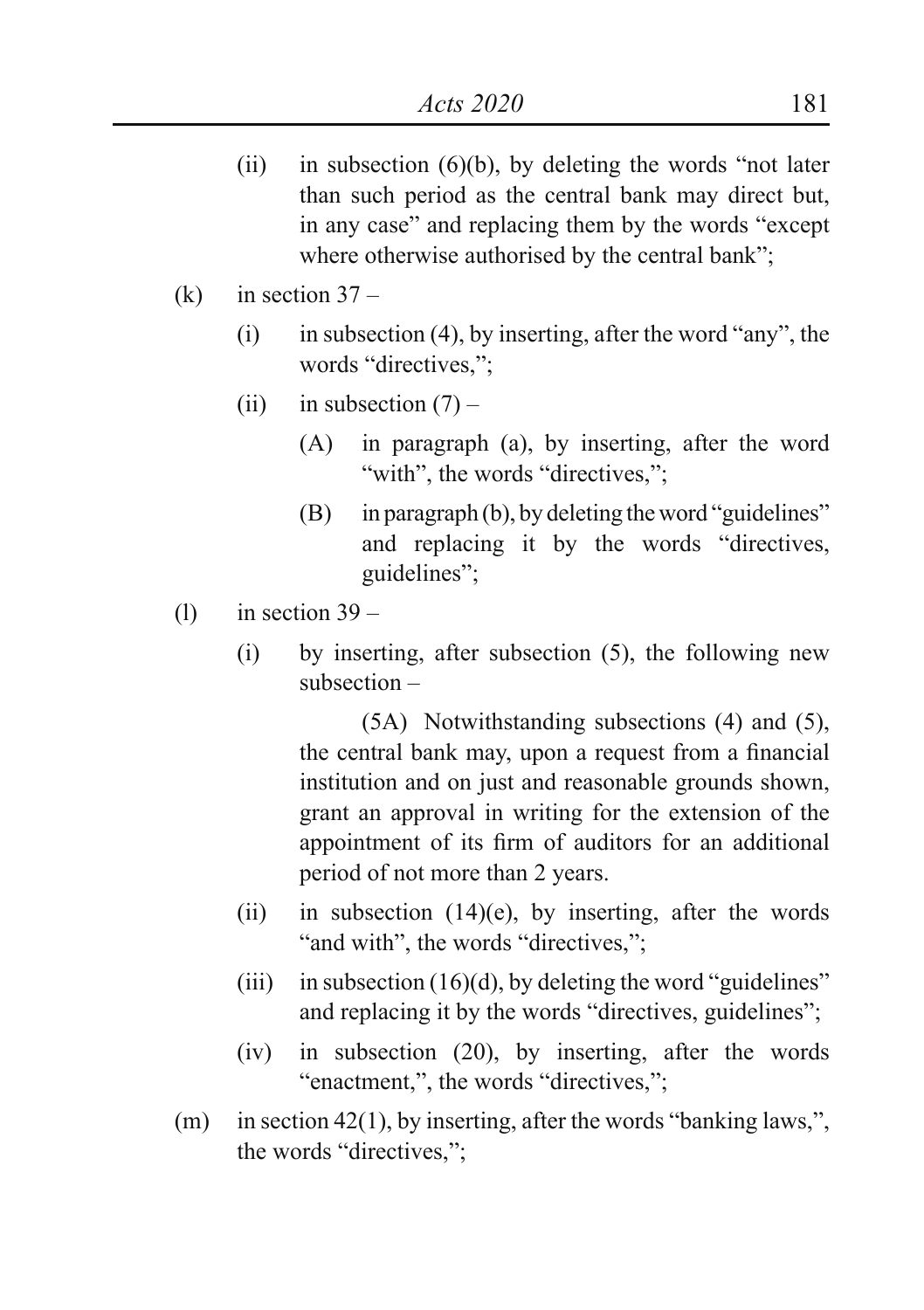(ii) in subsection (6)(b), by deleting the words "not later than such period as the central bank may direct but, in any case" and replacing them by the words "except where otherwise authorised by the central bank";

(k) in section 37 –

(i) in subsection (4), by inserting, after the word "any", the words "directives,";

(ii) in subsection (7) –

(A) in paragraph (a), by inserting, after the word "with", the words "directives,";

(B) in paragraph (b), by deleting the word "guidelines" and replacing it by the words "directives, guidelines";

(l) in section 39 –

(i) by inserting, after subsection (5), the following new subsection –

(5A) Notwithstanding subsections (4) and (5), the central bank may, upon a request from a financial institution and on just and reasonable grounds shown, grant an approval in writing for the extension of the appointment of its firm of auditors for an additional period of not more than 2 years.

(ii) in subsection (14)(e), by inserting, after the words "and with", the words "directives,";

(iii) in subsection (16)(d), by deleting the word "guidelines" and replacing it by the words "directives, guidelines";

(iv) in subsection (20), by inserting, after the words "enactment,", the words "directives,";

(m) in section 42(1), by inserting, after the words "banking laws,", the words "directives,";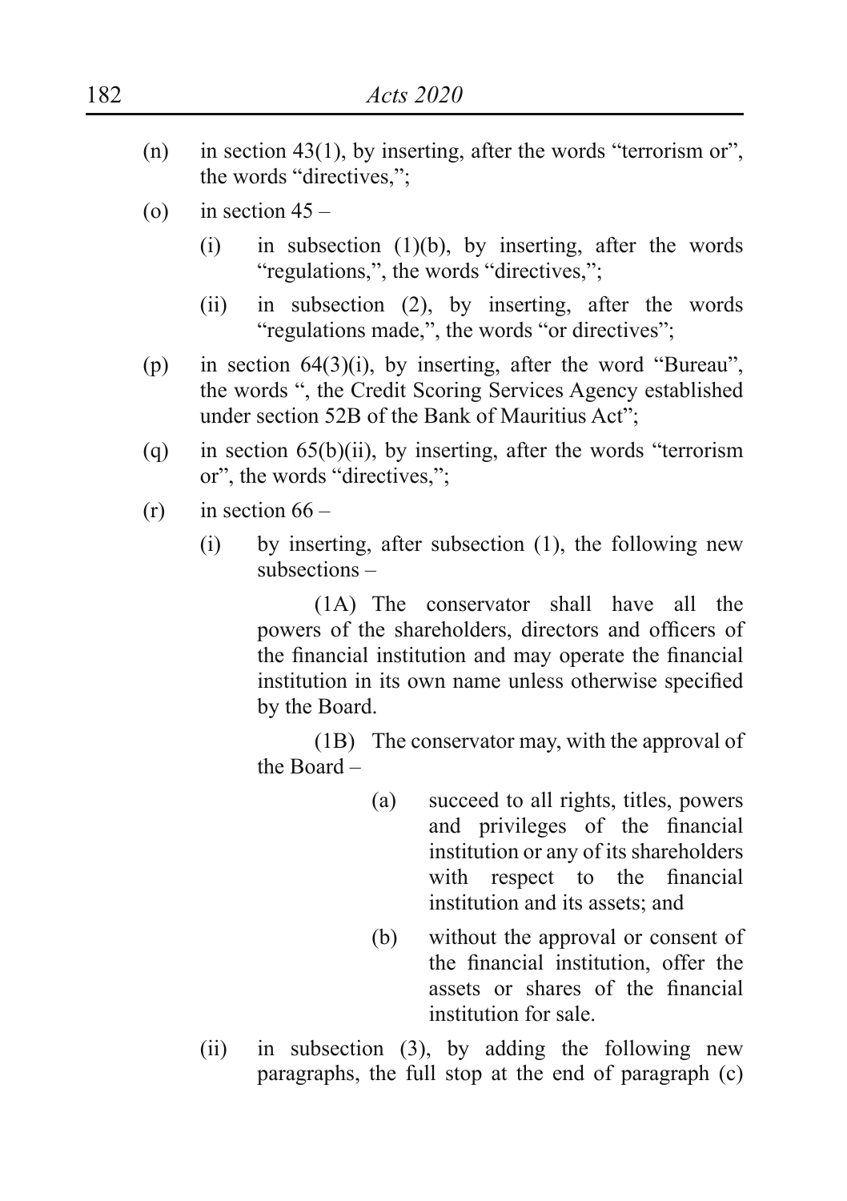(n) in section 43(1), by inserting, after the words "terrorism or", the words "directives,";

(o) in section 45 –

  (i) in subsection (1)(b), by inserting, after the words "regulations,", the words "directives,";

  (ii) in subsection (2), by inserting, after the words "regulations made,", the words "or directives";

(p) in section 64(3)(i), by inserting, after the word "Bureau", the words ", the Credit Scoring Services Agency established under section 52B of the Bank of Mauritius Act";

(q) in section 65(b)(ii), by inserting, after the words "terrorism or", the words "directives,";

(r) in section 66 –

  (i) by inserting, after subsection (1), the following new subsections –

    (1A) The conservator shall have all the powers of the shareholders, directors and officers of the financial institution and may operate the financial institution in its own name unless otherwise specified by the Board.

    (1B) The conservator may, with the approval of the Board –

      (a) succeed to all rights, titles, powers and privileges of the financial institution or any of its shareholders with respect to the financial institution and its assets; and

      (b) without the approval or consent of the financial institution, offer the assets or shares of the financial institution for sale.

  (ii) in subsection (3), by adding the following new paragraphs, the full stop at the end of paragraph (c)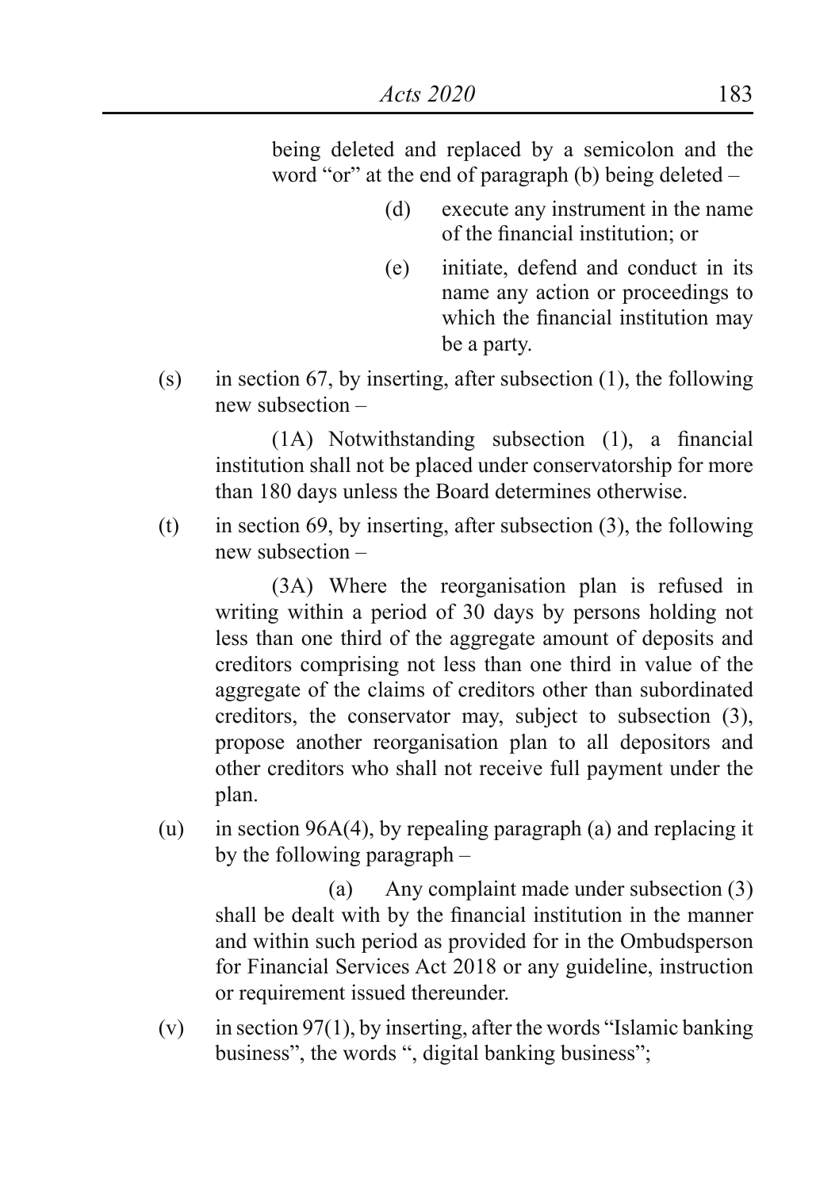being deleted and replaced by a semicolon and the word "or" at the end of paragraph (b) being deleted –

(d) execute any instrument in the name of the financial institution; or

(e) initiate, defend and conduct in its name any action or proceedings to which the financial institution may be a party.

(s) in section 67, by inserting, after subsection (1), the following new subsection –

(1A) Notwithstanding subsection (1), a financial institution shall not be placed under conservatorship for more than 180 days unless the Board determines otherwise.

(t) in section 69, by inserting, after subsection (3), the following new subsection –

(3A) Where the reorganisation plan is refused in writing within a period of 30 days by persons holding not less than one third of the aggregate amount of deposits and creditors comprising not less than one third in value of the aggregate of the claims of creditors other than subordinated creditors, the conservator may, subject to subsection (3), propose another reorganisation plan to all depositors and other creditors who shall not receive full payment under the plan.

(u) in section 96A(4), by repealing paragraph (a) and replacing it by the following paragraph –

(a) Any complaint made under subsection (3) shall be dealt with by the financial institution in the manner and within such period as provided for in the Ombudsperson for Financial Services Act 2018 or any guideline, instruction or requirement issued thereunder.

(v) in section 97(1), by inserting, after the words "Islamic banking business", the words ", digital banking business";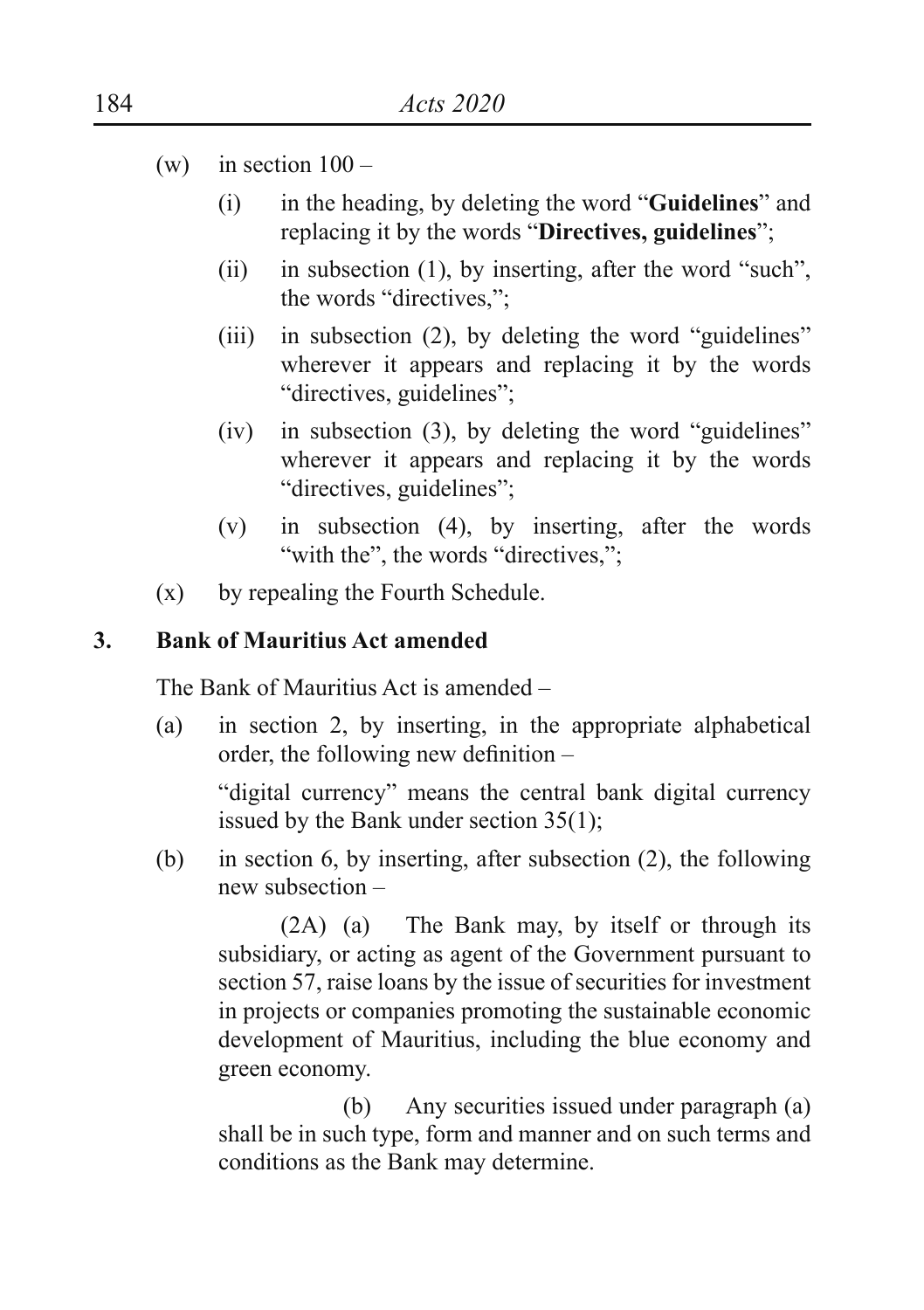(w) in section 100 –

  (i) in the heading, by deleting the word "**Guidelines**" and replacing it by the words "**Directives, guidelines**";

  (ii) in subsection (1), by inserting, after the word "such", the words "directives,";

  (iii) in subsection (2), by deleting the word "guidelines" wherever it appears and replacing it by the words "directives, guidelines";

  (iv) in subsection (3), by deleting the word "guidelines" wherever it appears and replacing it by the words "directives, guidelines";

  (v) in subsection (4), by inserting, after the words "with the", the words "directives,";

(x) by repealing the Fourth Schedule.

**3. Bank of Mauritius Act amended**

The Bank of Mauritius Act is amended –

(a) in section 2, by inserting, in the appropriate alphabetical order, the following new definition –

  "digital currency" means the central bank digital currency issued by the Bank under section 35(1);

(b) in section 6, by inserting, after subsection (2), the following new subsection –

  (2A) (a) The Bank may, by itself or through its subsidiary, or acting as agent of the Government pursuant to section 57, raise loans by the issue of securities for investment in projects or companies promoting the sustainable economic development of Mauritius, including the blue economy and green economy.

  (b) Any securities issued under paragraph (a) shall be in such type, form and manner and on such terms and conditions as the Bank may determine.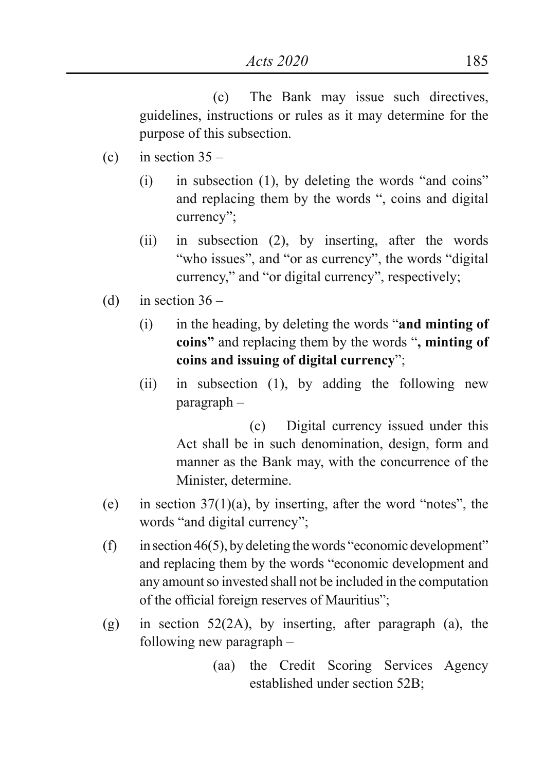(c) The Bank may issue such directives, guidelines, instructions or rules as it may determine for the purpose of this subsection.

(c) in section 35 –

(i) in subsection (1), by deleting the words "and coins" and replacing them by the words ", coins and digital currency";

(ii) in subsection (2), by inserting, after the words "who issues", and "or as currency", the words "digital currency," and "or digital currency", respectively;

(d) in section 36 –

(i) in the heading, by deleting the words "**and minting of coins"** and replacing them by the words "**, minting of coins and issuing of digital currency**";

(ii) in subsection (1), by adding the following new paragraph –

(c) Digital currency issued under this Act shall be in such denomination, design, form and manner as the Bank may, with the concurrence of the Minister, determine.

(e) in section 37(1)(a), by inserting, after the word "notes", the words "and digital currency";

(f) in section 46(5), by deleting the words "economic development" and replacing them by the words "economic development and any amount so invested shall not be included in the computation of the official foreign reserves of Mauritius";

(g) in section 52(2A), by inserting, after paragraph (a), the following new paragraph –

(aa) the Credit Scoring Services Agency established under section 52B;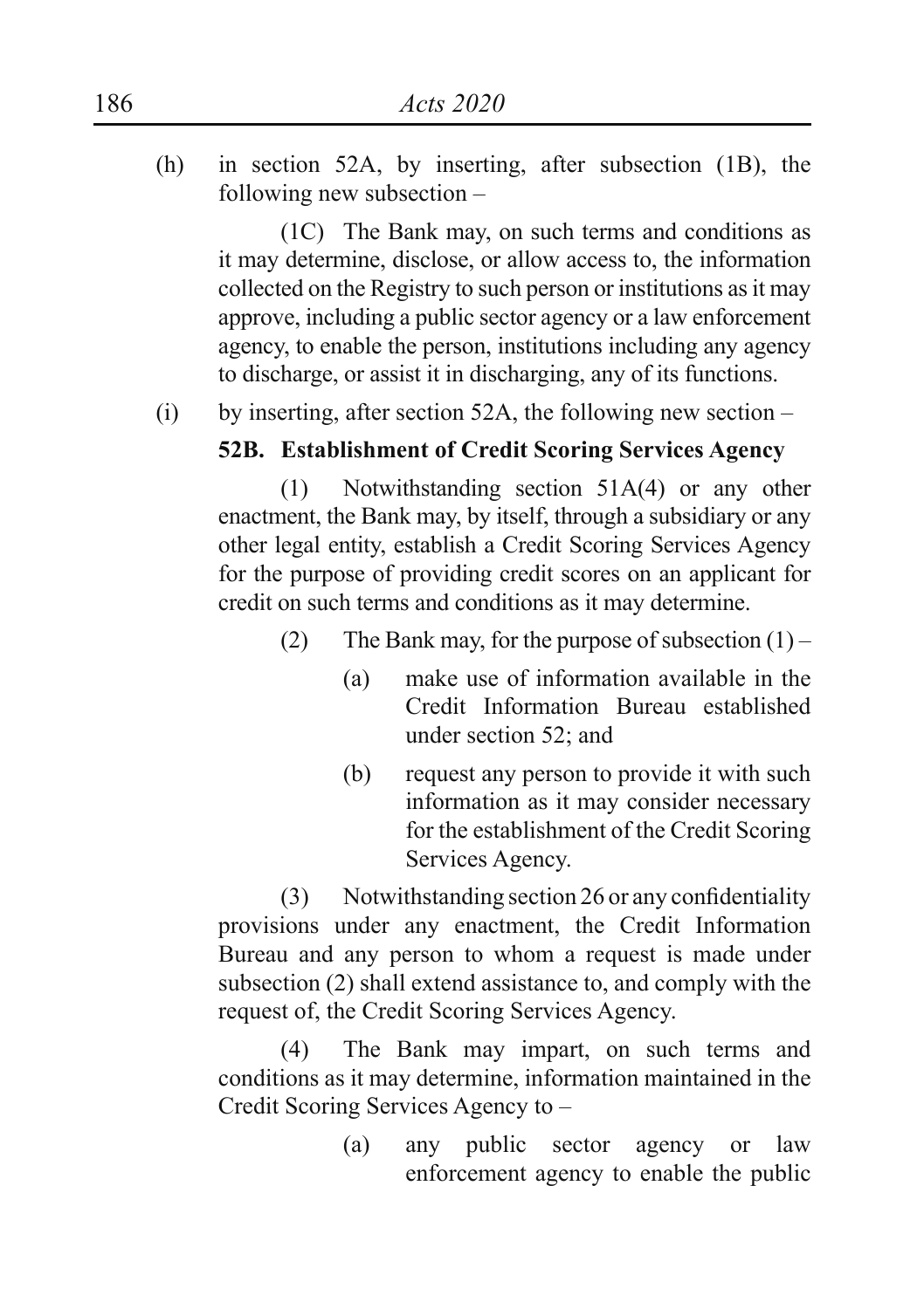(h) in section 52A, by inserting, after subsection (1B), the following new subsection –

(1C) The Bank may, on such terms and conditions as it may determine, disclose, or allow access to, the information collected on the Registry to such person or institutions as it may approve, including a public sector agency or a law enforcement agency, to enable the person, institutions including any agency to discharge, or assist it in discharging, any of its functions.

(i) by inserting, after section 52A, the following new section –

**52B. Establishment of Credit Scoring Services Agency**

(1) Notwithstanding section 51A(4) or any other enactment, the Bank may, by itself, through a subsidiary or any other legal entity, establish a Credit Scoring Services Agency for the purpose of providing credit scores on an applicant for credit on such terms and conditions as it may determine.

(2) The Bank may, for the purpose of subsection (1) –

(a) make use of information available in the Credit Information Bureau established under section 52; and

(b) request any person to provide it with such information as it may consider necessary for the establishment of the Credit Scoring Services Agency.

(3) Notwithstanding section 26 or any confidentiality provisions under any enactment, the Credit Information Bureau and any person to whom a request is made under subsection (2) shall extend assistance to, and comply with the request of, the Credit Scoring Services Agency.

(4) The Bank may impart, on such terms and conditions as it may determine, information maintained in the Credit Scoring Services Agency to –

(a) any public sector agency or law enforcement agency to enable the public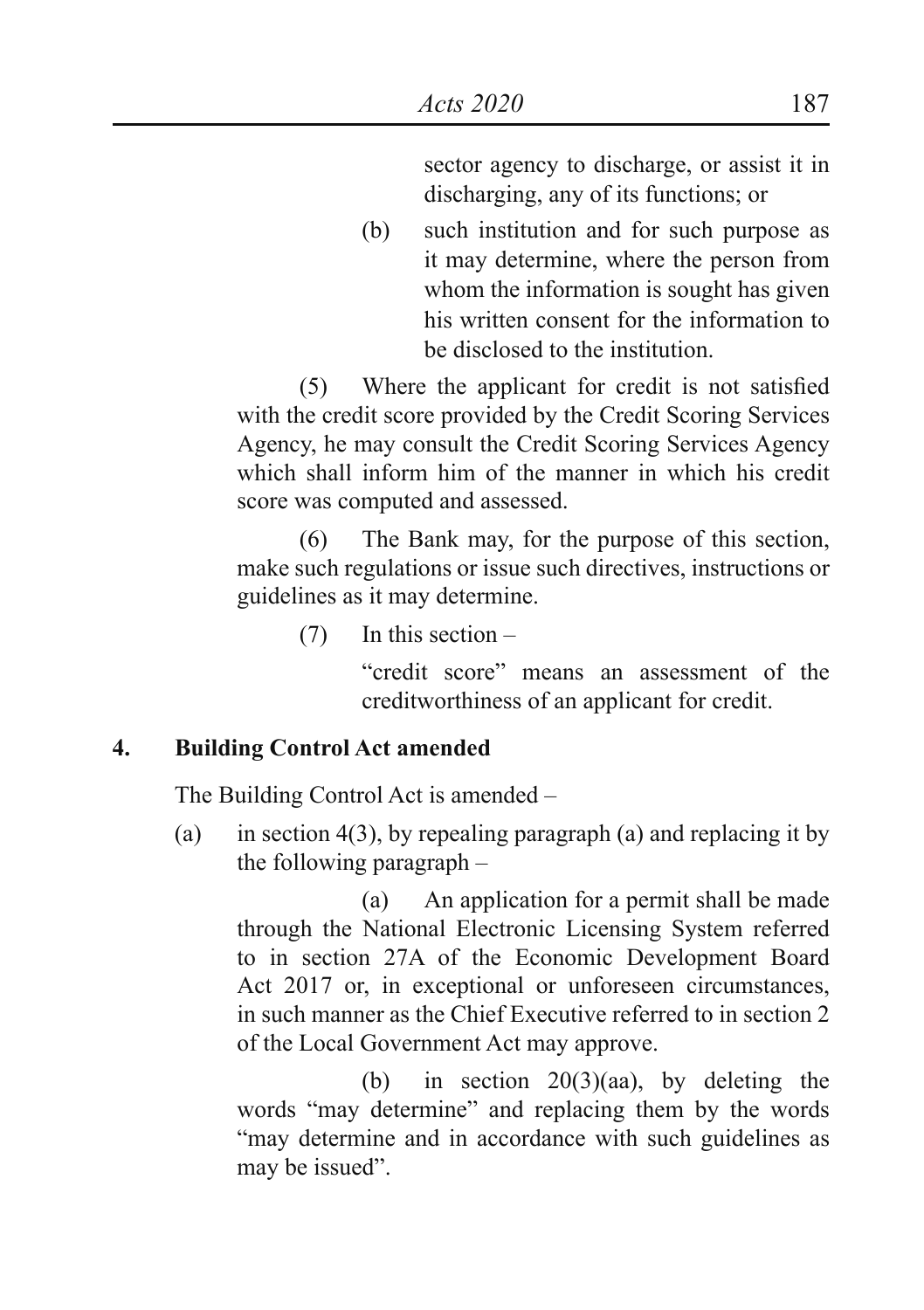sector agency to discharge, or assist it in discharging, any of its functions; or

(b) such institution and for such purpose as it may determine, where the person from whom the information is sought has given his written consent for the information to be disclosed to the institution.

(5) Where the applicant for credit is not satisfied with the credit score provided by the Credit Scoring Services Agency, he may consult the Credit Scoring Services Agency which shall inform him of the manner in which his credit score was computed and assessed.

(6) The Bank may, for the purpose of this section, make such regulations or issue such directives, instructions or guidelines as it may determine.

(7) In this section –

"credit score" means an assessment of the creditworthiness of an applicant for credit.

**4. Building Control Act amended**

The Building Control Act is amended –

(a) in section 4(3), by repealing paragraph (a) and replacing it by the following paragraph –

(a) An application for a permit shall be made through the National Electronic Licensing System referred to in section 27A of the Economic Development Board Act 2017 or, in exceptional or unforeseen circumstances, in such manner as the Chief Executive referred to in section 2 of the Local Government Act may approve.

(b) in section 20(3)(aa), by deleting the words "may determine" and replacing them by the words "may determine and in accordance with such guidelines as may be issued".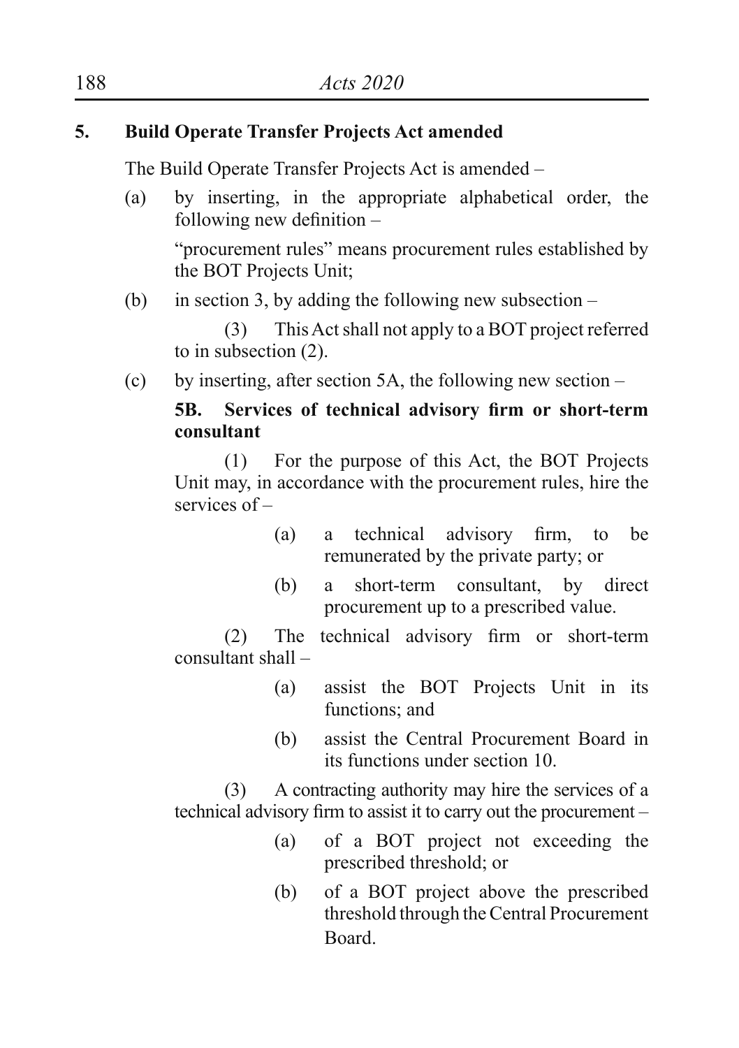## 5. Build Operate Transfer Projects Act amended

The Build Operate Transfer Projects Act is amended –

(a) by inserting, in the appropriate alphabetical order, the following new definition –

"procurement rules" means procurement rules established by the BOT Projects Unit;

(b) in section 3, by adding the following new subsection –

(3) This Act shall not apply to a BOT project referred to in subsection (2).

(c) by inserting, after section 5A, the following new section –

**5B. Services of technical advisory firm or short-term consultant**

(1) For the purpose of this Act, the BOT Projects Unit may, in accordance with the procurement rules, hire the services of –

(a) a technical advisory firm, to be remunerated by the private party; or

(b) a short-term consultant, by direct procurement up to a prescribed value.

(2) The technical advisory firm or short-term consultant shall –

(a) assist the BOT Projects Unit in its functions; and

(b) assist the Central Procurement Board in its functions under section 10.

(3) A contracting authority may hire the services of a technical advisory firm to assist it to carry out the procurement –

(a) of a BOT project not exceeding the prescribed threshold; or

(b) of a BOT project above the prescribed threshold through the Central Procurement Board.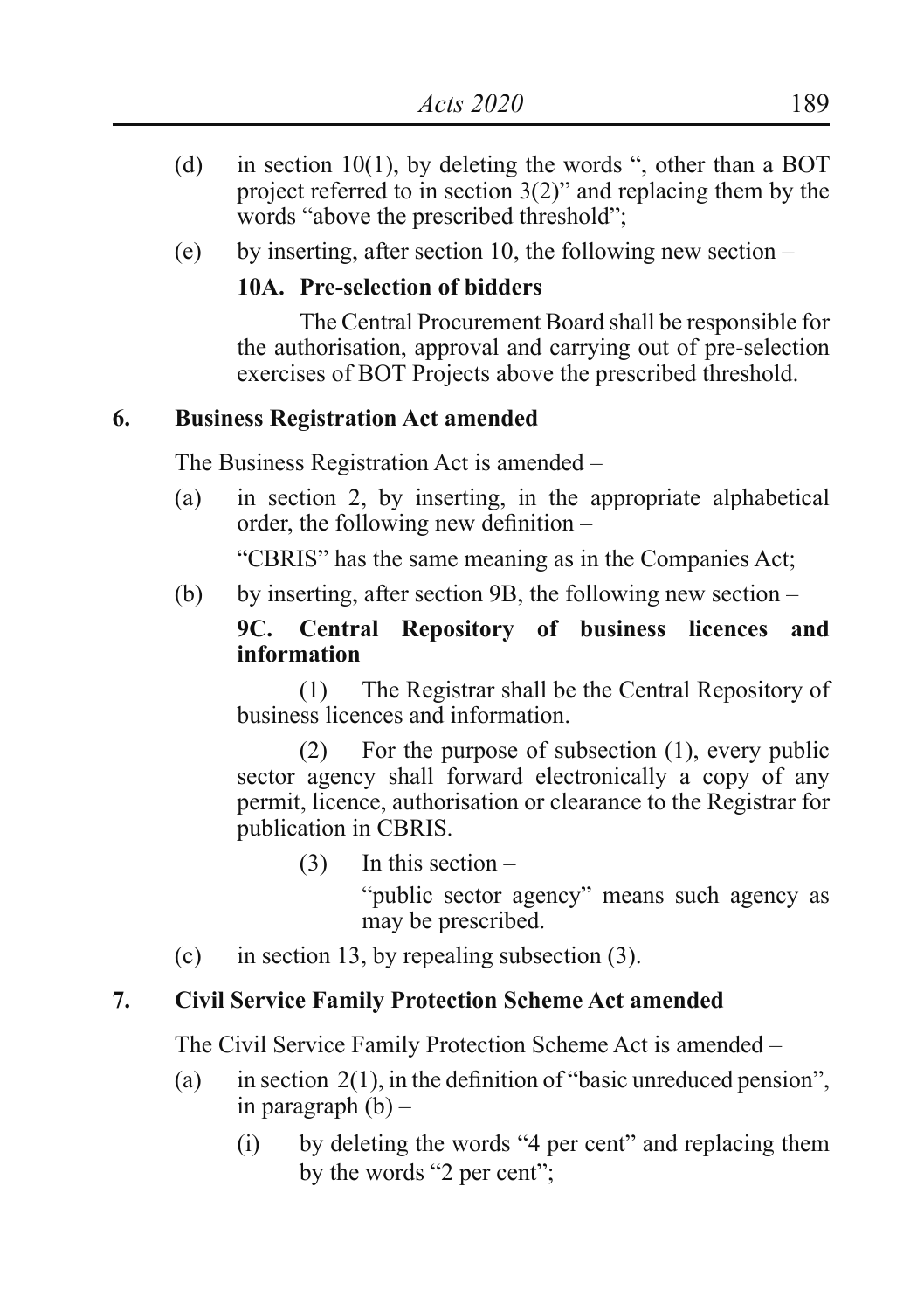(d) in section 10(1), by deleting the words ", other than a BOT project referred to in section 3(2)" and replacing them by the words "above the prescribed threshold";

(e) by inserting, after section 10, the following new section –

**10A. Pre-selection of bidders**

The Central Procurement Board shall be responsible for the authorisation, approval and carrying out of pre-selection exercises of BOT Projects above the prescribed threshold.

**6. Business Registration Act amended**

The Business Registration Act is amended –

(a) in section 2, by inserting, in the appropriate alphabetical order, the following new definition –

"CBRIS" has the same meaning as in the Companies Act;

(b) by inserting, after section 9B, the following new section –

**9C. Central Repository of business licences and information**

(1) The Registrar shall be the Central Repository of business licences and information.

(2) For the purpose of subsection (1), every public sector agency shall forward electronically a copy of any permit, licence, authorisation or clearance to the Registrar for publication in CBRIS.

(3) In this section –

"public sector agency" means such agency as may be prescribed.

(c) in section 13, by repealing subsection (3).

**7. Civil Service Family Protection Scheme Act amended**

The Civil Service Family Protection Scheme Act is amended –

(a) in section 2(1), in the definition of "basic unreduced pension", in paragraph (b) –

(i) by deleting the words "4 per cent" and replacing them by the words "2 per cent";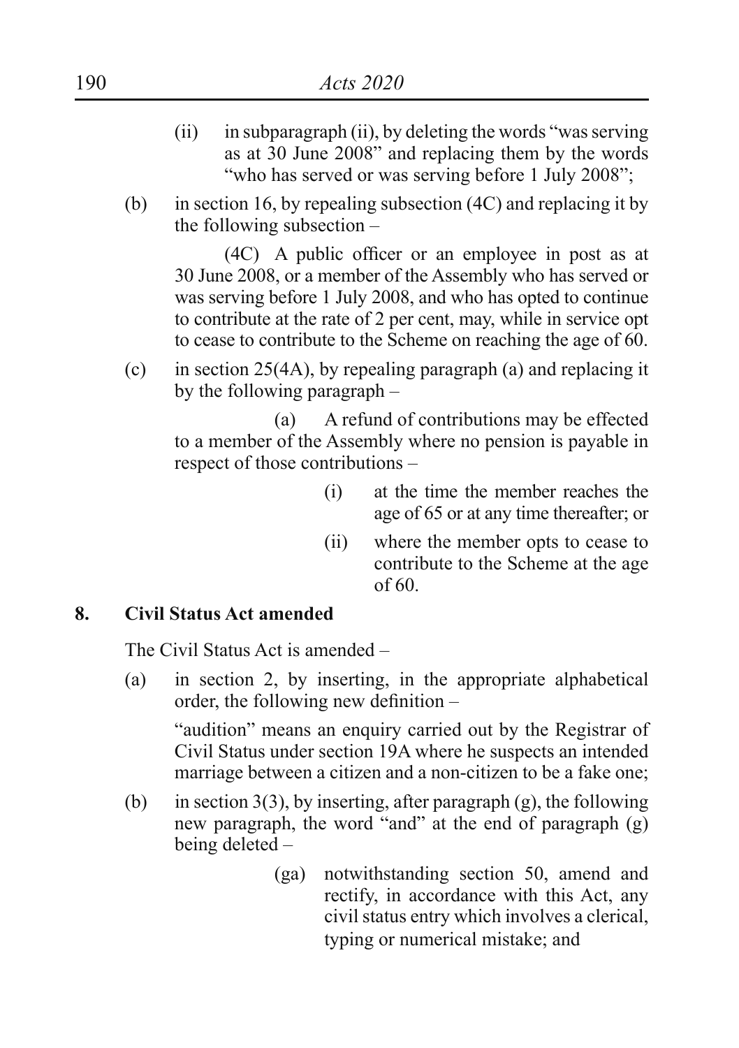(ii) in subparagraph (ii), by deleting the words "was serving as at 30 June 2008" and replacing them by the words "who has served or was serving before 1 July 2008";

(b) in section 16, by repealing subsection (4C) and replacing it by the following subsection –

(4C) A public officer or an employee in post as at 30 June 2008, or a member of the Assembly who has served or was serving before 1 July 2008, and who has opted to continue to contribute at the rate of 2 per cent, may, while in service opt to cease to contribute to the Scheme on reaching the age of 60.

(c) in section 25(4A), by repealing paragraph (a) and replacing it by the following paragraph –

(a) A refund of contributions may be effected to a member of the Assembly where no pension is payable in respect of those contributions –

(i) at the time the member reaches the age of 65 or at any time thereafter; or

(ii) where the member opts to cease to contribute to the Scheme at the age of 60.

**8. Civil Status Act amended**

The Civil Status Act is amended –

(a) in section 2, by inserting, in the appropriate alphabetical order, the following new definition –

"audition" means an enquiry carried out by the Registrar of Civil Status under section 19A where he suspects an intended marriage between a citizen and a non-citizen to be a fake one;

(b) in section 3(3), by inserting, after paragraph (g), the following new paragraph, the word "and" at the end of paragraph (g) being deleted –

(ga) notwithstanding section 50, amend and rectify, in accordance with this Act, any civil status entry which involves a clerical, typing or numerical mistake; and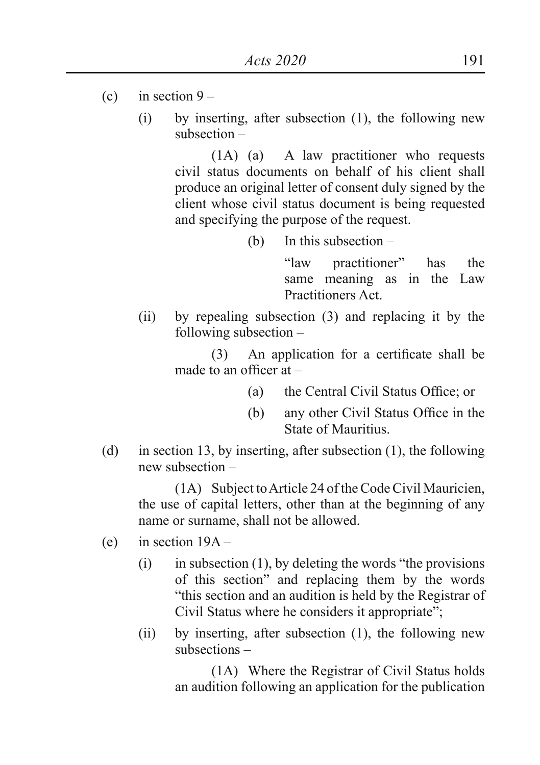(c) in section 9 –

(i) by inserting, after subsection (1), the following new subsection –

(1A) (a) A law practitioner who requests civil status documents on behalf of his client shall produce an original letter of consent duly signed by the client whose civil status document is being requested and specifying the purpose of the request.

(b) In this subsection –

"law practitioner" has the same meaning as in the Law Practitioners Act.

(ii) by repealing subsection (3) and replacing it by the following subsection –

(3) An application for a certificate shall be made to an officer at –

(a) the Central Civil Status Office; or

(b) any other Civil Status Office in the State of Mauritius.

(d) in section 13, by inserting, after subsection (1), the following new subsection –

(1A) Subject to Article 24 of the Code Civil Mauricien, the use of capital letters, other than at the beginning of any name or surname, shall not be allowed.

(e) in section 19A –

(i) in subsection (1), by deleting the words "the provisions of this section" and replacing them by the words "this section and an audition is held by the Registrar of Civil Status where he considers it appropriate";

(ii) by inserting, after subsection (1), the following new subsections –

(1A) Where the Registrar of Civil Status holds an audition following an application for the publication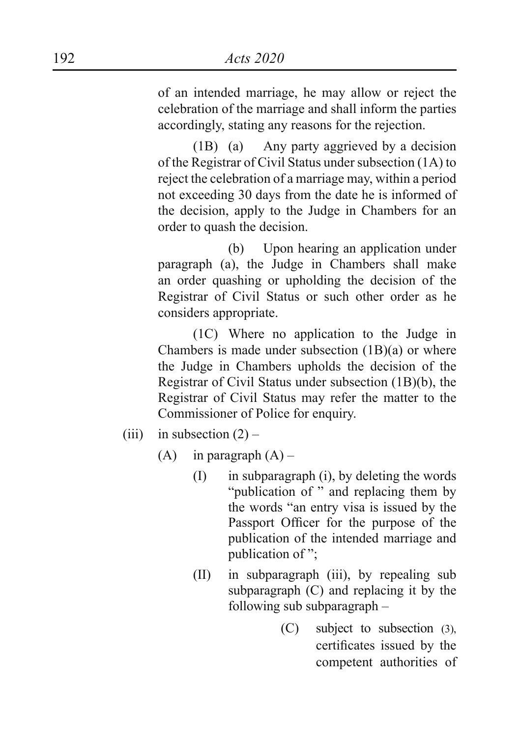of an intended marriage, he may allow or reject the celebration of the marriage and shall inform the parties accordingly, stating any reasons for the rejection.

(1B) (a) Any party aggrieved by a decision of the Registrar of Civil Status under subsection (1A) to reject the celebration of a marriage may, within a period not exceeding 30 days from the date he is informed of the decision, apply to the Judge in Chambers for an order to quash the decision.

(b) Upon hearing an application under paragraph (a), the Judge in Chambers shall make an order quashing or upholding the decision of the Registrar of Civil Status or such other order as he considers appropriate.

(1C) Where no application to the Judge in Chambers is made under subsection (1B)(a) or where the Judge in Chambers upholds the decision of the Registrar of Civil Status under subsection (1B)(b), the Registrar of Civil Status may refer the matter to the Commissioner of Police for enquiry.

(iii) in subsection (2) –

- (A) in paragraph (A) –
  - (I) in subparagraph (i), by deleting the words "publication of " and replacing them by the words "an entry visa is issued by the Passport Officer for the purpose of the publication of the intended marriage and publication of ";
  - (II) in subparagraph (iii), by repealing sub subparagraph (C) and replacing it by the following sub subparagraph –

    (C) subject to subsection (3), certificates issued by the competent authorities of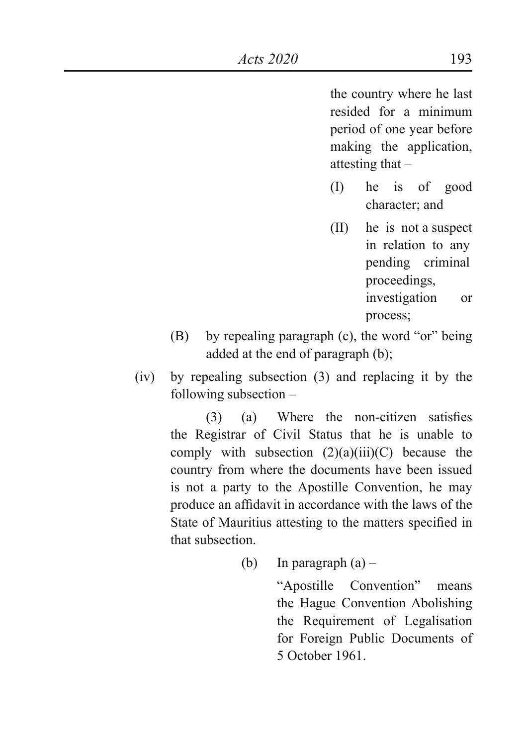the country where he last resided for a minimum period of one year before making the application, attesting that –

(I) he is of good character; and

(II) he is not a suspect in relation to any pending criminal proceedings, investigation or process;

(B) by repealing paragraph (c), the word "or" being added at the end of paragraph (b);

(iv) by repealing subsection (3) and replacing it by the following subsection –

(3) (a) Where the non-citizen satisfies the Registrar of Civil Status that he is unable to comply with subsection (2)(a)(iii)(C) because the country from where the documents have been issued is not a party to the Apostille Convention, he may produce an affidavit in accordance with the laws of the State of Mauritius attesting to the matters specified in that subsection.

(b) In paragraph (a) –

"Apostille Convention" means the Hague Convention Abolishing the Requirement of Legalisation for Foreign Public Documents of 5 October 1961.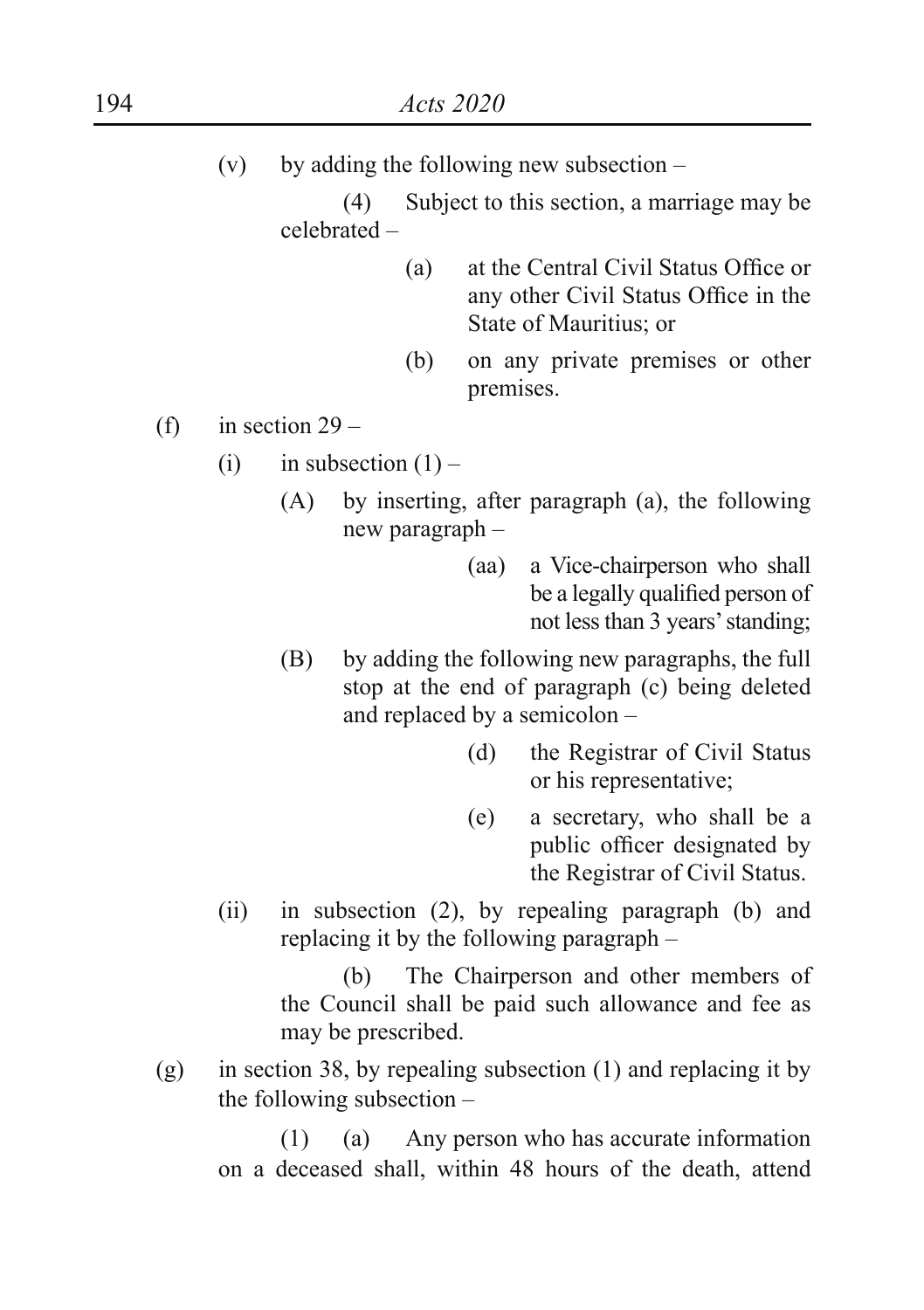(v) by adding the following new subsection –

(4) Subject to this section, a marriage may be celebrated –

(a) at the Central Civil Status Office or any other Civil Status Office in the State of Mauritius; or

(b) on any private premises or other premises.

(f) in section 29 –

(i) in subsection (1) –

(A) by inserting, after paragraph (a), the following new paragraph –

(aa) a Vice-chairperson who shall be a legally qualified person of not less than 3 years' standing;

(B) by adding the following new paragraphs, the full stop at the end of paragraph (c) being deleted and replaced by a semicolon –

(d) the Registrar of Civil Status or his representative;

(e) a secretary, who shall be a public officer designated by the Registrar of Civil Status.

(ii) in subsection (2), by repealing paragraph (b) and replacing it by the following paragraph –

(b) The Chairperson and other members of the Council shall be paid such allowance and fee as may be prescribed.

(g) in section 38, by repealing subsection (1) and replacing it by the following subsection –

(1) (a) Any person who has accurate information on a deceased shall, within 48 hours of the death, attend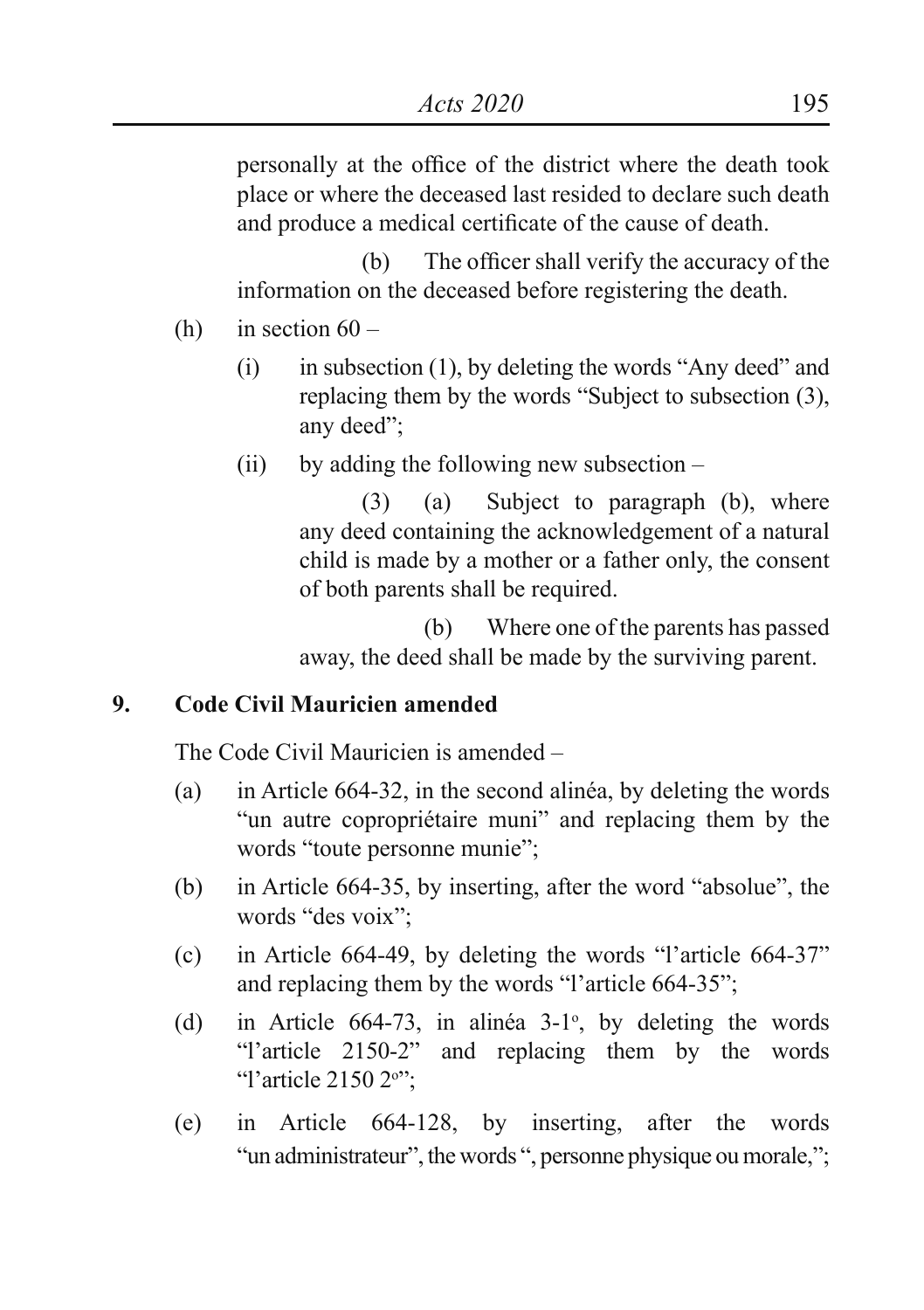personally at the office of the district where the death took place or where the deceased last resided to declare such death and produce a medical certificate of the cause of death.

(b) The officer shall verify the accuracy of the information on the deceased before registering the death.

(h) in section 60 –

(i) in subsection (1), by deleting the words "Any deed" and replacing them by the words "Subject to subsection (3), any deed";

(ii) by adding the following new subsection –

(3) (a) Subject to paragraph (b), where any deed containing the acknowledgement of a natural child is made by a mother or a father only, the consent of both parents shall be required.

(b) Where one of the parents has passed away, the deed shall be made by the surviving parent.

**9. Code Civil Mauricien amended**

The Code Civil Mauricien is amended –

(a) in Article 664-32, in the second alinéa, by deleting the words "un autre copropriétaire muni" and replacing them by the words "toute personne munie";

(b) in Article 664-35, by inserting, after the word "absolue", the words "des voix";

(c) in Article 664-49, by deleting the words "l'article 664-37" and replacing them by the words "l'article 664-35";

(d) in Article 664-73, in alinéa 3-1°, by deleting the words "l'article 2150-2" and replacing them by the words "l'article 2150 2°";

(e) in Article 664-128, by inserting, after the words "un administrateur", the words ", personne physique ou morale,";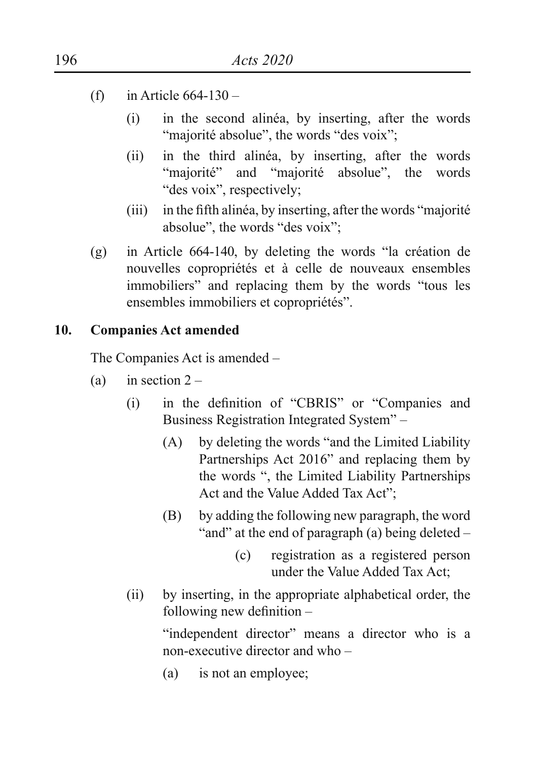(f) in Article 664-130 –

 (i) in the second alinéa, by inserting, after the words "majorité absolue", the words "des voix";

 (ii) in the third alinéa, by inserting, after the words "majorité" and "majorité absolue", the words "des voix", respectively;

 (iii) in the fifth alinéa, by inserting, after the words "majorité absolue", the words "des voix";

(g) in Article 664-140, by deleting the words "la création de nouvelles copropriétés et à celle de nouveaux ensembles immobiliers" and replacing them by the words "tous les ensembles immobiliers et copropriétés".

**10. Companies Act amended**

The Companies Act is amended –

(a) in section 2 –

 (i) in the definition of "CBRIS" or "Companies and Business Registration Integrated System" –

  (A) by deleting the words "and the Limited Liability Partnerships Act 2016" and replacing them by the words ", the Limited Liability Partnerships Act and the Value Added Tax Act";

  (B) by adding the following new paragraph, the word "and" at the end of paragraph (a) being deleted –

   (c) registration as a registered person under the Value Added Tax Act;

 (ii) by inserting, in the appropriate alphabetical order, the following new definition –

  "independent director" means a director who is a non-executive director and who –

  (a) is not an employee;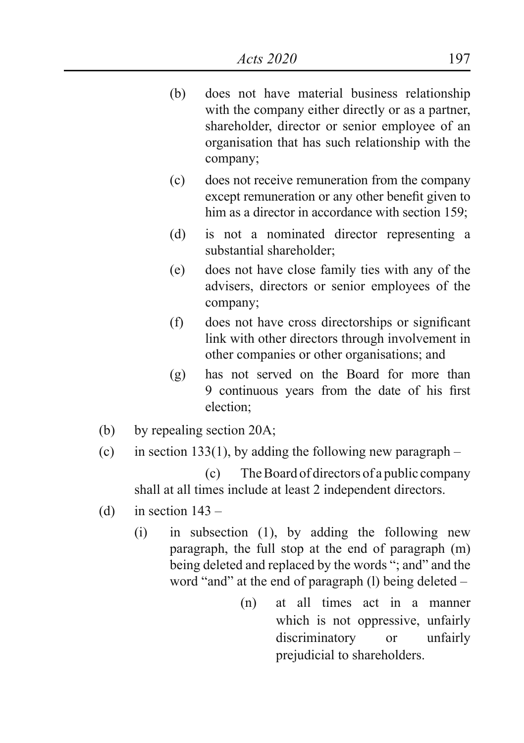(b) does not have material business relationship with the company either directly or as a partner, shareholder, director or senior employee of an organisation that has such relationship with the company;

(c) does not receive remuneration from the company except remuneration or any other benefit given to him as a director in accordance with section 159;

(d) is not a nominated director representing a substantial shareholder;

(e) does not have close family ties with any of the advisers, directors or senior employees of the company;

(f) does not have cross directorships or significant link with other directors through involvement in other companies or other organisations; and

(g) has not served on the Board for more than 9 continuous years from the date of his first election;

(b) by repealing section 20A;

(c) in section 133(1), by adding the following new paragraph –

(c) The Board of directors of a public company shall at all times include at least 2 independent directors.

(d) in section 143 –

(i) in subsection (1), by adding the following new paragraph, the full stop at the end of paragraph (m) being deleted and replaced by the words "; and" and the word "and" at the end of paragraph (l) being deleted –

(n) at all times act in a manner which is not oppressive, unfairly discriminatory or unfairly prejudicial to shareholders.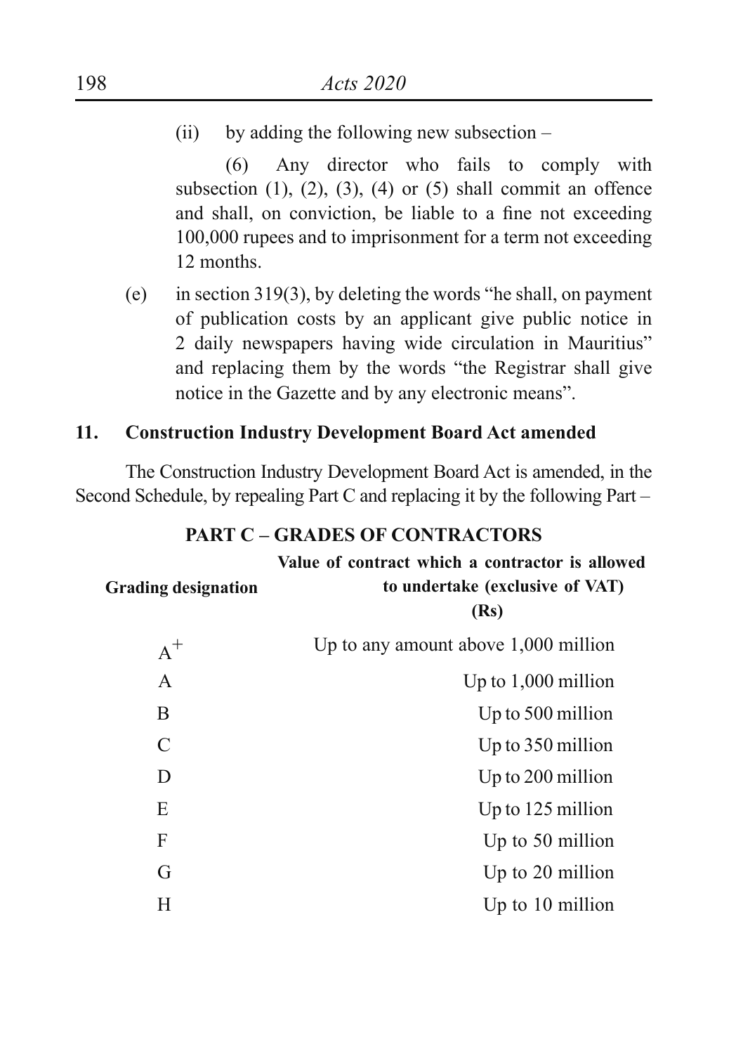(ii) by adding the following new subsection –

(6) Any director who fails to comply with subsection (1), (2), (3), (4) or (5) shall commit an offence and shall, on conviction, be liable to a fine not exceeding 100,000 rupees and to imprisonment for a term not exceeding 12 months.

(e) in section 319(3), by deleting the words "he shall, on payment of publication costs by an applicant give public notice in 2 daily newspapers having wide circulation in Mauritius" and replacing them by the words "the Registrar shall give notice in the Gazette and by any electronic means".

**11. Construction Industry Development Board Act amended**

The Construction Industry Development Board Act is amended, in the Second Schedule, by repealing Part C and replacing it by the following Part –

**PART C – GRADES OF CONTRACTORS**

| **Grading designation** | **Value of contract which a contractor is allowed to undertake (exclusive of VAT) (Rs)** |
|---|---|
| $A^+$ | Up to any amount above 1,000 million |
| A | Up to 1,000 million |
| B | Up to 500 million |
| C | Up to 350 million |
| D | Up to 200 million |
| E | Up to 125 million |
| F | Up to 50 million |
| G | Up to 20 million |
| H | Up to 10 million |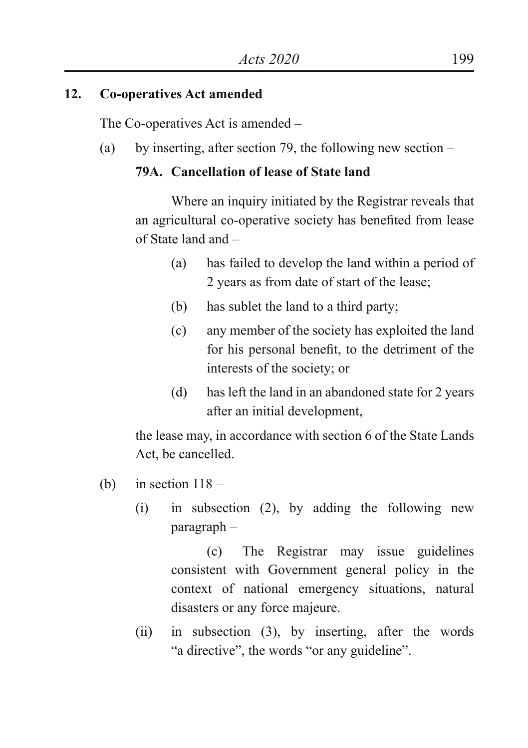## 12. Co-operatives Act amended

The Co-operatives Act is amended –

(a) by inserting, after section 79, the following new section –

**79A. Cancellation of lease of State land**

Where an inquiry initiated by the Registrar reveals that an agricultural co-operative society has benefited from lease of State land and –

(a) has failed to develop the land within a period of 2 years as from date of start of the lease;

(b) has sublet the land to a third party;

(c) any member of the society has exploited the land for his personal benefit, to the detriment of the interests of the society; or

(d) has left the land in an abandoned state for 2 years after an initial development,

the lease may, in accordance with section 6 of the State Lands Act, be cancelled.

(b) in section 118 –

(i) in subsection (2), by adding the following new paragraph –

(c) The Registrar may issue guidelines consistent with Government general policy in the context of national emergency situations, natural disasters or any force majeure.

(ii) in subsection (3), by inserting, after the words "a directive", the words "or any guideline".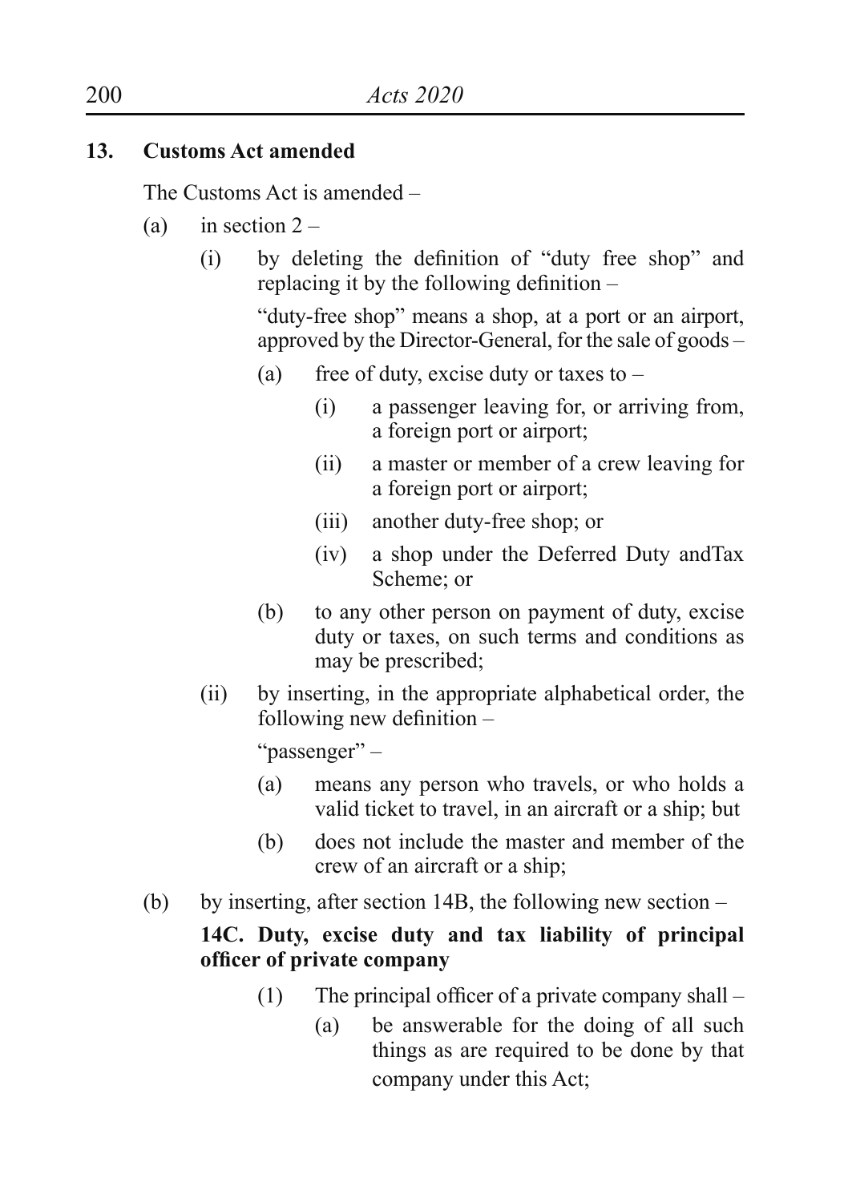**13. Customs Act amended**

The Customs Act is amended –

(a) in section 2 –

  (i) by deleting the definition of "duty free shop" and replacing it by the following definition –

  "duty-free shop" means a shop, at a port or an airport, approved by the Director-General, for the sale of goods –

  (a) free of duty, excise duty or taxes to –

   (i) a passenger leaving for, or arriving from, a foreign port or airport;

   (ii) a master or member of a crew leaving for a foreign port or airport;

   (iii) another duty-free shop; or

   (iv) a shop under the Deferred Duty andTax Scheme; or

  (b) to any other person on payment of duty, excise duty or taxes, on such terms and conditions as may be prescribed;

  (ii) by inserting, in the appropriate alphabetical order, the following new definition –

  "passenger" –

  (a) means any person who travels, or who holds a valid ticket to travel, in an aircraft or a ship; but

  (b) does not include the master and member of the crew of an aircraft or a ship;

(b) by inserting, after section 14B, the following new section –

**14C. Duty, excise duty and tax liability of principal officer of private company**

  (1) The principal officer of a private company shall –

   (a) be answerable for the doing of all such things as are required to be done by that company under this Act;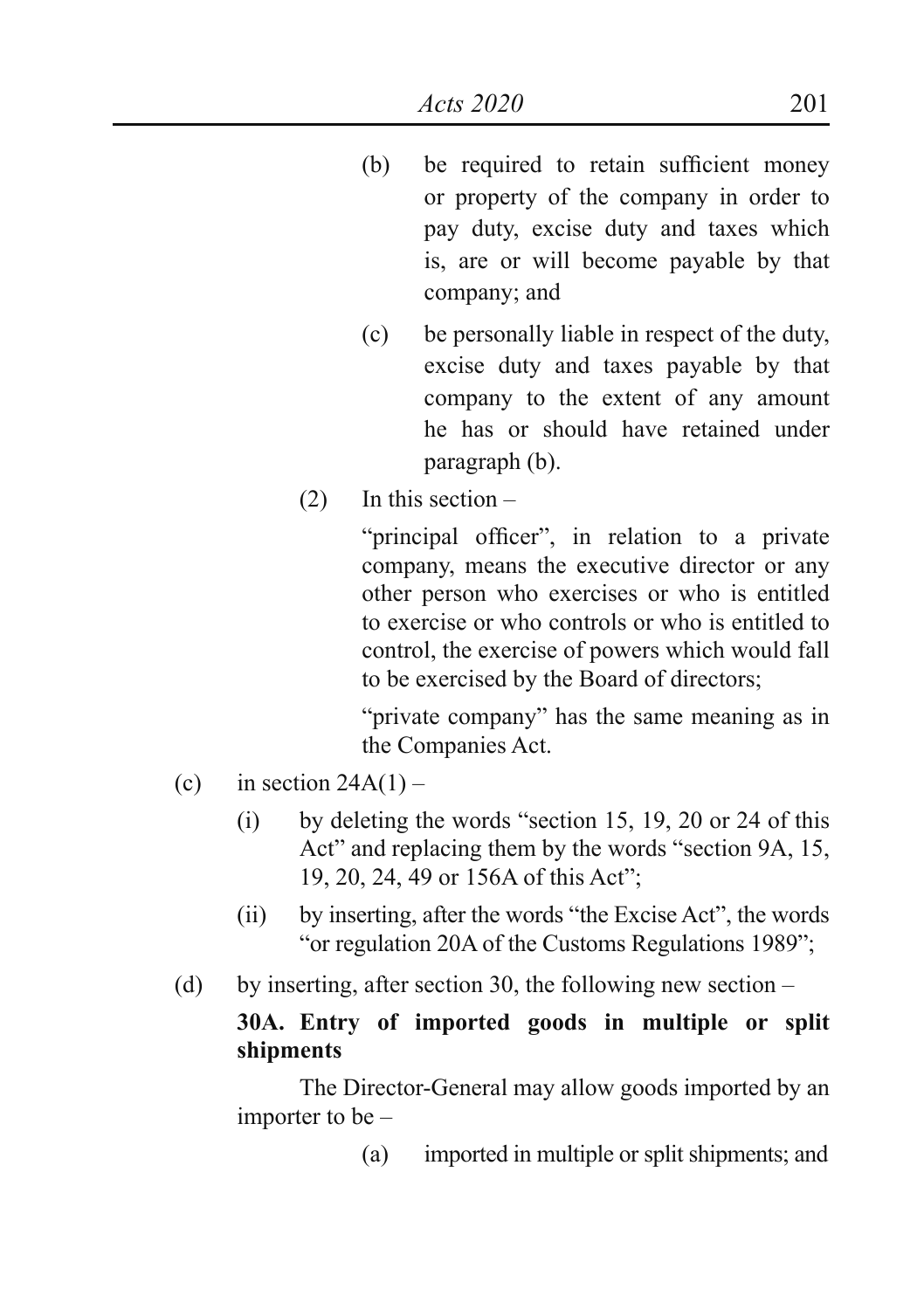(b) be required to retain sufficient money or property of the company in order to pay duty, excise duty and taxes which is, are or will become payable by that company; and

(c) be personally liable in respect of the duty, excise duty and taxes payable by that company to the extent of any amount he has or should have retained under paragraph (b).

(2) In this section –

"principal officer", in relation to a private company, means the executive director or any other person who exercises or who is entitled to exercise or who controls or who is entitled to control, the exercise of powers which would fall to be exercised by the Board of directors;

"private company" has the same meaning as in the Companies Act.

(c) in section 24A(1) –

(i) by deleting the words "section 15, 19, 20 or 24 of this Act" and replacing them by the words "section 9A, 15, 19, 20, 24, 49 or 156A of this Act";

(ii) by inserting, after the words "the Excise Act", the words "or regulation 20A of the Customs Regulations 1989";

(d) by inserting, after section 30, the following new section –

**30A. Entry of imported goods in multiple or split shipments**

The Director-General may allow goods imported by an importer to be –

(a) imported in multiple or split shipments; and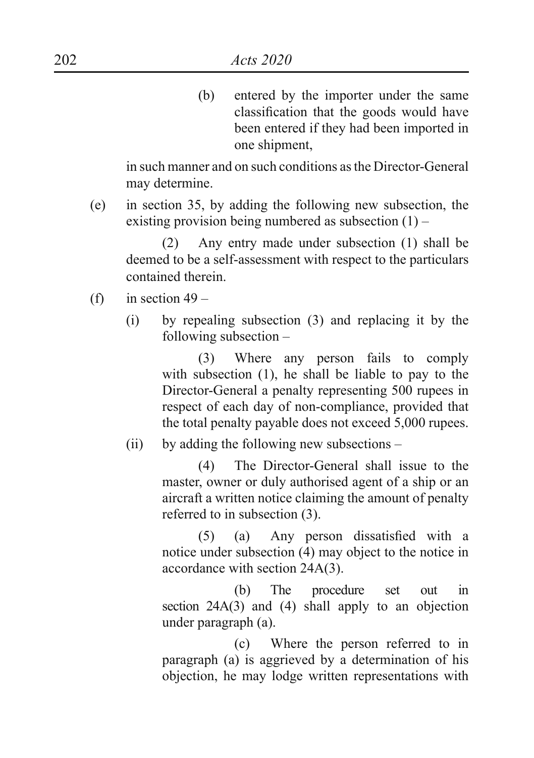(b) entered by the importer under the same classification that the goods would have been entered if they had been imported in one shipment,

in such manner and on such conditions as the Director-General may determine.

(e) in section 35, by adding the following new subsection, the existing provision being numbered as subsection (1) –

(2) Any entry made under subsection (1) shall be deemed to be a self-assessment with respect to the particulars contained therein.

(f) in section 49 –

(i) by repealing subsection (3) and replacing it by the following subsection –

(3) Where any person fails to comply with subsection (1), he shall be liable to pay to the Director-General a penalty representing 500 rupees in respect of each day of non-compliance, provided that the total penalty payable does not exceed 5,000 rupees.

(ii) by adding the following new subsections –

(4) The Director-General shall issue to the master, owner or duly authorised agent of a ship or an aircraft a written notice claiming the amount of penalty referred to in subsection (3).

(5) (a) Any person dissatisfied with a notice under subsection (4) may object to the notice in accordance with section 24A(3).

(b) The procedure set out in section 24A(3) and (4) shall apply to an objection under paragraph (a).

(c) Where the person referred to in paragraph (a) is aggrieved by a determination of his objection, he may lodge written representations with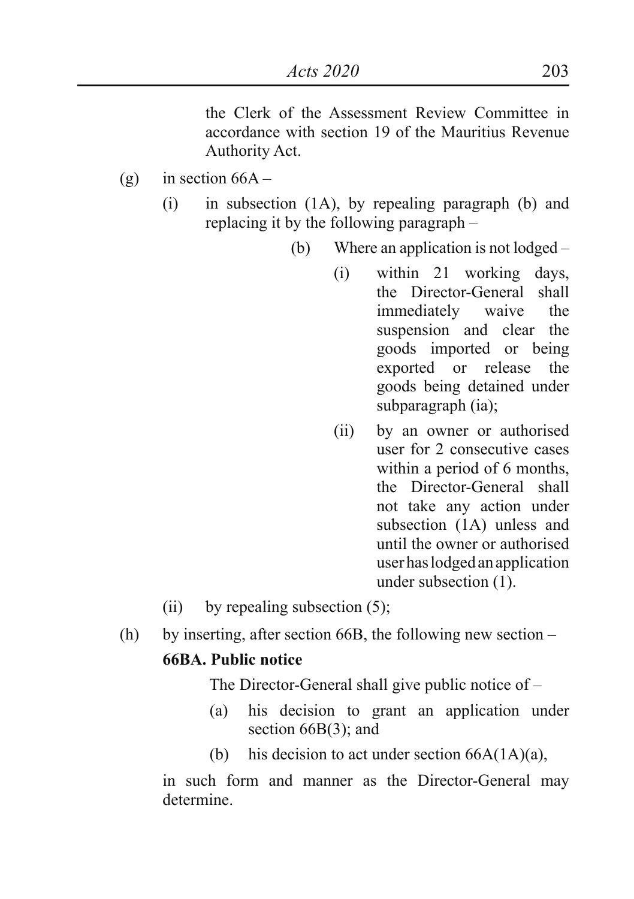the Clerk of the Assessment Review Committee in accordance with section 19 of the Mauritius Revenue Authority Act.

(g) in section 66A –

(i) in subsection (1A), by repealing paragraph (b) and replacing it by the following paragraph –

(b) Where an application is not lodged –

(i) within 21 working days, the Director-General shall immediately waive the suspension and clear the goods imported or being exported or release the goods being detained under subparagraph (ia);

(ii) by an owner or authorised user for 2 consecutive cases within a period of 6 months, the Director-General shall not take any action under subsection (1A) unless and until the owner or authorised user has lodged an application under subsection (1).

(ii) by repealing subsection (5);

(h) by inserting, after section 66B, the following new section –

**66BA. Public notice**

The Director-General shall give public notice of –

(a) his decision to grant an application under section 66B(3); and

(b) his decision to act under section 66A(1A)(a),

in such form and manner as the Director-General may determine.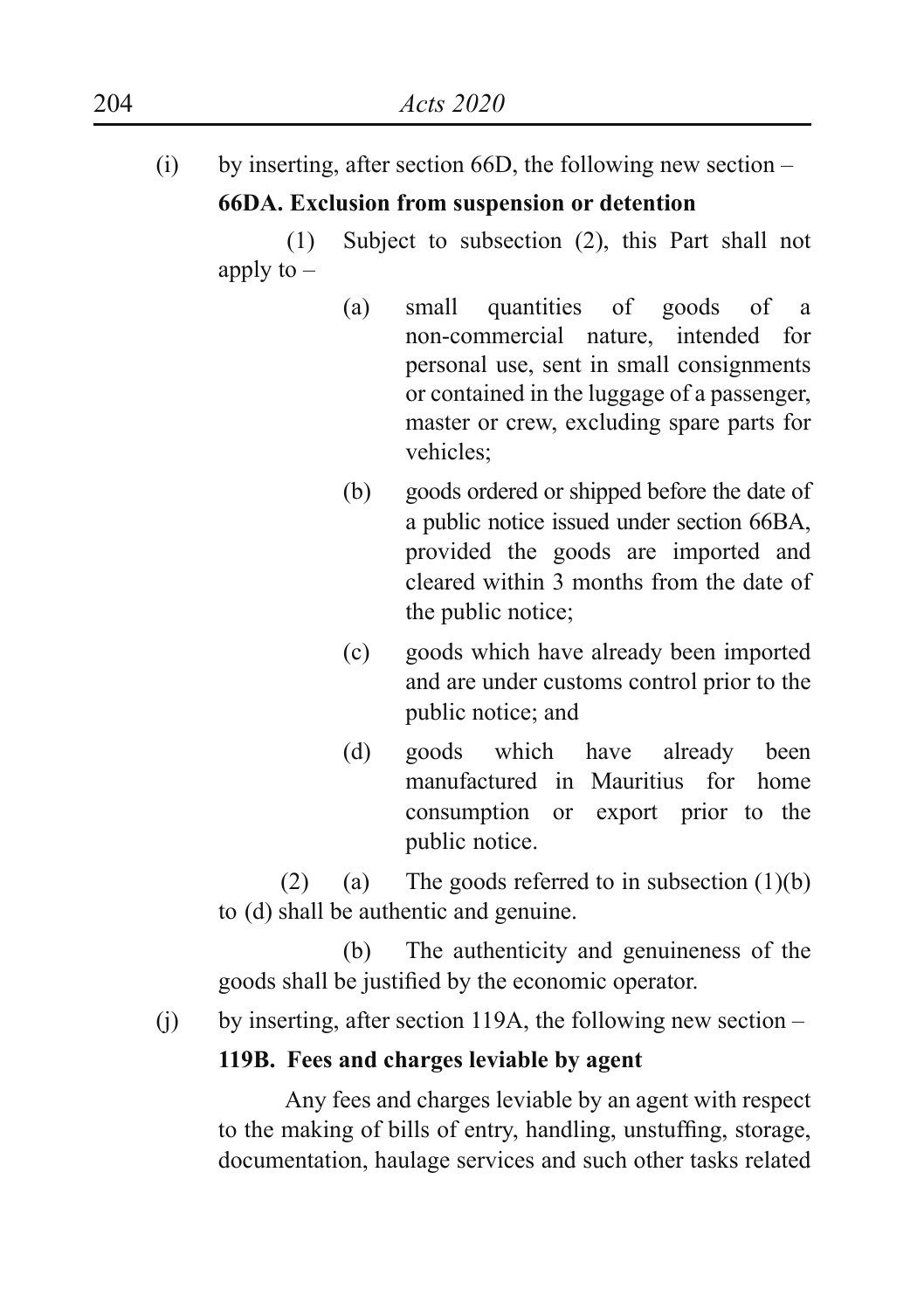(i) by inserting, after section 66D, the following new section –

**66DA. Exclusion from suspension or detention**

(1) Subject to subsection (2), this Part shall not apply to –

(a) small quantities of goods of a non-commercial nature, intended for personal use, sent in small consignments or contained in the luggage of a passenger, master or crew, excluding spare parts for vehicles;

(b) goods ordered or shipped before the date of a public notice issued under section 66BA, provided the goods are imported and cleared within 3 months from the date of the public notice;

(c) goods which have already been imported and are under customs control prior to the public notice; and

(d) goods which have already been manufactured in Mauritius for home consumption or export prior to the public notice.

(2) (a) The goods referred to in subsection (1)(b) to (d) shall be authentic and genuine.

(b) The authenticity and genuineness of the goods shall be justified by the economic operator.

(j) by inserting, after section 119A, the following new section –

**119B. Fees and charges leviable by agent**

Any fees and charges leviable by an agent with respect to the making of bills of entry, handling, unstuffing, storage, documentation, haulage services and such other tasks related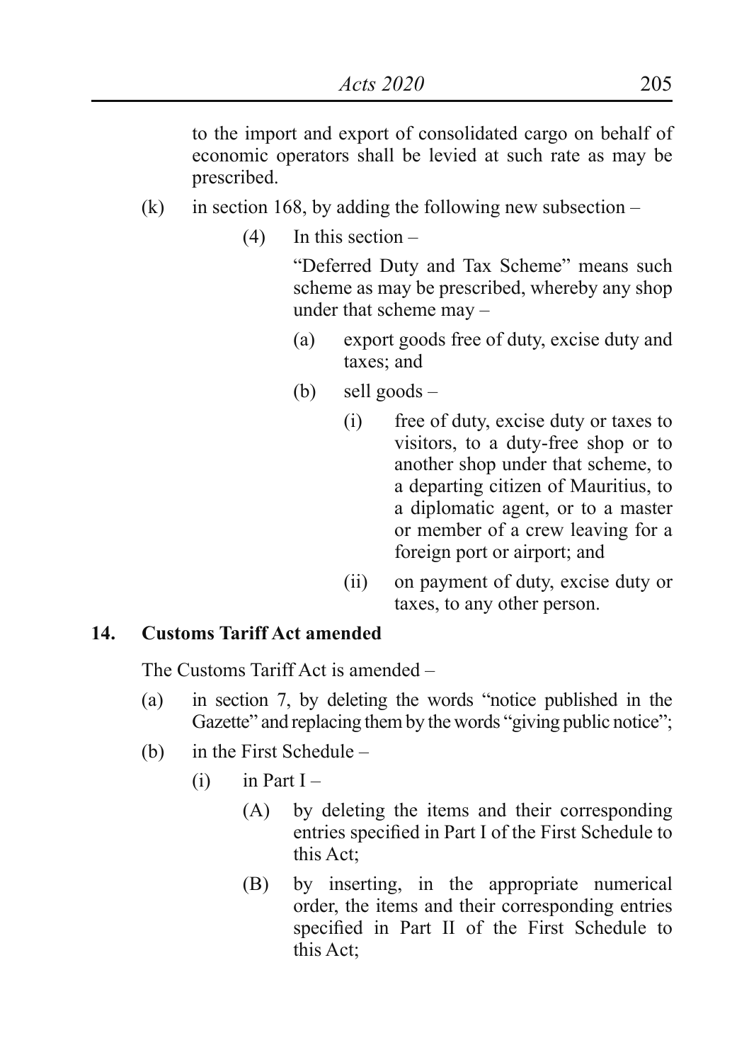to the import and export of consolidated cargo on behalf of economic operators shall be levied at such rate as may be prescribed.

(k) in section 168, by adding the following new subsection –

(4) In this section –

"Deferred Duty and Tax Scheme" means such scheme as may be prescribed, whereby any shop under that scheme may –

(a) export goods free of duty, excise duty and taxes; and

(b) sell goods –

(i) free of duty, excise duty or taxes to visitors, to a duty-free shop or to another shop under that scheme, to a departing citizen of Mauritius, to a diplomatic agent, or to a master or member of a crew leaving for a foreign port or airport; and

(ii) on payment of duty, excise duty or taxes, to any other person.

**14. Customs Tariff Act amended**

The Customs Tariff Act is amended –

(a) in section 7, by deleting the words "notice published in the Gazette" and replacing them by the words "giving public notice";

(b) in the First Schedule –

(i) in Part I –

(A) by deleting the items and their corresponding entries specified in Part I of the First Schedule to this Act;

(B) by inserting, in the appropriate numerical order, the items and their corresponding entries specified in Part II of the First Schedule to this Act;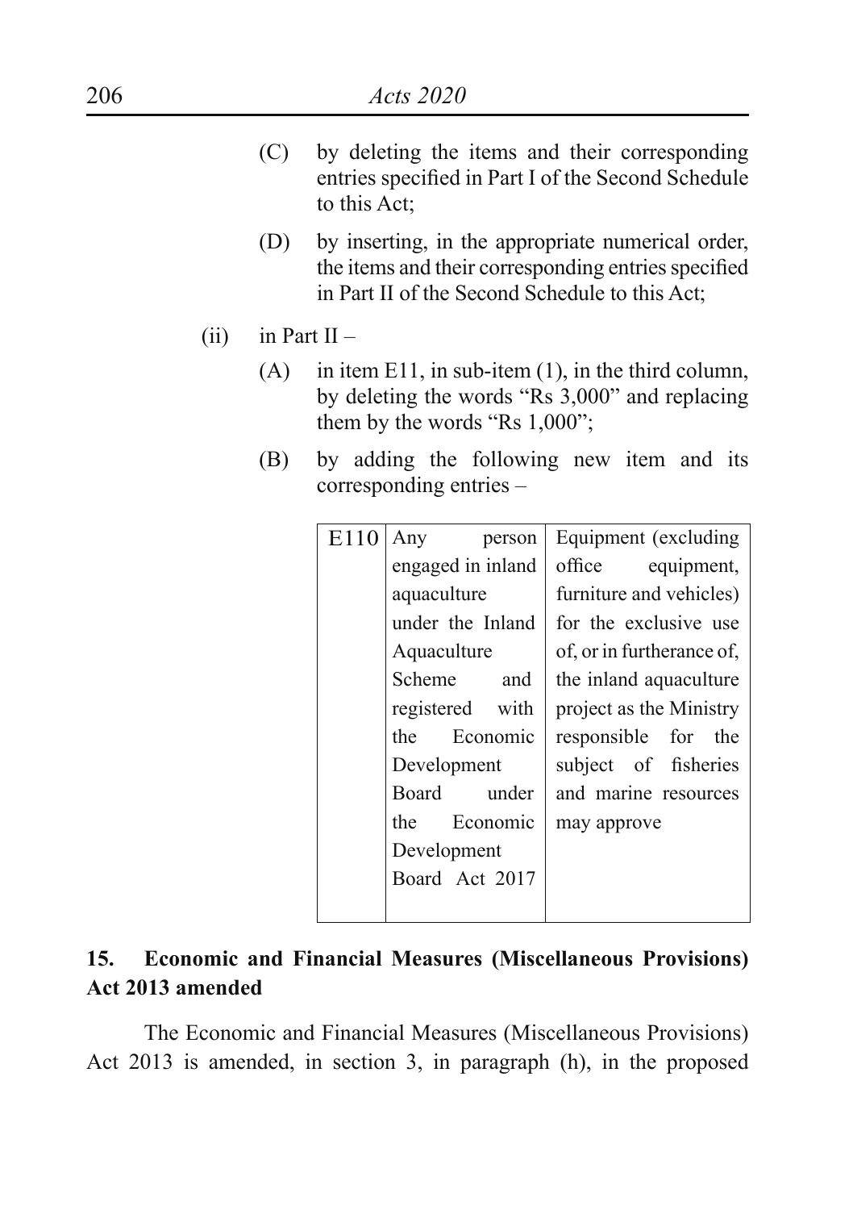(C) by deleting the items and their corresponding entries specified in Part I of the Second Schedule to this Act;

(D) by inserting, in the appropriate numerical order, the items and their corresponding entries specified in Part II of the Second Schedule to this Act;

(ii) in Part II –

(A) in item E11, in sub-item (1), in the third column, by deleting the words "Rs 3,000" and replacing them by the words "Rs 1,000";

(B) by adding the following new item and its corresponding entries –

| | | |
|---|---|---|
| E110 | Any person engaged in inland aquaculture under the Inland Aquaculture Scheme and registered with the Economic Development Board under the Economic Development Board Act 2017 | Equipment (excluding office equipment, furniture and vehicles) for the exclusive use of, or in furtherance of, the inland aquaculture project as the Ministry responsible for the subject of fisheries and marine resources may approve |

**15. Economic and Financial Measures (Miscellaneous Provisions) Act 2013 amended**

The Economic and Financial Measures (Miscellaneous Provisions) Act 2013 is amended, in section 3, in paragraph (h), in the proposed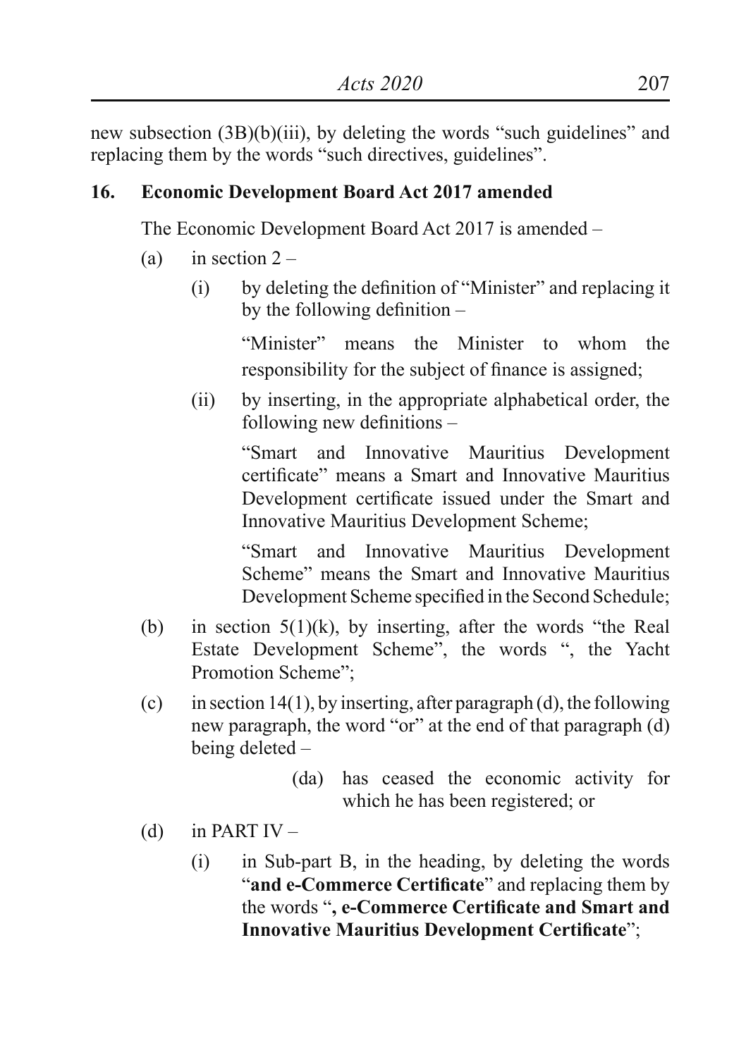new subsection (3B)(b)(iii), by deleting the words "such guidelines" and replacing them by the words "such directives, guidelines".

**16. Economic Development Board Act 2017 amended**

The Economic Development Board Act 2017 is amended –

(a) in section 2 –

(i) by deleting the definition of "Minister" and replacing it by the following definition –

"Minister" means the Minister to whom the responsibility for the subject of finance is assigned;

(ii) by inserting, in the appropriate alphabetical order, the following new definitions –

"Smart and Innovative Mauritius Development certificate" means a Smart and Innovative Mauritius Development certificate issued under the Smart and Innovative Mauritius Development Scheme;

"Smart and Innovative Mauritius Development Scheme" means the Smart and Innovative Mauritius Development Scheme specified in the Second Schedule;

(b) in section 5(1)(k), by inserting, after the words "the Real Estate Development Scheme", the words ", the Yacht Promotion Scheme";

(c) in section 14(1), by inserting, after paragraph (d), the following new paragraph, the word "or" at the end of that paragraph (d) being deleted –

(da) has ceased the economic activity for which he has been registered; or

(d) in PART IV –

(i) in Sub-part B, in the heading, by deleting the words "**and e-Commerce Certificate**" and replacing them by the words "**, e-Commerce Certificate and Smart and Innovative Mauritius Development Certificate**";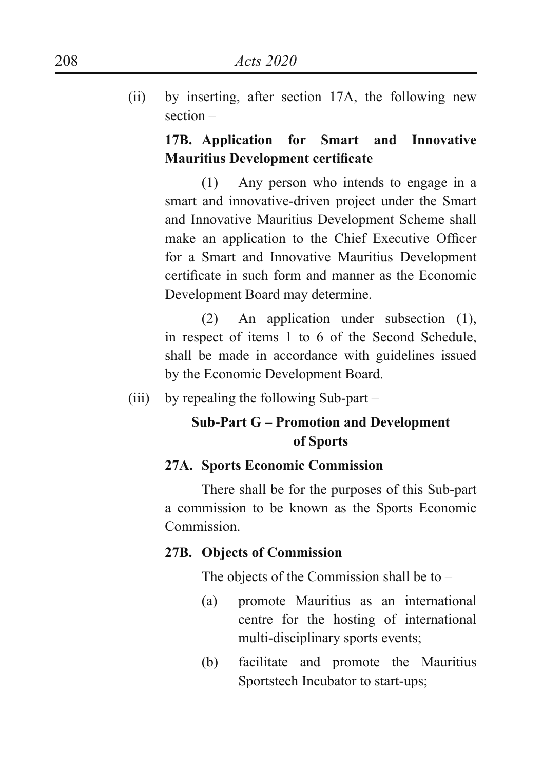(ii) by inserting, after section 17A, the following new section –

**17B. Application for Smart and Innovative Mauritius Development certificate**

(1) Any person who intends to engage in a smart and innovative-driven project under the Smart and Innovative Mauritius Development Scheme shall make an application to the Chief Executive Officer for a Smart and Innovative Mauritius Development certificate in such form and manner as the Economic Development Board may determine.

(2) An application under subsection (1), in respect of items 1 to 6 of the Second Schedule, shall be made in accordance with guidelines issued by the Economic Development Board.

(iii) by repealing the following Sub-part –

**Sub-Part G – Promotion and Development of Sports**

**27A. Sports Economic Commission**

There shall be for the purposes of this Sub-part a commission to be known as the Sports Economic Commission.

**27B. Objects of Commission**

The objects of the Commission shall be to –

(a) promote Mauritius as an international centre for the hosting of international multi-disciplinary sports events;

(b) facilitate and promote the Mauritius Sportstech Incubator to start-ups;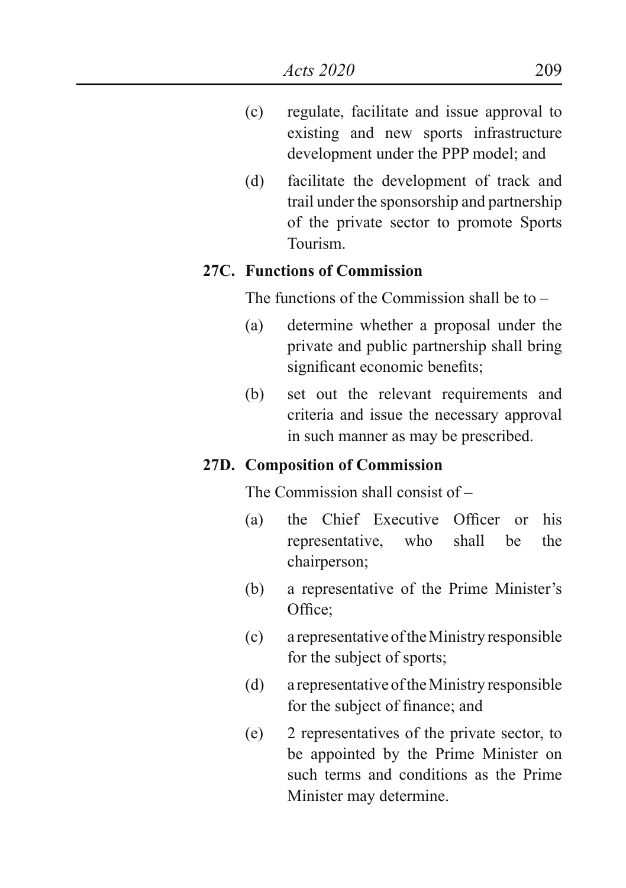(c) regulate, facilitate and issue approval to existing and new sports infrastructure development under the PPP model; and

(d) facilitate the development of track and trail under the sponsorship and partnership of the private sector to promote Sports Tourism.

**27C. Functions of Commission**

The functions of the Commission shall be to –

(a) determine whether a proposal under the private and public partnership shall bring significant economic benefits;

(b) set out the relevant requirements and criteria and issue the necessary approval in such manner as may be prescribed.

**27D. Composition of Commission**

The Commission shall consist of –

(a) the Chief Executive Officer or his representative, who shall be the chairperson;

(b) a representative of the Prime Minister's Office;

(c) a representative of the Ministry responsible for the subject of sports;

(d) a representative of the Ministry responsible for the subject of finance; and

(e) 2 representatives of the private sector, to be appointed by the Prime Minister on such terms and conditions as the Prime Minister may determine.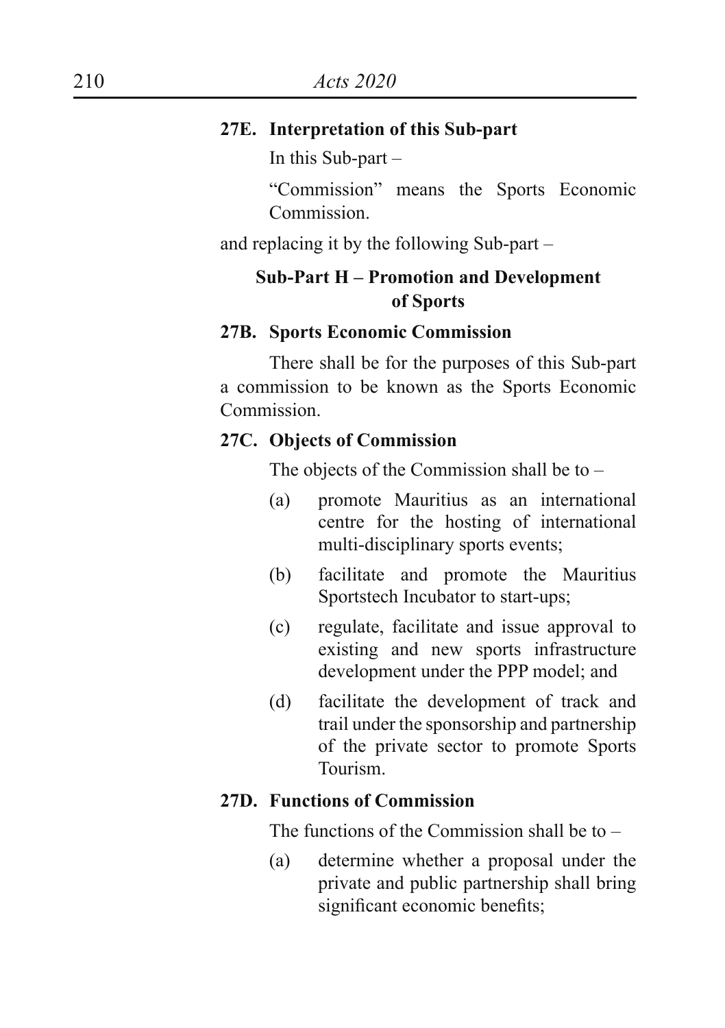**27E. Interpretation of this Sub-part**

In this Sub-part –

"Commission" means the Sports Economic Commission.

and replacing it by the following Sub-part –

**Sub-Part H – Promotion and Development of Sports**

**27B. Sports Economic Commission**

There shall be for the purposes of this Sub-part a commission to be known as the Sports Economic Commission.

**27C. Objects of Commission**

The objects of the Commission shall be to –

(a) promote Mauritius as an international centre for the hosting of international multi-disciplinary sports events;

(b) facilitate and promote the Mauritius Sportstech Incubator to start-ups;

(c) regulate, facilitate and issue approval to existing and new sports infrastructure development under the PPP model; and

(d) facilitate the development of track and trail under the sponsorship and partnership of the private sector to promote Sports Tourism.

**27D. Functions of Commission**

The functions of the Commission shall be to –

(a) determine whether a proposal under the private and public partnership shall bring significant economic benefits;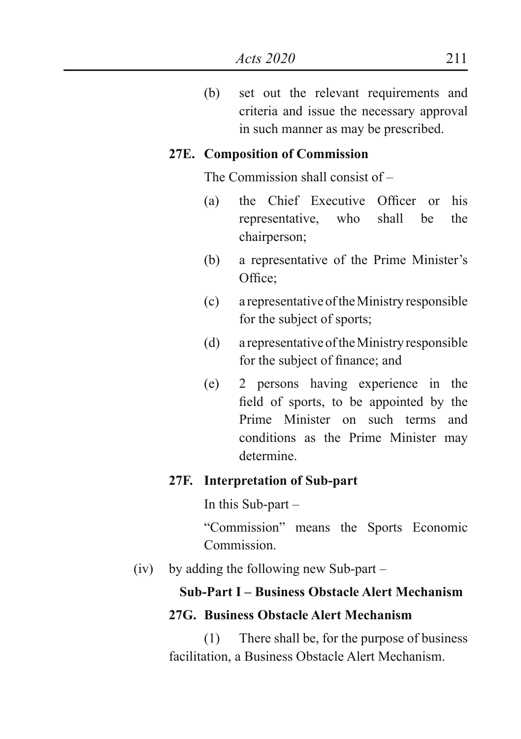(b) set out the relevant requirements and criteria and issue the necessary approval in such manner as may be prescribed.

**27E. Composition of Commission**

The Commission shall consist of –

(a) the Chief Executive Officer or his representative, who shall be the chairperson;

(b) a representative of the Prime Minister's Office;

(c) a representative of the Ministry responsible for the subject of sports;

(d) a representative of the Ministry responsible for the subject of finance; and

(e) 2 persons having experience in the field of sports, to be appointed by the Prime Minister on such terms and conditions as the Prime Minister may determine.

**27F. Interpretation of Sub-part**

In this Sub-part –

"Commission" means the Sports Economic Commission.

(iv) by adding the following new Sub-part –

**Sub-Part I – Business Obstacle Alert Mechanism**

**27G. Business Obstacle Alert Mechanism**

(1) There shall be, for the purpose of business facilitation, a Business Obstacle Alert Mechanism.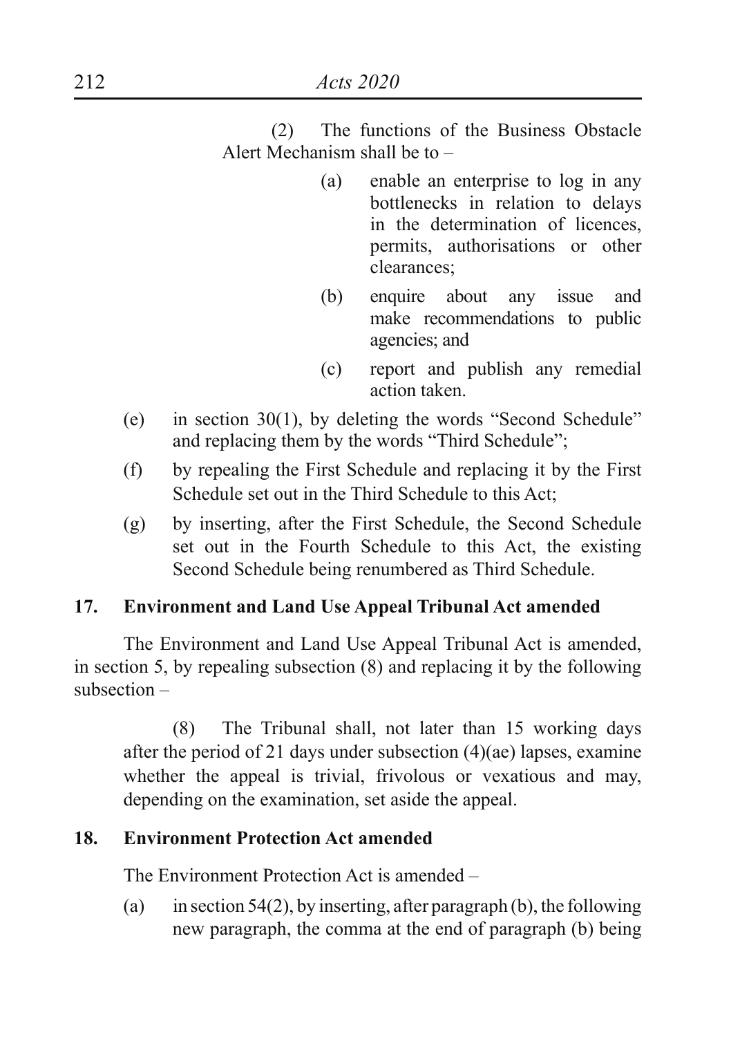(2) The functions of the Business Obstacle Alert Mechanism shall be to –

(a) enable an enterprise to log in any bottlenecks in relation to delays in the determination of licences, permits, authorisations or other clearances;

(b) enquire about any issue and make recommendations to public agencies; and

(c) report and publish any remedial action taken.

(e) in section 30(1), by deleting the words "Second Schedule" and replacing them by the words "Third Schedule";

(f) by repealing the First Schedule and replacing it by the First Schedule set out in the Third Schedule to this Act;

(g) by inserting, after the First Schedule, the Second Schedule set out in the Fourth Schedule to this Act, the existing Second Schedule being renumbered as Third Schedule.

### 17. Environment and Land Use Appeal Tribunal Act amended

The Environment and Land Use Appeal Tribunal Act is amended, in section 5, by repealing subsection (8) and replacing it by the following subsection –

(8) The Tribunal shall, not later than 15 working days after the period of 21 days under subsection (4)(ae) lapses, examine whether the appeal is trivial, frivolous or vexatious and may, depending on the examination, set aside the appeal.

### 18. Environment Protection Act amended

The Environment Protection Act is amended –

(a) in section 54(2), by inserting, after paragraph (b), the following new paragraph, the comma at the end of paragraph (b) being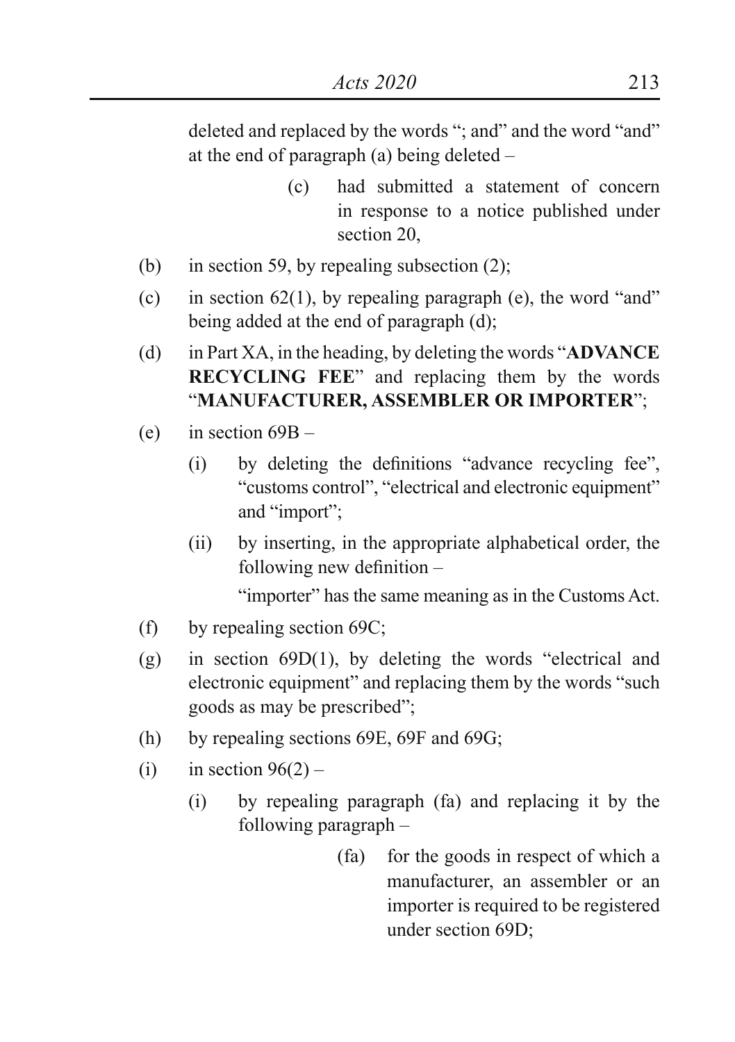deleted and replaced by the words "; and" and the word "and" at the end of paragraph (a) being deleted –

> (c) had submitted a statement of concern in response to a notice published under section 20,

(b) in section 59, by repealing subsection (2);

(c) in section 62(1), by repealing paragraph (e), the word "and" being added at the end of paragraph (d);

(d) in Part XA, in the heading, by deleting the words "**ADVANCE RECYCLING FEE**" and replacing them by the words "**MANUFACTURER, ASSEMBLER OR IMPORTER**";

(e) in section 69B –

  (i) by deleting the definitions "advance recycling fee", "customs control", "electrical and electronic equipment" and "import";

  (ii) by inserting, in the appropriate alphabetical order, the following new definition –

  "importer" has the same meaning as in the Customs Act.

(f) by repealing section 69C;

(g) in section 69D(1), by deleting the words "electrical and electronic equipment" and replacing them by the words "such goods as may be prescribed";

(h) by repealing sections 69E, 69F and 69G;

(i) in section 96(2) –

  (i) by repealing paragraph (fa) and replacing it by the following paragraph –

  > (fa) for the goods in respect of which a manufacturer, an assembler or an importer is required to be registered under section 69D;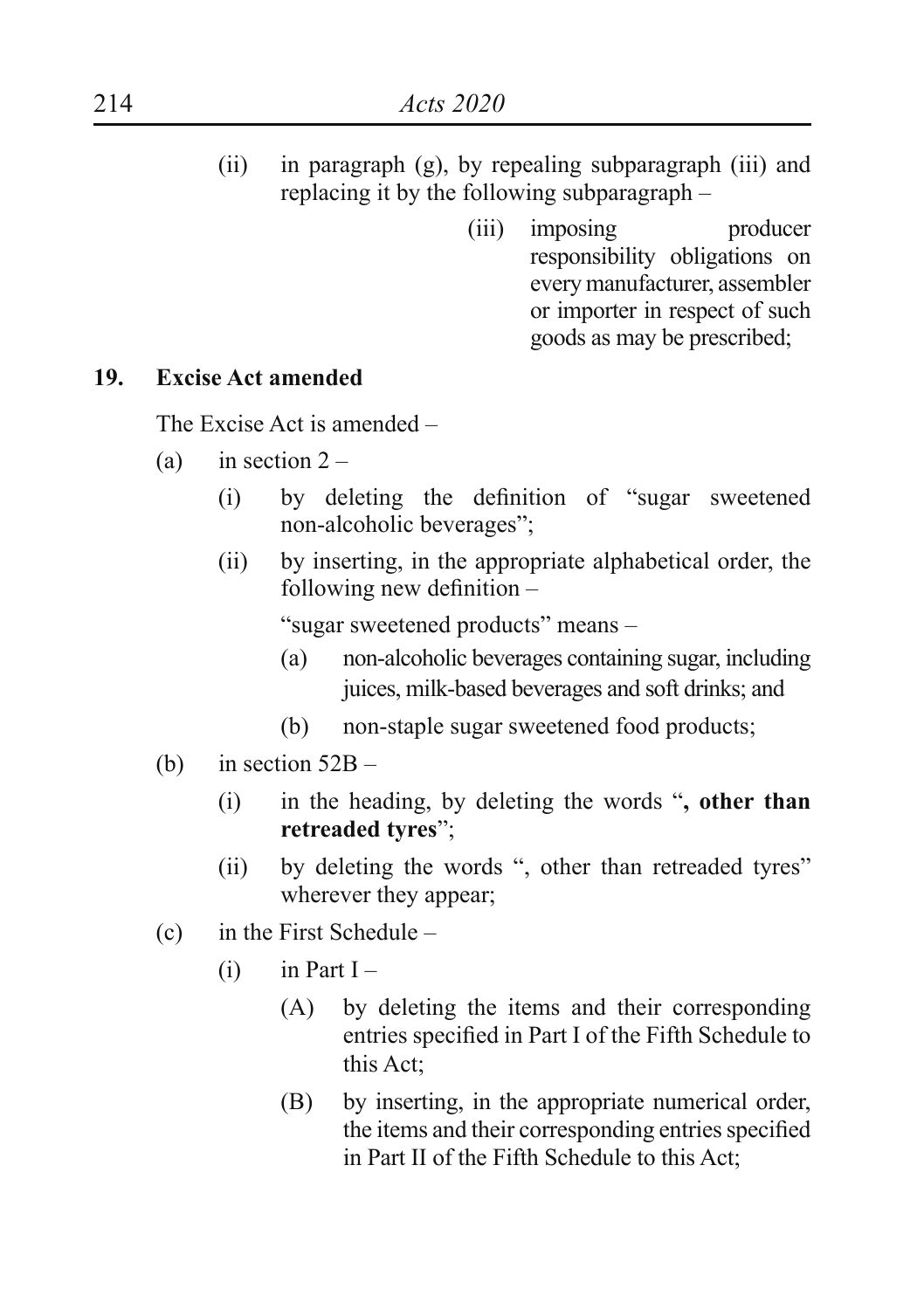(ii) in paragraph (g), by repealing subparagraph (iii) and replacing it by the following subparagraph –

> (iii) imposing producer responsibility obligations on every manufacturer, assembler or importer in respect of such goods as may be prescribed;

**19. Excise Act amended**

The Excise Act is amended –

(a) in section 2 –

  (i) by deleting the definition of "sugar sweetened non-alcoholic beverages";

  (ii) by inserting, in the appropriate alphabetical order, the following new definition –

  "sugar sweetened products" means –

   (a) non-alcoholic beverages containing sugar, including juices, milk-based beverages and soft drinks; and

   (b) non-staple sugar sweetened food products;

(b) in section 52B –

  (i) in the heading, by deleting the words "**, other than retreaded tyres**";

  (ii) by deleting the words ", other than retreaded tyres" wherever they appear;

(c) in the First Schedule –

  (i) in Part I –

   (A) by deleting the items and their corresponding entries specified in Part I of the Fifth Schedule to this Act;

   (B) by inserting, in the appropriate numerical order, the items and their corresponding entries specified in Part II of the Fifth Schedule to this Act;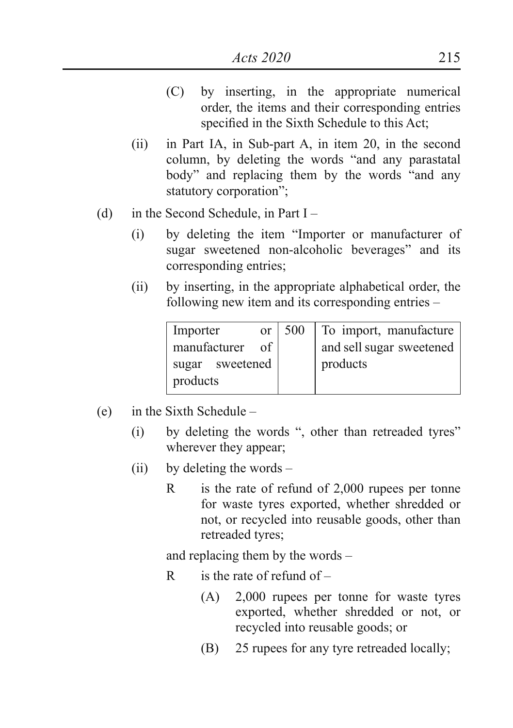(C) by inserting, in the appropriate numerical order, the items and their corresponding entries specified in the Sixth Schedule to this Act;

(ii) in Part IA, in Sub-part A, in item 20, in the second column, by deleting the words "and any parastatal body" and replacing them by the words "and any statutory corporation";

(d) in the Second Schedule, in Part I –

(i) by deleting the item "Importer or manufacturer of sugar sweetened non-alcoholic beverages" and its corresponding entries;

(ii) by inserting, in the appropriate alphabetical order, the following new item and its corresponding entries –

| Importer or manufacturer of sugar sweetened products | 500 | To import, manufacture and sell sugar sweetened products |
|---|---|---|

(e) in the Sixth Schedule –

(i) by deleting the words ", other than retreaded tyres" wherever they appear;

(ii) by deleting the words –

R is the rate of refund of 2,000 rupees per tonne for waste tyres exported, whether shredded or not, or recycled into reusable goods, other than retreaded tyres;

and replacing them by the words –

R is the rate of refund of –

(A) 2,000 rupees per tonne for waste tyres exported, whether shredded or not, or recycled into reusable goods; or

(B) 25 rupees for any tyre retreaded locally;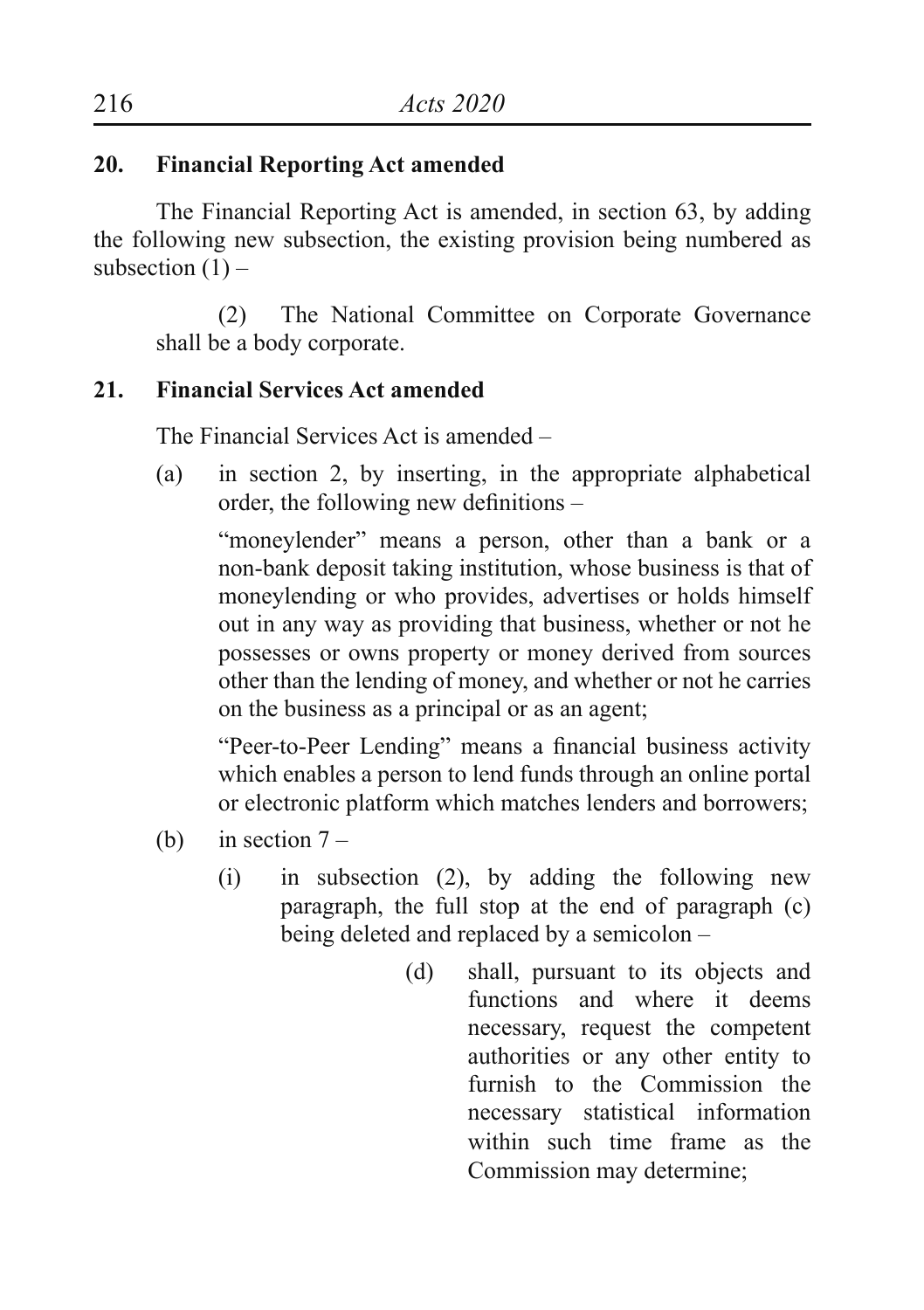**20. Financial Reporting Act amended**

The Financial Reporting Act is amended, in section 63, by adding the following new subsection, the existing provision being numbered as subsection (1) –

(2) The National Committee on Corporate Governance shall be a body corporate.

**21. Financial Services Act amended**

The Financial Services Act is amended –

(a) in section 2, by inserting, in the appropriate alphabetical order, the following new definitions –

"moneylender" means a person, other than a bank or a non-bank deposit taking institution, whose business is that of moneylending or who provides, advertises or holds himself out in any way as providing that business, whether or not he possesses or owns property or money derived from sources other than the lending of money, and whether or not he carries on the business as a principal or as an agent;

"Peer-to-Peer Lending" means a financial business activity which enables a person to lend funds through an online portal or electronic platform which matches lenders and borrowers;

(b) in section 7 –

(i) in subsection (2), by adding the following new paragraph, the full stop at the end of paragraph (c) being deleted and replaced by a semicolon –

(d) shall, pursuant to its objects and functions and where it deems necessary, request the competent authorities or any other entity to furnish to the Commission the necessary statistical information within such time frame as the Commission may determine;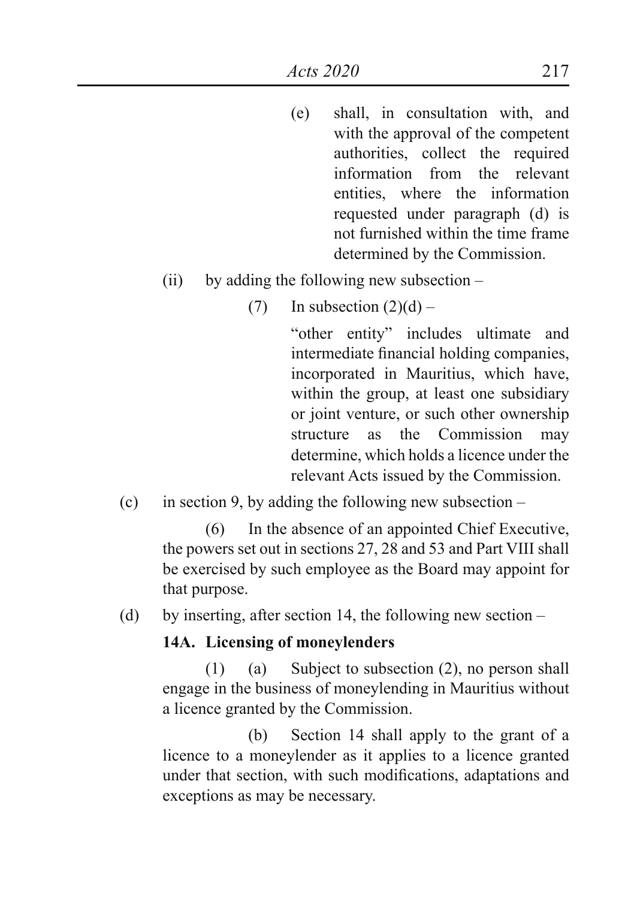(e) shall, in consultation with, and with the approval of the competent authorities, collect the required information from the relevant entities, where the information requested under paragraph (d) is not furnished within the time frame determined by the Commission.

(ii) by adding the following new subsection –

(7) In subsection (2)(d) –

"other entity" includes ultimate and intermediate financial holding companies, incorporated in Mauritius, which have, within the group, at least one subsidiary or joint venture, or such other ownership structure as the Commission may determine, which holds a licence under the relevant Acts issued by the Commission.

(c) in section 9, by adding the following new subsection –

(6) In the absence of an appointed Chief Executive, the powers set out in sections 27, 28 and 53 and Part VIII shall be exercised by such employee as the Board may appoint for that purpose.

(d) by inserting, after section 14, the following new section –

**14A. Licensing of moneylenders**

(1) (a) Subject to subsection (2), no person shall engage in the business of moneylending in Mauritius without a licence granted by the Commission.

(b) Section 14 shall apply to the grant of a licence to a moneylender as it applies to a licence granted under that section, with such modifications, adaptations and exceptions as may be necessary.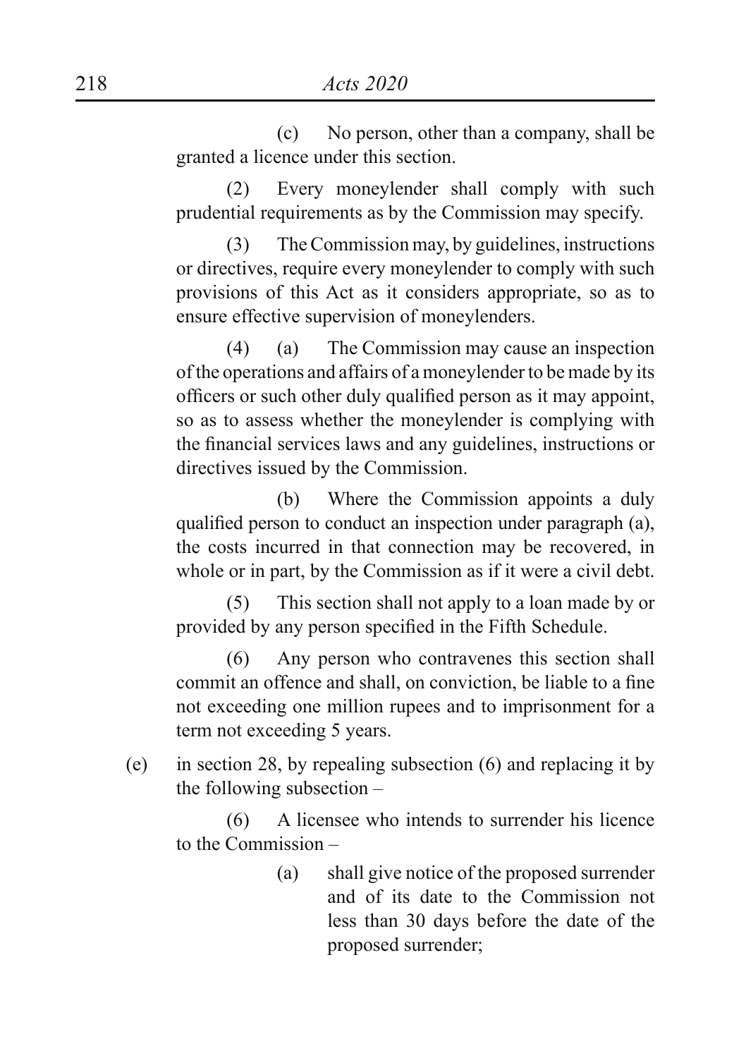(c) No person, other than a company, shall be granted a licence under this section.

(2) Every moneylender shall comply with such prudential requirements as by the Commission may specify.

(3) The Commission may, by guidelines, instructions or directives, require every moneylender to comply with such provisions of this Act as it considers appropriate, so as to ensure effective supervision of moneylenders.

(4) (a) The Commission may cause an inspection of the operations and affairs of a moneylender to be made by its officers or such other duly qualified person as it may appoint, so as to assess whether the moneylender is complying with the financial services laws and any guidelines, instructions or directives issued by the Commission.

(b) Where the Commission appoints a duly qualified person to conduct an inspection under paragraph (a), the costs incurred in that connection may be recovered, in whole or in part, by the Commission as if it were a civil debt.

(5) This section shall not apply to a loan made by or provided by any person specified in the Fifth Schedule.

(6) Any person who contravenes this section shall commit an offence and shall, on conviction, be liable to a fine not exceeding one million rupees and to imprisonment for a term not exceeding 5 years.

(e) in section 28, by repealing subsection (6) and replacing it by the following subsection –

(6) A licensee who intends to surrender his licence to the Commission –

(a) shall give notice of the proposed surrender and of its date to the Commission not less than 30 days before the date of the proposed surrender;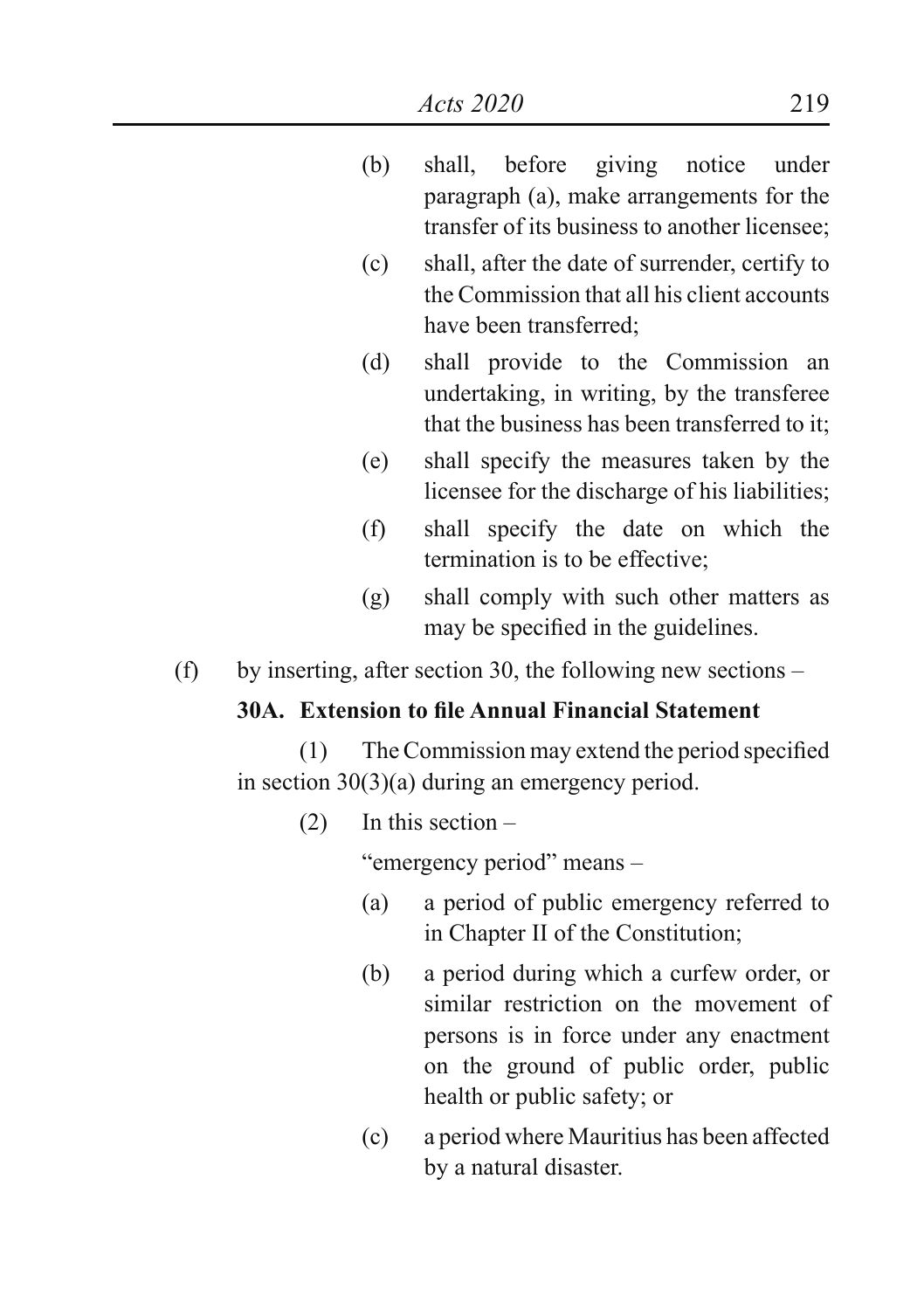(b) shall, before giving notice under paragraph (a), make arrangements for the transfer of its business to another licensee;

(c) shall, after the date of surrender, certify to the Commission that all his client accounts have been transferred;

(d) shall provide to the Commission an undertaking, in writing, by the transferee that the business has been transferred to it;

(e) shall specify the measures taken by the licensee for the discharge of his liabilities;

(f) shall specify the date on which the termination is to be effective;

(g) shall comply with such other matters as may be specified in the guidelines.

(f) by inserting, after section 30, the following new sections –

**30A. Extension to file Annual Financial Statement**

(1) The Commission may extend the period specified in section 30(3)(a) during an emergency period.

(2) In this section –

"emergency period" means –

(a) a period of public emergency referred to in Chapter II of the Constitution;

(b) a period during which a curfew order, or similar restriction on the movement of persons is in force under any enactment on the ground of public order, public health or public safety; or

(c) a period where Mauritius has been affected by a natural disaster.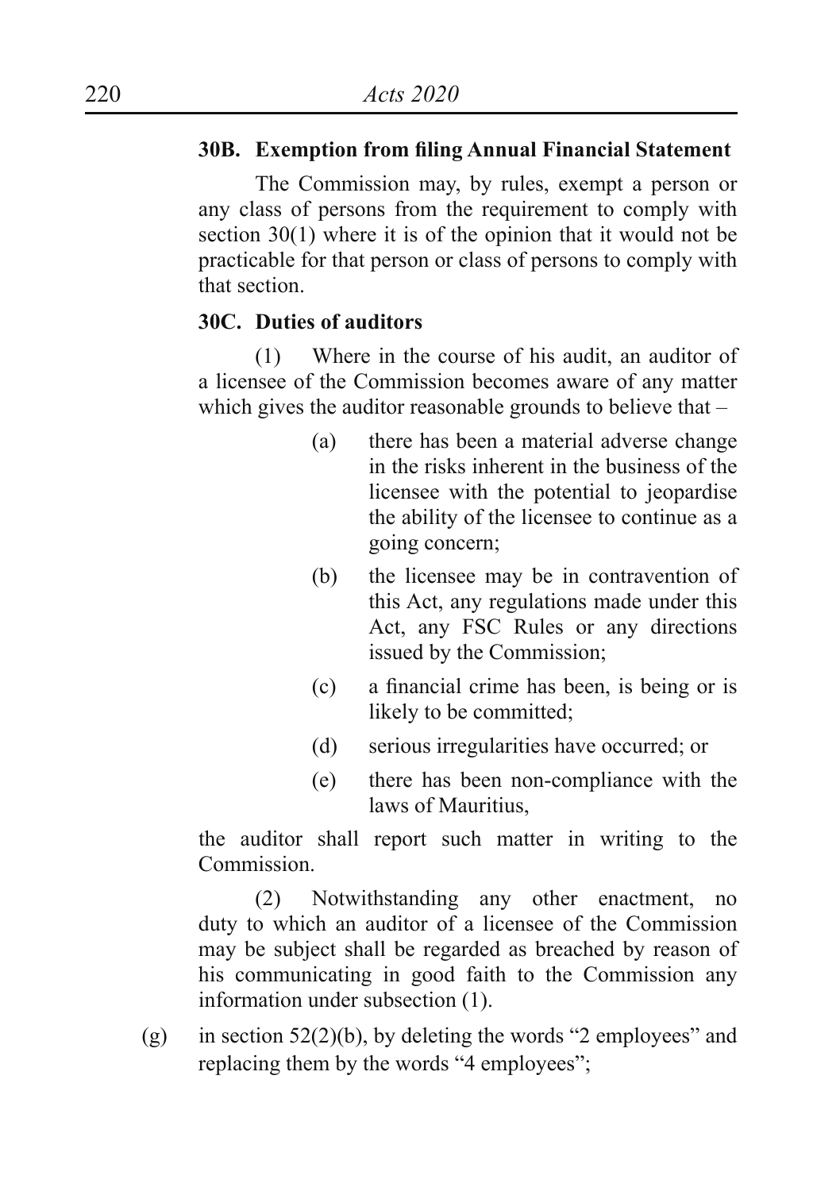**30B. Exemption from filing Annual Financial Statement**

The Commission may, by rules, exempt a person or any class of persons from the requirement to comply with section 30(1) where it is of the opinion that it would not be practicable for that person or class of persons to comply with that section.

**30C. Duties of auditors**

(1) Where in the course of his audit, an auditor of a licensee of the Commission becomes aware of any matter which gives the auditor reasonable grounds to believe that –

(a) there has been a material adverse change in the risks inherent in the business of the licensee with the potential to jeopardise the ability of the licensee to continue as a going concern;

(b) the licensee may be in contravention of this Act, any regulations made under this Act, any FSC Rules or any directions issued by the Commission;

(c) a financial crime has been, is being or is likely to be committed;

(d) serious irregularities have occurred; or

(e) there has been non-compliance with the laws of Mauritius,

the auditor shall report such matter in writing to the Commission.

(2) Notwithstanding any other enactment, no duty to which an auditor of a licensee of the Commission may be subject shall be regarded as breached by reason of his communicating in good faith to the Commission any information under subsection (1).

(g) in section 52(2)(b), by deleting the words "2 employees" and replacing them by the words "4 employees";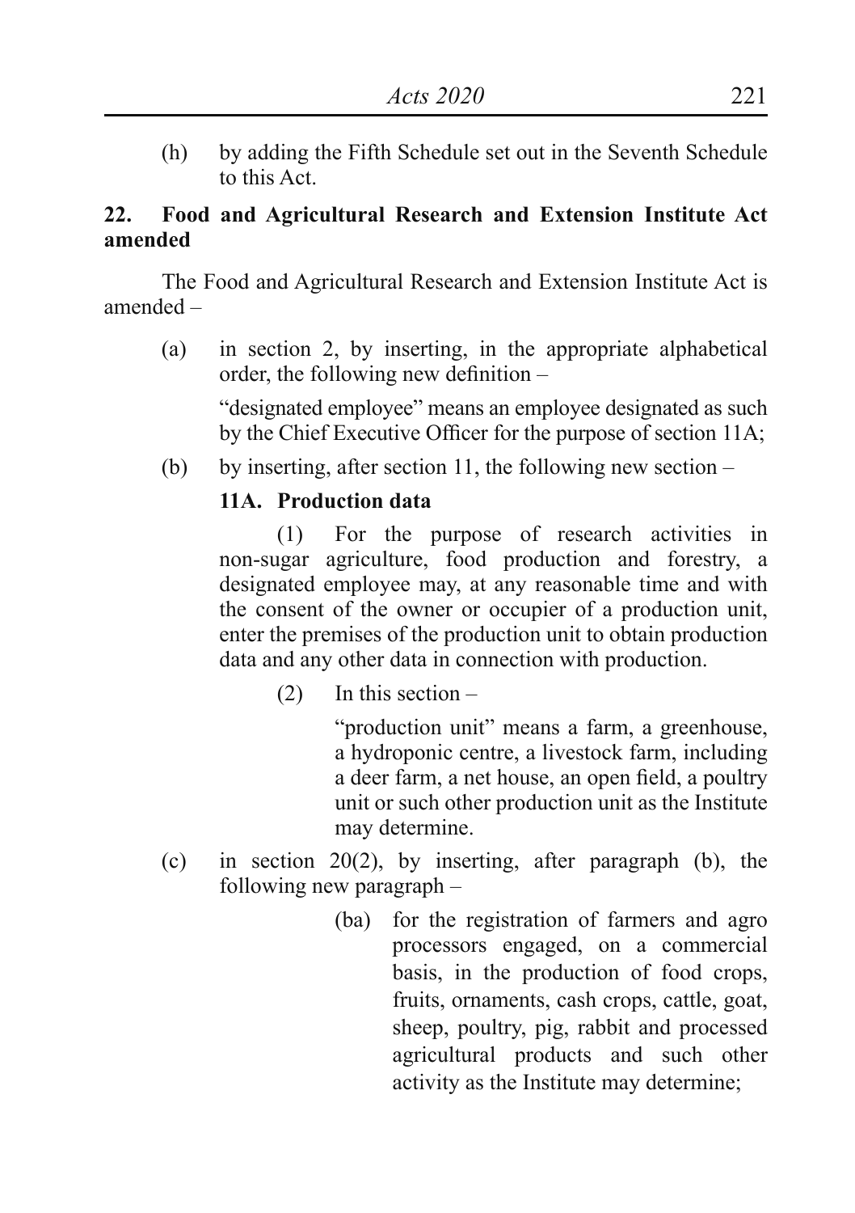(h) by adding the Fifth Schedule set out in the Seventh Schedule to this Act.

**22. Food and Agricultural Research and Extension Institute Act amended**

The Food and Agricultural Research and Extension Institute Act is amended –

(a) in section 2, by inserting, in the appropriate alphabetical order, the following new definition –

"designated employee" means an employee designated as such by the Chief Executive Officer for the purpose of section 11A;

(b) by inserting, after section 11, the following new section –

**11A. Production data**

(1) For the purpose of research activities in non-sugar agriculture, food production and forestry, a designated employee may, at any reasonable time and with the consent of the owner or occupier of a production unit, enter the premises of the production unit to obtain production data and any other data in connection with production.

(2) In this section –

"production unit" means a farm, a greenhouse, a hydroponic centre, a livestock farm, including a deer farm, a net house, an open field, a poultry unit or such other production unit as the Institute may determine.

(c) in section 20(2), by inserting, after paragraph (b), the following new paragraph –

(ba) for the registration of farmers and agro processors engaged, on a commercial basis, in the production of food crops, fruits, ornaments, cash crops, cattle, goat, sheep, poultry, pig, rabbit and processed agricultural products and such other activity as the Institute may determine;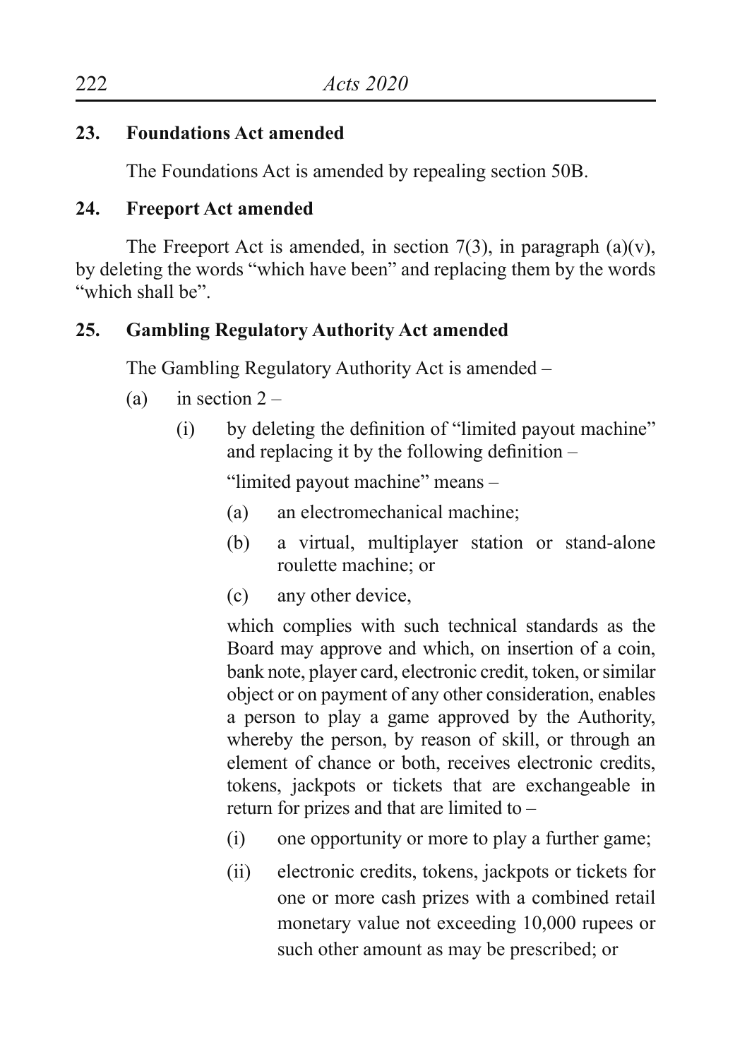**23. Foundations Act amended**

The Foundations Act is amended by repealing section 50B.

**24. Freeport Act amended**

The Freeport Act is amended, in section 7(3), in paragraph (a)(v), by deleting the words "which have been" and replacing them by the words "which shall be".

**25. Gambling Regulatory Authority Act amended**

The Gambling Regulatory Authority Act is amended –

(a) in section 2 –

   (i) by deleting the definition of "limited payout machine" and replacing it by the following definition –

   "limited payout machine" means –

   (a) an electromechanical machine;

   (b) a virtual, multiplayer station or stand-alone roulette machine; or

   (c) any other device,

   which complies with such technical standards as the Board may approve and which, on insertion of a coin, bank note, player card, electronic credit, token, or similar object or on payment of any other consideration, enables a person to play a game approved by the Authority, whereby the person, by reason of skill, or through an element of chance or both, receives electronic credits, tokens, jackpots or tickets that are exchangeable in return for prizes and that are limited to –

   (i) one opportunity or more to play a further game;

   (ii) electronic credits, tokens, jackpots or tickets for one or more cash prizes with a combined retail monetary value not exceeding 10,000 rupees or such other amount as may be prescribed; or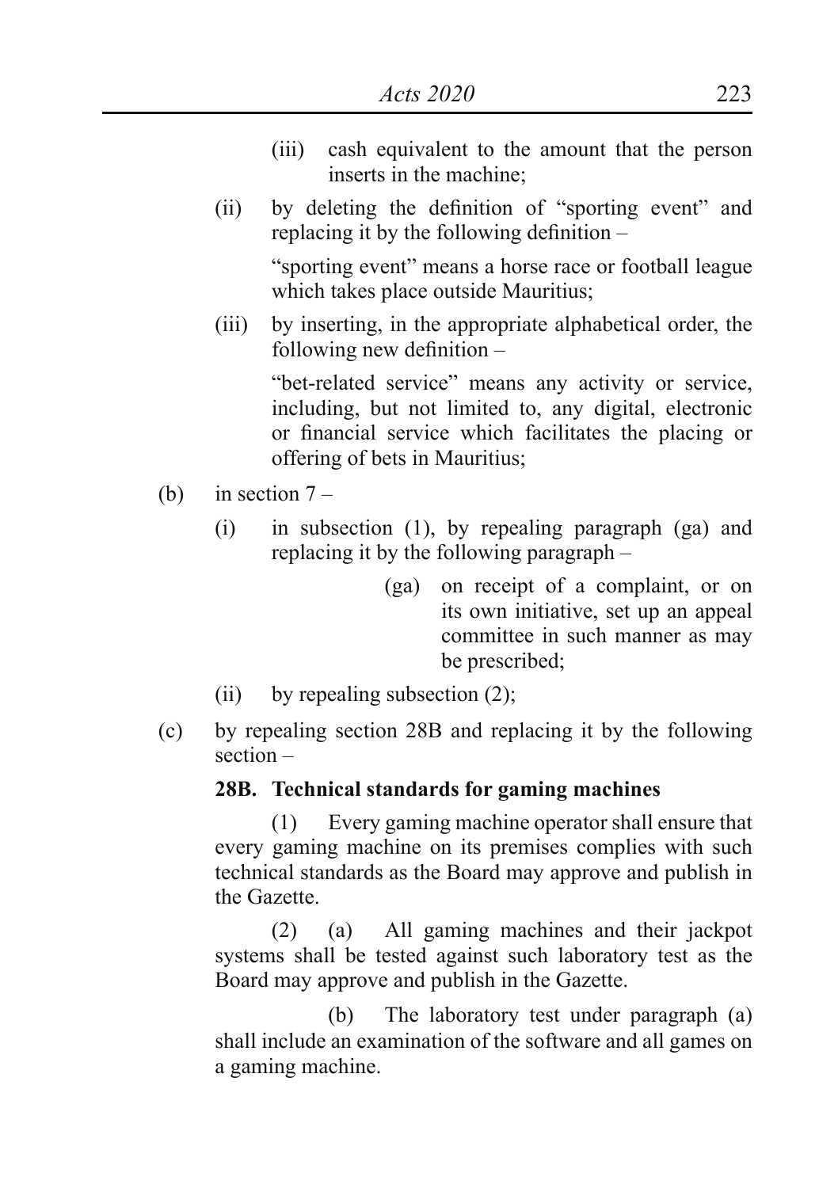(iii) cash equivalent to the amount that the person inserts in the machine;

(ii) by deleting the definition of "sporting event" and replacing it by the following definition –

"sporting event" means a horse race or football league which takes place outside Mauritius;

(iii) by inserting, in the appropriate alphabetical order, the following new definition –

"bet-related service" means any activity or service, including, but not limited to, any digital, electronic or financial service which facilitates the placing or offering of bets in Mauritius;

(b) in section 7 –

(i) in subsection (1), by repealing paragraph (ga) and replacing it by the following paragraph –

(ga) on receipt of a complaint, or on its own initiative, set up an appeal committee in such manner as may be prescribed;

(ii) by repealing subsection (2);

(c) by repealing section 28B and replacing it by the following section –

**28B. Technical standards for gaming machines**

(1) Every gaming machine operator shall ensure that every gaming machine on its premises complies with such technical standards as the Board may approve and publish in the Gazette.

(2) (a) All gaming machines and their jackpot systems shall be tested against such laboratory test as the Board may approve and publish in the Gazette.

(b) The laboratory test under paragraph (a) shall include an examination of the software and all games on a gaming machine.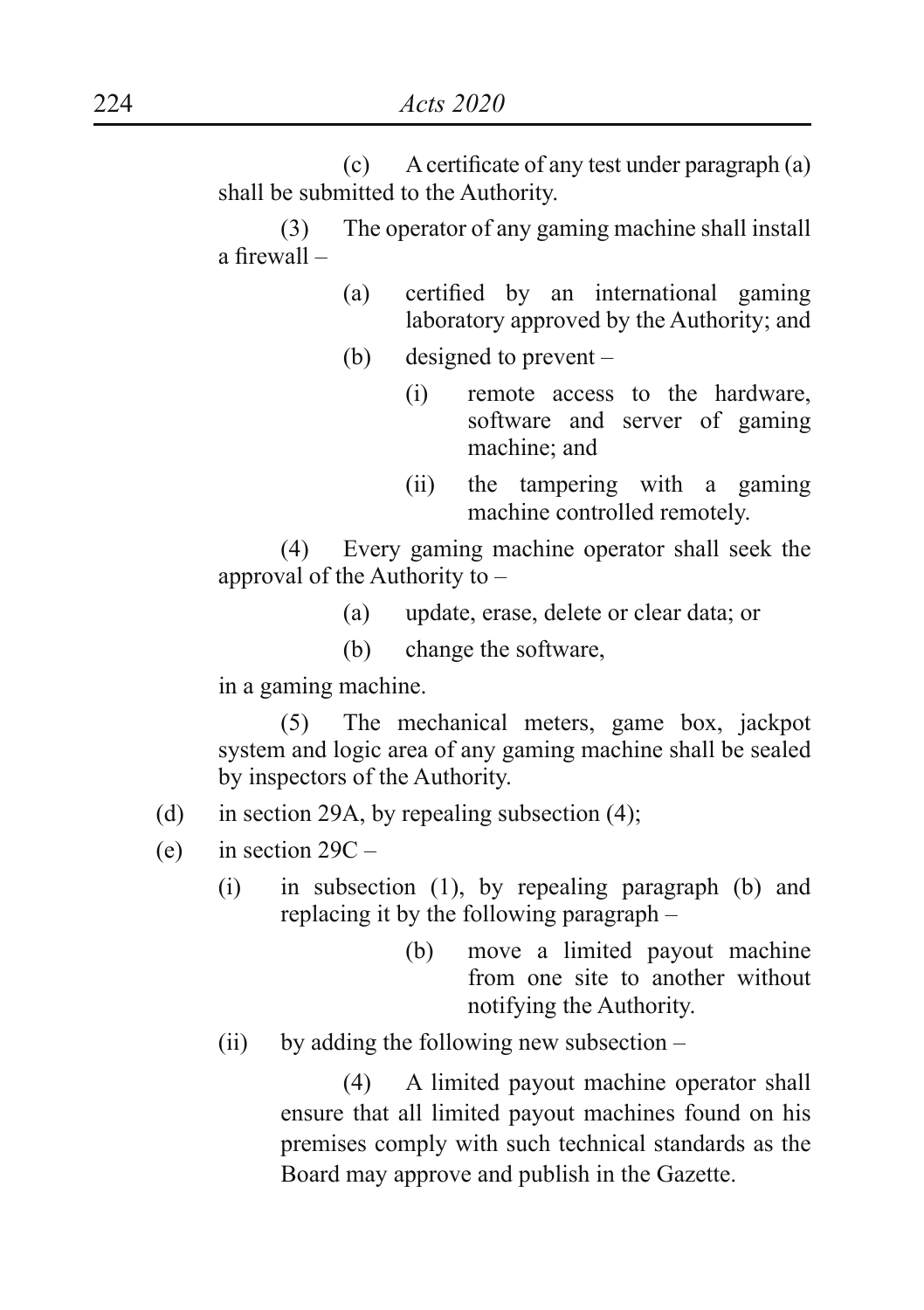(c) A certificate of any test under paragraph (a) shall be submitted to the Authority.

(3) The operator of any gaming machine shall install a firewall –

(a) certified by an international gaming laboratory approved by the Authority; and

(b) designed to prevent –

(i) remote access to the hardware, software and server of gaming machine; and

(ii) the tampering with a gaming machine controlled remotely.

(4) Every gaming machine operator shall seek the approval of the Authority to –

(a) update, erase, delete or clear data; or

(b) change the software,

in a gaming machine.

(5) The mechanical meters, game box, jackpot system and logic area of any gaming machine shall be sealed by inspectors of the Authority.

(d) in section 29A, by repealing subsection (4);

(e) in section 29C –

(i) in subsection (1), by repealing paragraph (b) and replacing it by the following paragraph –

(b) move a limited payout machine from one site to another without notifying the Authority.

(ii) by adding the following new subsection –

(4) A limited payout machine operator shall ensure that all limited payout machines found on his premises comply with such technical standards as the Board may approve and publish in the Gazette.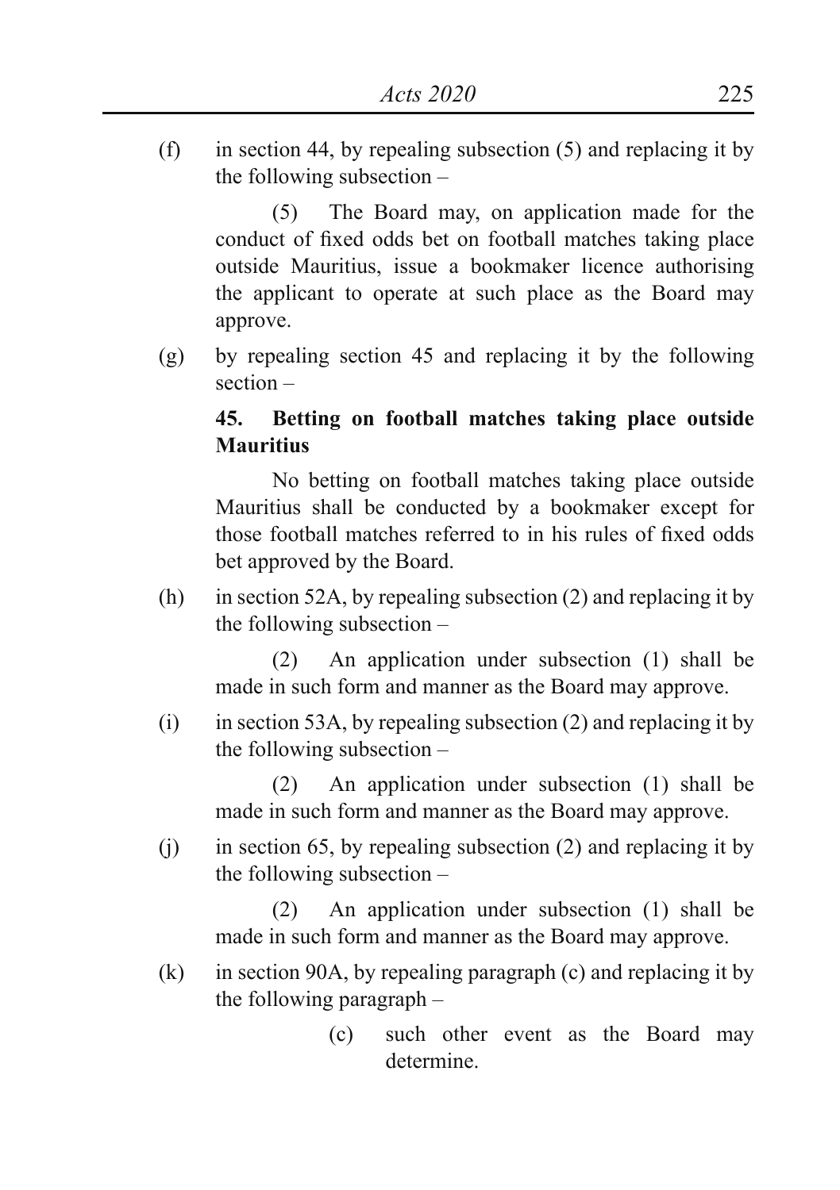(f) in section 44, by repealing subsection (5) and replacing it by the following subsection –

(5) The Board may, on application made for the conduct of fixed odds bet on football matches taking place outside Mauritius, issue a bookmaker licence authorising the applicant to operate at such place as the Board may approve.

(g) by repealing section 45 and replacing it by the following section –

**45. Betting on football matches taking place outside Mauritius**

No betting on football matches taking place outside Mauritius shall be conducted by a bookmaker except for those football matches referred to in his rules of fixed odds bet approved by the Board.

(h) in section 52A, by repealing subsection (2) and replacing it by the following subsection –

(2) An application under subsection (1) shall be made in such form and manner as the Board may approve.

(i) in section 53A, by repealing subsection (2) and replacing it by the following subsection –

(2) An application under subsection (1) shall be made in such form and manner as the Board may approve.

(j) in section 65, by repealing subsection (2) and replacing it by the following subsection –

(2) An application under subsection (1) shall be made in such form and manner as the Board may approve.

(k) in section 90A, by repealing paragraph (c) and replacing it by the following paragraph –

(c) such other event as the Board may determine.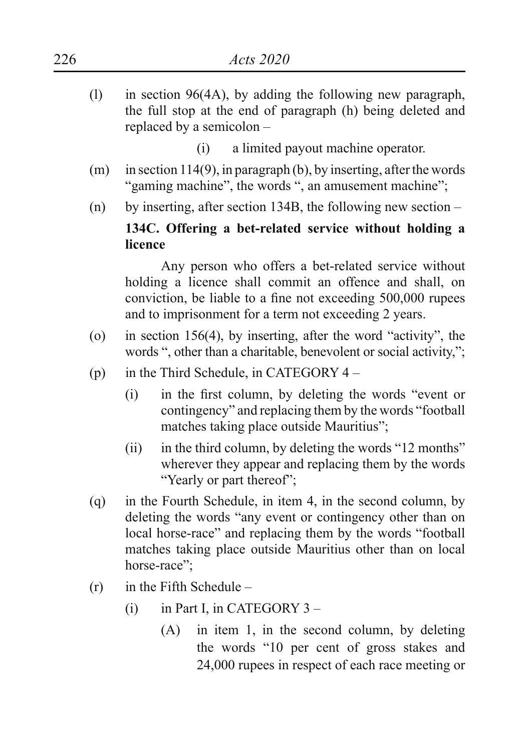(l) in section 96(4A), by adding the following new paragraph, the full stop at the end of paragraph (h) being deleted and replaced by a semicolon –

(i) a limited payout machine operator.

(m) in section 114(9), in paragraph (b), by inserting, after the words "gaming machine", the words ", an amusement machine";

(n) by inserting, after section 134B, the following new section –

**134C. Offering a bet-related service without holding a licence**

Any person who offers a bet-related service without holding a licence shall commit an offence and shall, on conviction, be liable to a fine not exceeding 500,000 rupees and to imprisonment for a term not exceeding 2 years.

(o) in section 156(4), by inserting, after the word "activity", the words ", other than a charitable, benevolent or social activity,";

(p) in the Third Schedule, in CATEGORY 4 –

(i) in the first column, by deleting the words "event or contingency" and replacing them by the words "football matches taking place outside Mauritius";

(ii) in the third column, by deleting the words "12 months" wherever they appear and replacing them by the words "Yearly or part thereof";

(q) in the Fourth Schedule, in item 4, in the second column, by deleting the words "any event or contingency other than on local horse-race" and replacing them by the words "football matches taking place outside Mauritius other than on local horse-race";

(r) in the Fifth Schedule –

(i) in Part I, in CATEGORY 3 –

(A) in item 1, in the second column, by deleting the words "10 per cent of gross stakes and 24,000 rupees in respect of each race meeting or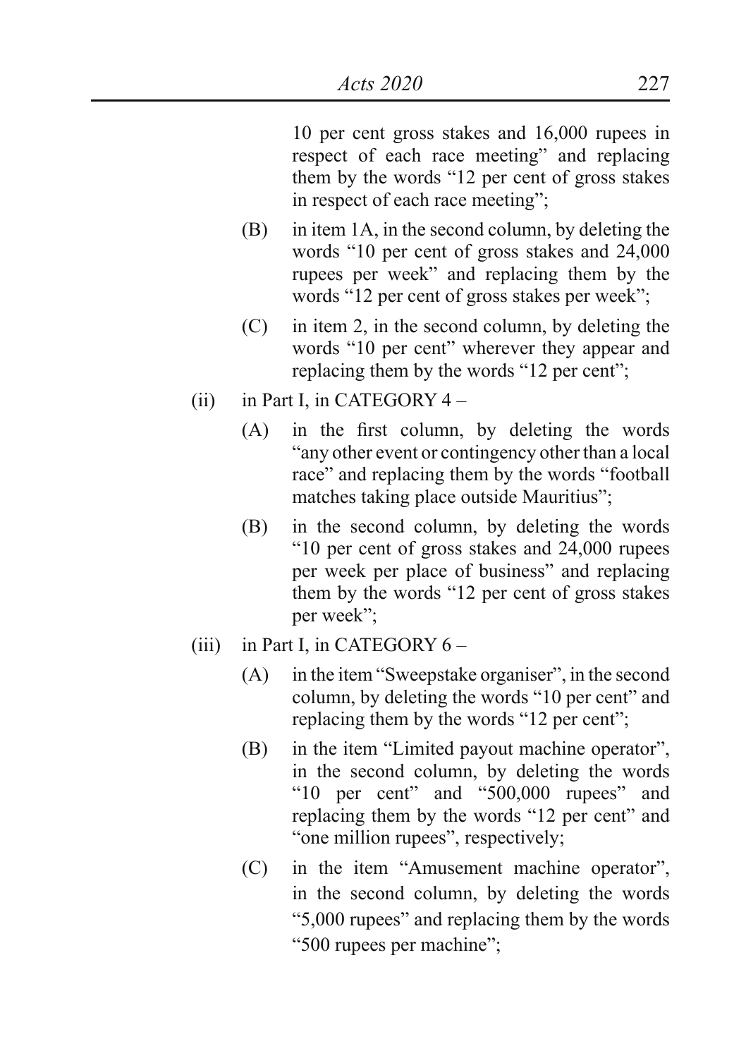10 per cent gross stakes and 16,000 rupees in respect of each race meeting" and replacing them by the words "12 per cent of gross stakes in respect of each race meeting";

(B) in item 1A, in the second column, by deleting the words "10 per cent of gross stakes and 24,000 rupees per week" and replacing them by the words "12 per cent of gross stakes per week";

(C) in item 2, in the second column, by deleting the words "10 per cent" wherever they appear and replacing them by the words "12 per cent";

(ii) in Part I, in CATEGORY 4 –

(A) in the first column, by deleting the words "any other event or contingency other than a local race" and replacing them by the words "football matches taking place outside Mauritius";

(B) in the second column, by deleting the words "10 per cent of gross stakes and 24,000 rupees per week per place of business" and replacing them by the words "12 per cent of gross stakes per week";

(iii) in Part I, in CATEGORY 6 –

(A) in the item "Sweepstake organiser", in the second column, by deleting the words "10 per cent" and replacing them by the words "12 per cent";

(B) in the item "Limited payout machine operator", in the second column, by deleting the words "10 per cent" and "500,000 rupees" and replacing them by the words "12 per cent" and "one million rupees", respectively;

(C) in the item "Amusement machine operator", in the second column, by deleting the words "5,000 rupees" and replacing them by the words "500 rupees per machine";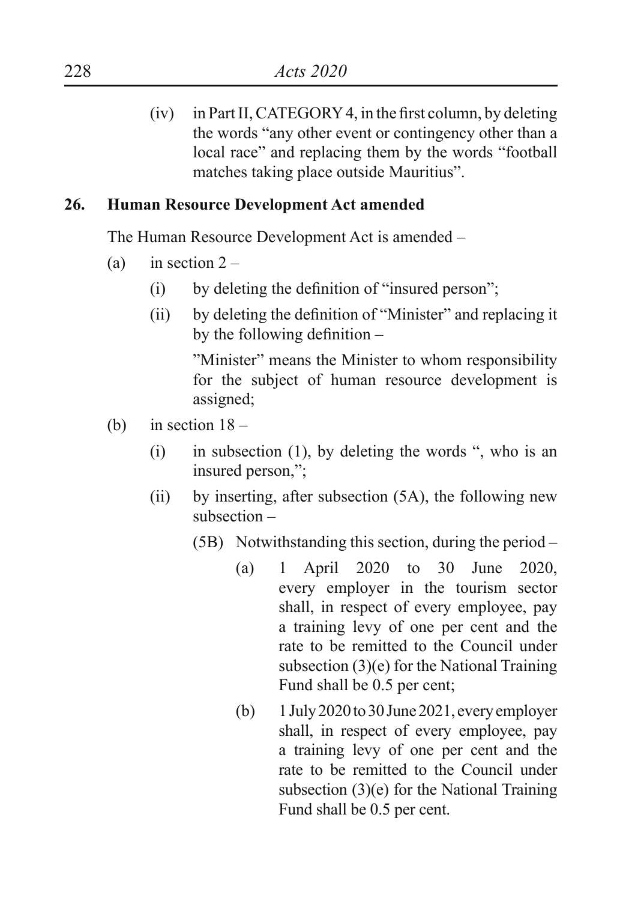(iv) in Part II, CATEGORY 4, in the first column, by deleting the words "any other event or contingency other than a local race" and replacing them by the words "football matches taking place outside Mauritius".

**26. Human Resource Development Act amended**

The Human Resource Development Act is amended –

(a) in section 2 –

(i) by deleting the definition of "insured person";

(ii) by deleting the definition of "Minister" and replacing it by the following definition –

"Minister" means the Minister to whom responsibility for the subject of human resource development is assigned;

(b) in section 18 –

(i) in subsection (1), by deleting the words ", who is an insured person,";

(ii) by inserting, after subsection (5A), the following new subsection –

(5B) Notwithstanding this section, during the period –

(a) 1 April 2020 to 30 June 2020, every employer in the tourism sector shall, in respect of every employee, pay a training levy of one per cent and the rate to be remitted to the Council under subsection (3)(e) for the National Training Fund shall be 0.5 per cent;

(b) 1 July 2020 to 30 June 2021, every employer shall, in respect of every employee, pay a training levy of one per cent and the rate to be remitted to the Council under subsection (3)(e) for the National Training Fund shall be 0.5 per cent.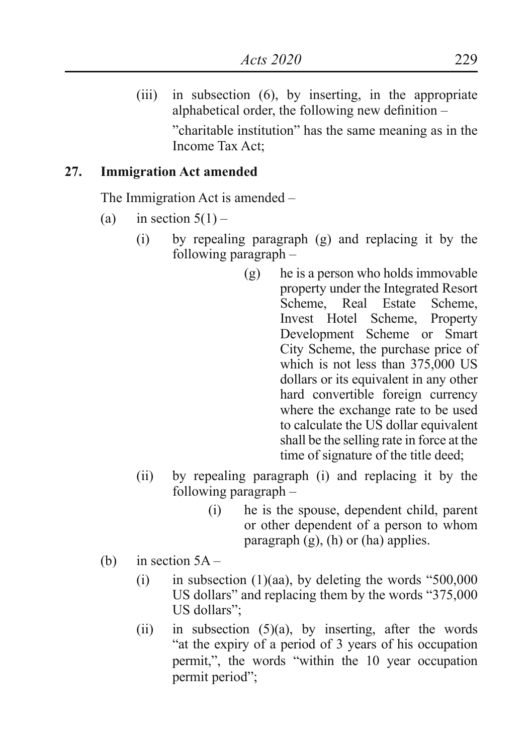(iii) in subsection (6), by inserting, in the appropriate alphabetical order, the following new definition –

"charitable institution" has the same meaning as in the Income Tax Act;

**27. Immigration Act amended**

The Immigration Act is amended –

(a) in section 5(1) –

(i) by repealing paragraph (g) and replacing it by the following paragraph –

(g) he is a person who holds immovable property under the Integrated Resort Scheme, Real Estate Scheme, Invest Hotel Scheme, Property Development Scheme or Smart City Scheme, the purchase price of which is not less than 375,000 US dollars or its equivalent in any other hard convertible foreign currency where the exchange rate to be used to calculate the US dollar equivalent shall be the selling rate in force at the time of signature of the title deed;

(ii) by repealing paragraph (i) and replacing it by the following paragraph –

(i) he is the spouse, dependent child, parent or other dependent of a person to whom paragraph (g), (h) or (ha) applies.

(b) in section 5A –

(i) in subsection (1)(aa), by deleting the words "500,000 US dollars" and replacing them by the words "375,000 US dollars";

(ii) in subsection (5)(a), by inserting, after the words "at the expiry of a period of 3 years of his occupation permit,", the words "within the 10 year occupation permit period";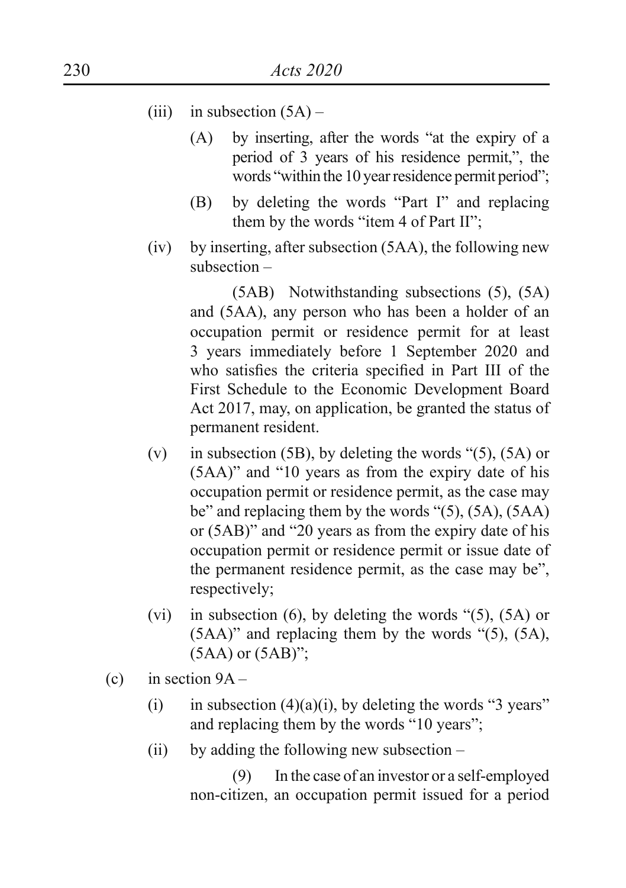(iii) in subsection (5A) –

(A) by inserting, after the words "at the expiry of a period of 3 years of his residence permit,", the words "within the 10 year residence permit period";

(B) by deleting the words "Part I" and replacing them by the words "item 4 of Part II";

(iv) by inserting, after subsection (5AA), the following new subsection –

(5AB) Notwithstanding subsections (5), (5A) and (5AA), any person who has been a holder of an occupation permit or residence permit for at least 3 years immediately before 1 September 2020 and who satisfies the criteria specified in Part III of the First Schedule to the Economic Development Board Act 2017, may, on application, be granted the status of permanent resident.

(v) in subsection (5B), by deleting the words "(5), (5A) or (5AA)" and "10 years as from the expiry date of his occupation permit or residence permit, as the case may be" and replacing them by the words "(5), (5A), (5AA) or (5AB)" and "20 years as from the expiry date of his occupation permit or residence permit or issue date of the permanent residence permit, as the case may be", respectively;

(vi) in subsection (6), by deleting the words "(5), (5A) or (5AA)" and replacing them by the words "(5), (5A), (5AA) or (5AB)";

(c) in section 9A –

(i) in subsection (4)(a)(i), by deleting the words "3 years" and replacing them by the words "10 years";

(ii) by adding the following new subsection –

(9) In the case of an investor or a self-employed non-citizen, an occupation permit issued for a period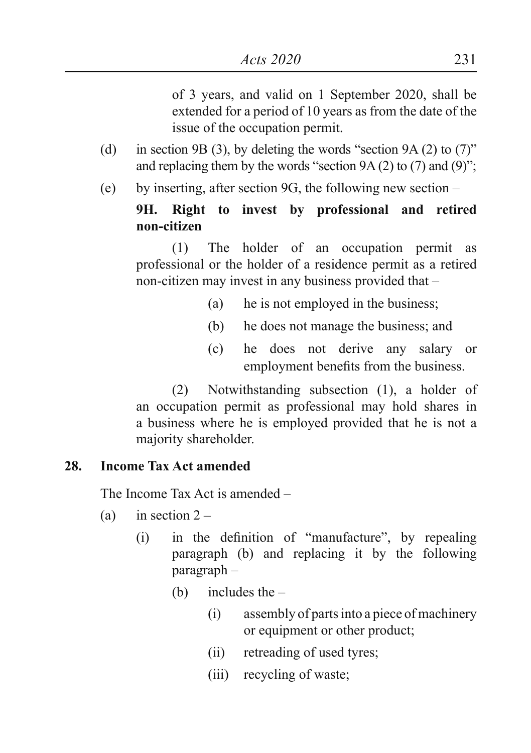of 3 years, and valid on 1 September 2020, shall be extended for a period of 10 years as from the date of the issue of the occupation permit.

(d) in section 9B (3), by deleting the words "section 9A (2) to (7)" and replacing them by the words "section 9A (2) to (7) and (9)";

(e) by inserting, after section 9G, the following new section –

**9H. Right to invest by professional and retired non-citizen**

(1) The holder of an occupation permit as professional or the holder of a residence permit as a retired non-citizen may invest in any business provided that –

(a) he is not employed in the business;

(b) he does not manage the business; and

(c) he does not derive any salary or employment benefits from the business.

(2) Notwithstanding subsection (1), a holder of an occupation permit as professional may hold shares in a business where he is employed provided that he is not a majority shareholder.

**28. Income Tax Act amended**

The Income Tax Act is amended –

(a) in section 2 –

(i) in the definition of "manufacture", by repealing paragraph (b) and replacing it by the following paragraph –

(b) includes the –

(i) assembly of parts into a piece of machinery or equipment or other product;

(ii) retreading of used tyres;

(iii) recycling of waste;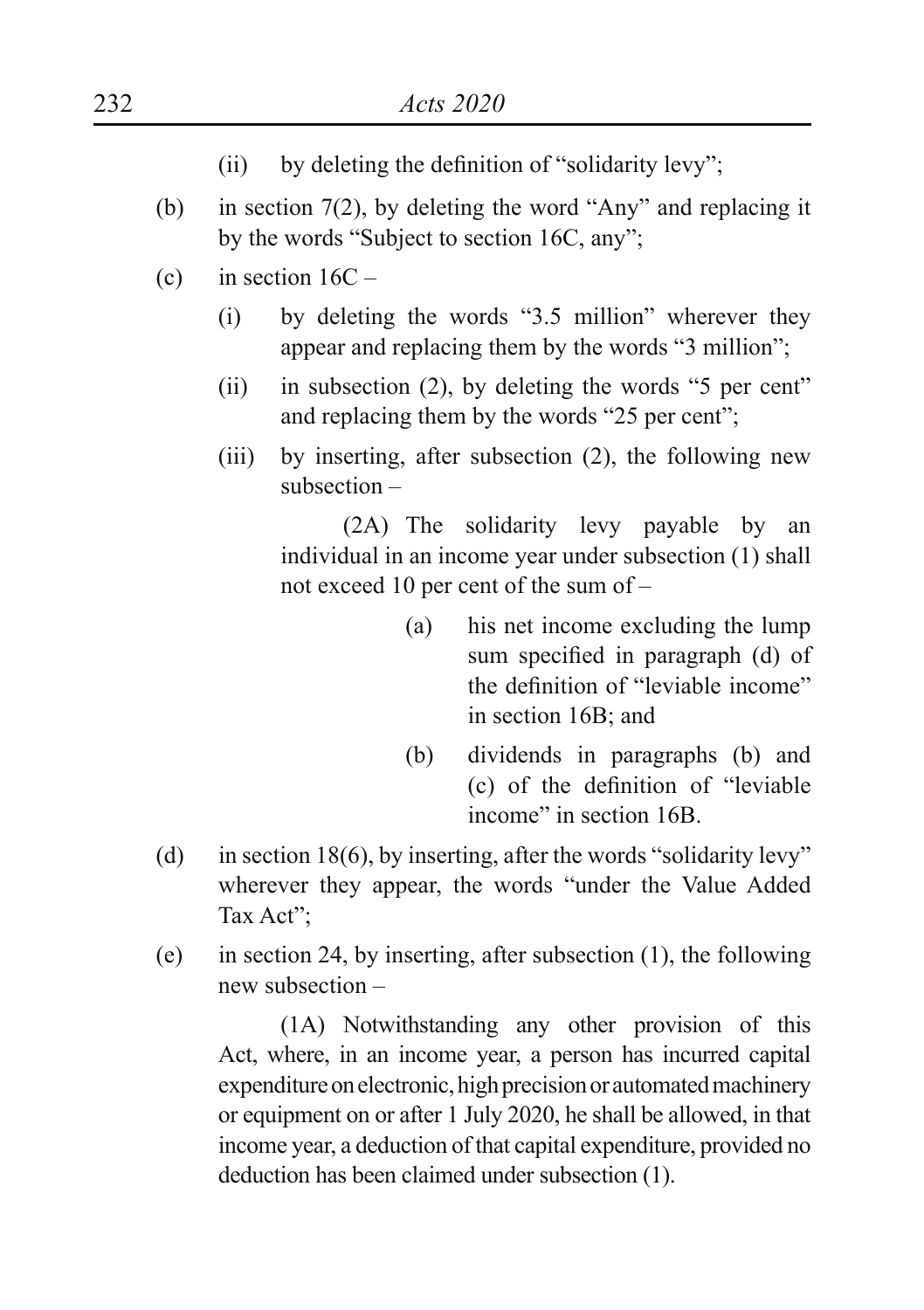(ii) by deleting the definition of "solidarity levy";

(b) in section 7(2), by deleting the word "Any" and replacing it by the words "Subject to section 16C, any";

(c) in section 16C –

(i) by deleting the words "3.5 million" wherever they appear and replacing them by the words "3 million";

(ii) in subsection (2), by deleting the words "5 per cent" and replacing them by the words "25 per cent";

(iii) by inserting, after subsection (2), the following new subsection –

(2A) The solidarity levy payable by an individual in an income year under subsection (1) shall not exceed 10 per cent of the sum of –

(a) his net income excluding the lump sum specified in paragraph (d) of the definition of "leviable income" in section 16B; and

(b) dividends in paragraphs (b) and (c) of the definition of "leviable income" in section 16B.

(d) in section 18(6), by inserting, after the words "solidarity levy" wherever they appear, the words "under the Value Added Tax Act";

(e) in section 24, by inserting, after subsection (1), the following new subsection –

(1A) Notwithstanding any other provision of this Act, where, in an income year, a person has incurred capital expenditure on electronic, high precision or automated machinery or equipment on or after 1 July 2020, he shall be allowed, in that income year, a deduction of that capital expenditure, provided no deduction has been claimed under subsection (1).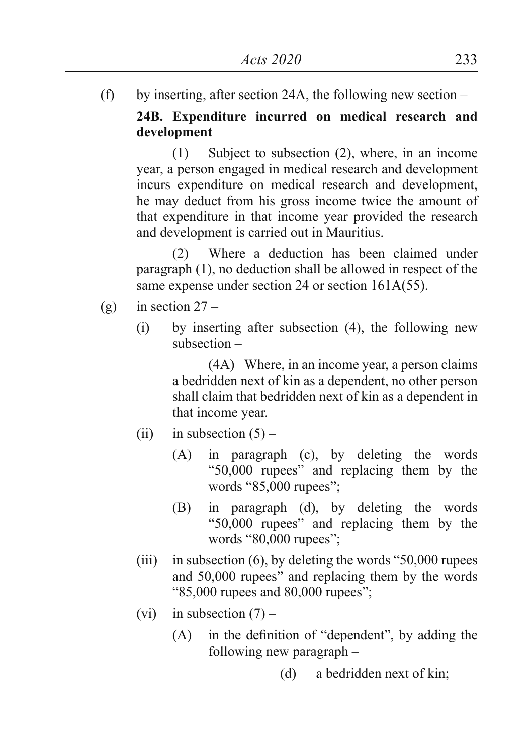(f) by inserting, after section 24A, the following new section –

**24B. Expenditure incurred on medical research and development**

(1) Subject to subsection (2), where, in an income year, a person engaged in medical research and development incurs expenditure on medical research and development, he may deduct from his gross income twice the amount of that expenditure in that income year provided the research and development is carried out in Mauritius.

(2) Where a deduction has been claimed under paragraph (1), no deduction shall be allowed in respect of the same expense under section 24 or section 161A(55).

(g) in section 27 –

(i) by inserting after subsection (4), the following new subsection –

(4A) Where, in an income year, a person claims a bedridden next of kin as a dependent, no other person shall claim that bedridden next of kin as a dependent in that income year.

(ii) in subsection (5) –

(A) in paragraph (c), by deleting the words "50,000 rupees" and replacing them by the words "85,000 rupees";

(B) in paragraph (d), by deleting the words "50,000 rupees" and replacing them by the words "80,000 rupees";

(iii) in subsection (6), by deleting the words "50,000 rupees and 50,000 rupees" and replacing them by the words "85,000 rupees and 80,000 rupees";

(vi) in subsection (7) –

(A) in the definition of "dependent", by adding the following new paragraph –

(d) a bedridden next of kin;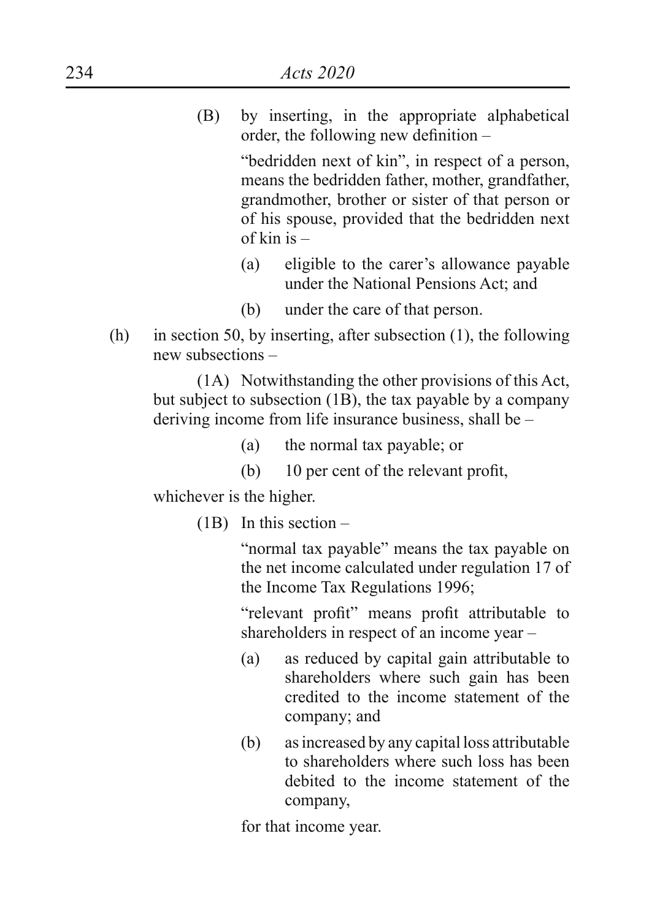(B) by inserting, in the appropriate alphabetical order, the following new definition –

"bedridden next of kin", in respect of a person, means the bedridden father, mother, grandfather, grandmother, brother or sister of that person or of his spouse, provided that the bedridden next of kin is –

(a) eligible to the carer's allowance payable under the National Pensions Act; and

(b) under the care of that person.

(h) in section 50, by inserting, after subsection (1), the following new subsections –

(1A) Notwithstanding the other provisions of this Act, but subject to subsection (1B), the tax payable by a company deriving income from life insurance business, shall be –

(a) the normal tax payable; or

(b) 10 per cent of the relevant profit,

whichever is the higher.

(1B) In this section –

"normal tax payable" means the tax payable on the net income calculated under regulation 17 of the Income Tax Regulations 1996;

"relevant profit" means profit attributable to shareholders in respect of an income year –

(a) as reduced by capital gain attributable to shareholders where such gain has been credited to the income statement of the company; and

(b) as increased by any capital loss attributable to shareholders where such loss has been debited to the income statement of the company,

for that income year.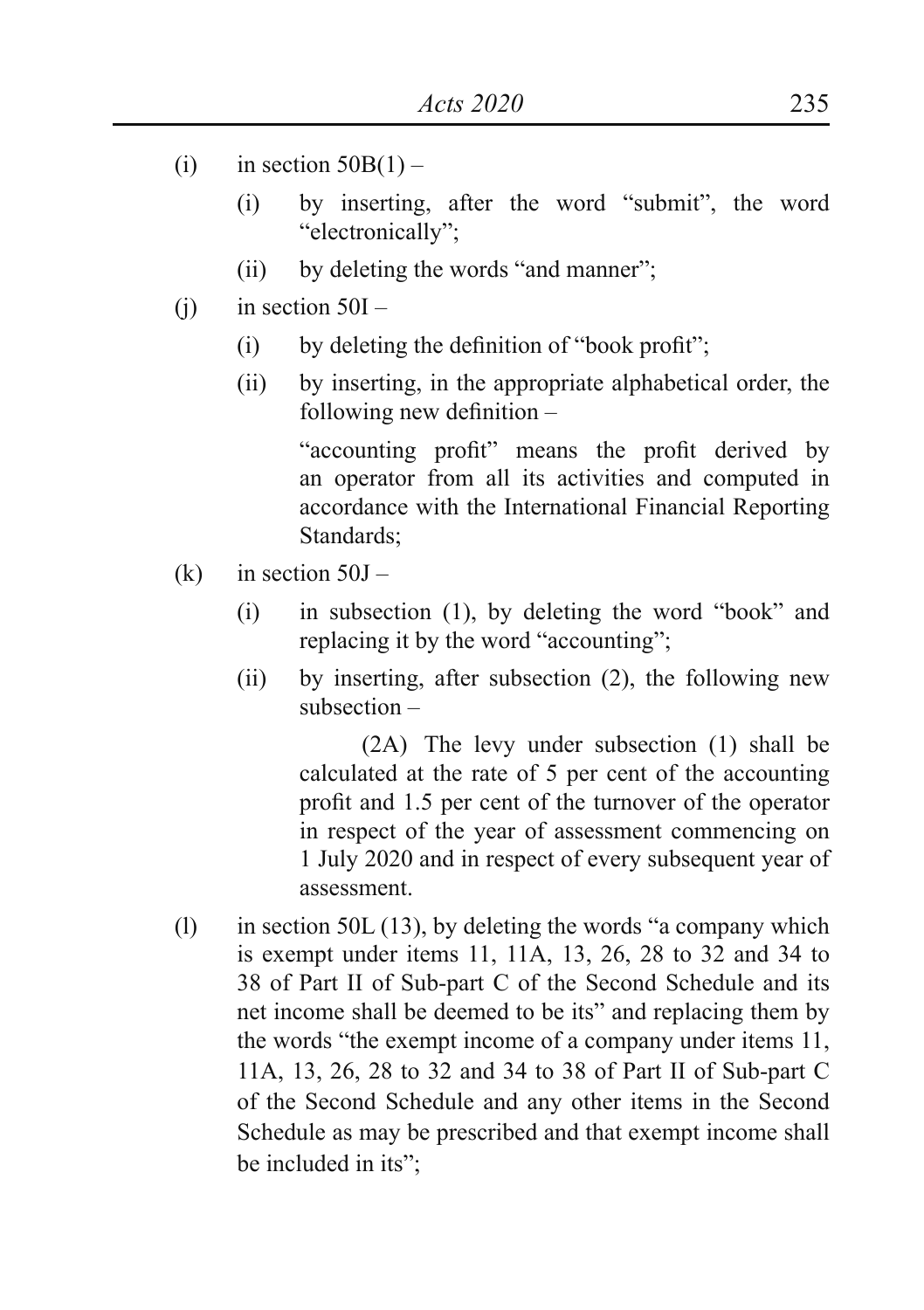(i) in section 50B(1) –

    (i) by inserting, after the word "submit", the word "electronically";

    (ii) by deleting the words "and manner";

(j) in section 50I –

    (i) by deleting the definition of "book profit";

    (ii) by inserting, in the appropriate alphabetical order, the following new definition –

        "accounting profit" means the profit derived by an operator from all its activities and computed in accordance with the International Financial Reporting Standards;

(k) in section 50J –

    (i) in subsection (1), by deleting the word "book" and replacing it by the word "accounting";

    (ii) by inserting, after subsection (2), the following new subsection –

        (2A) The levy under subsection (1) shall be calculated at the rate of 5 per cent of the accounting profit and 1.5 per cent of the turnover of the operator in respect of the year of assessment commencing on 1 July 2020 and in respect of every subsequent year of assessment.

(l) in section 50L (13), by deleting the words "a company which is exempt under items 11, 11A, 13, 26, 28 to 32 and 34 to 38 of Part II of Sub-part C of the Second Schedule and its net income shall be deemed to be its" and replacing them by the words "the exempt income of a company under items 11, 11A, 13, 26, 28 to 32 and 34 to 38 of Part II of Sub-part C of the Second Schedule and any other items in the Second Schedule as may be prescribed and that exempt income shall be included in its";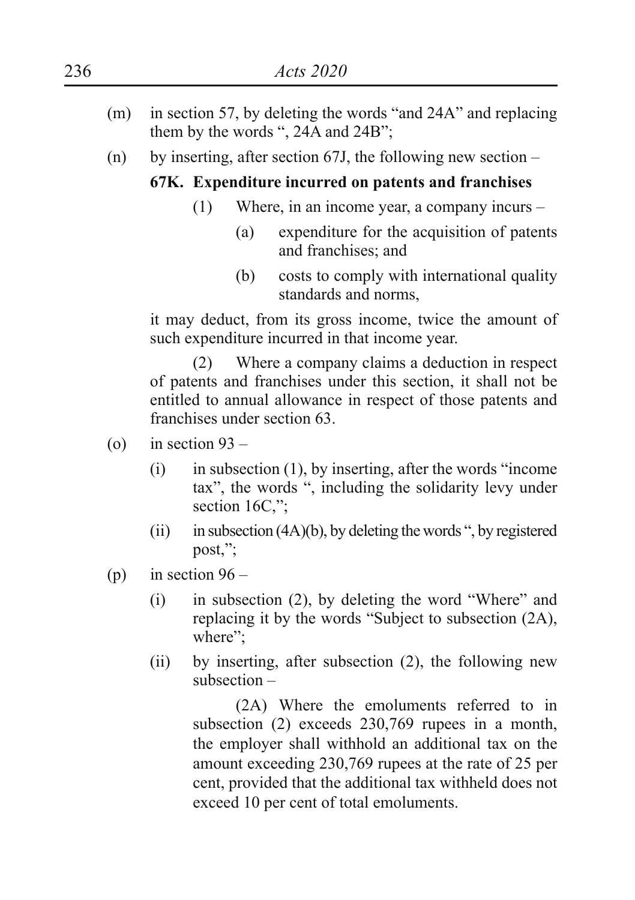(m) in section 57, by deleting the words "and 24A" and replacing them by the words ", 24A and 24B";

(n) by inserting, after section 67J, the following new section –

**67K. Expenditure incurred on patents and franchises**

(1) Where, in an income year, a company incurs –

(a) expenditure for the acquisition of patents and franchises; and

(b) costs to comply with international quality standards and norms,

it may deduct, from its gross income, twice the amount of such expenditure incurred in that income year.

(2) Where a company claims a deduction in respect of patents and franchises under this section, it shall not be entitled to annual allowance in respect of those patents and franchises under section 63.

(o) in section 93 –

(i) in subsection (1), by inserting, after the words "income tax", the words ", including the solidarity levy under section 16C,";

(ii) in subsection (4A)(b), by deleting the words ", by registered post,";

(p) in section 96 –

(i) in subsection (2), by deleting the word "Where" and replacing it by the words "Subject to subsection (2A), where";

(ii) by inserting, after subsection (2), the following new subsection –

(2A) Where the emoluments referred to in subsection (2) exceeds 230,769 rupees in a month, the employer shall withhold an additional tax on the amount exceeding 230,769 rupees at the rate of 25 per cent, provided that the additional tax withheld does not exceed 10 per cent of total emoluments.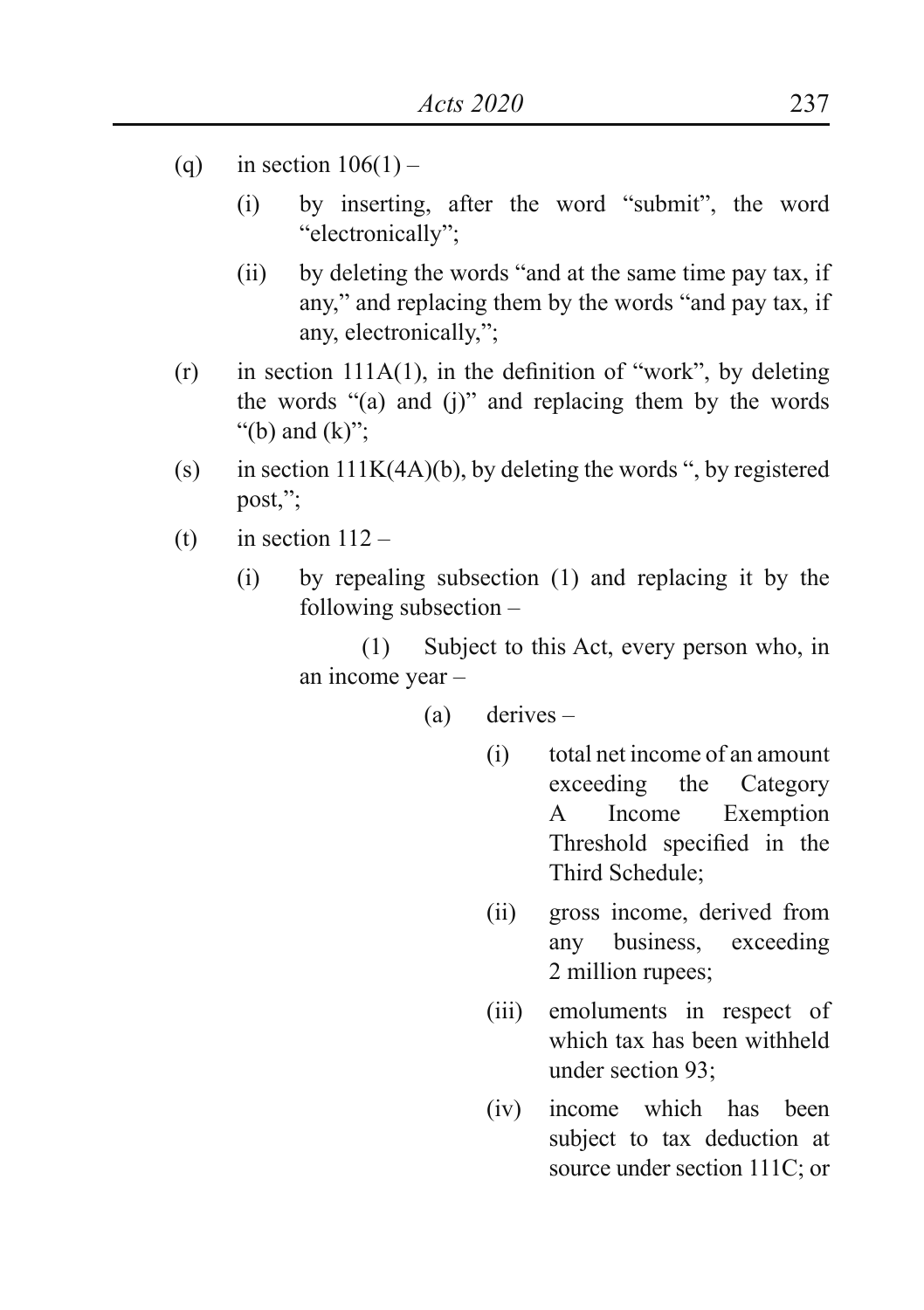(q) in section 106(1) –

  (i) by inserting, after the word "submit", the word "electronically";

  (ii) by deleting the words "and at the same time pay tax, if any," and replacing them by the words "and pay tax, if any, electronically,";

(r) in section 111A(1), in the definition of "work", by deleting the words "(a) and (j)" and replacing them by the words "(b) and (k)";

(s) in section 111K(4A)(b), by deleting the words ", by registered post,";

(t) in section 112 –

  (i) by repealing subsection (1) and replacing it by the following subsection –

    (1) Subject to this Act, every person who, in an income year –

      (a) derives –

        (i) total net income of an amount exceeding the Category A Income Exemption Threshold specified in the Third Schedule;

        (ii) gross income, derived from any business, exceeding 2 million rupees;

        (iii) emoluments in respect of which tax has been withheld under section 93;

        (iv) income which has been subject to tax deduction at source under section 111C; or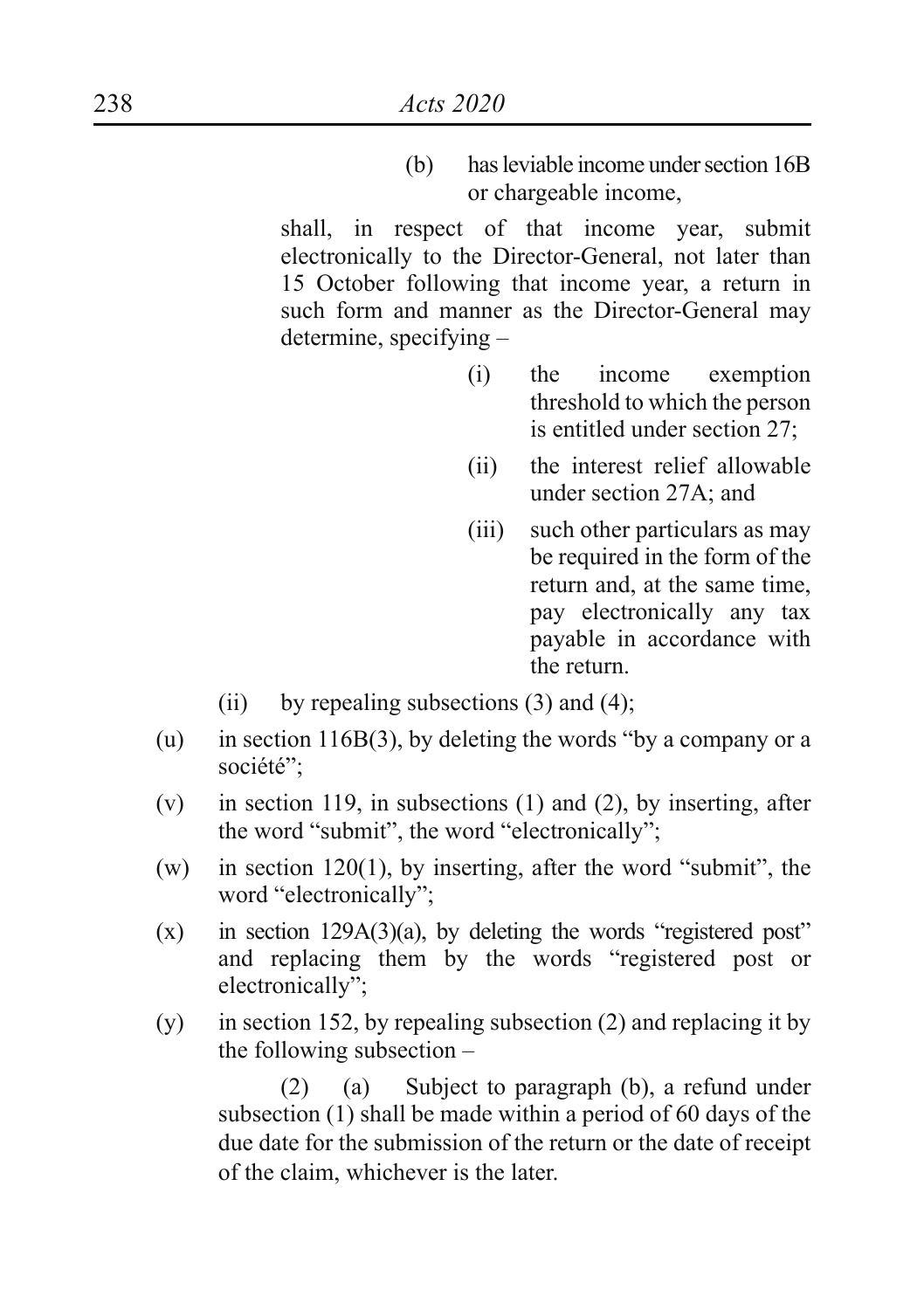(b) has leviable income under section 16B or chargeable income,

shall, in respect of that income year, submit electronically to the Director-General, not later than 15 October following that income year, a return in such form and manner as the Director-General may determine, specifying –

(i) the income exemption threshold to which the person is entitled under section 27;

(ii) the interest relief allowable under section 27A; and

(iii) such other particulars as may be required in the form of the return and, at the same time, pay electronically any tax payable in accordance with the return.

(ii) by repealing subsections (3) and (4);

(u) in section 116B(3), by deleting the words "by a company or a société";

(v) in section 119, in subsections (1) and (2), by inserting, after the word "submit", the word "electronically";

(w) in section 120(1), by inserting, after the word "submit", the word "electronically";

(x) in section 129A(3)(a), by deleting the words "registered post" and replacing them by the words "registered post or electronically";

(y) in section 152, by repealing subsection (2) and replacing it by the following subsection –

(2) (a) Subject to paragraph (b), a refund under subsection (1) shall be made within a period of 60 days of the due date for the submission of the return or the date of receipt of the claim, whichever is the later.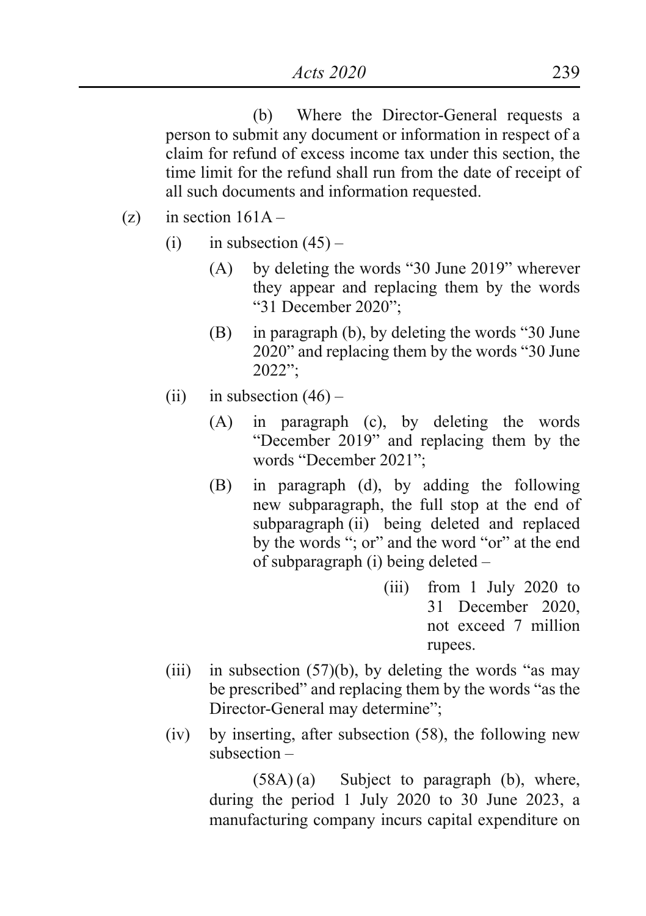(b) Where the Director-General requests a person to submit any document or information in respect of a claim for refund of excess income tax under this section, the time limit for the refund shall run from the date of receipt of all such documents and information requested.

(z) in section 161A –

(i) in subsection (45) –

(A) by deleting the words "30 June 2019" wherever they appear and replacing them by the words "31 December 2020";

(B) in paragraph (b), by deleting the words "30 June 2020" and replacing them by the words "30 June 2022";

(ii) in subsection (46) –

(A) in paragraph (c), by deleting the words "December 2019" and replacing them by the words "December 2021";

(B) in paragraph (d), by adding the following new subparagraph, the full stop at the end of subparagraph (ii) being deleted and replaced by the words "; or" and the word "or" at the end of subparagraph (i) being deleted –

(iii) from 1 July 2020 to 31 December 2020, not exceed 7 million rupees.

(iii) in subsection (57)(b), by deleting the words "as may be prescribed" and replacing them by the words "as the Director-General may determine";

(iv) by inserting, after subsection (58), the following new subsection –

(58A) (a) Subject to paragraph (b), where, during the period 1 July 2020 to 30 June 2023, a manufacturing company incurs capital expenditure on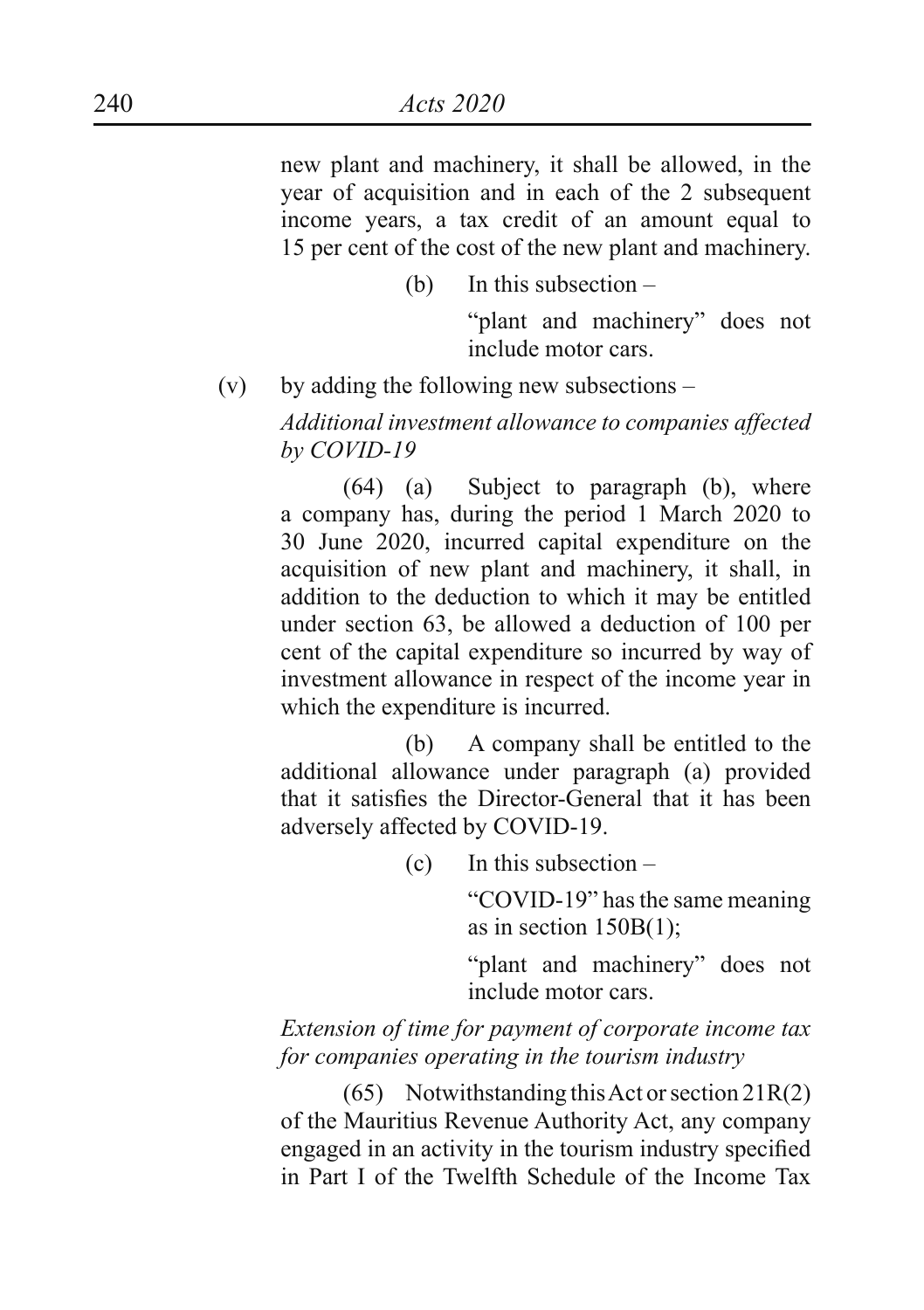new plant and machinery, it shall be allowed, in the year of acquisition and in each of the 2 subsequent income years, a tax credit of an amount equal to 15 per cent of the cost of the new plant and machinery.

(b) In this subsection –

"plant and machinery" does not include motor cars.

(v) by adding the following new subsections –

*Additional investment allowance to companies affected by COVID-19*

(64) (a) Subject to paragraph (b), where a company has, during the period 1 March 2020 to 30 June 2020, incurred capital expenditure on the acquisition of new plant and machinery, it shall, in addition to the deduction to which it may be entitled under section 63, be allowed a deduction of 100 per cent of the capital expenditure so incurred by way of investment allowance in respect of the income year in which the expenditure is incurred.

(b) A company shall be entitled to the additional allowance under paragraph (a) provided that it satisfies the Director-General that it has been adversely affected by COVID-19.

(c) In this subsection –

"COVID-19" has the same meaning as in section 150B(1);

"plant and machinery" does not include motor cars.

*Extension of time for payment of corporate income tax for companies operating in the tourism industry*

(65) Notwithstanding this Act or section 21R(2) of the Mauritius Revenue Authority Act, any company engaged in an activity in the tourism industry specified in Part I of the Twelfth Schedule of the Income Tax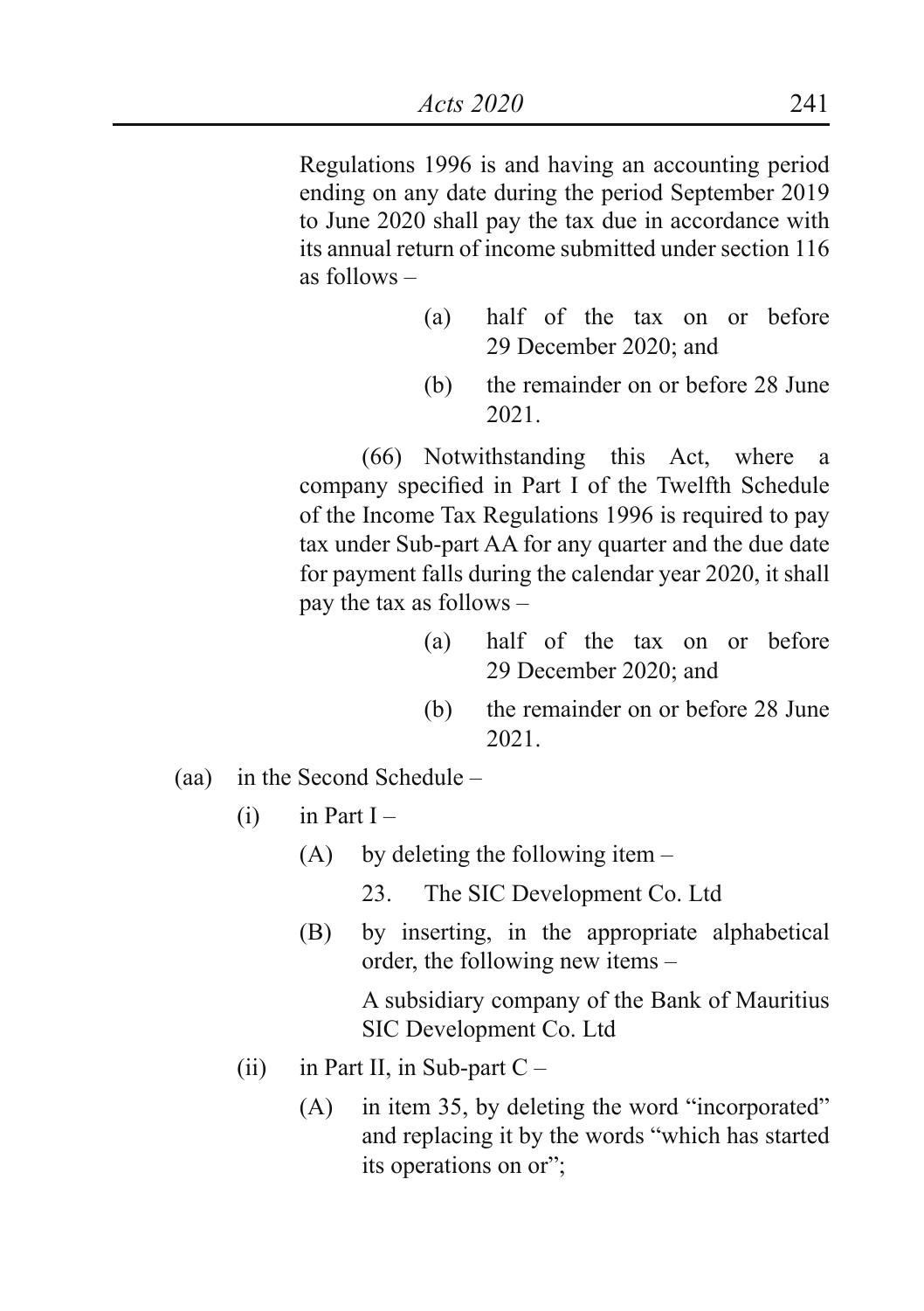Regulations 1996 is and having an accounting period ending on any date during the period September 2019 to June 2020 shall pay the tax due in accordance with its annual return of income submitted under section 116 as follows –

(a) half of the tax on or before 29 December 2020; and

(b) the remainder on or before 28 June 2021.

(66) Notwithstanding this Act, where a company specified in Part I of the Twelfth Schedule of the Income Tax Regulations 1996 is required to pay tax under Sub-part AA for any quarter and the due date for payment falls during the calendar year 2020, it shall pay the tax as follows –

(a) half of the tax on or before 29 December 2020; and

(b) the remainder on or before 28 June 2021.

(aa) in the Second Schedule –

(i) in Part I –

(A) by deleting the following item –

23. The SIC Development Co. Ltd

(B) by inserting, in the appropriate alphabetical order, the following new items –

A subsidiary company of the Bank of Mauritius
SIC Development Co. Ltd

(ii) in Part II, in Sub-part C –

(A) in item 35, by deleting the word "incorporated" and replacing it by the words "which has started its operations on or";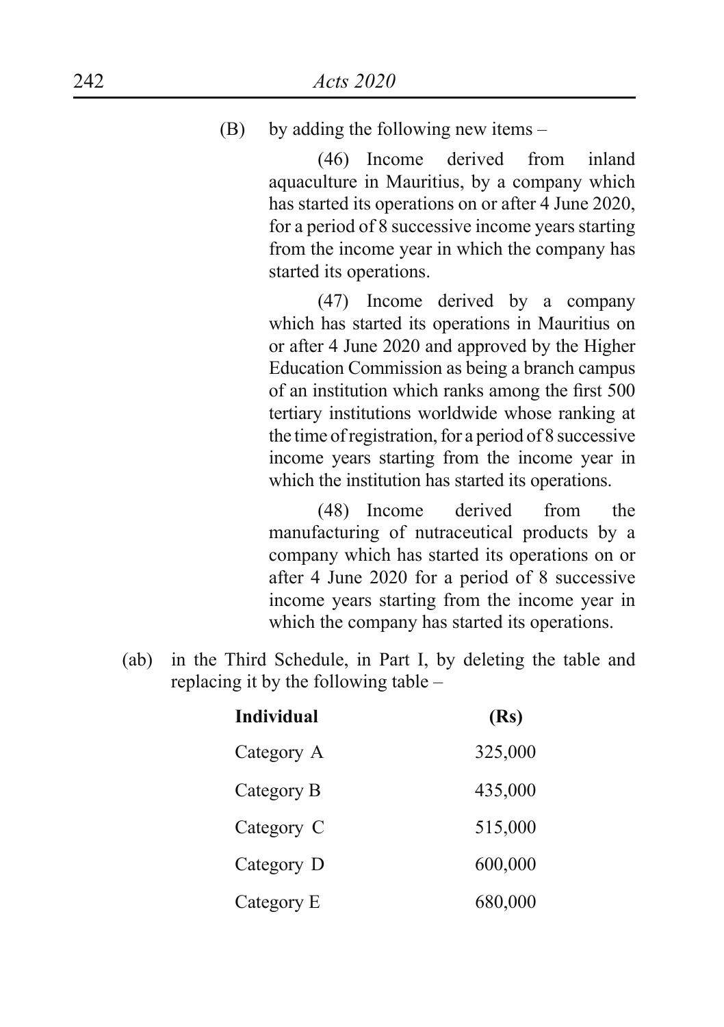(B) by adding the following new items –

(46) Income derived from inland aquaculture in Mauritius, by a company which has started its operations on or after 4 June 2020, for a period of 8 successive income years starting from the income year in which the company has started its operations.

(47) Income derived by a company which has started its operations in Mauritius on or after 4 June 2020 and approved by the Higher Education Commission as being a branch campus of an institution which ranks among the first 500 tertiary institutions worldwide whose ranking at the time of registration, for a period of 8 successive income years starting from the income year in which the institution has started its operations.

(48) Income derived from the manufacturing of nutraceutical products by a company which has started its operations on or after 4 June 2020 for a period of 8 successive income years starting from the income year in which the company has started its operations.

(ab) in the Third Schedule, in Part I, by deleting the table and replacing it by the following table –

| **Individual** | **(Rs)** |
|---|---|
| Category A | 325,000 |
| Category B | 435,000 |
| Category C | 515,000 |
| Category D | 600,000 |
| Category E | 680,000 |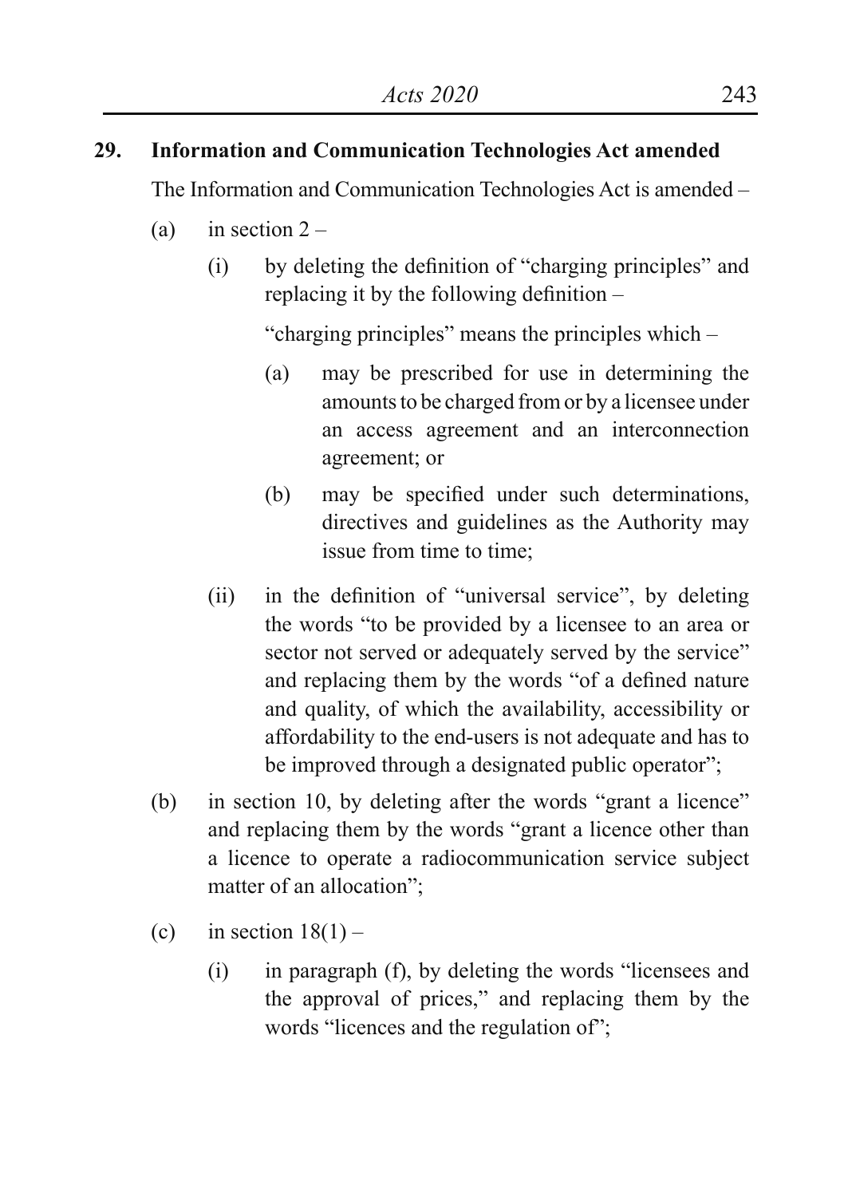**29. Information and Communication Technologies Act amended**

The Information and Communication Technologies Act is amended –

(a) in section 2 –

(i) by deleting the definition of "charging principles" and replacing it by the following definition –

"charging principles" means the principles which –

(a) may be prescribed for use in determining the amounts to be charged from or by a licensee under an access agreement and an interconnection agreement; or

(b) may be specified under such determinations, directives and guidelines as the Authority may issue from time to time;

(ii) in the definition of "universal service", by deleting the words "to be provided by a licensee to an area or sector not served or adequately served by the service" and replacing them by the words "of a defined nature and quality, of which the availability, accessibility or affordability to the end-users is not adequate and has to be improved through a designated public operator";

(b) in section 10, by deleting after the words "grant a licence" and replacing them by the words "grant a licence other than a licence to operate a radiocommunication service subject matter of an allocation";

(c) in section 18(1) –

(i) in paragraph (f), by deleting the words "licensees and the approval of prices," and replacing them by the words "licences and the regulation of";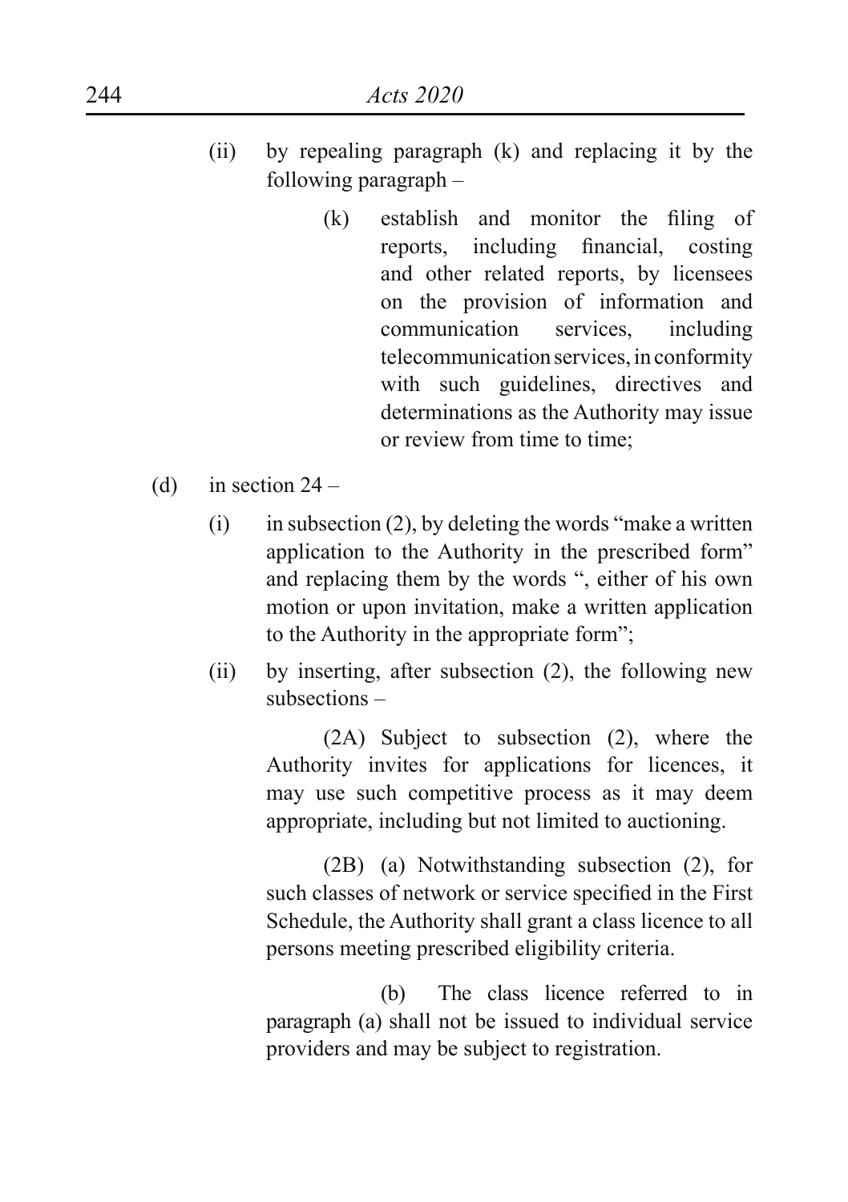(ii) by repealing paragraph (k) and replacing it by the following paragraph –

> (k) establish and monitor the filing of reports, including financial, costing and other related reports, by licensees on the provision of information and communication services, including telecommunication services, in conformity with such guidelines, directives and determinations as the Authority may issue or review from time to time;

(d) in section 24 –

(i) in subsection (2), by deleting the words "make a written application to the Authority in the prescribed form" and replacing them by the words ", either of his own motion or upon invitation, make a written application to the Authority in the appropriate form";

(ii) by inserting, after subsection (2), the following new subsections –

> (2A) Subject to subsection (2), where the Authority invites for applications for licences, it may use such competitive process as it may deem appropriate, including but not limited to auctioning.
>
> (2B) (a) Notwithstanding subsection (2), for such classes of network or service specified in the First Schedule, the Authority shall grant a class licence to all persons meeting prescribed eligibility criteria.
>
> (b) The class licence referred to in paragraph (a) shall not be issued to individual service providers and may be subject to registration.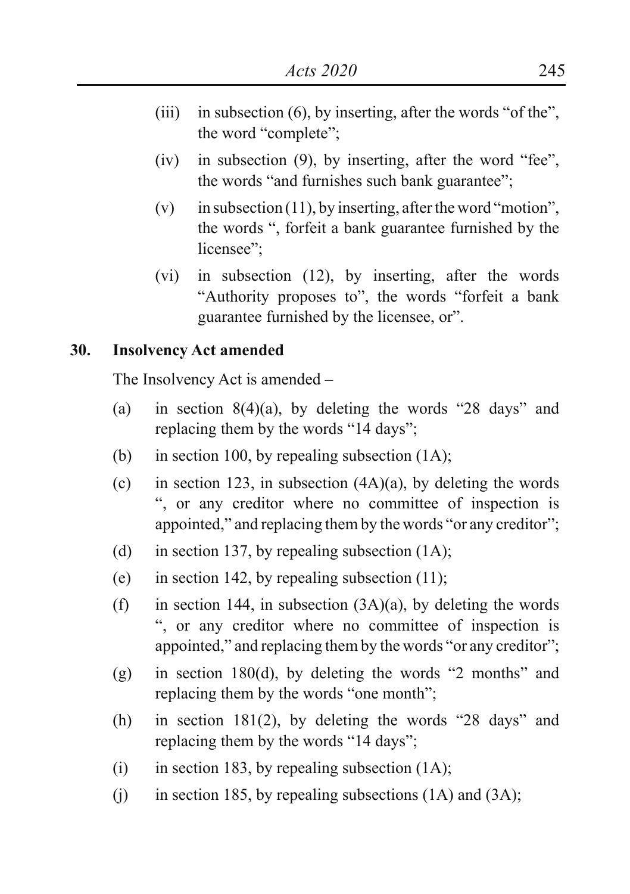(iii) in subsection (6), by inserting, after the words "of the", the word "complete";

(iv) in subsection (9), by inserting, after the word "fee", the words "and furnishes such bank guarantee";

(v) in subsection (11), by inserting, after the word "motion", the words ", forfeit a bank guarantee furnished by the licensee";

(vi) in subsection (12), by inserting, after the words "Authority proposes to", the words "forfeit a bank guarantee furnished by the licensee, or".

**30. Insolvency Act amended**

The Insolvency Act is amended –

(a) in section 8(4)(a), by deleting the words "28 days" and replacing them by the words "14 days";

(b) in section 100, by repealing subsection (1A);

(c) in section 123, in subsection (4A)(a), by deleting the words ", or any creditor where no committee of inspection is appointed," and replacing them by the words "or any creditor";

(d) in section 137, by repealing subsection (1A);

(e) in section 142, by repealing subsection (11);

(f) in section 144, in subsection (3A)(a), by deleting the words ", or any creditor where no committee of inspection is appointed," and replacing them by the words "or any creditor";

(g) in section 180(d), by deleting the words "2 months" and replacing them by the words "one month";

(h) in section 181(2), by deleting the words "28 days" and replacing them by the words "14 days";

(i) in section 183, by repealing subsection (1A);

(j) in section 185, by repealing subsections (1A) and (3A);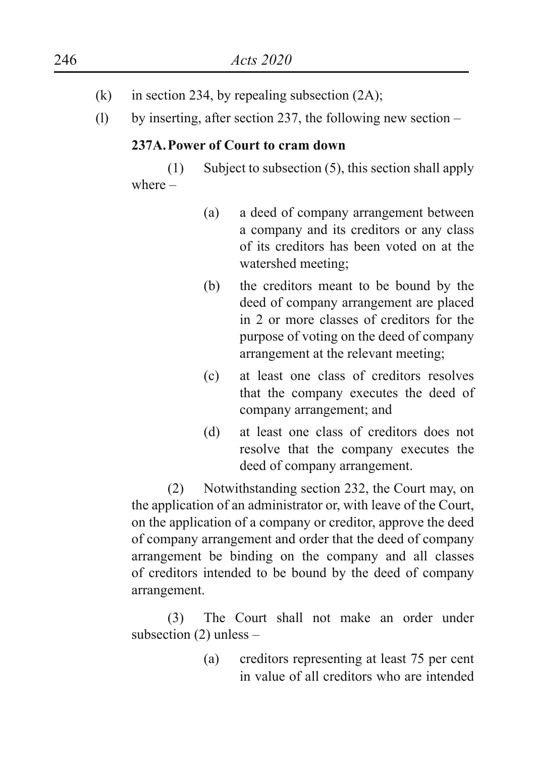(k) in section 234, by repealing subsection (2A);

(l) by inserting, after section 237, the following new section –

**237A. Power of Court to cram down**

(1) Subject to subsection (5), this section shall apply where –

(a) a deed of company arrangement between a company and its creditors or any class of its creditors has been voted on at the watershed meeting;

(b) the creditors meant to be bound by the deed of company arrangement are placed in 2 or more classes of creditors for the purpose of voting on the deed of company arrangement at the relevant meeting;

(c) at least one class of creditors resolves that the company executes the deed of company arrangement; and

(d) at least one class of creditors does not resolve that the company executes the deed of company arrangement.

(2) Notwithstanding section 232, the Court may, on the application of an administrator or, with leave of the Court, on the application of a company or creditor, approve the deed of company arrangement and order that the deed of company arrangement be binding on the company and all classes of creditors intended to be bound by the deed of company arrangement.

(3) The Court shall not make an order under subsection (2) unless –

(a) creditors representing at least 75 per cent in value of all creditors who are intended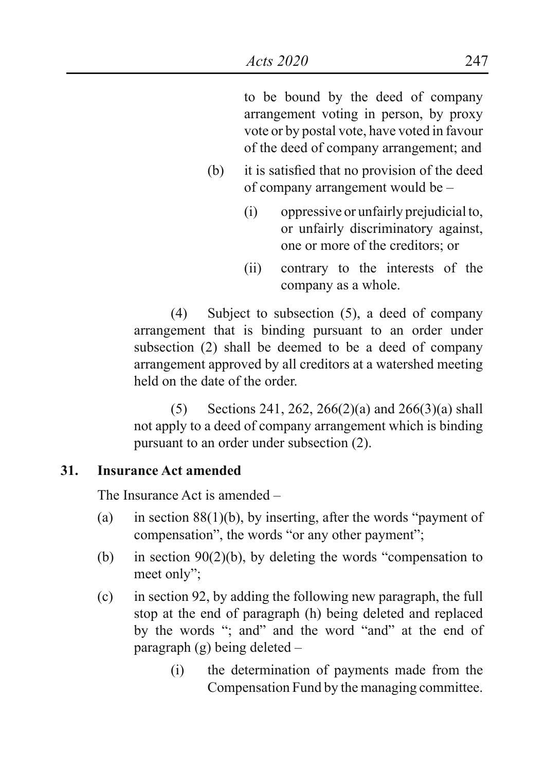to be bound by the deed of company arrangement voting in person, by proxy vote or by postal vote, have voted in favour of the deed of company arrangement; and

(b) it is satisfied that no provision of the deed of company arrangement would be –

(i) oppressive or unfairly prejudicial to, or unfairly discriminatory against, one or more of the creditors; or

(ii) contrary to the interests of the company as a whole.

(4) Subject to subsection (5), a deed of company arrangement that is binding pursuant to an order under subsection (2) shall be deemed to be a deed of company arrangement approved by all creditors at a watershed meeting held on the date of the order.

(5) Sections 241, 262, 266(2)(a) and 266(3)(a) shall not apply to a deed of company arrangement which is binding pursuant to an order under subsection (2).

**31. Insurance Act amended**

The Insurance Act is amended –

(a) in section 88(1)(b), by inserting, after the words "payment of compensation", the words "or any other payment";

(b) in section 90(2)(b), by deleting the words "compensation to meet only";

(c) in section 92, by adding the following new paragraph, the full stop at the end of paragraph (h) being deleted and replaced by the words "; and" and the word "and" at the end of paragraph (g) being deleted –

(i) the determination of payments made from the Compensation Fund by the managing committee.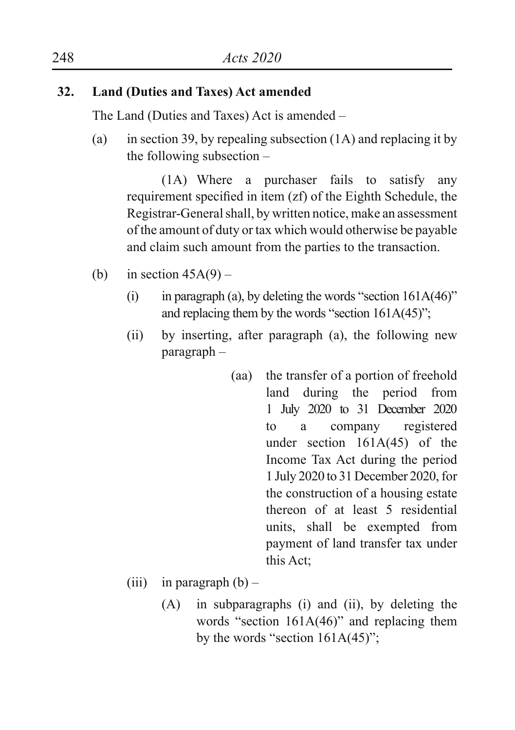**32. Land (Duties and Taxes) Act amended**

The Land (Duties and Taxes) Act is amended –

(a) in section 39, by repealing subsection (1A) and replacing it by the following subsection –

> (1A) Where a purchaser fails to satisfy any requirement specified in item (zf) of the Eighth Schedule, the Registrar-General shall, by written notice, make an assessment of the amount of duty or tax which would otherwise be payable and claim such amount from the parties to the transaction.

(b) in section 45A(9) –

> (i) in paragraph (a), by deleting the words "section 161A(46)" and replacing them by the words "section 161A(45)";
>
> (ii) by inserting, after paragraph (a), the following new paragraph –
>
> > (aa) the transfer of a portion of freehold land during the period from 1 July 2020 to 31 December 2020 to a company registered under section 161A(45) of the Income Tax Act during the period 1 July 2020 to 31 December 2020, for the construction of a housing estate thereon of at least 5 residential units, shall be exempted from payment of land transfer tax under this Act;
>
> (iii) in paragraph (b) –
>
> > (A) in subparagraphs (i) and (ii), by deleting the words "section 161A(46)" and replacing them by the words "section 161A(45)";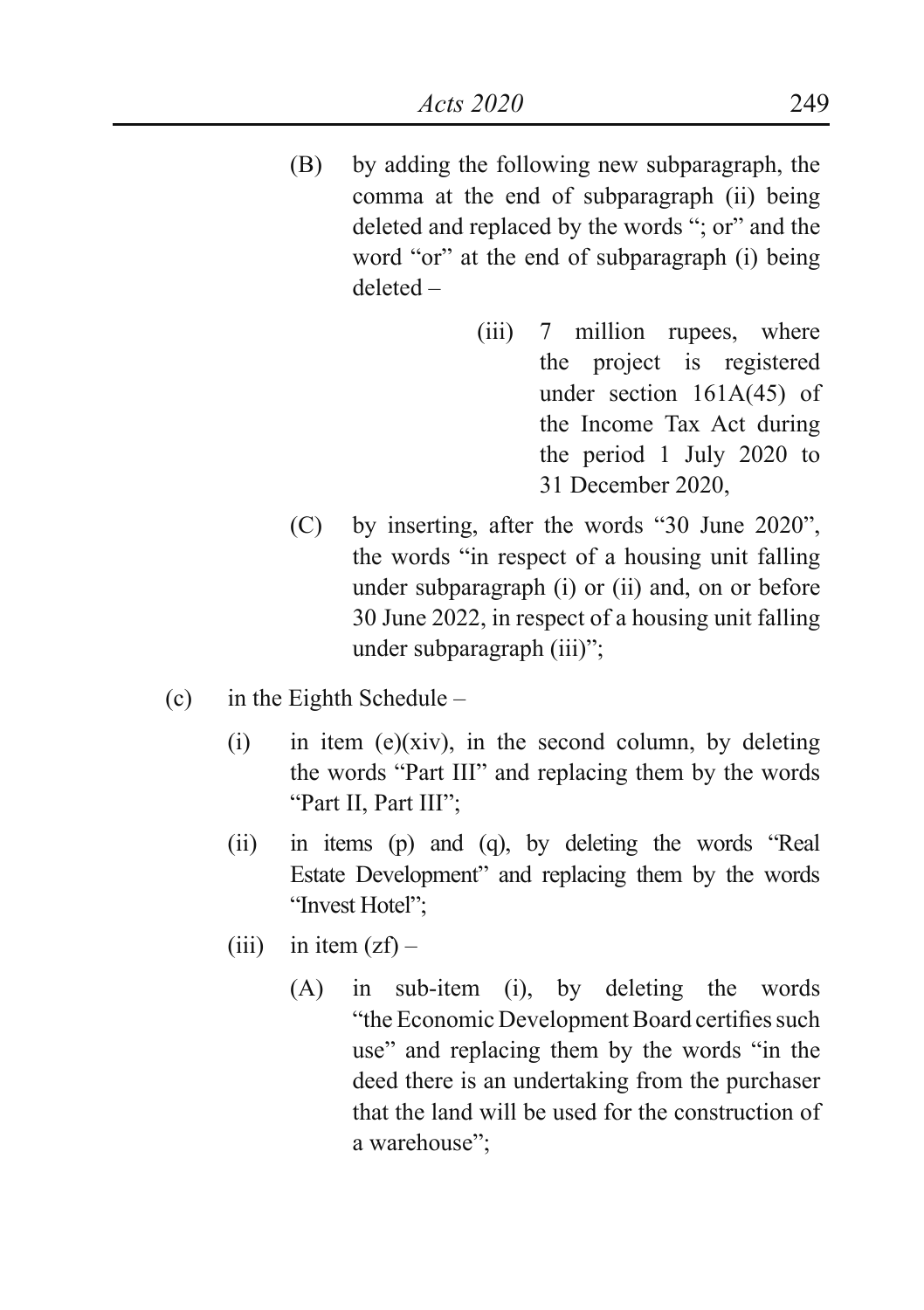(B) by adding the following new subparagraph, the comma at the end of subparagraph (ii) being deleted and replaced by the words "; or" and the word "or" at the end of subparagraph (i) being deleted –

> (iii) 7 million rupees, where the project is registered under section 161A(45) of the Income Tax Act during the period 1 July 2020 to 31 December 2020,

(C) by inserting, after the words "30 June 2020", the words "in respect of a housing unit falling under subparagraph (i) or (ii) and, on or before 30 June 2022, in respect of a housing unit falling under subparagraph (iii)";

(c) in the Eighth Schedule –

(i) in item (e)(xiv), in the second column, by deleting the words "Part III" and replacing them by the words "Part II, Part III";

(ii) in items (p) and (q), by deleting the words "Real Estate Development" and replacing them by the words "Invest Hotel";

(iii) in item (zf) –

(A) in sub-item (i), by deleting the words "the Economic Development Board certifies such use" and replacing them by the words "in the deed there is an undertaking from the purchaser that the land will be used for the construction of a warehouse";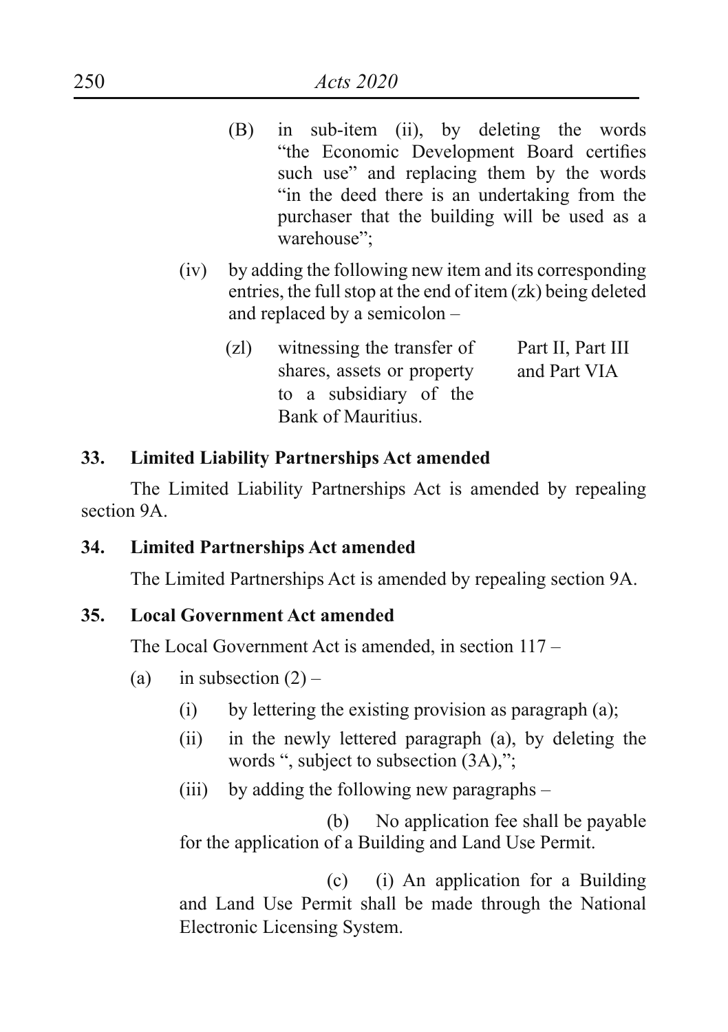(B) in sub-item (ii), by deleting the words "the Economic Development Board certifies such use" and replacing them by the words "in the deed there is an undertaking from the purchaser that the building will be used as a warehouse";

(iv) by adding the following new item and its corresponding entries, the full stop at the end of item (zk) being deleted and replaced by a semicolon –

| | |
|---|---|
| (zl) witnessing the transfer of shares, assets or property to a subsidiary of the Bank of Mauritius. | Part II, Part III and Part VIA |

**33. Limited Liability Partnerships Act amended**

The Limited Liability Partnerships Act is amended by repealing section 9A.

**34. Limited Partnerships Act amended**

The Limited Partnerships Act is amended by repealing section 9A.

**35. Local Government Act amended**

The Local Government Act is amended, in section 117 –

(a) in subsection (2) –

(i) by lettering the existing provision as paragraph (a);

(ii) in the newly lettered paragraph (a), by deleting the words ", subject to subsection (3A),";

(iii) by adding the following new paragraphs –

(b) No application fee shall be payable for the application of a Building and Land Use Permit.

(c) (i) An application for a Building and Land Use Permit shall be made through the National Electronic Licensing System.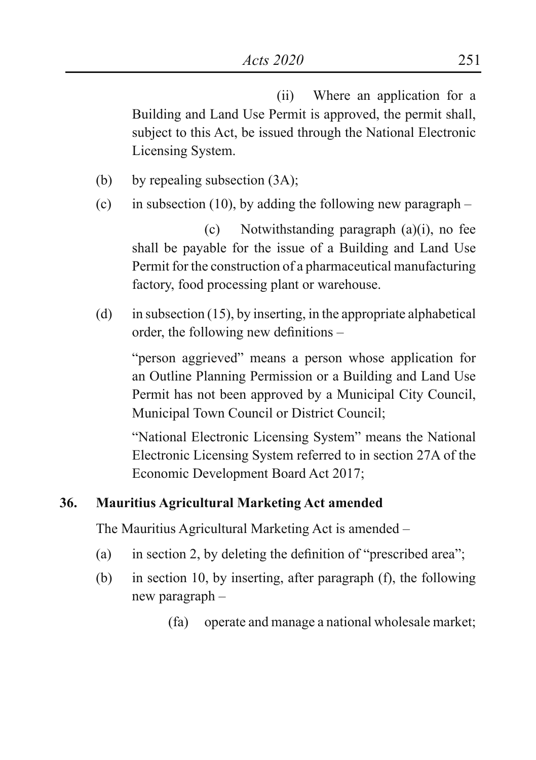(ii) Where an application for a Building and Land Use Permit is approved, the permit shall, subject to this Act, be issued through the National Electronic Licensing System.

(b) by repealing subsection (3A);

(c) in subsection (10), by adding the following new paragraph –

(c) Notwithstanding paragraph (a)(i), no fee shall be payable for the issue of a Building and Land Use Permit for the construction of a pharmaceutical manufacturing factory, food processing plant or warehouse.

(d) in subsection (15), by inserting, in the appropriate alphabetical order, the following new definitions –

"person aggrieved" means a person whose application for an Outline Planning Permission or a Building and Land Use Permit has not been approved by a Municipal City Council, Municipal Town Council or District Council;

"National Electronic Licensing System" means the National Electronic Licensing System referred to in section 27A of the Economic Development Board Act 2017;

**36. Mauritius Agricultural Marketing Act amended**

The Mauritius Agricultural Marketing Act is amended –

(a) in section 2, by deleting the definition of "prescribed area";

(b) in section 10, by inserting, after paragraph (f), the following new paragraph –

(fa) operate and manage a national wholesale market;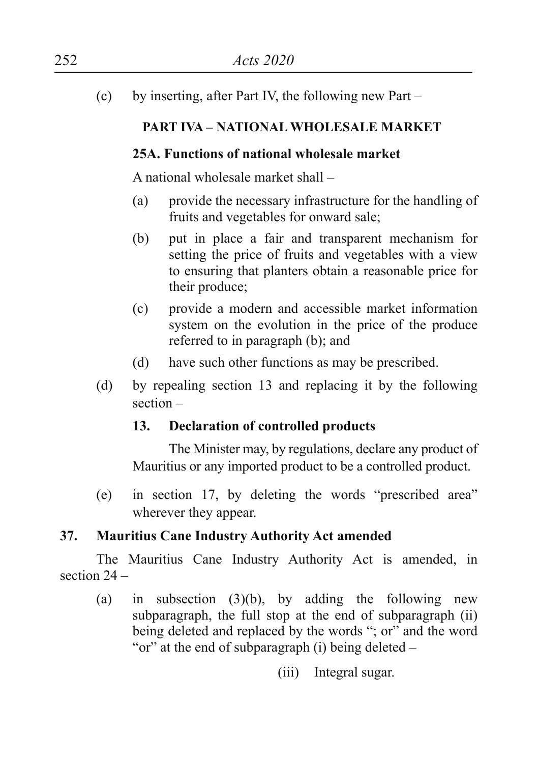(c) by inserting, after Part IV, the following new Part –

**PART IVA – NATIONAL WHOLESALE MARKET**

**25A. Functions of national wholesale market**

A national wholesale market shall –

(a) provide the necessary infrastructure for the handling of fruits and vegetables for onward sale;

(b) put in place a fair and transparent mechanism for setting the price of fruits and vegetables with a view to ensuring that planters obtain a reasonable price for their produce;

(c) provide a modern and accessible market information system on the evolution in the price of the produce referred to in paragraph (b); and

(d) have such other functions as may be prescribed.

(d) by repealing section 13 and replacing it by the following section –

**13. Declaration of controlled products**

The Minister may, by regulations, declare any product of Mauritius or any imported product to be a controlled product.

(e) in section 17, by deleting the words "prescribed area" wherever they appear.

**37. Mauritius Cane Industry Authority Act amended**

The Mauritius Cane Industry Authority Act is amended, in section 24 –

(a) in subsection (3)(b), by adding the following new subparagraph, the full stop at the end of subparagraph (ii) being deleted and replaced by the words "; or" and the word "or" at the end of subparagraph (i) being deleted –

(iii) Integral sugar.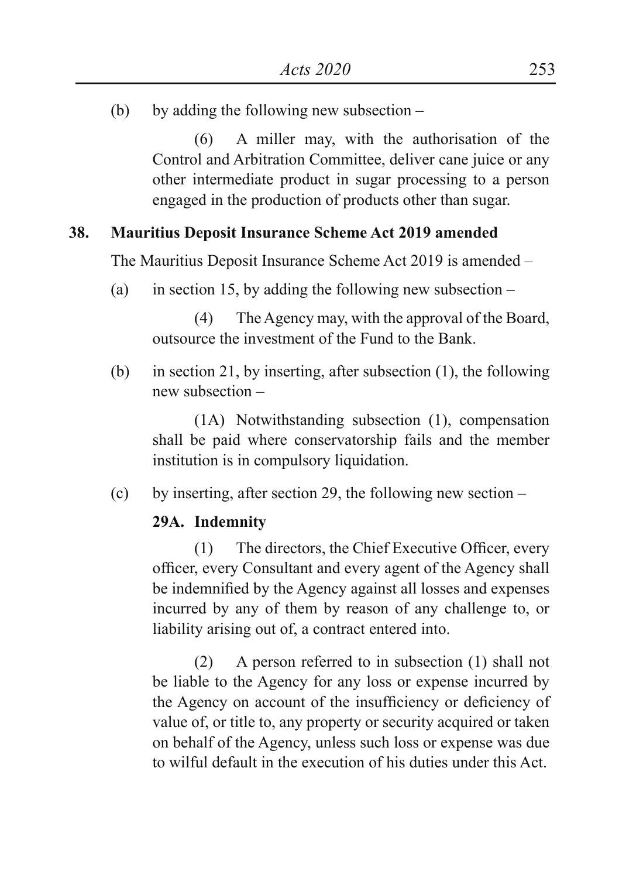(b) by adding the following new subsection –

(6) A miller may, with the authorisation of the Control and Arbitration Committee, deliver cane juice or any other intermediate product in sugar processing to a person engaged in the production of products other than sugar.

**38. Mauritius Deposit Insurance Scheme Act 2019 amended**

The Mauritius Deposit Insurance Scheme Act 2019 is amended –

(a) in section 15, by adding the following new subsection –

(4) The Agency may, with the approval of the Board, outsource the investment of the Fund to the Bank.

(b) in section 21, by inserting, after subsection (1), the following new subsection –

(1A) Notwithstanding subsection (1), compensation shall be paid where conservatorship fails and the member institution is in compulsory liquidation.

(c) by inserting, after section 29, the following new section –

**29A. Indemnity**

(1) The directors, the Chief Executive Officer, every officer, every Consultant and every agent of the Agency shall be indemnified by the Agency against all losses and expenses incurred by any of them by reason of any challenge to, or liability arising out of, a contract entered into.

(2) A person referred to in subsection (1) shall not be liable to the Agency for any loss or expense incurred by the Agency on account of the insufficiency or deficiency of value of, or title to, any property or security acquired or taken on behalf of the Agency, unless such loss or expense was due to wilful default in the execution of his duties under this Act.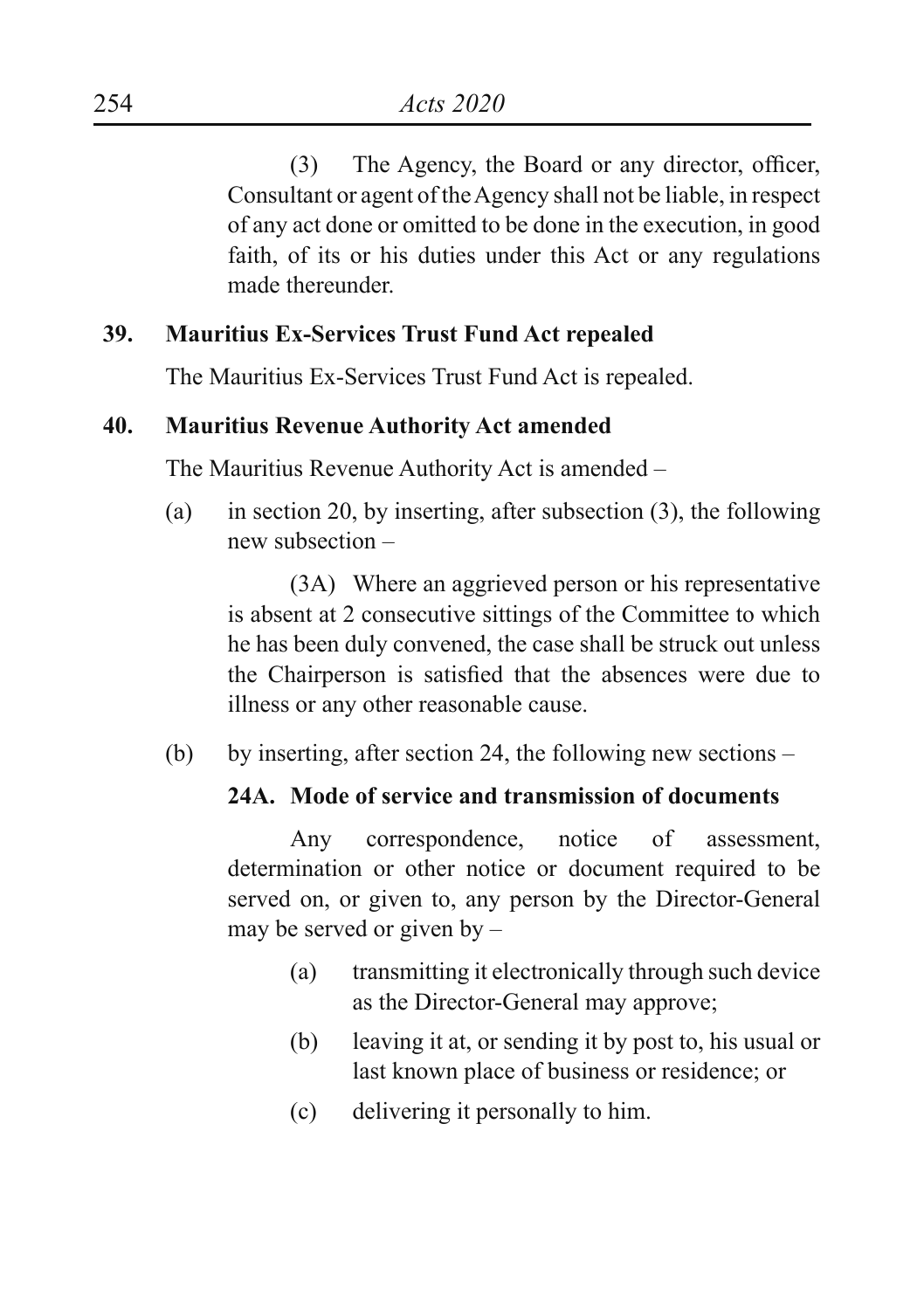(3) The Agency, the Board or any director, officer, Consultant or agent of the Agency shall not be liable, in respect of any act done or omitted to be done in the execution, in good faith, of its or his duties under this Act or any regulations made thereunder.

**39. Mauritius Ex-Services Trust Fund Act repealed**

The Mauritius Ex-Services Trust Fund Act is repealed.

**40. Mauritius Revenue Authority Act amended**

The Mauritius Revenue Authority Act is amended –

(a) in section 20, by inserting, after subsection (3), the following new subsection –

(3A) Where an aggrieved person or his representative is absent at 2 consecutive sittings of the Committee to which he has been duly convened, the case shall be struck out unless the Chairperson is satisfied that the absences were due to illness or any other reasonable cause.

(b) by inserting, after section 24, the following new sections –

**24A. Mode of service and transmission of documents**

Any correspondence, notice of assessment, determination or other notice or document required to be served on, or given to, any person by the Director-General may be served or given by –

(a) transmitting it electronically through such device as the Director-General may approve;

(b) leaving it at, or sending it by post to, his usual or last known place of business or residence; or

(c) delivering it personally to him.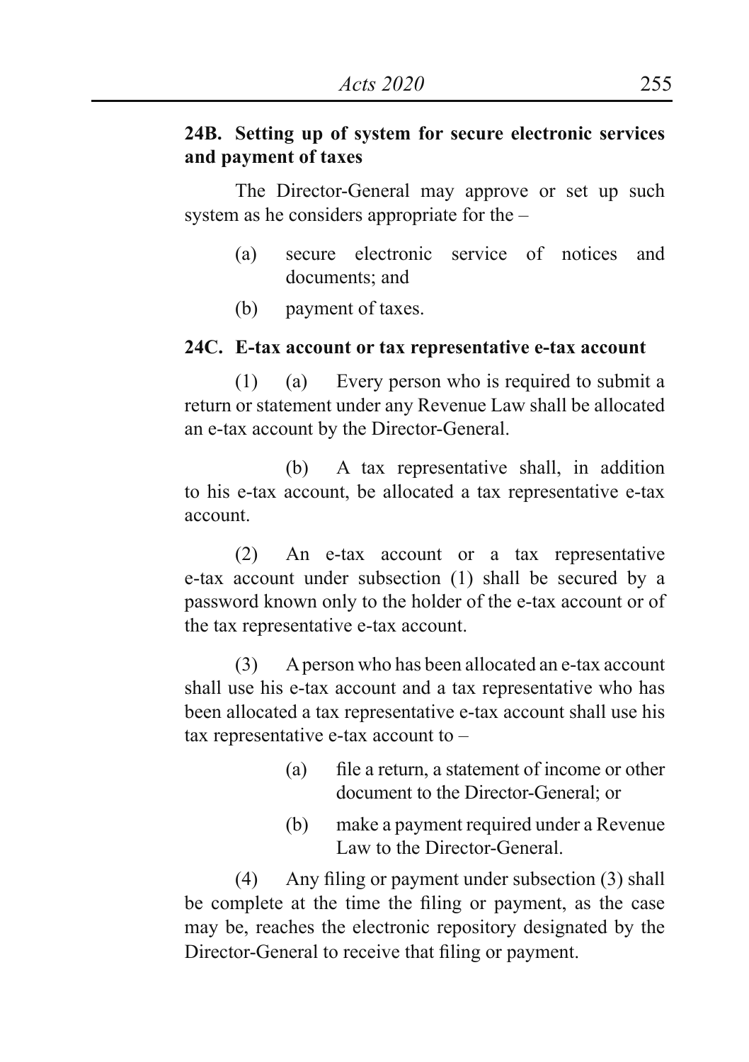**24B. Setting up of system for secure electronic services and payment of taxes**

The Director-General may approve or set up such system as he considers appropriate for the –

- (a) secure electronic service of notices and documents; and
- (b) payment of taxes.

**24C. E-tax account or tax representative e-tax account**

(1) (a) Every person who is required to submit a return or statement under any Revenue Law shall be allocated an e-tax account by the Director-General.

(b) A tax representative shall, in addition to his e-tax account, be allocated a tax representative e-tax account.

(2) An e-tax account or a tax representative e-tax account under subsection (1) shall be secured by a password known only to the holder of the e-tax account or of the tax representative e-tax account.

(3) A person who has been allocated an e-tax account shall use his e-tax account and a tax representative who has been allocated a tax representative e-tax account shall use his tax representative e-tax account to –

- (a) file a return, a statement of income or other document to the Director-General; or
- (b) make a payment required under a Revenue Law to the Director-General.

(4) Any filing or payment under subsection (3) shall be complete at the time the filing or payment, as the case may be, reaches the electronic repository designated by the Director-General to receive that filing or payment.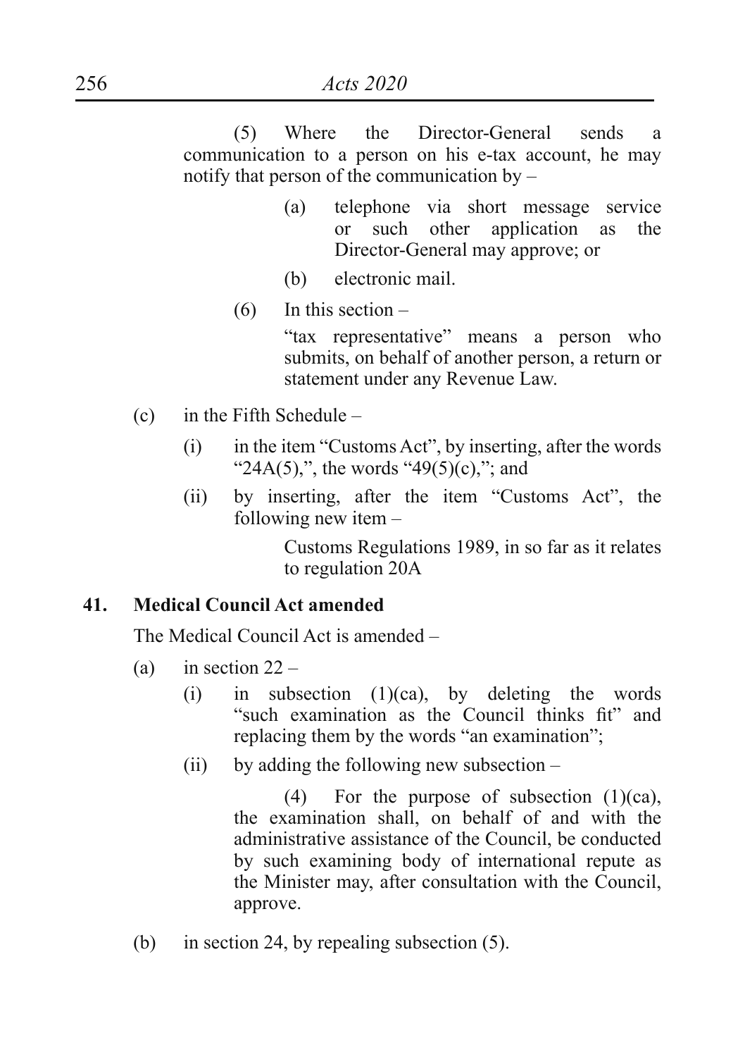(5) Where the Director-General sends a communication to a person on his e-tax account, he may notify that person of the communication by –

(a) telephone via short message service or such other application as the Director-General may approve; or

(b) electronic mail.

(6) In this section –

"tax representative" means a person who submits, on behalf of another person, a return or statement under any Revenue Law.

(c) in the Fifth Schedule –

(i) in the item "Customs Act", by inserting, after the words "24A(5),", the words "49(5)(c),"; and

(ii) by inserting, after the item "Customs Act", the following new item –

Customs Regulations 1989, in so far as it relates to regulation 20A

**41. Medical Council Act amended**

The Medical Council Act is amended –

(a) in section 22 –

(i) in subsection (1)(ca), by deleting the words "such examination as the Council thinks fit" and replacing them by the words "an examination";

(ii) by adding the following new subsection –

(4) For the purpose of subsection (1)(ca), the examination shall, on behalf of and with the administrative assistance of the Council, be conducted by such examining body of international repute as the Minister may, after consultation with the Council, approve.

(b) in section 24, by repealing subsection (5).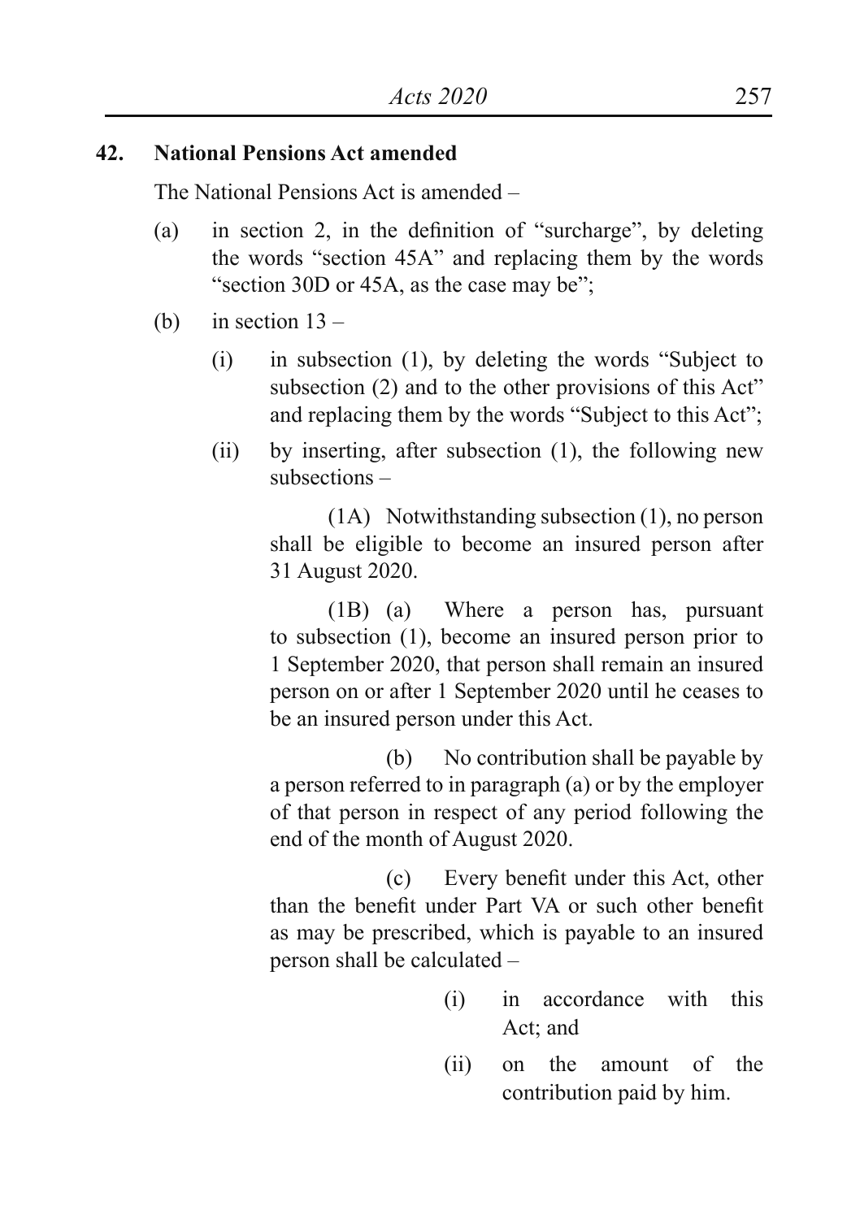**42. National Pensions Act amended**

The National Pensions Act is amended –

(a) in section 2, in the definition of "surcharge", by deleting the words "section 45A" and replacing them by the words "section 30D or 45A, as the case may be";

(b) in section 13 –

(i) in subsection (1), by deleting the words "Subject to subsection (2) and to the other provisions of this Act" and replacing them by the words "Subject to this Act";

(ii) by inserting, after subsection (1), the following new subsections –

(1A) Notwithstanding subsection (1), no person shall be eligible to become an insured person after 31 August 2020.

(1B) (a) Where a person has, pursuant to subsection (1), become an insured person prior to 1 September 2020, that person shall remain an insured person on or after 1 September 2020 until he ceases to be an insured person under this Act.

(b) No contribution shall be payable by a person referred to in paragraph (a) or by the employer of that person in respect of any period following the end of the month of August 2020.

(c) Every benefit under this Act, other than the benefit under Part VA or such other benefit as may be prescribed, which is payable to an insured person shall be calculated –

(i) in accordance with this Act; and

(ii) on the amount of the contribution paid by him.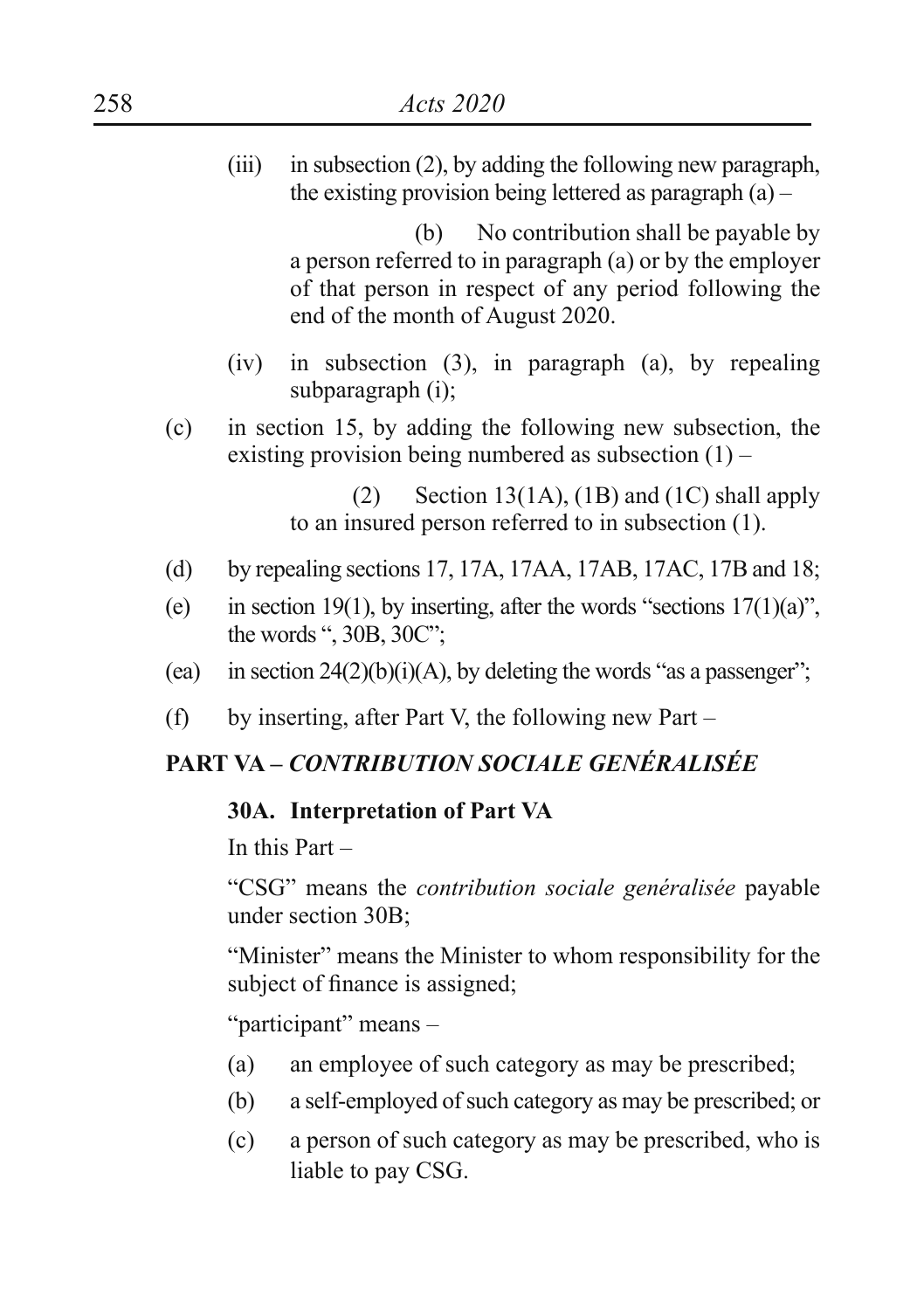(iii) in subsection (2), by adding the following new paragraph, the existing provision being lettered as paragraph (a) –

(b) No contribution shall be payable by a person referred to in paragraph (a) or by the employer of that person in respect of any period following the end of the month of August 2020.

(iv) in subsection (3), in paragraph (a), by repealing subparagraph (i);

(c) in section 15, by adding the following new subsection, the existing provision being numbered as subsection (1) –

(2) Section 13(1A), (1B) and (1C) shall apply to an insured person referred to in subsection (1).

(d) by repealing sections 17, 17A, 17AA, 17AB, 17AC, 17B and 18;

(e) in section 19(1), by inserting, after the words "sections 17(1)(a)", the words ", 30B, 30C";

(ea) in section 24(2)(b)(i)(A), by deleting the words "as a passenger";

(f) by inserting, after Part V, the following new Part –

## PART VA – *CONTRIBUTION SOCIALE GENÉRALISÉE*

### 30A. Interpretation of Part VA

In this Part –

"CSG" means the *contribution sociale genéralisée* payable under section 30B;

"Minister" means the Minister to whom responsibility for the subject of finance is assigned;

"participant" means –

(a) an employee of such category as may be prescribed;

(b) a self-employed of such category as may be prescribed; or

(c) a person of such category as may be prescribed, who is liable to pay CSG.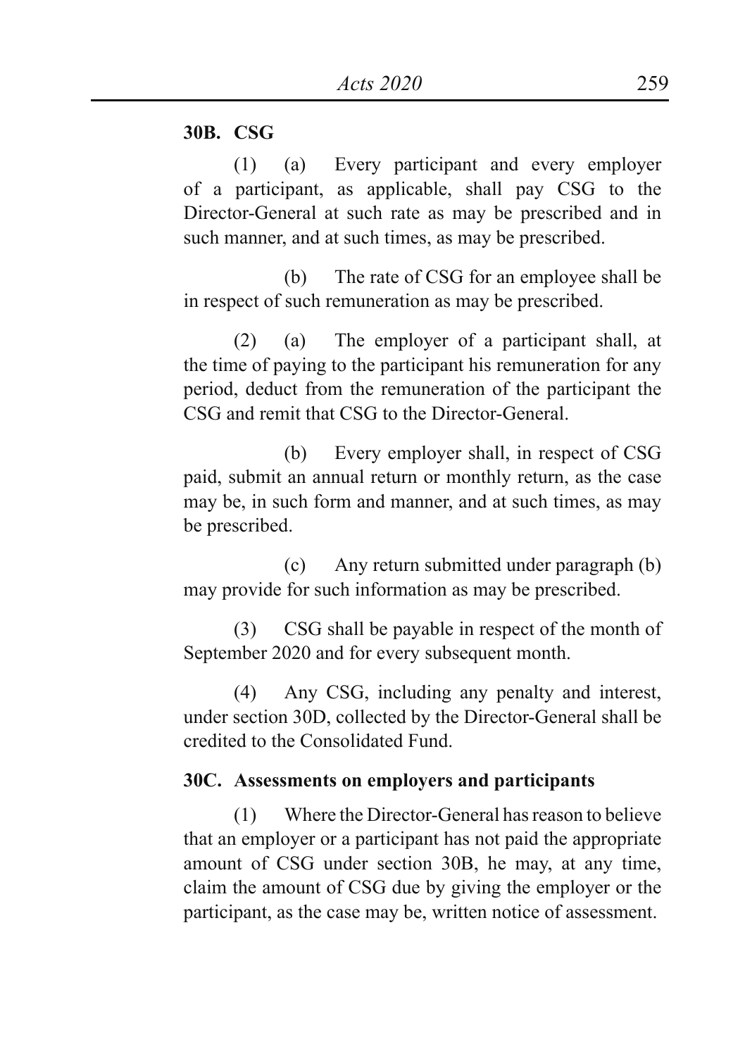**30B. CSG**

(1) (a) Every participant and every employer of a participant, as applicable, shall pay CSG to the Director-General at such rate as may be prescribed and in such manner, and at such times, as may be prescribed.

(b) The rate of CSG for an employee shall be in respect of such remuneration as may be prescribed.

(2) (a) The employer of a participant shall, at the time of paying to the participant his remuneration for any period, deduct from the remuneration of the participant the CSG and remit that CSG to the Director-General.

(b) Every employer shall, in respect of CSG paid, submit an annual return or monthly return, as the case may be, in such form and manner, and at such times, as may be prescribed.

(c) Any return submitted under paragraph (b) may provide for such information as may be prescribed.

(3) CSG shall be payable in respect of the month of September 2020 and for every subsequent month.

(4) Any CSG, including any penalty and interest, under section 30D, collected by the Director-General shall be credited to the Consolidated Fund.

**30C. Assessments on employers and participants**

(1) Where the Director-General has reason to believe that an employer or a participant has not paid the appropriate amount of CSG under section 30B, he may, at any time, claim the amount of CSG due by giving the employer or the participant, as the case may be, written notice of assessment.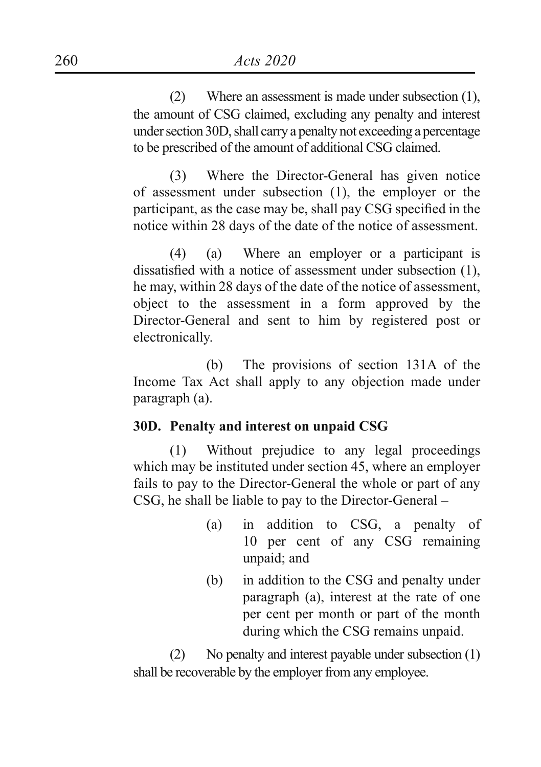(2) Where an assessment is made under subsection (1), the amount of CSG claimed, excluding any penalty and interest under section 30D, shall carry a penalty not exceeding a percentage to be prescribed of the amount of additional CSG claimed.

(3) Where the Director-General has given notice of assessment under subsection (1), the employer or the participant, as the case may be, shall pay CSG specified in the notice within 28 days of the date of the notice of assessment.

(4) (a) Where an employer or a participant is dissatisfied with a notice of assessment under subsection (1), he may, within 28 days of the date of the notice of assessment, object to the assessment in a form approved by the Director-General and sent to him by registered post or electronically.

(b) The provisions of section 131A of the Income Tax Act shall apply to any objection made under paragraph (a).

**30D. Penalty and interest on unpaid CSG**

(1) Without prejudice to any legal proceedings which may be instituted under section 45, where an employer fails to pay to the Director-General the whole or part of any CSG, he shall be liable to pay to the Director-General –

(a) in addition to CSG, a penalty of 10 per cent of any CSG remaining unpaid; and

(b) in addition to the CSG and penalty under paragraph (a), interest at the rate of one per cent per month or part of the month during which the CSG remains unpaid.

(2) No penalty and interest payable under subsection (1) shall be recoverable by the employer from any employee.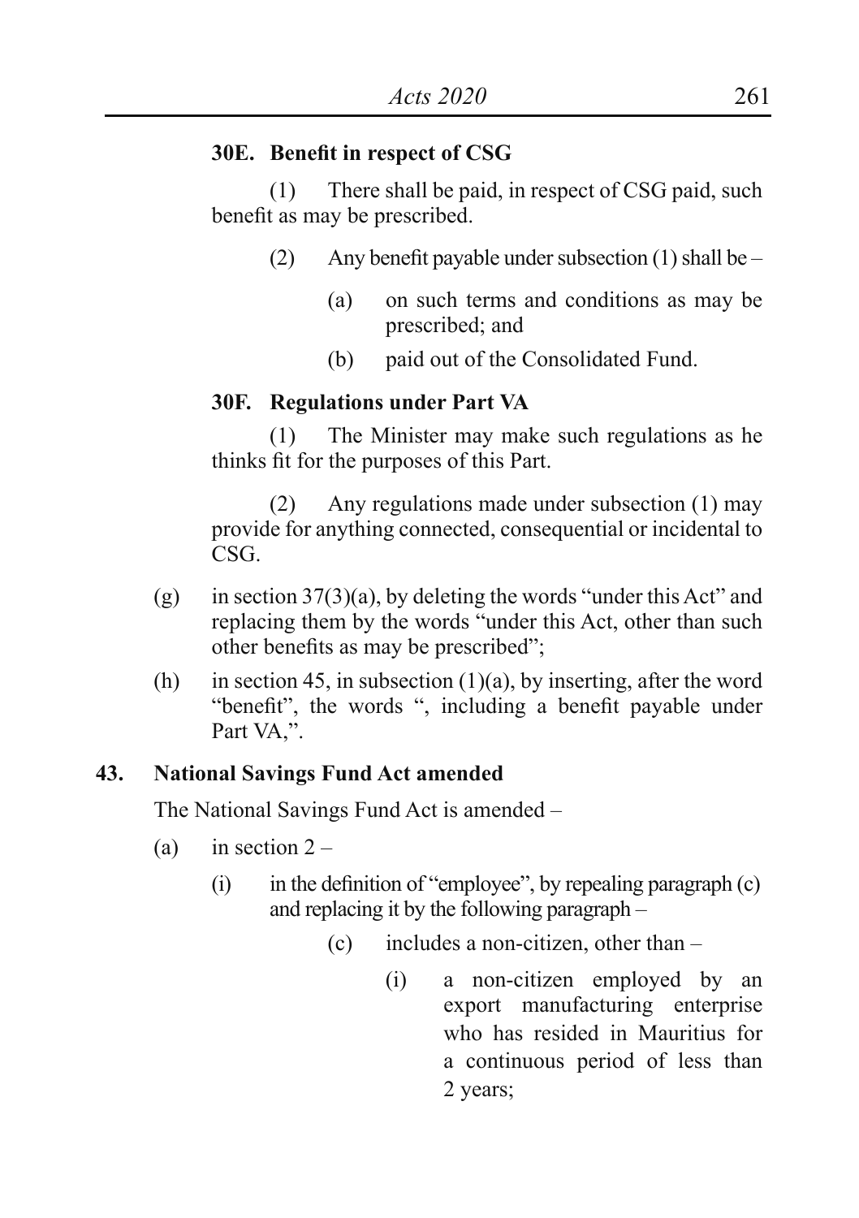**30E. Benefit in respect of CSG**

(1) There shall be paid, in respect of CSG paid, such benefit as may be prescribed.

(2) Any benefit payable under subsection (1) shall be –

(a) on such terms and conditions as may be prescribed; and

(b) paid out of the Consolidated Fund.

**30F. Regulations under Part VA**

(1) The Minister may make such regulations as he thinks fit for the purposes of this Part.

(2) Any regulations made under subsection (1) may provide for anything connected, consequential or incidental to CSG.

(g) in section 37(3)(a), by deleting the words "under this Act" and replacing them by the words "under this Act, other than such other benefits as may be prescribed";

(h) in section 45, in subsection (1)(a), by inserting, after the word "benefit", the words ", including a benefit payable under Part VA,".

## 43. National Savings Fund Act amended

The National Savings Fund Act is amended –

(a) in section 2 –

(i) in the definition of "employee", by repealing paragraph (c) and replacing it by the following paragraph –

(c) includes a non-citizen, other than –

(i) a non-citizen employed by an export manufacturing enterprise who has resided in Mauritius for a continuous period of less than 2 years;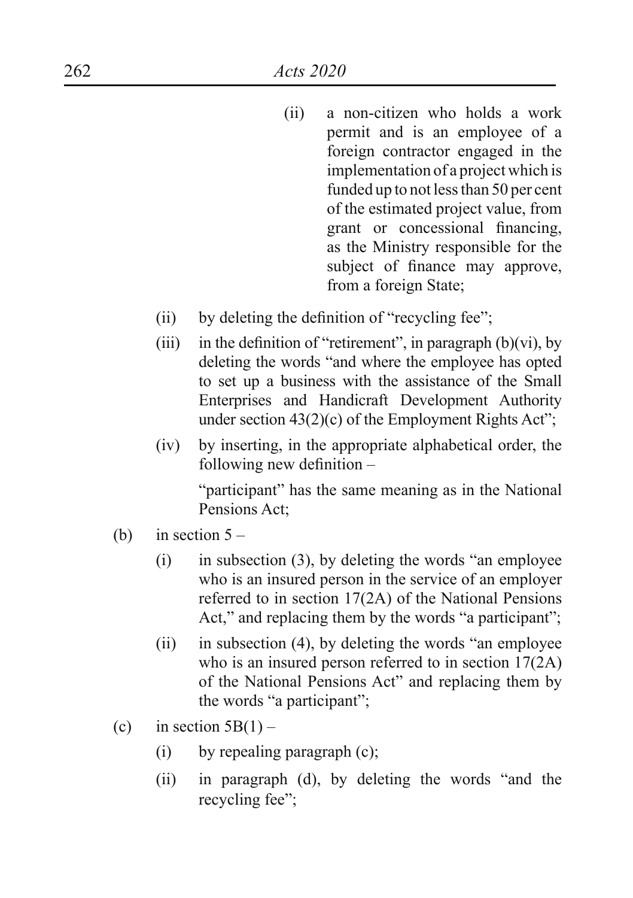(ii) a non-citizen who holds a work permit and is an employee of a foreign contractor engaged in the implementation of a project which is funded up to not less than 50 per cent of the estimated project value, from grant or concessional financing, as the Ministry responsible for the subject of finance may approve, from a foreign State;

(ii) by deleting the definition of "recycling fee";

(iii) in the definition of "retirement", in paragraph (b)(vi), by deleting the words "and where the employee has opted to set up a business with the assistance of the Small Enterprises and Handicraft Development Authority under section 43(2)(c) of the Employment Rights Act";

(iv) by inserting, in the appropriate alphabetical order, the following new definition –

"participant" has the same meaning as in the National Pensions Act;

(b) in section 5 –

(i) in subsection (3), by deleting the words "an employee who is an insured person in the service of an employer referred to in section 17(2A) of the National Pensions Act," and replacing them by the words "a participant";

(ii) in subsection (4), by deleting the words "an employee who is an insured person referred to in section 17(2A) of the National Pensions Act" and replacing them by the words "a participant";

(c) in section 5B(1) –

(i) by repealing paragraph (c);

(ii) in paragraph (d), by deleting the words "and the recycling fee";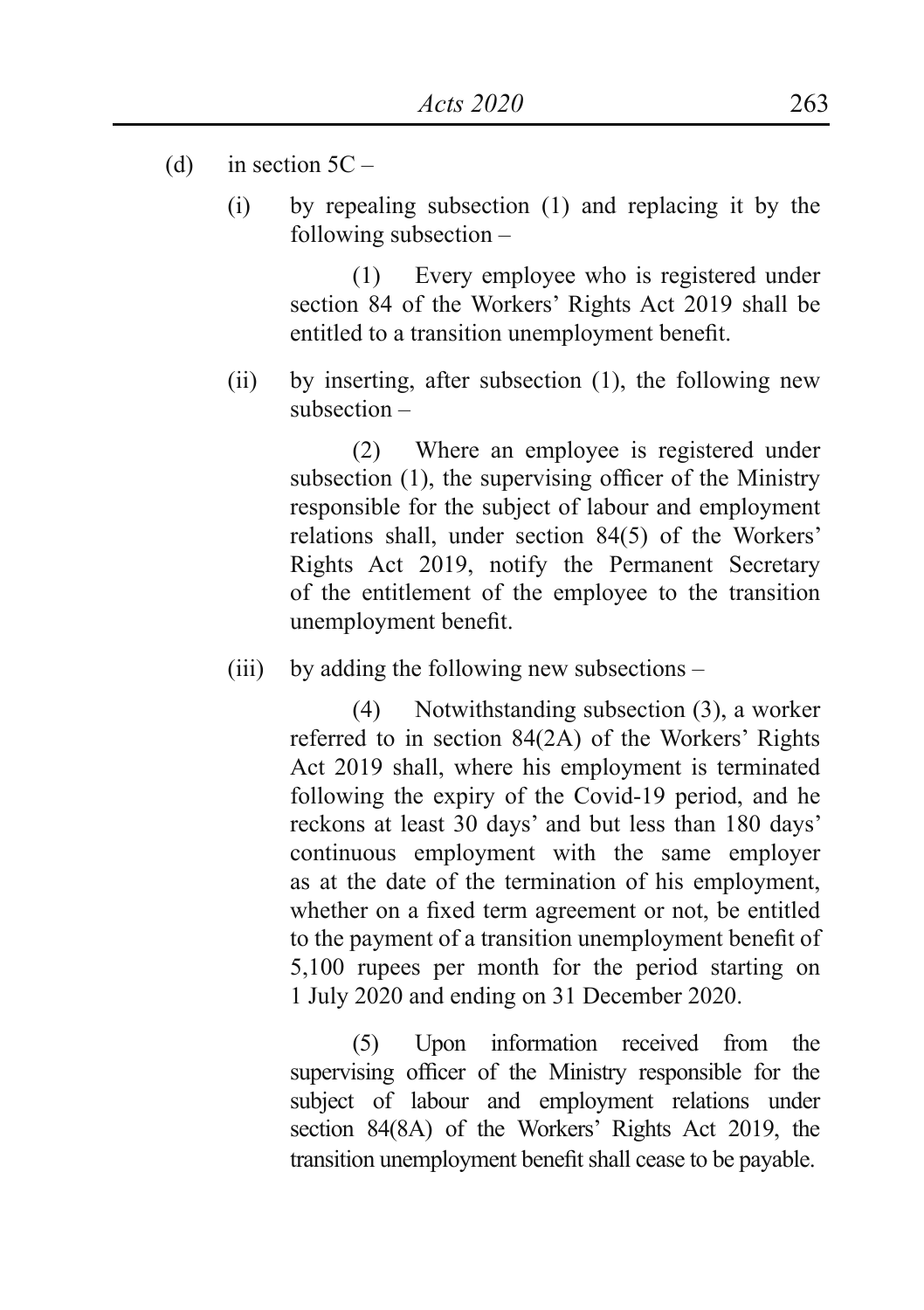(d) in section 5C –

(i) by repealing subsection (1) and replacing it by the following subsection –

(1) Every employee who is registered under section 84 of the Workers' Rights Act 2019 shall be entitled to a transition unemployment benefit.

(ii) by inserting, after subsection (1), the following new subsection –

(2) Where an employee is registered under subsection (1), the supervising officer of the Ministry responsible for the subject of labour and employment relations shall, under section 84(5) of the Workers' Rights Act 2019, notify the Permanent Secretary of the entitlement of the employee to the transition unemployment benefit.

(iii) by adding the following new subsections –

(4) Notwithstanding subsection (3), a worker referred to in section 84(2A) of the Workers' Rights Act 2019 shall, where his employment is terminated following the expiry of the Covid-19 period, and he reckons at least 30 days' and but less than 180 days' continuous employment with the same employer as at the date of the termination of his employment, whether on a fixed term agreement or not, be entitled to the payment of a transition unemployment benefit of 5,100 rupees per month for the period starting on 1 July 2020 and ending on 31 December 2020.

(5) Upon information received from the supervising officer of the Ministry responsible for the subject of labour and employment relations under section 84(8A) of the Workers' Rights Act 2019, the transition unemployment benefit shall cease to be payable.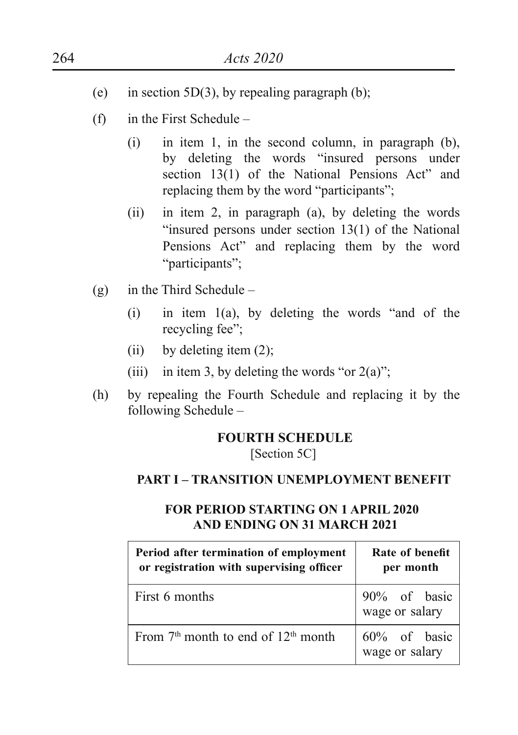(e) in section 5D(3), by repealing paragraph (b);

(f) in the First Schedule –

  (i) in item 1, in the second column, in paragraph (b), by deleting the words "insured persons under section 13(1) of the National Pensions Act" and replacing them by the word "participants";

  (ii) in item 2, in paragraph (a), by deleting the words "insured persons under section 13(1) of the National Pensions Act" and replacing them by the word "participants";

(g) in the Third Schedule –

  (i) in item 1(a), by deleting the words "and of the recycling fee";

  (ii) by deleting item (2);

  (iii) in item 3, by deleting the words "or 2(a)";

(h) by repealing the Fourth Schedule and replacing it by the following Schedule –

**FOURTH SCHEDULE**

[Section 5C]

**PART I – TRANSITION UNEMPLOYMENT BENEFIT**

**FOR PERIOD STARTING ON 1 APRIL 2020 AND ENDING ON 31 MARCH 2021**

| Period after termination of employment or registration with supervising officer | Rate of benefit per month |
|---|---|
| First 6 months | 90% of basic wage or salary |
| From 7th month to end of 12th month | 60% of basic wage or salary |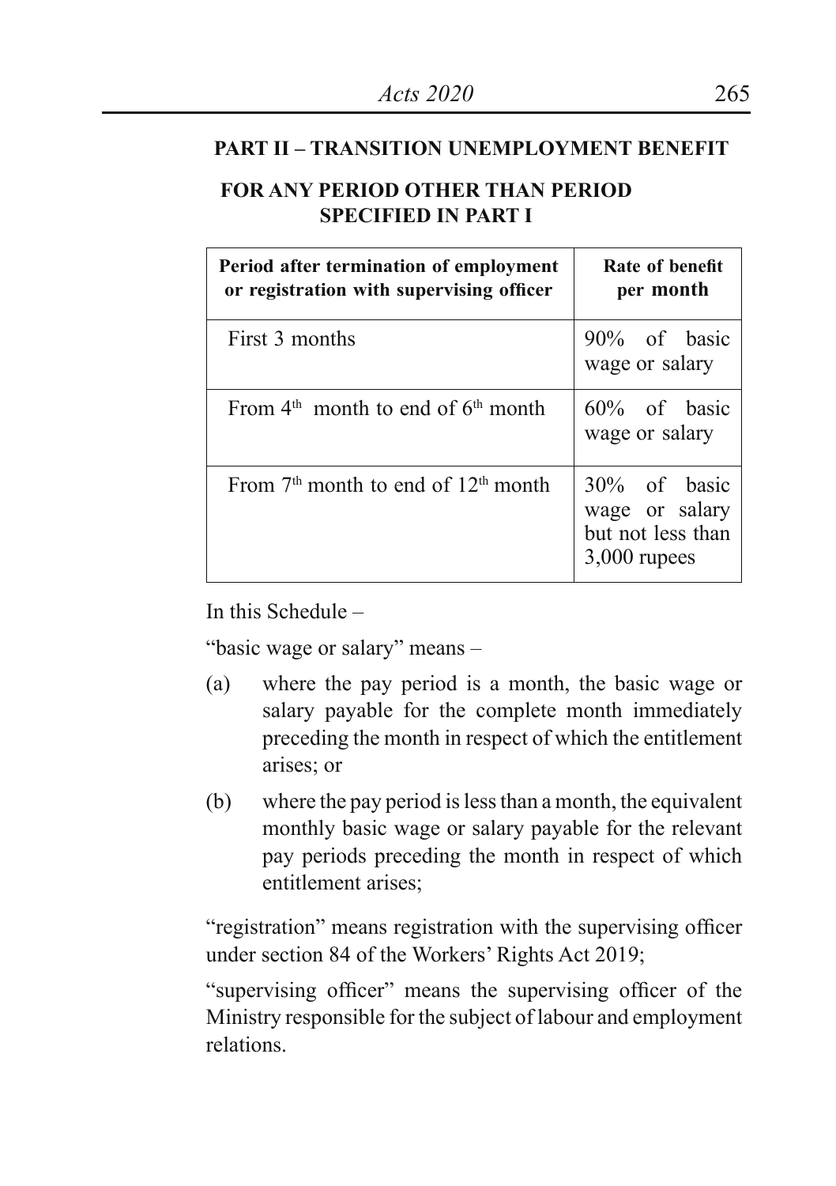## PART II – TRANSITION UNEMPLOYMENT BENEFIT

### FOR ANY PERIOD OTHER THAN PERIOD SPECIFIED IN PART I

| Period after termination of employment or registration with supervising officer | Rate of benefit per month |
|---|---|
| First 3 months | 90% of basic wage or salary |
| From 4th month to end of 6th month | 60% of basic wage or salary |
| From 7th month to end of 12th month | 30% of basic wage or salary but not less than 3,000 rupees |

In this Schedule –

"basic wage or salary" means –

(a) where the pay period is a month, the basic wage or salary payable for the complete month immediately preceding the month in respect of which the entitlement arises; or

(b) where the pay period is less than a month, the equivalent monthly basic wage or salary payable for the relevant pay periods preceding the month in respect of which entitlement arises;

"registration" means registration with the supervising officer under section 84 of the Workers' Rights Act 2019;

"supervising officer" means the supervising officer of the Ministry responsible for the subject of labour and employment relations.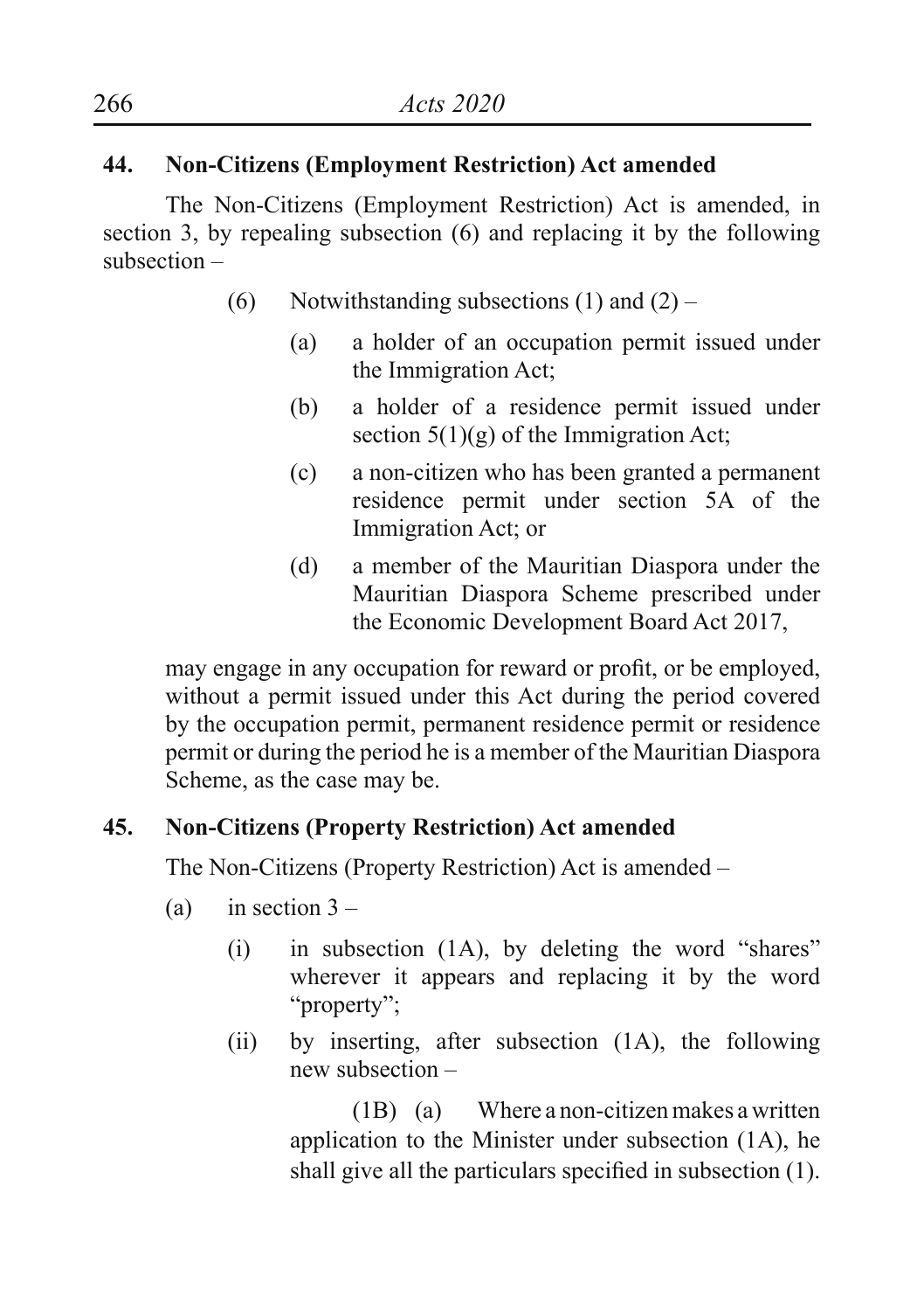**44. Non-Citizens (Employment Restriction) Act amended**

The Non-Citizens (Employment Restriction) Act is amended, in section 3, by repealing subsection (6) and replacing it by the following subsection –

(6) Notwithstanding subsections (1) and (2) –

(a) a holder of an occupation permit issued under the Immigration Act;

(b) a holder of a residence permit issued under section 5(1)(g) of the Immigration Act;

(c) a non-citizen who has been granted a permanent residence permit under section 5A of the Immigration Act; or

(d) a member of the Mauritian Diaspora under the Mauritian Diaspora Scheme prescribed under the Economic Development Board Act 2017,

may engage in any occupation for reward or profit, or be employed, without a permit issued under this Act during the period covered by the occupation permit, permanent residence permit or residence permit or during the period he is a member of the Mauritian Diaspora Scheme, as the case may be.

**45. Non-Citizens (Property Restriction) Act amended**

The Non-Citizens (Property Restriction) Act is amended –

(a) in section 3 –

(i) in subsection (1A), by deleting the word "shares" wherever it appears and replacing it by the word "property";

(ii) by inserting, after subsection (1A), the following new subsection –

(1B) (a) Where a non-citizen makes a written application to the Minister under subsection (1A), he shall give all the particulars specified in subsection (1).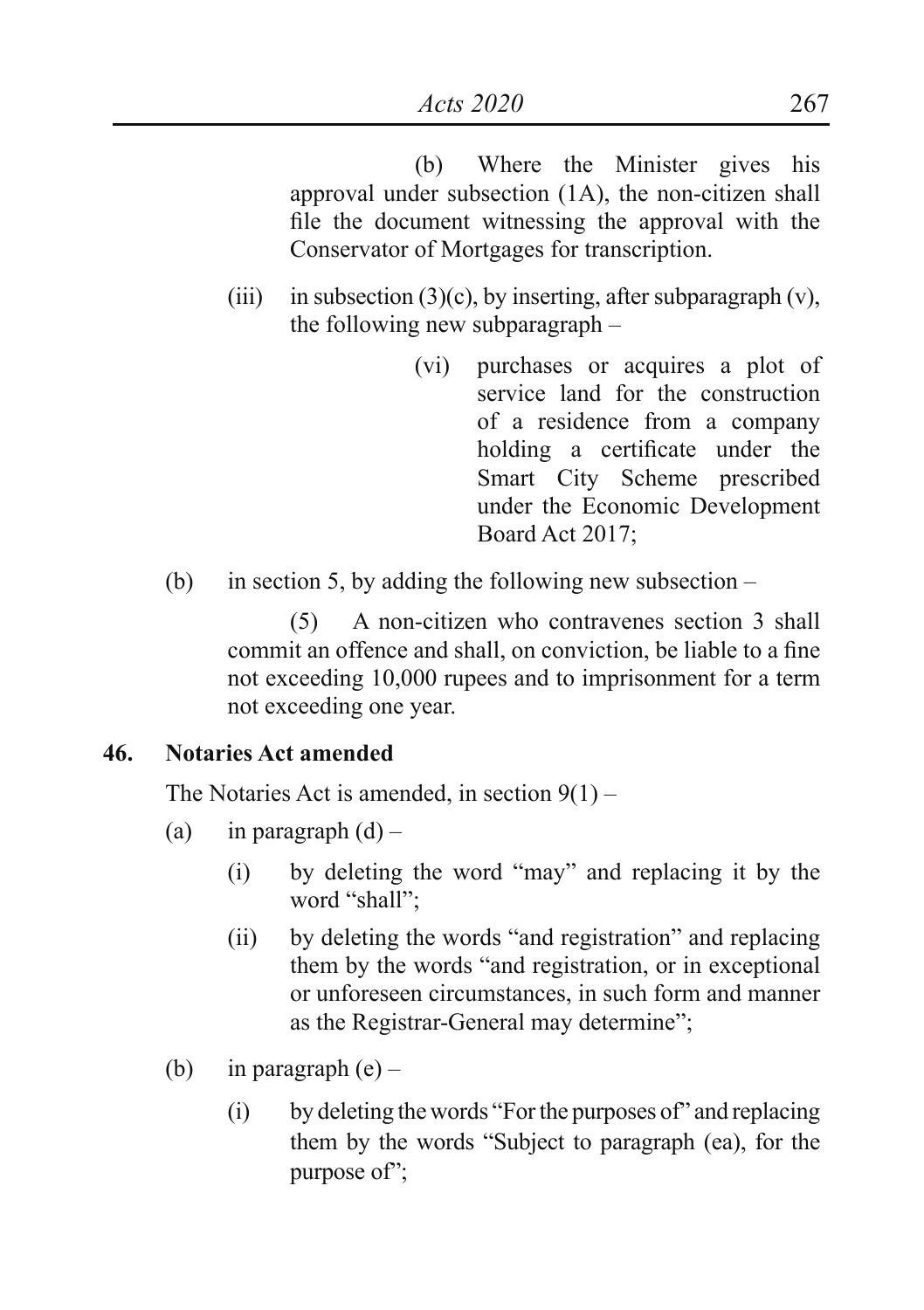(b) Where the Minister gives his approval under subsection (1A), the non-citizen shall file the document witnessing the approval with the Conservator of Mortgages for transcription.

(iii) in subsection (3)(c), by inserting, after subparagraph (v), the following new subparagraph –

(vi) purchases or acquires a plot of service land for the construction of a residence from a company holding a certificate under the Smart City Scheme prescribed under the Economic Development Board Act 2017;

(b) in section 5, by adding the following new subsection –

(5) A non-citizen who contravenes section 3 shall commit an offence and shall, on conviction, be liable to a fine not exceeding 10,000 rupees and to imprisonment for a term not exceeding one year.

**46. Notaries Act amended**

The Notaries Act is amended, in section 9(1) –

(a) in paragraph (d) –

(i) by deleting the word "may" and replacing it by the word "shall";

(ii) by deleting the words "and registration" and replacing them by the words "and registration, or in exceptional or unforeseen circumstances, in such form and manner as the Registrar-General may determine";

(b) in paragraph (e) –

(i) by deleting the words "For the purposes of" and replacing them by the words "Subject to paragraph (ea), for the purpose of";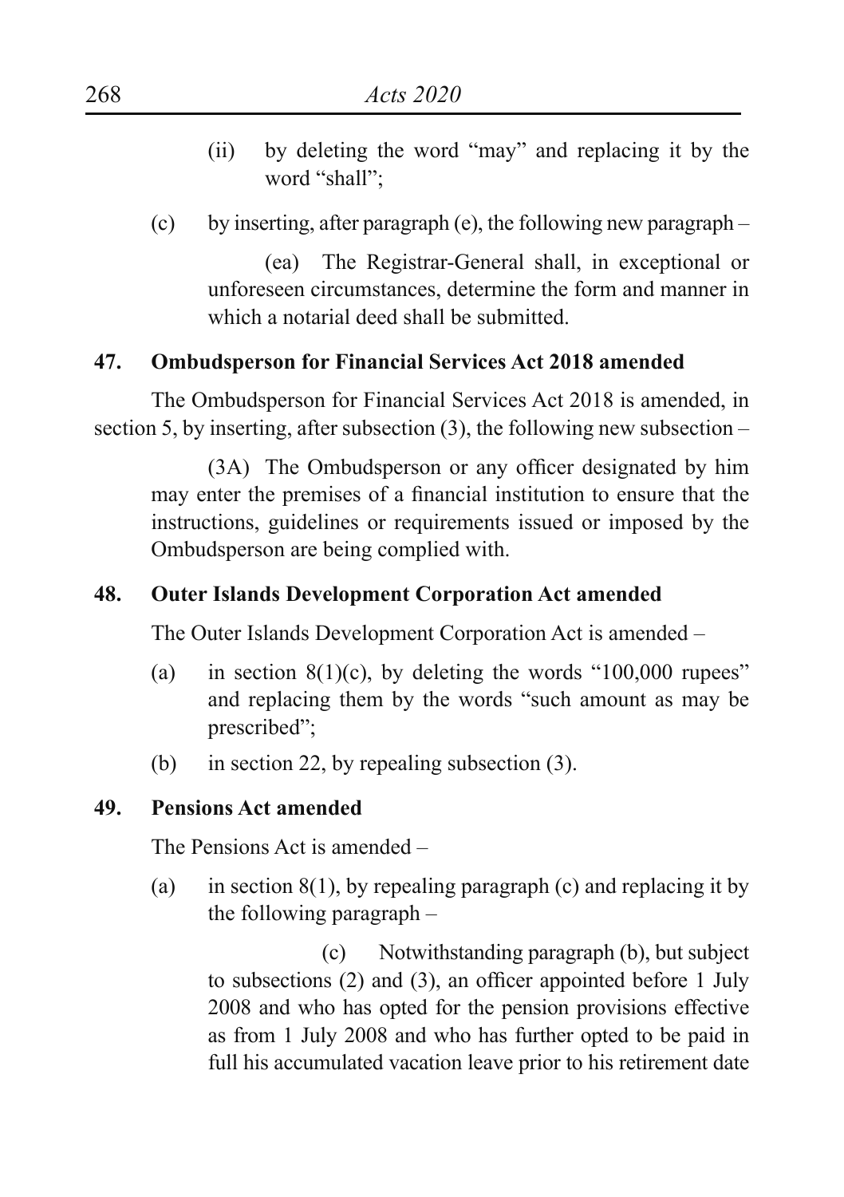(ii) by deleting the word "may" and replacing it by the word "shall";

(c) by inserting, after paragraph (e), the following new paragraph –

(ea) The Registrar-General shall, in exceptional or unforeseen circumstances, determine the form and manner in which a notarial deed shall be submitted.

**47. Ombudsperson for Financial Services Act 2018 amended**

The Ombudsperson for Financial Services Act 2018 is amended, in section 5, by inserting, after subsection (3), the following new subsection –

(3A) The Ombudsperson or any officer designated by him may enter the premises of a financial institution to ensure that the instructions, guidelines or requirements issued or imposed by the Ombudsperson are being complied with.

**48. Outer Islands Development Corporation Act amended**

The Outer Islands Development Corporation Act is amended –

(a) in section 8(1)(c), by deleting the words "100,000 rupees" and replacing them by the words "such amount as may be prescribed";

(b) in section 22, by repealing subsection (3).

**49. Pensions Act amended**

The Pensions Act is amended –

(a) in section 8(1), by repealing paragraph (c) and replacing it by the following paragraph –

(c) Notwithstanding paragraph (b), but subject to subsections (2) and (3), an officer appointed before 1 July 2008 and who has opted for the pension provisions effective as from 1 July 2008 and who has further opted to be paid in full his accumulated vacation leave prior to his retirement date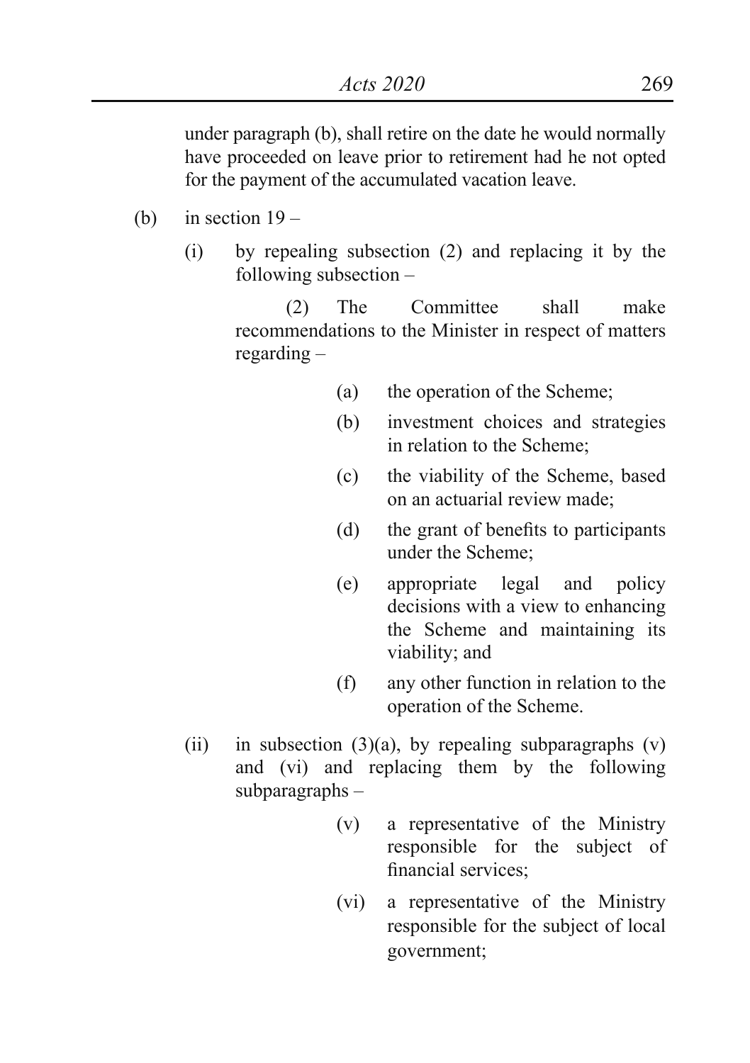under paragraph (b), shall retire on the date he would normally have proceeded on leave prior to retirement had he not opted for the payment of the accumulated vacation leave.

(b) in section 19 –

(i) by repealing subsection (2) and replacing it by the following subsection –

(2) The Committee shall make recommendations to the Minister in respect of matters regarding –

(a) the operation of the Scheme;

(b) investment choices and strategies in relation to the Scheme;

(c) the viability of the Scheme, based on an actuarial review made;

(d) the grant of benefits to participants under the Scheme;

(e) appropriate legal and policy decisions with a view to enhancing the Scheme and maintaining its viability; and

(f) any other function in relation to the operation of the Scheme.

(ii) in subsection (3)(a), by repealing subparagraphs (v) and (vi) and replacing them by the following subparagraphs –

(v) a representative of the Ministry responsible for the subject of financial services;

(vi) a representative of the Ministry responsible for the subject of local government;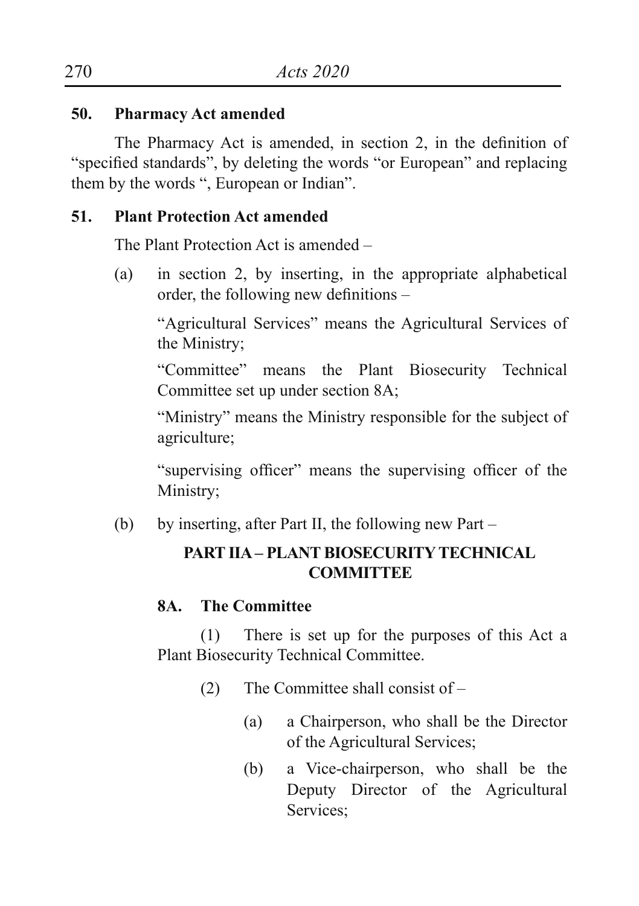**50. Pharmacy Act amended**

The Pharmacy Act is amended, in section 2, in the definition of "specified standards", by deleting the words "or European" and replacing them by the words ", European or Indian".

**51. Plant Protection Act amended**

The Plant Protection Act is amended –

(a) in section 2, by inserting, in the appropriate alphabetical order, the following new definitions –

"Agricultural Services" means the Agricultural Services of the Ministry;

"Committee" means the Plant Biosecurity Technical Committee set up under section 8A;

"Ministry" means the Ministry responsible for the subject of agriculture;

"supervising officer" means the supervising officer of the Ministry;

(b) by inserting, after Part II, the following new Part –

**PART IIA – PLANT BIOSECURITY TECHNICAL COMMITTEE**

**8A. The Committee**

(1) There is set up for the purposes of this Act a Plant Biosecurity Technical Committee.

(2) The Committee shall consist of –

(a) a Chairperson, who shall be the Director of the Agricultural Services;

(b) a Vice-chairperson, who shall be the Deputy Director of the Agricultural Services;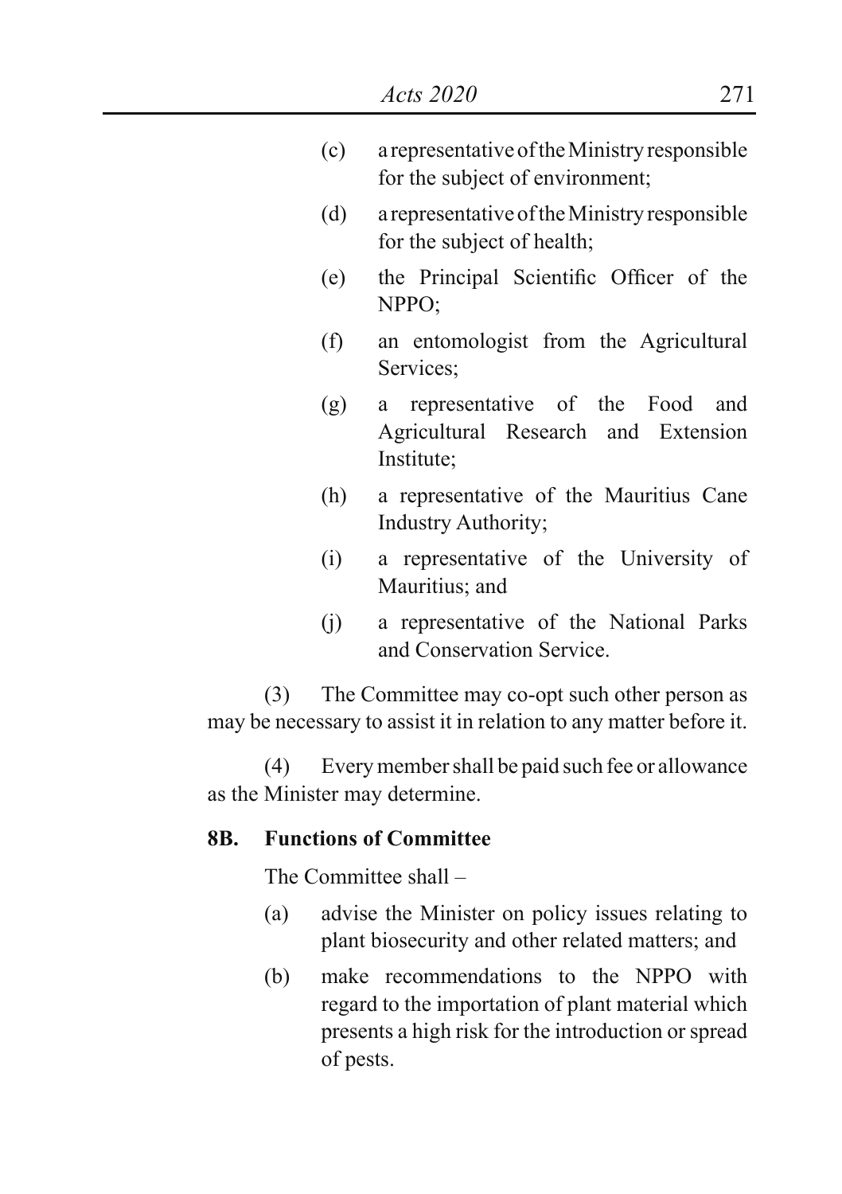(c) a representative of the Ministry responsible for the subject of environment;

(d) a representative of the Ministry responsible for the subject of health;

(e) the Principal Scientific Officer of the NPPO;

(f) an entomologist from the Agricultural Services;

(g) a representative of the Food and Agricultural Research and Extension Institute;

(h) a representative of the Mauritius Cane Industry Authority;

(i) a representative of the University of Mauritius; and

(j) a representative of the National Parks and Conservation Service.

(3) The Committee may co-opt such other person as may be necessary to assist it in relation to any matter before it.

(4) Every member shall be paid such fee or allowance as the Minister may determine.

**8B. Functions of Committee**

The Committee shall –

(a) advise the Minister on policy issues relating to plant biosecurity and other related matters; and

(b) make recommendations to the NPPO with regard to the importation of plant material which presents a high risk for the introduction or spread of pests.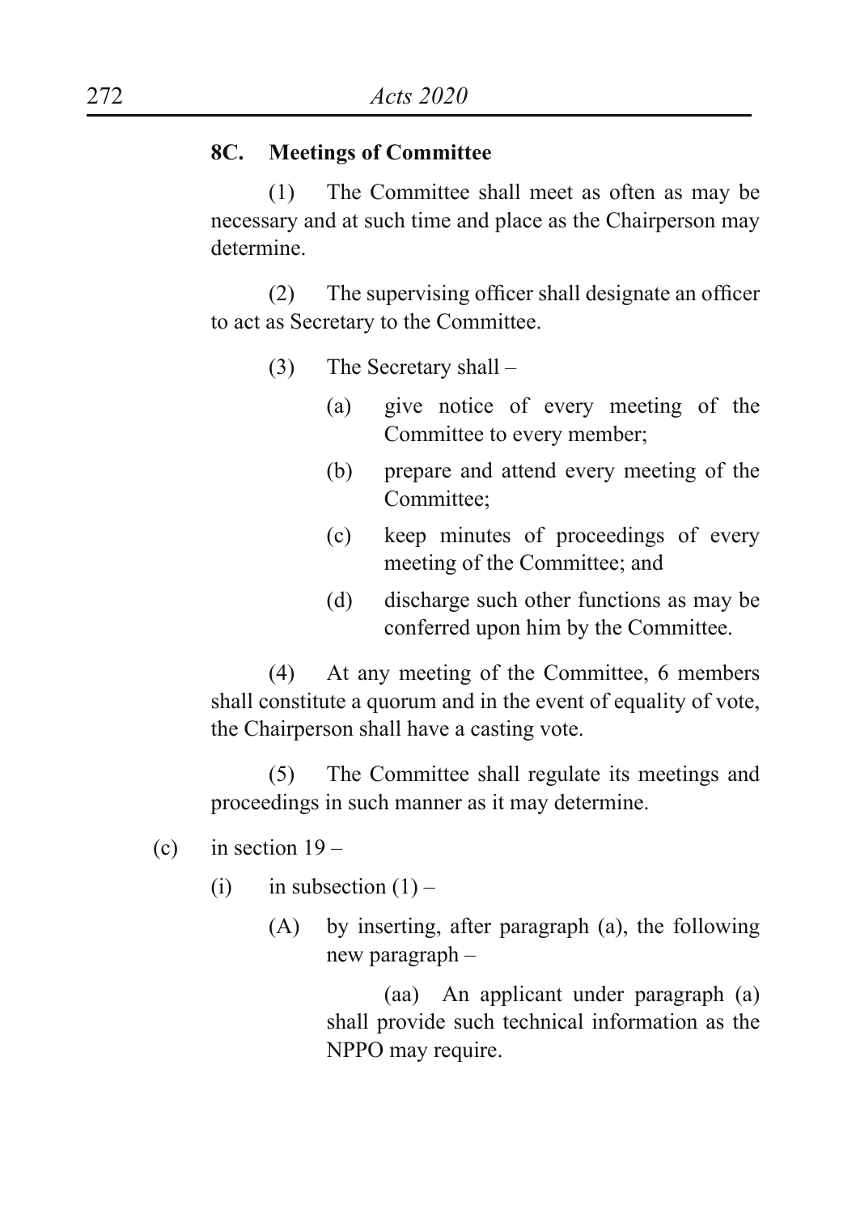**8C. Meetings of Committee**

(1) The Committee shall meet as often as may be necessary and at such time and place as the Chairperson may determine.

(2) The supervising officer shall designate an officer to act as Secretary to the Committee.

(3) The Secretary shall –

(a) give notice of every meeting of the Committee to every member;

(b) prepare and attend every meeting of the Committee;

(c) keep minutes of proceedings of every meeting of the Committee; and

(d) discharge such other functions as may be conferred upon him by the Committee.

(4) At any meeting of the Committee, 6 members shall constitute a quorum and in the event of equality of vote, the Chairperson shall have a casting vote.

(5) The Committee shall regulate its meetings and proceedings in such manner as it may determine.

(c) in section 19 –

(i) in subsection (1) –

(A) by inserting, after paragraph (a), the following new paragraph –

(aa) An applicant under paragraph (a) shall provide such technical information as the NPPO may require.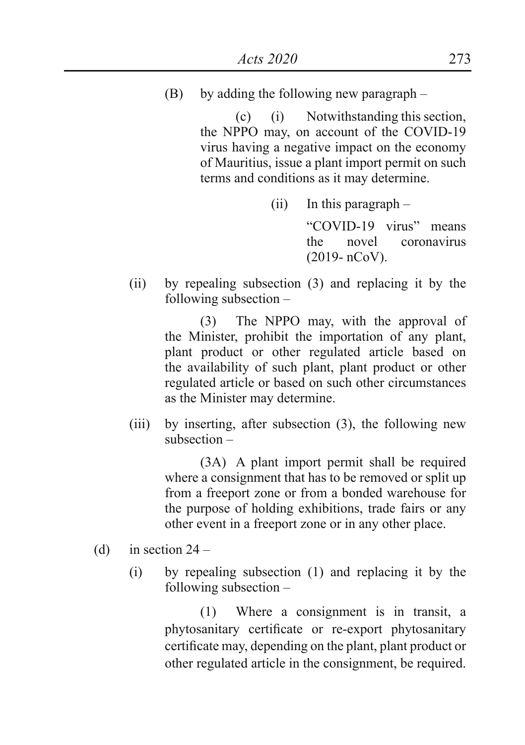(B) by adding the following new paragraph –

(c) (i) Notwithstanding this section, the NPPO may, on account of the COVID-19 virus having a negative impact on the economy of Mauritius, issue a plant import permit on such terms and conditions as it may determine.

(ii) In this paragraph –

"COVID-19 virus" means the novel coronavirus (2019- nCoV).

(ii) by repealing subsection (3) and replacing it by the following subsection –

(3) The NPPO may, with the approval of the Minister, prohibit the importation of any plant, plant product or other regulated article based on the availability of such plant, plant product or other regulated article or based on such other circumstances as the Minister may determine.

(iii) by inserting, after subsection (3), the following new subsection –

(3A) A plant import permit shall be required where a consignment that has to be removed or split up from a freeport zone or from a bonded warehouse for the purpose of holding exhibitions, trade fairs or any other event in a freeport zone or in any other place.

(d) in section 24 –

(i) by repealing subsection (1) and replacing it by the following subsection –

(1) Where a consignment is in transit, a phytosanitary certificate or re-export phytosanitary certificate may, depending on the plant, plant product or other regulated article in the consignment, be required.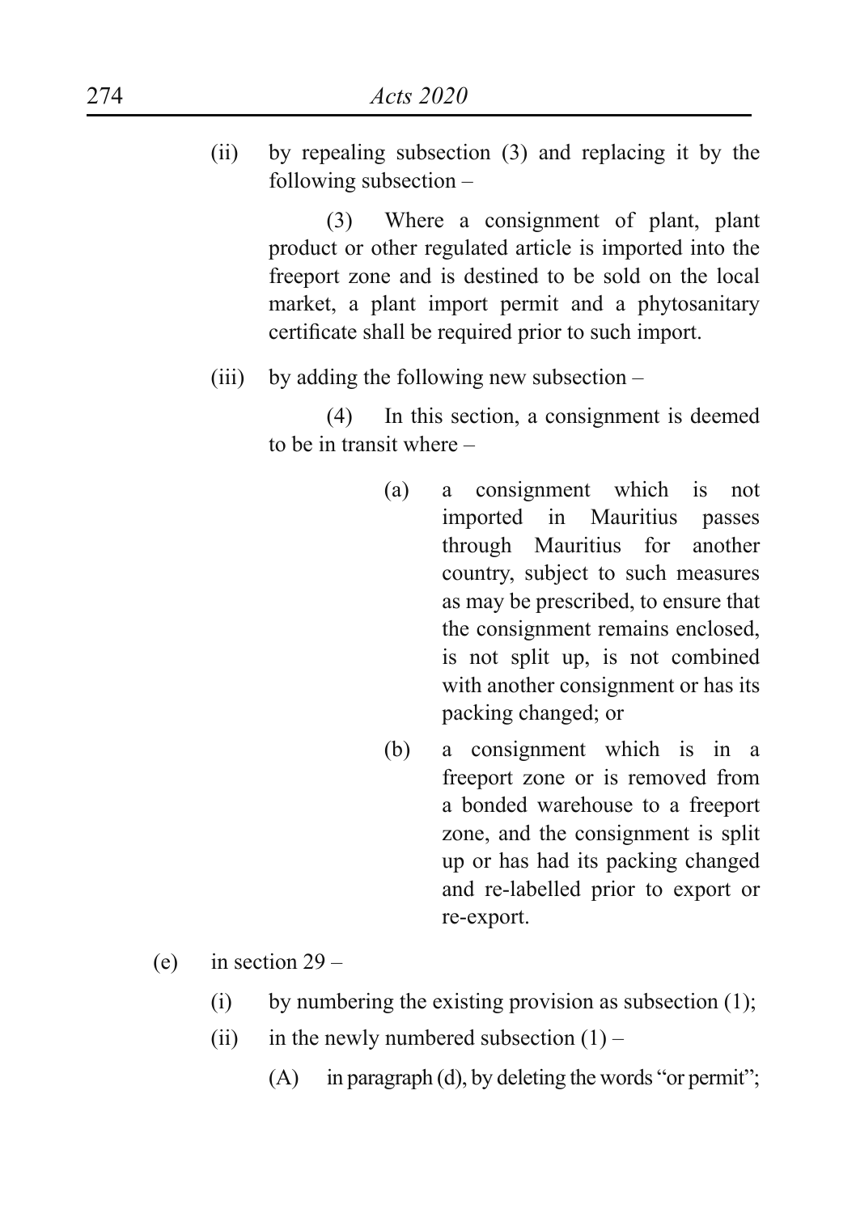(ii) by repealing subsection (3) and replacing it by the following subsection –

> (3) Where a consignment of plant, plant product or other regulated article is imported into the freeport zone and is destined to be sold on the local market, a plant import permit and a phytosanitary certificate shall be required prior to such import.

(iii) by adding the following new subsection –

> (4) In this section, a consignment is deemed to be in transit where –
>
> (a) a consignment which is not imported in Mauritius passes through Mauritius for another country, subject to such measures as may be prescribed, to ensure that the consignment remains enclosed, is not split up, is not combined with another consignment or has its packing changed; or
>
> (b) a consignment which is in a freeport zone or is removed from a bonded warehouse to a freeport zone, and the consignment is split up or has had its packing changed and re-labelled prior to export or re-export.

(e) in section 29 –

(i) by numbering the existing provision as subsection (1);

(ii) in the newly numbered subsection (1) –

(A) in paragraph (d), by deleting the words "or permit";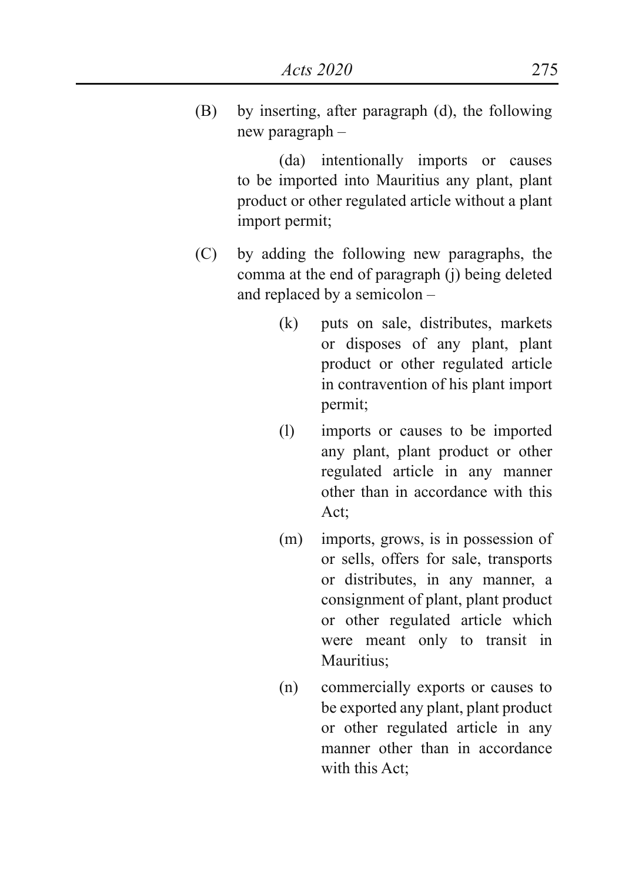(B) by inserting, after paragraph (d), the following new paragraph –

(da) intentionally imports or causes to be imported into Mauritius any plant, plant product or other regulated article without a plant import permit;

(C) by adding the following new paragraphs, the comma at the end of paragraph (j) being deleted and replaced by a semicolon –

(k) puts on sale, distributes, markets or disposes of any plant, plant product or other regulated article in contravention of his plant import permit;

(l) imports or causes to be imported any plant, plant product or other regulated article in any manner other than in accordance with this Act;

(m) imports, grows, is in possession of or sells, offers for sale, transports or distributes, in any manner, a consignment of plant, plant product or other regulated article which were meant only to transit in Mauritius;

(n) commercially exports or causes to be exported any plant, plant product or other regulated article in any manner other than in accordance with this Act;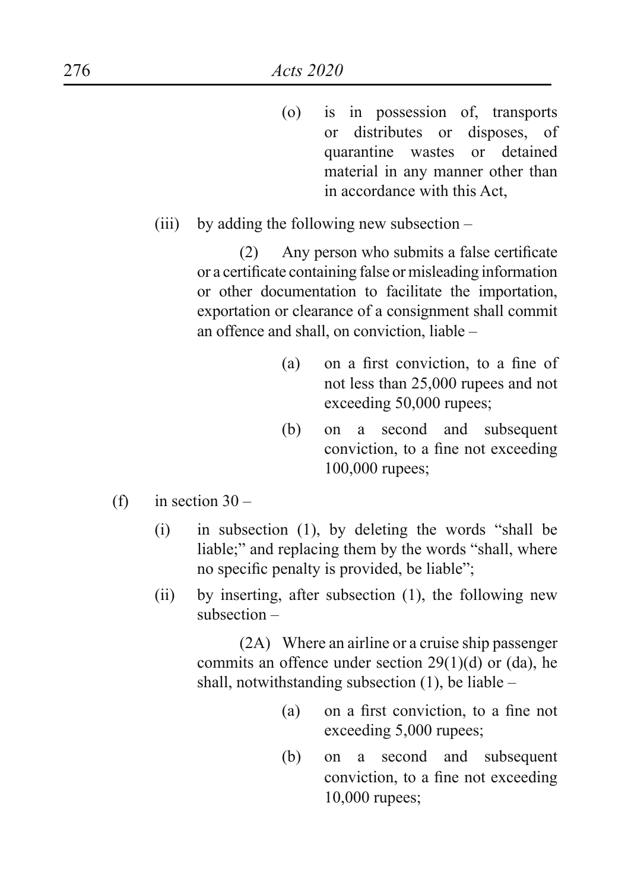(o) is in possession of, transports or distributes or disposes, of quarantine wastes or detained material in any manner other than in accordance with this Act,

(iii) by adding the following new subsection –

(2) Any person who submits a false certificate or a certificate containing false or misleading information or other documentation to facilitate the importation, exportation or clearance of a consignment shall commit an offence and shall, on conviction, liable –

(a) on a first conviction, to a fine of not less than 25,000 rupees and not exceeding 50,000 rupees;

(b) on a second and subsequent conviction, to a fine not exceeding 100,000 rupees;

(f) in section 30 –

(i) in subsection (1), by deleting the words "shall be liable;" and replacing them by the words "shall, where no specific penalty is provided, be liable";

(ii) by inserting, after subsection (1), the following new subsection –

(2A) Where an airline or a cruise ship passenger commits an offence under section 29(1)(d) or (da), he shall, notwithstanding subsection (1), be liable –

(a) on a first conviction, to a fine not exceeding 5,000 rupees;

(b) on a second and subsequent conviction, to a fine not exceeding 10,000 rupees;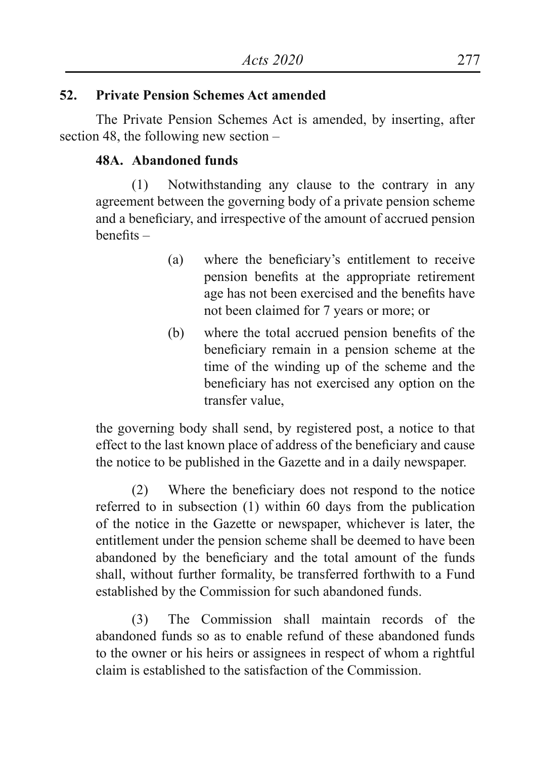## 52. Private Pension Schemes Act amended

The Private Pension Schemes Act is amended, by inserting, after section 48, the following new section –

### 48A. Abandoned funds

(1) Notwithstanding any clause to the contrary in any agreement between the governing body of a private pension scheme and a beneficiary, and irrespective of the amount of accrued pension benefits –

(a) where the beneficiary's entitlement to receive pension benefits at the appropriate retirement age has not been exercised and the benefits have not been claimed for 7 years or more; or

(b) where the total accrued pension benefits of the beneficiary remain in a pension scheme at the time of the winding up of the scheme and the beneficiary has not exercised any option on the transfer value,

the governing body shall send, by registered post, a notice to that effect to the last known place of address of the beneficiary and cause the notice to be published in the Gazette and in a daily newspaper.

(2) Where the beneficiary does not respond to the notice referred to in subsection (1) within 60 days from the publication of the notice in the Gazette or newspaper, whichever is later, the entitlement under the pension scheme shall be deemed to have been abandoned by the beneficiary and the total amount of the funds shall, without further formality, be transferred forthwith to a Fund established by the Commission for such abandoned funds.

(3) The Commission shall maintain records of the abandoned funds so as to enable refund of these abandoned funds to the owner or his heirs or assignees in respect of whom a rightful claim is established to the satisfaction of the Commission.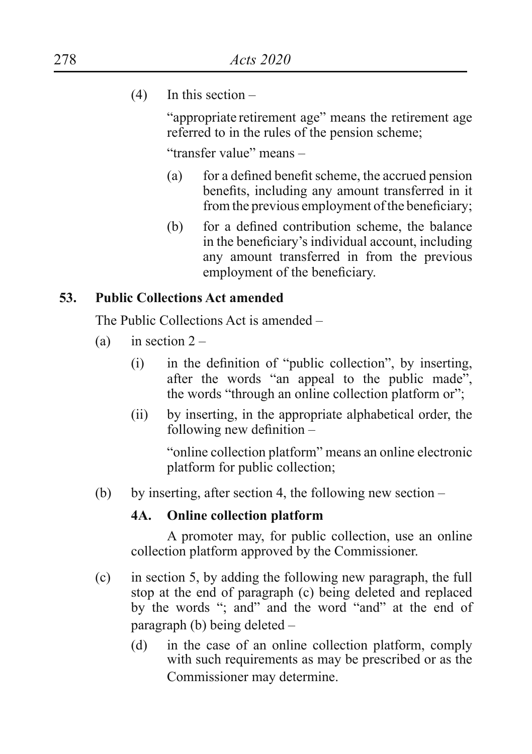(4) In this section –

"appropriate retirement age" means the retirement age referred to in the rules of the pension scheme;

"transfer value" means –

(a) for a defined benefit scheme, the accrued pension benefits, including any amount transferred in it from the previous employment of the beneficiary;

(b) for a defined contribution scheme, the balance in the beneficiary's individual account, including any amount transferred in from the previous employment of the beneficiary.

**53. Public Collections Act amended**

The Public Collections Act is amended –

(a) in section 2 –

(i) in the definition of "public collection", by inserting, after the words "an appeal to the public made", the words "through an online collection platform or";

(ii) by inserting, in the appropriate alphabetical order, the following new definition –

"online collection platform" means an online electronic platform for public collection;

(b) by inserting, after section 4, the following new section –

**4A. Online collection platform**

A promoter may, for public collection, use an online collection platform approved by the Commissioner.

(c) in section 5, by adding the following new paragraph, the full stop at the end of paragraph (c) being deleted and replaced by the words "; and" and the word "and" at the end of paragraph (b) being deleted –

(d) in the case of an online collection platform, comply with such requirements as may be prescribed or as the Commissioner may determine.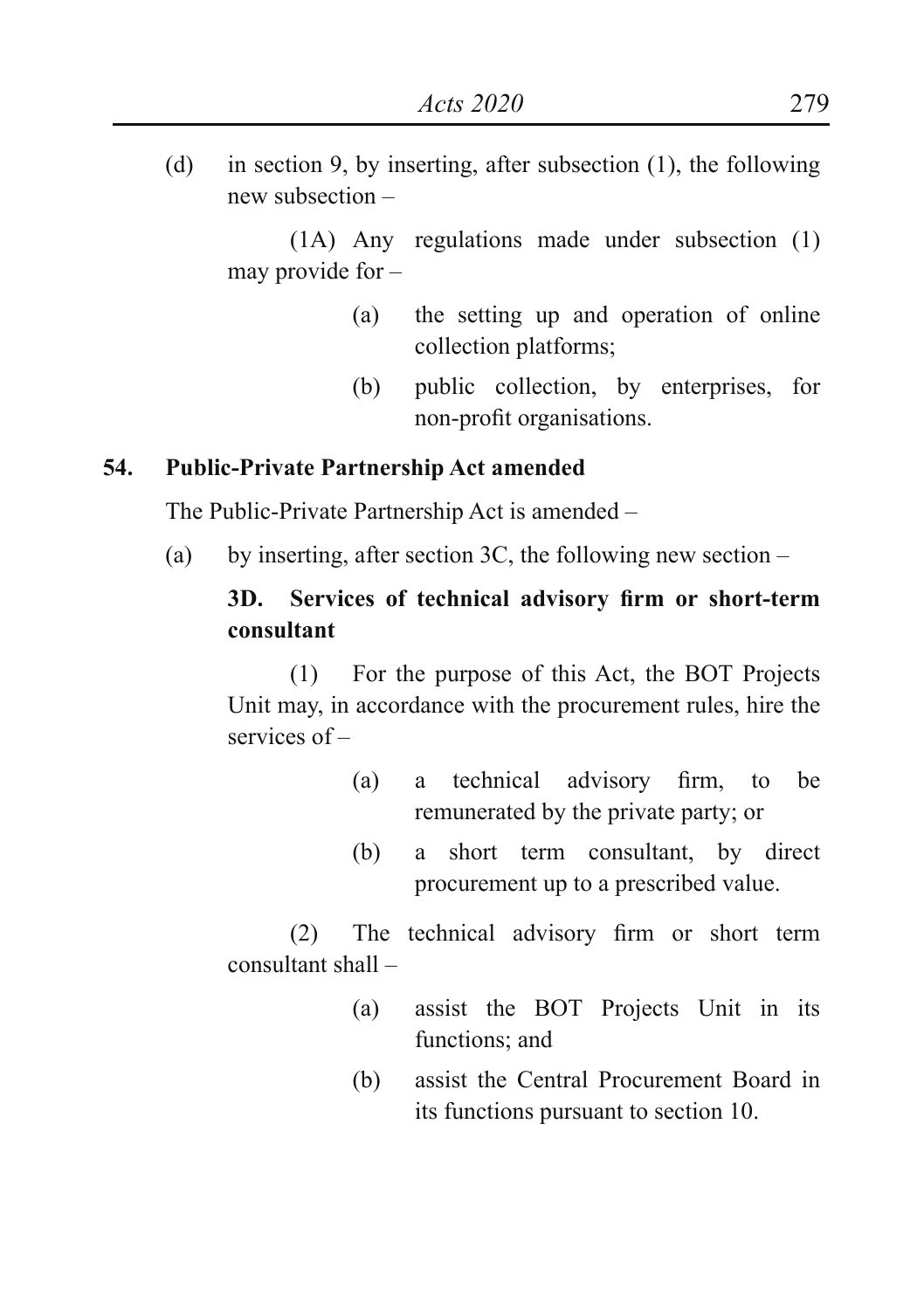(d) in section 9, by inserting, after subsection (1), the following new subsection –

(1A) Any regulations made under subsection (1) may provide for –

(a) the setting up and operation of online collection platforms;

(b) public collection, by enterprises, for non-profit organisations.

**54. Public-Private Partnership Act amended**

The Public-Private Partnership Act is amended –

(a) by inserting, after section 3C, the following new section –

**3D. Services of technical advisory firm or short-term consultant**

(1) For the purpose of this Act, the BOT Projects Unit may, in accordance with the procurement rules, hire the services of –

(a) a technical advisory firm, to be remunerated by the private party; or

(b) a short term consultant, by direct procurement up to a prescribed value.

(2) The technical advisory firm or short term consultant shall –

(a) assist the BOT Projects Unit in its functions; and

(b) assist the Central Procurement Board in its functions pursuant to section 10.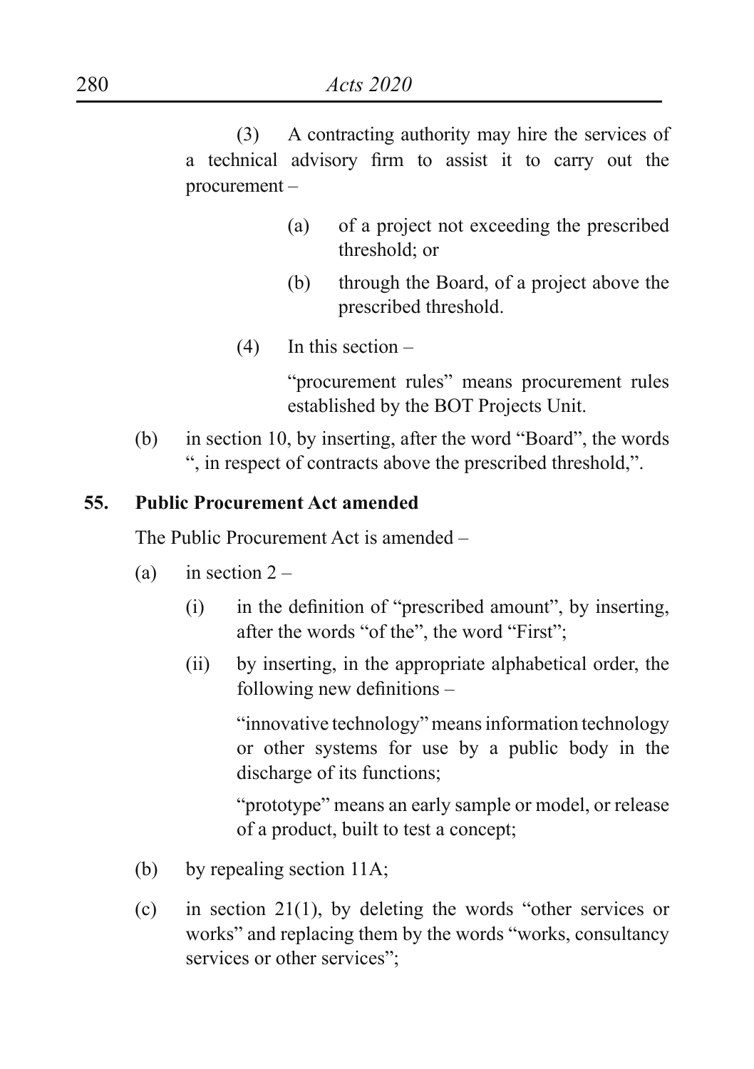(3) A contracting authority may hire the services of a technical advisory firm to assist it to carry out the procurement –

(a) of a project not exceeding the prescribed threshold; or

(b) through the Board, of a project above the prescribed threshold.

(4) In this section –

"procurement rules" means procurement rules established by the BOT Projects Unit.

(b) in section 10, by inserting, after the word "Board", the words ", in respect of contracts above the prescribed threshold,".

**55. Public Procurement Act amended**

The Public Procurement Act is amended –

(a) in section 2 –

(i) in the definition of "prescribed amount", by inserting, after the words "of the", the word "First";

(ii) by inserting, in the appropriate alphabetical order, the following new definitions –

"innovative technology" means information technology or other systems for use by a public body in the discharge of its functions;

"prototype" means an early sample or model, or release of a product, built to test a concept;

(b) by repealing section 11A;

(c) in section 21(1), by deleting the words "other services or works" and replacing them by the words "works, consultancy services or other services";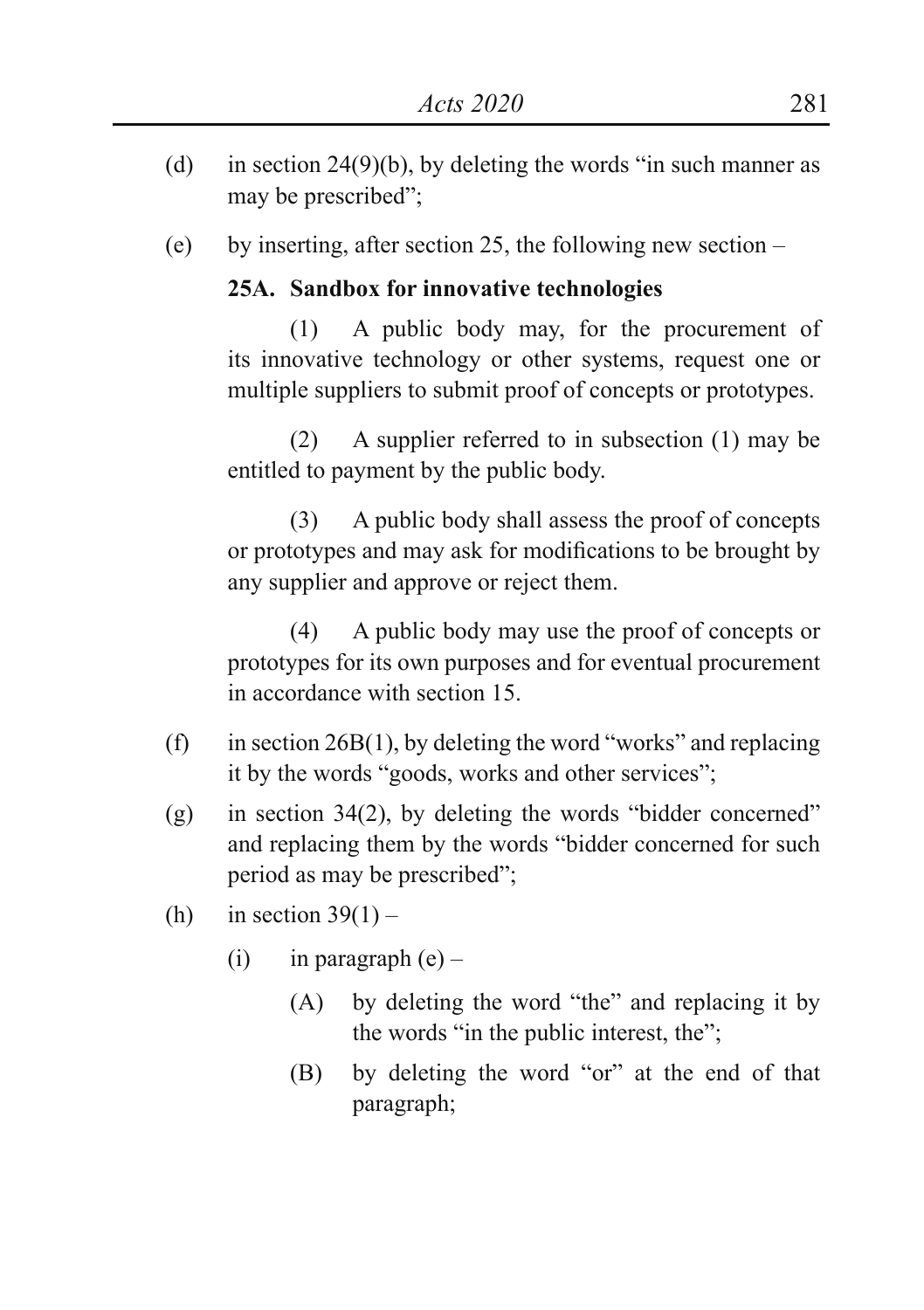(d) in section 24(9)(b), by deleting the words "in such manner as may be prescribed";

(e) by inserting, after section 25, the following new section –

**25A. Sandbox for innovative technologies**

(1) A public body may, for the procurement of its innovative technology or other systems, request one or multiple suppliers to submit proof of concepts or prototypes.

(2) A supplier referred to in subsection (1) may be entitled to payment by the public body.

(3) A public body shall assess the proof of concepts or prototypes and may ask for modifications to be brought by any supplier and approve or reject them.

(4) A public body may use the proof of concepts or prototypes for its own purposes and for eventual procurement in accordance with section 15.

(f) in section 26B(1), by deleting the word "works" and replacing it by the words "goods, works and other services";

(g) in section 34(2), by deleting the words "bidder concerned" and replacing them by the words "bidder concerned for such period as may be prescribed";

(h) in section 39(1) –

  (i) in paragraph (e) –

    (A) by deleting the word "the" and replacing it by the words "in the public interest, the";

    (B) by deleting the word "or" at the end of that paragraph;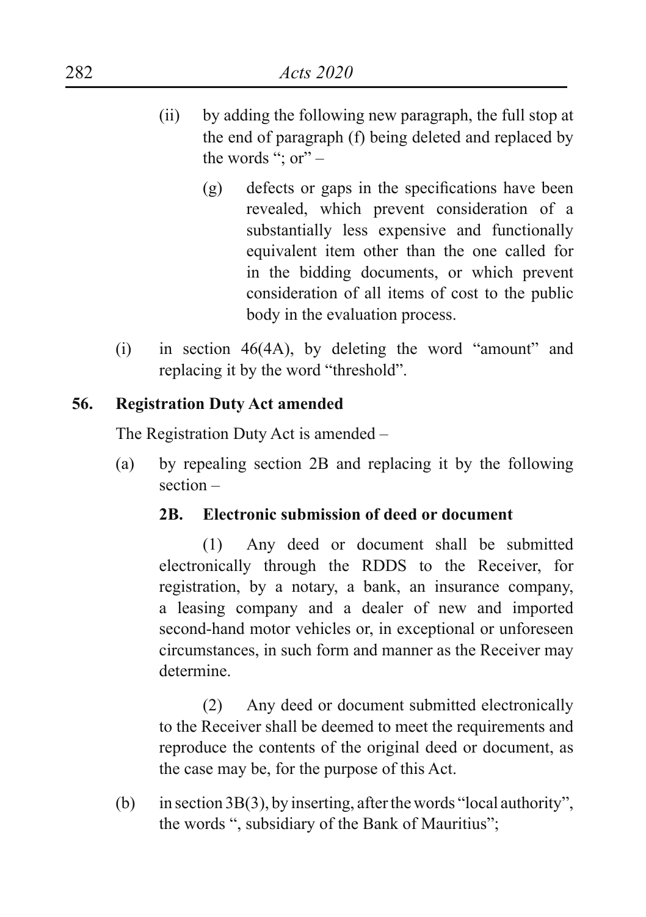(ii) by adding the following new paragraph, the full stop at the end of paragraph (f) being deleted and replaced by the words "; or" –

> (g) defects or gaps in the specifications have been revealed, which prevent consideration of a substantially less expensive and functionally equivalent item other than the one called for in the bidding documents, or which prevent consideration of all items of cost to the public body in the evaluation process.

(i) in section 46(4A), by deleting the word "amount" and replacing it by the word "threshold".

**56. Registration Duty Act amended**

The Registration Duty Act is amended –

(a) by repealing section 2B and replacing it by the following section –

> **2B. Electronic submission of deed or document**
>
> (1) Any deed or document shall be submitted electronically through the RDDS to the Receiver, for registration, by a notary, a bank, an insurance company, a leasing company and a dealer of new and imported second-hand motor vehicles or, in exceptional or unforeseen circumstances, in such form and manner as the Receiver may determine.
>
> (2) Any deed or document submitted electronically to the Receiver shall be deemed to meet the requirements and reproduce the contents of the original deed or document, as the case may be, for the purpose of this Act.

(b) in section 3B(3), by inserting, after the words "local authority", the words ", subsidiary of the Bank of Mauritius";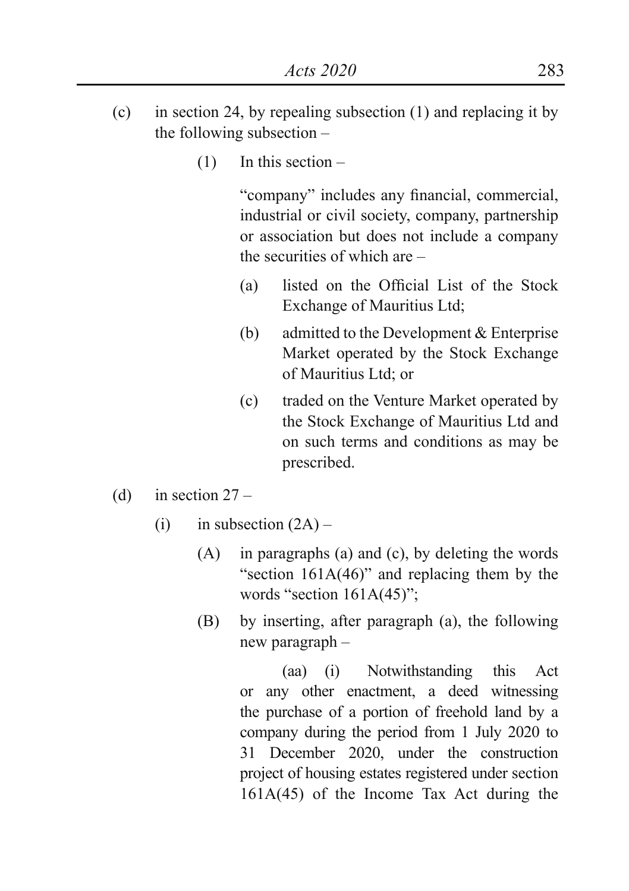(c) in section 24, by repealing subsection (1) and replacing it by the following subsection –

(1) In this section –

"company" includes any financial, commercial, industrial or civil society, company, partnership or association but does not include a company the securities of which are –

(a) listed on the Official List of the Stock Exchange of Mauritius Ltd;

(b) admitted to the Development & Enterprise Market operated by the Stock Exchange of Mauritius Ltd; or

(c) traded on the Venture Market operated by the Stock Exchange of Mauritius Ltd and on such terms and conditions as may be prescribed.

(d) in section 27 –

(i) in subsection (2A) –

(A) in paragraphs (a) and (c), by deleting the words "section 161A(46)" and replacing them by the words "section 161A(45)";

(B) by inserting, after paragraph (a), the following new paragraph –

(aa) (i) Notwithstanding this Act or any other enactment, a deed witnessing the purchase of a portion of freehold land by a company during the period from 1 July 2020 to 31 December 2020, under the construction project of housing estates registered under section 161A(45) of the Income Tax Act during the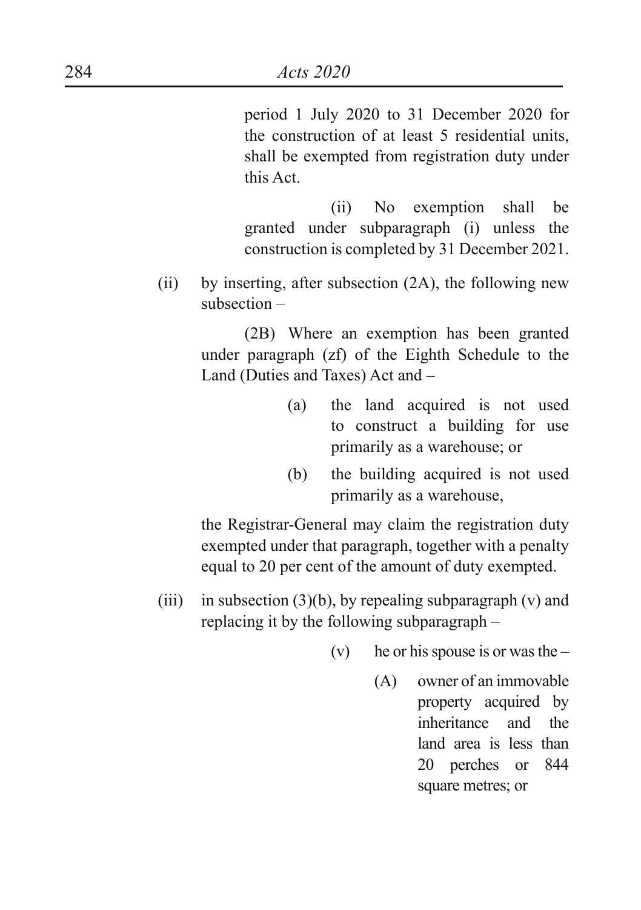period 1 July 2020 to 31 December 2020 for the construction of at least 5 residential units, shall be exempted from registration duty under this Act.

(ii) No exemption shall be granted under subparagraph (i) unless the construction is completed by 31 December 2021.

(ii) by inserting, after subsection (2A), the following new subsection –

(2B) Where an exemption has been granted under paragraph (zf) of the Eighth Schedule to the Land (Duties and Taxes) Act and –

(a) the land acquired is not used to construct a building for use primarily as a warehouse; or

(b) the building acquired is not used primarily as a warehouse,

the Registrar-General may claim the registration duty exempted under that paragraph, together with a penalty equal to 20 per cent of the amount of duty exempted.

(iii) in subsection (3)(b), by repealing subparagraph (v) and replacing it by the following subparagraph –

(v) he or his spouse is or was the –

(A) owner of an immovable property acquired by inheritance and the land area is less than 20 perches or 844 square metres; or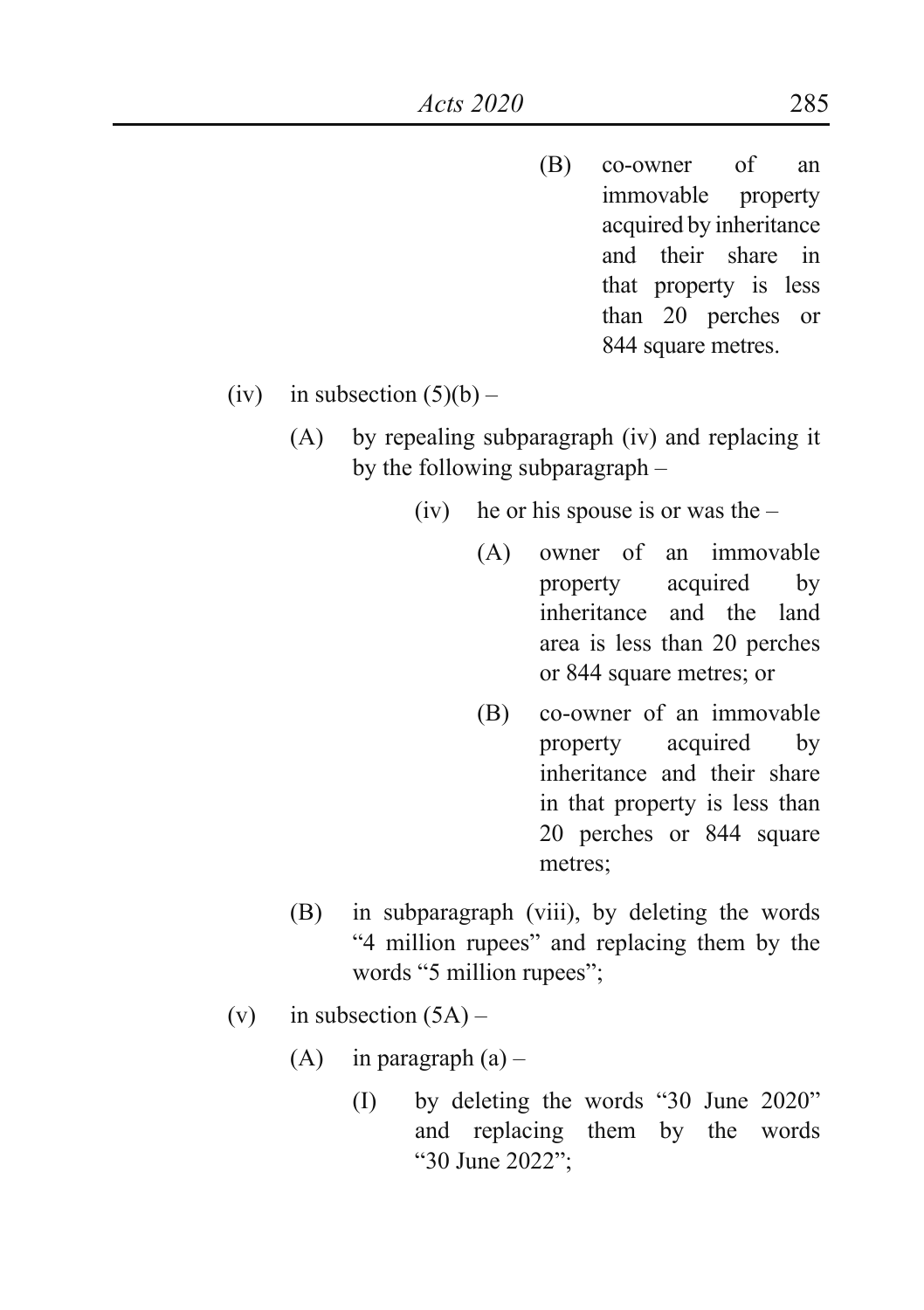(B) co-owner of an immovable property acquired by inheritance and their share in that property is less than 20 perches or 844 square metres.

(iv) in subsection (5)(b) –

(A) by repealing subparagraph (iv) and replacing it by the following subparagraph –

(iv) he or his spouse is or was the –

(A) owner of an immovable property acquired by inheritance and the land area is less than 20 perches or 844 square metres; or

(B) co-owner of an immovable property acquired by inheritance and their share in that property is less than 20 perches or 844 square metres;

(B) in subparagraph (viii), by deleting the words "4 million rupees" and replacing them by the words "5 million rupees";

(v) in subsection (5A) –

(A) in paragraph (a) –

(I) by deleting the words "30 June 2020" and replacing them by the words "30 June 2022";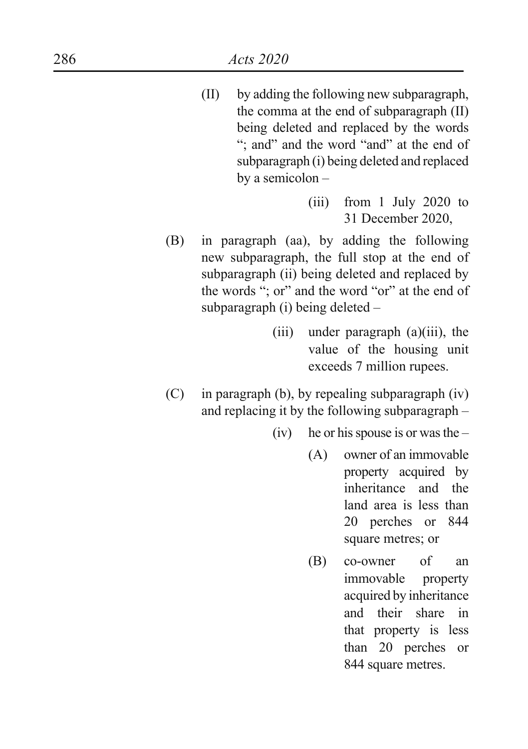(II) by adding the following new subparagraph, the comma at the end of subparagraph (II) being deleted and replaced by the words "; and" and the word "and" at the end of subparagraph (i) being deleted and replaced by a semicolon –

> (iii) from 1 July 2020 to 31 December 2020,

(B) in paragraph (aa), by adding the following new subparagraph, the full stop at the end of subparagraph (ii) being deleted and replaced by the words "; or" and the word "or" at the end of subparagraph (i) being deleted –

> (iii) under paragraph (a)(iii), the value of the housing unit exceeds 7 million rupees.

(C) in paragraph (b), by repealing subparagraph (iv) and replacing it by the following subparagraph –

> (iv) he or his spouse is or was the –
>
> (A) owner of an immovable property acquired by inheritance and the land area is less than 20 perches or 844 square metres; or
>
> (B) co-owner of an immovable property acquired by inheritance and their share in that property is less than 20 perches or 844 square metres.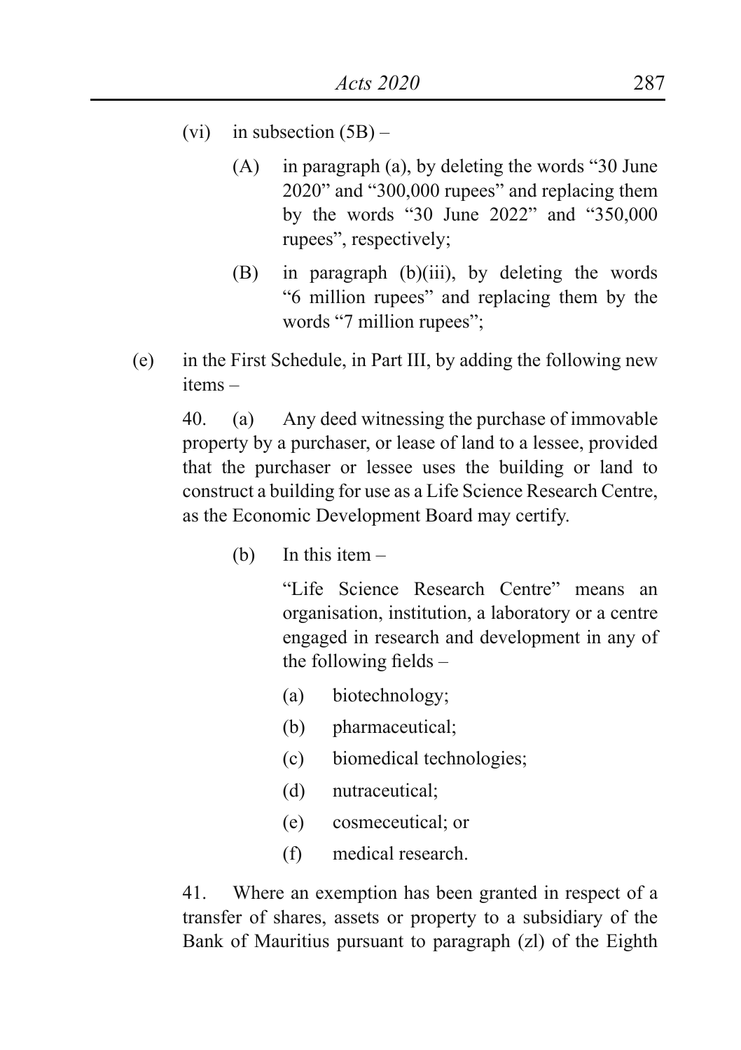(vi) in subsection (5B) –

(A) in paragraph (a), by deleting the words "30 June 2020" and "300,000 rupees" and replacing them by the words "30 June 2022" and "350,000 rupees", respectively;

(B) in paragraph (b)(iii), by deleting the words "6 million rupees" and replacing them by the words "7 million rupees";

(e) in the First Schedule, in Part III, by adding the following new items –

40. (a) Any deed witnessing the purchase of immovable property by a purchaser, or lease of land to a lessee, provided that the purchaser or lessee uses the building or land to construct a building for use as a Life Science Research Centre, as the Economic Development Board may certify.

(b) In this item –

"Life Science Research Centre" means an organisation, institution, a laboratory or a centre engaged in research and development in any of the following fields –

(a) biotechnology;

(b) pharmaceutical;

(c) biomedical technologies;

(d) nutraceutical;

(e) cosmeceutical; or

(f) medical research.

41. Where an exemption has been granted in respect of a transfer of shares, assets or property to a subsidiary of the Bank of Mauritius pursuant to paragraph (zl) of the Eighth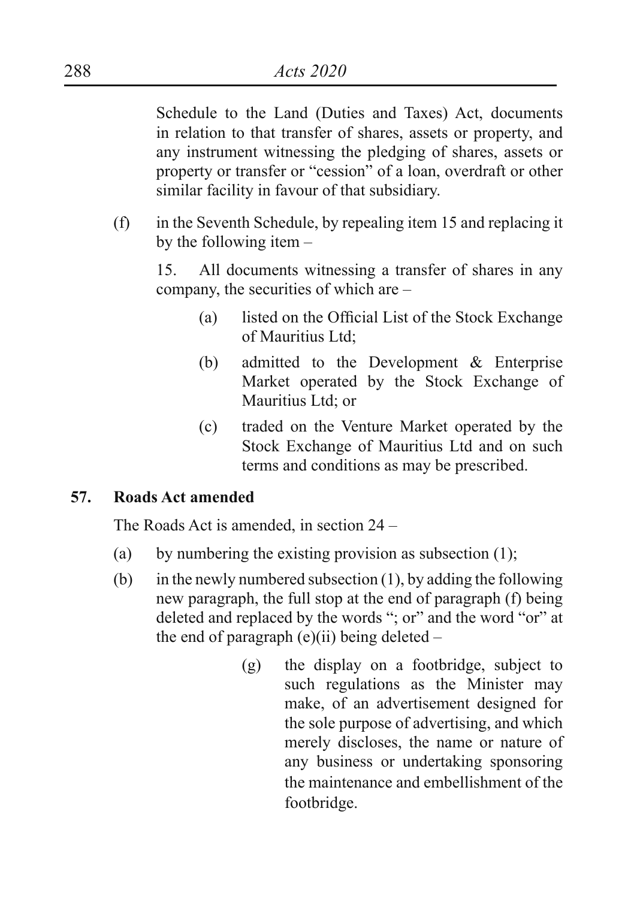Schedule to the Land (Duties and Taxes) Act, documents in relation to that transfer of shares, assets or property, and any instrument witnessing the pledging of shares, assets or property or transfer or "cession" of a loan, overdraft or other similar facility in favour of that subsidiary.

(f) in the Seventh Schedule, by repealing item 15 and replacing it by the following item –

15. All documents witnessing a transfer of shares in any company, the securities of which are –

(a) listed on the Official List of the Stock Exchange of Mauritius Ltd;

(b) admitted to the Development & Enterprise Market operated by the Stock Exchange of Mauritius Ltd; or

(c) traded on the Venture Market operated by the Stock Exchange of Mauritius Ltd and on such terms and conditions as may be prescribed.

**57. Roads Act amended**

The Roads Act is amended, in section 24 –

(a) by numbering the existing provision as subsection (1);

(b) in the newly numbered subsection (1), by adding the following new paragraph, the full stop at the end of paragraph (f) being deleted and replaced by the words "; or" and the word "or" at the end of paragraph (e)(ii) being deleted –

(g) the display on a footbridge, subject to such regulations as the Minister may make, of an advertisement designed for the sole purpose of advertising, and which merely discloses, the name or nature of any business or undertaking sponsoring the maintenance and embellishment of the footbridge.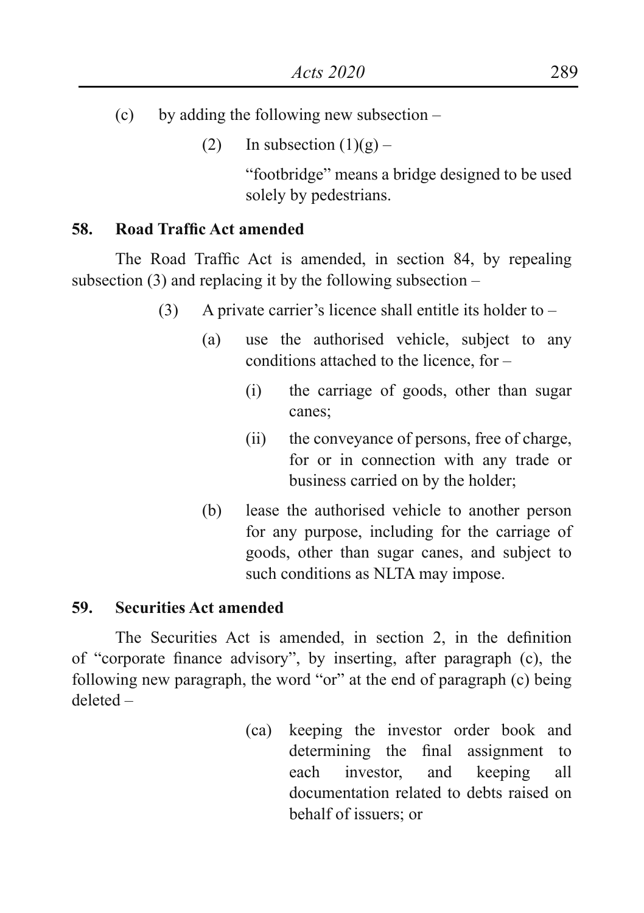(c) by adding the following new subsection –

(2) In subsection (1)(g) –

"footbridge" means a bridge designed to be used solely by pedestrians.

**58. Road Traffic Act amended**

The Road Traffic Act is amended, in section 84, by repealing subsection (3) and replacing it by the following subsection –

(3) A private carrier's licence shall entitle its holder to –

(a) use the authorised vehicle, subject to any conditions attached to the licence, for –

(i) the carriage of goods, other than sugar canes;

(ii) the conveyance of persons, free of charge, for or in connection with any trade or business carried on by the holder;

(b) lease the authorised vehicle to another person for any purpose, including for the carriage of goods, other than sugar canes, and subject to such conditions as NLTA may impose.

**59. Securities Act amended**

The Securities Act is amended, in section 2, in the definition of "corporate finance advisory", by inserting, after paragraph (c), the following new paragraph, the word "or" at the end of paragraph (c) being deleted –

(ca) keeping the investor order book and determining the final assignment to each investor, and keeping all documentation related to debts raised on behalf of issuers; or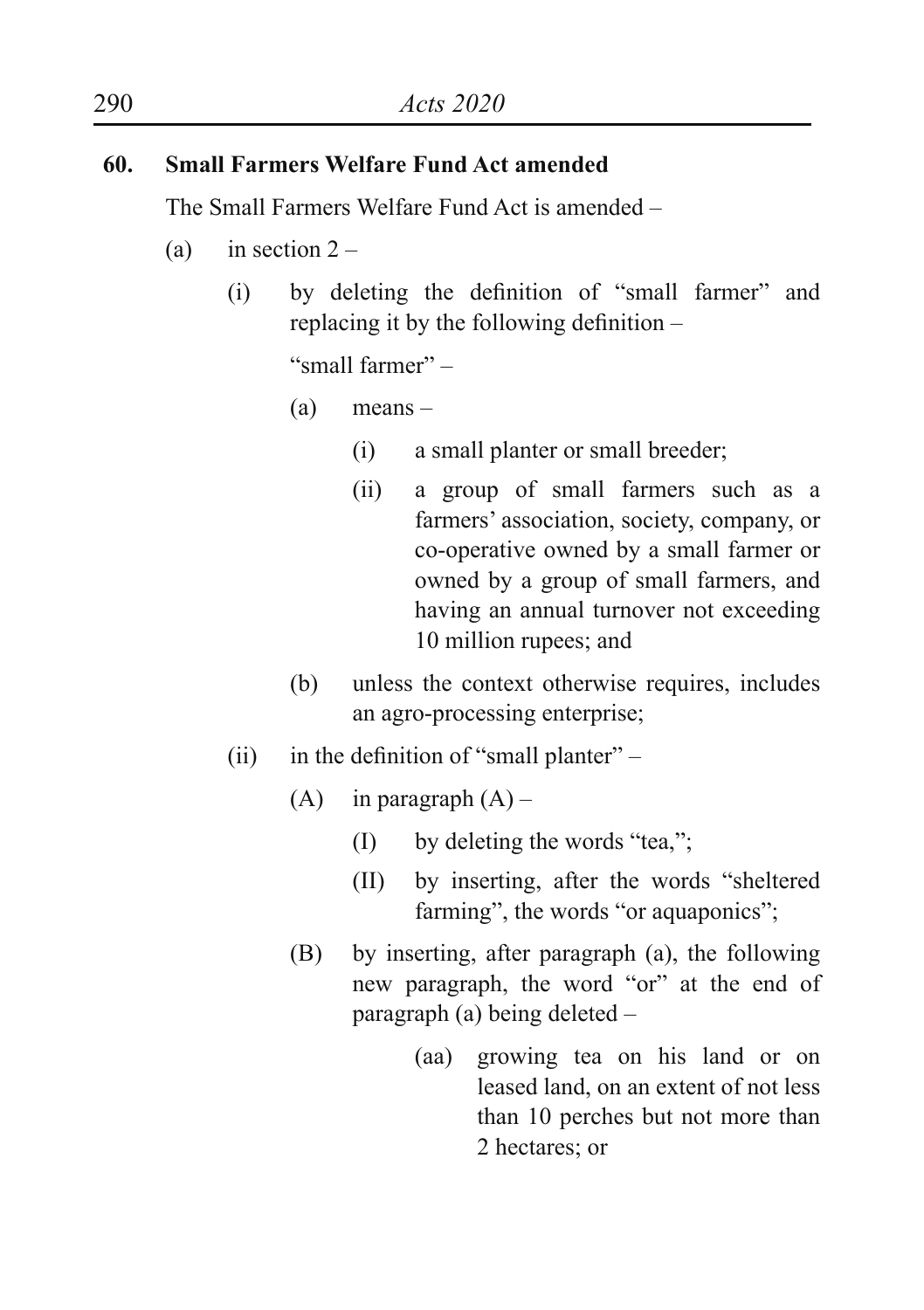**60. Small Farmers Welfare Fund Act amended**

The Small Farmers Welfare Fund Act is amended –

(a) in section 2 –

  (i) by deleting the definition of "small farmer" and replacing it by the following definition –

  "small farmer" –

   (a) means –

    (i) a small planter or small breeder;

    (ii) a group of small farmers such as a farmers' association, society, company, or co-operative owned by a small farmer or owned by a group of small farmers, and having an annual turnover not exceeding 10 million rupees; and

   (b) unless the context otherwise requires, includes an agro-processing enterprise;

  (ii) in the definition of "small planter" –

   (A) in paragraph (A) –

    (I) by deleting the words "tea,";

    (II) by inserting, after the words "sheltered farming", the words "or aquaponics";

   (B) by inserting, after paragraph (a), the following new paragraph, the word "or" at the end of paragraph (a) being deleted –

     (aa) growing tea on his land or on leased land, on an extent of not less than 10 perches but not more than 2 hectares; or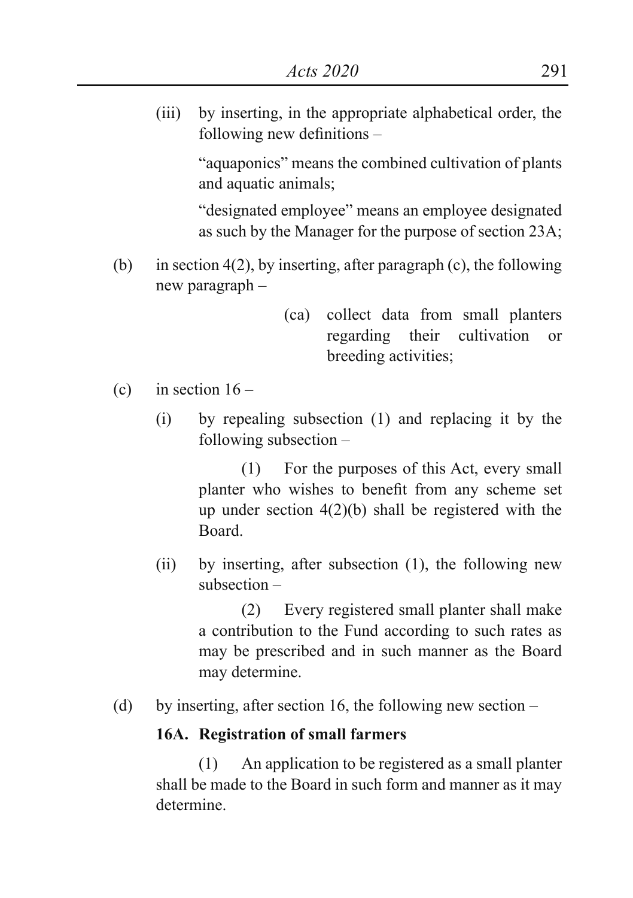(iii) by inserting, in the appropriate alphabetical order, the following new definitions –

"aquaponics" means the combined cultivation of plants and aquatic animals;

"designated employee" means an employee designated as such by the Manager for the purpose of section 23A;

(b) in section 4(2), by inserting, after paragraph (c), the following new paragraph –

(ca) collect data from small planters regarding their cultivation or breeding activities;

(c) in section 16 –

(i) by repealing subsection (1) and replacing it by the following subsection –

(1) For the purposes of this Act, every small planter who wishes to benefit from any scheme set up under section 4(2)(b) shall be registered with the Board.

(ii) by inserting, after subsection (1), the following new subsection –

(2) Every registered small planter shall make a contribution to the Fund according to such rates as may be prescribed and in such manner as the Board may determine.

(d) by inserting, after section 16, the following new section –

**16A. Registration of small farmers**

(1) An application to be registered as a small planter shall be made to the Board in such form and manner as it may determine.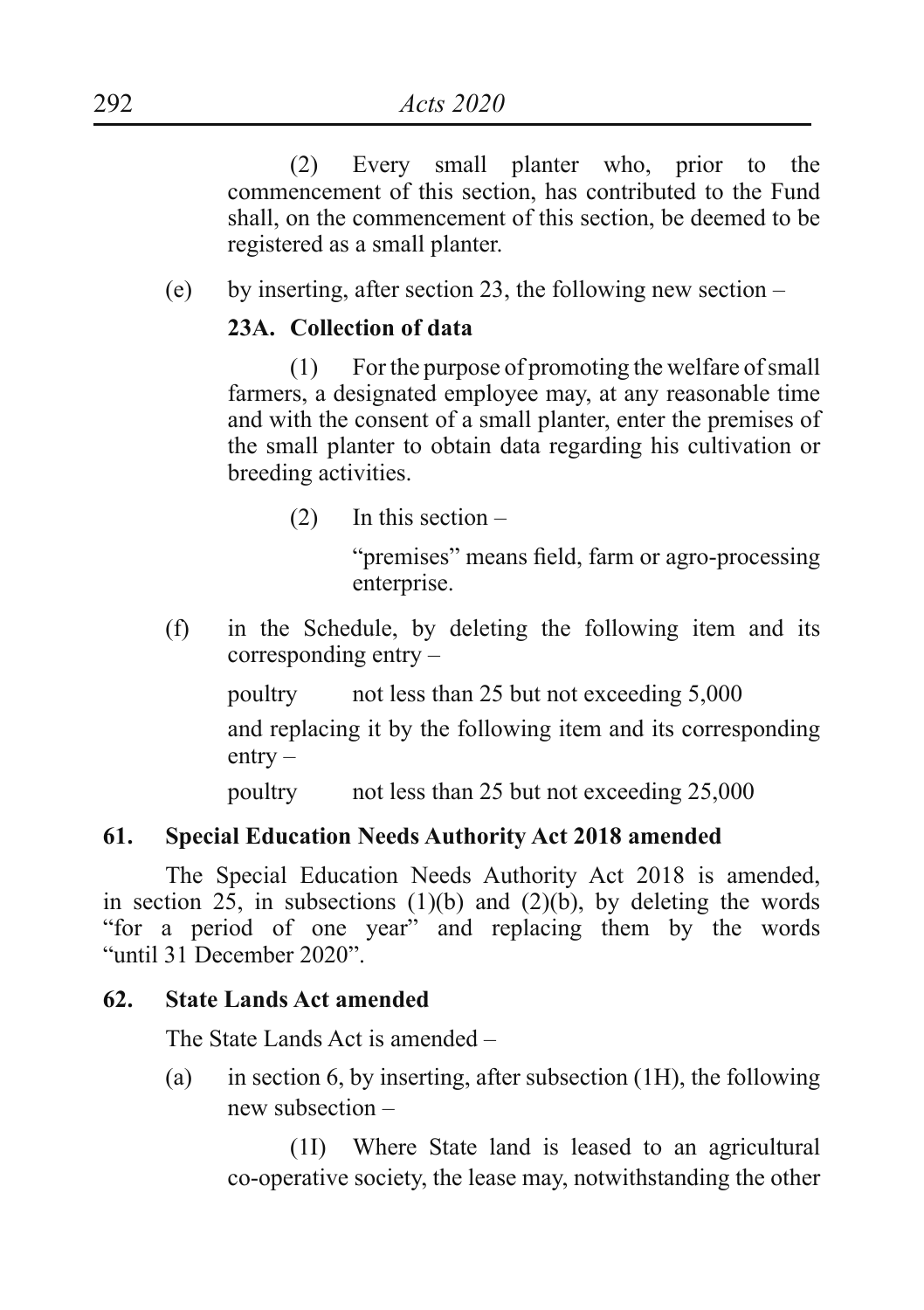(2) Every small planter who, prior to the commencement of this section, has contributed to the Fund shall, on the commencement of this section, be deemed to be registered as a small planter.

(e) by inserting, after section 23, the following new section –

**23A. Collection of data**

(1) For the purpose of promoting the welfare of small farmers, a designated employee may, at any reasonable time and with the consent of a small planter, enter the premises of the small planter to obtain data regarding his cultivation or breeding activities.

(2) In this section –

"premises" means field, farm or agro-processing enterprise.

(f) in the Schedule, by deleting the following item and its corresponding entry –

poultry not less than 25 but not exceeding 5,000

and replacing it by the following item and its corresponding entry –

poultry not less than 25 but not exceeding 25,000

**61. Special Education Needs Authority Act 2018 amended**

The Special Education Needs Authority Act 2018 is amended, in section 25, in subsections (1)(b) and (2)(b), by deleting the words "for a period of one year" and replacing them by the words "until 31 December 2020".

**62. State Lands Act amended**

The State Lands Act is amended –

(a) in section 6, by inserting, after subsection (1H), the following new subsection –

(1I) Where State land is leased to an agricultural co-operative society, the lease may, notwithstanding the other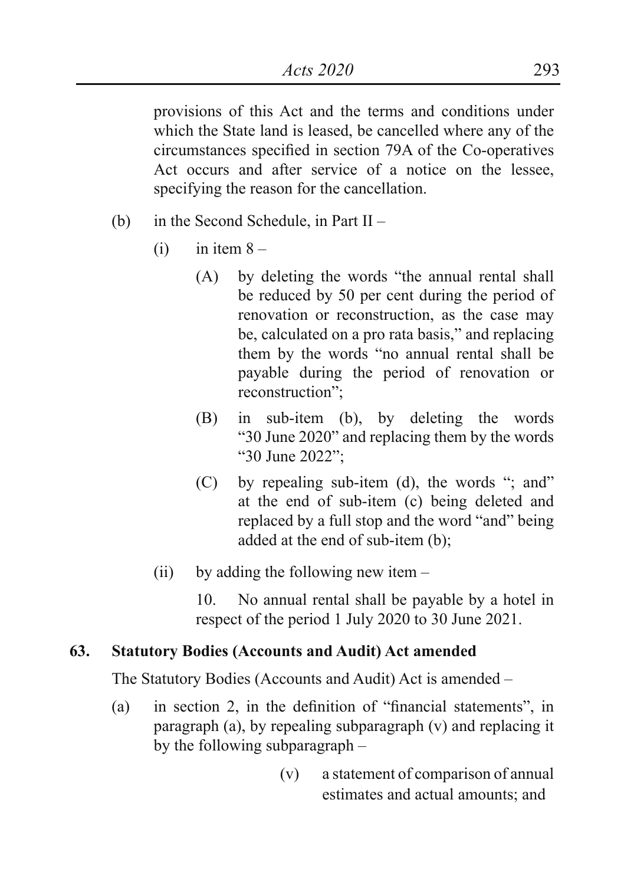provisions of this Act and the terms and conditions under which the State land is leased, be cancelled where any of the circumstances specified in section 79A of the Co-operatives Act occurs and after service of a notice on the lessee, specifying the reason for the cancellation.

(b) in the Second Schedule, in Part II –

  (i) in item 8 –

    (A) by deleting the words "the annual rental shall be reduced by 50 per cent during the period of renovation or reconstruction, as the case may be, calculated on a pro rata basis," and replacing them by the words "no annual rental shall be payable during the period of renovation or reconstruction";

    (B) in sub-item (b), by deleting the words "30 June 2020" and replacing them by the words "30 June 2022";

    (C) by repealing sub-item (d), the words "; and" at the end of sub-item (c) being deleted and replaced by a full stop and the word "and" being added at the end of sub-item (b);

  (ii) by adding the following new item –

    10. No annual rental shall be payable by a hotel in respect of the period 1 July 2020 to 30 June 2021.

**63. Statutory Bodies (Accounts and Audit) Act amended**

The Statutory Bodies (Accounts and Audit) Act is amended –

(a) in section 2, in the definition of "financial statements", in paragraph (a), by repealing subparagraph (v) and replacing it by the following subparagraph –

    (v) a statement of comparison of annual estimates and actual amounts; and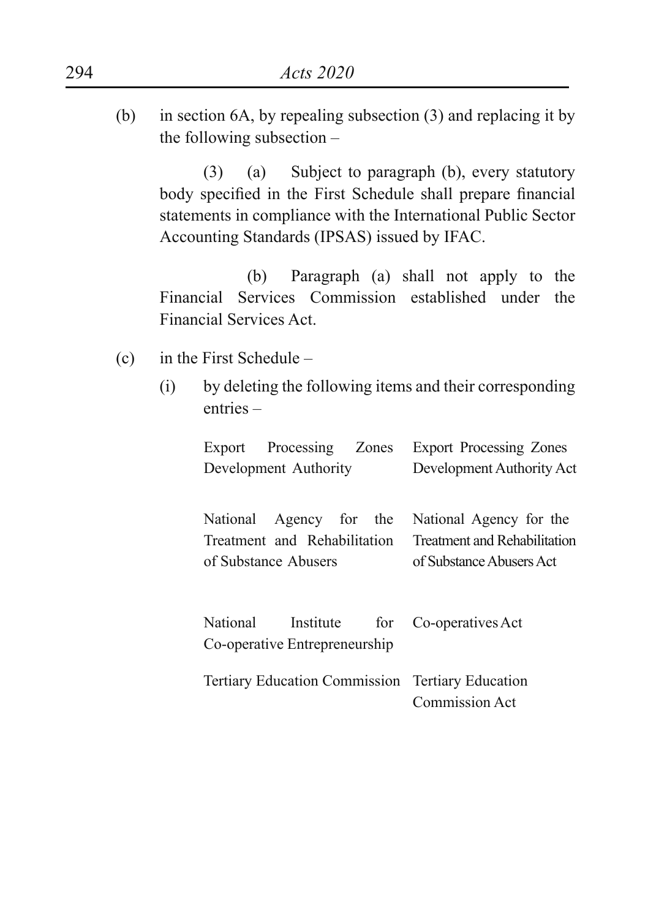(b) in section 6A, by repealing subsection (3) and replacing it by the following subsection –

(3) (a) Subject to paragraph (b), every statutory body specified in the First Schedule shall prepare financial statements in compliance with the International Public Sector Accounting Standards (IPSAS) issued by IFAC.

(b) Paragraph (a) shall not apply to the Financial Services Commission established under the Financial Services Act.

(c) in the First Schedule –

(i) by deleting the following items and their corresponding entries –

| | |
|---|---|
| Export Processing Zones Development Authority | Export Processing Zones Development Authority Act |
| National Agency for the Treatment and Rehabilitation of Substance Abusers | National Agency for the Treatment and Rehabilitation of Substance Abusers Act |
| National Institute for Co-operative Entrepreneurship | Co-operatives Act |
| Tertiary Education Commission | Tertiary Education Commission Act |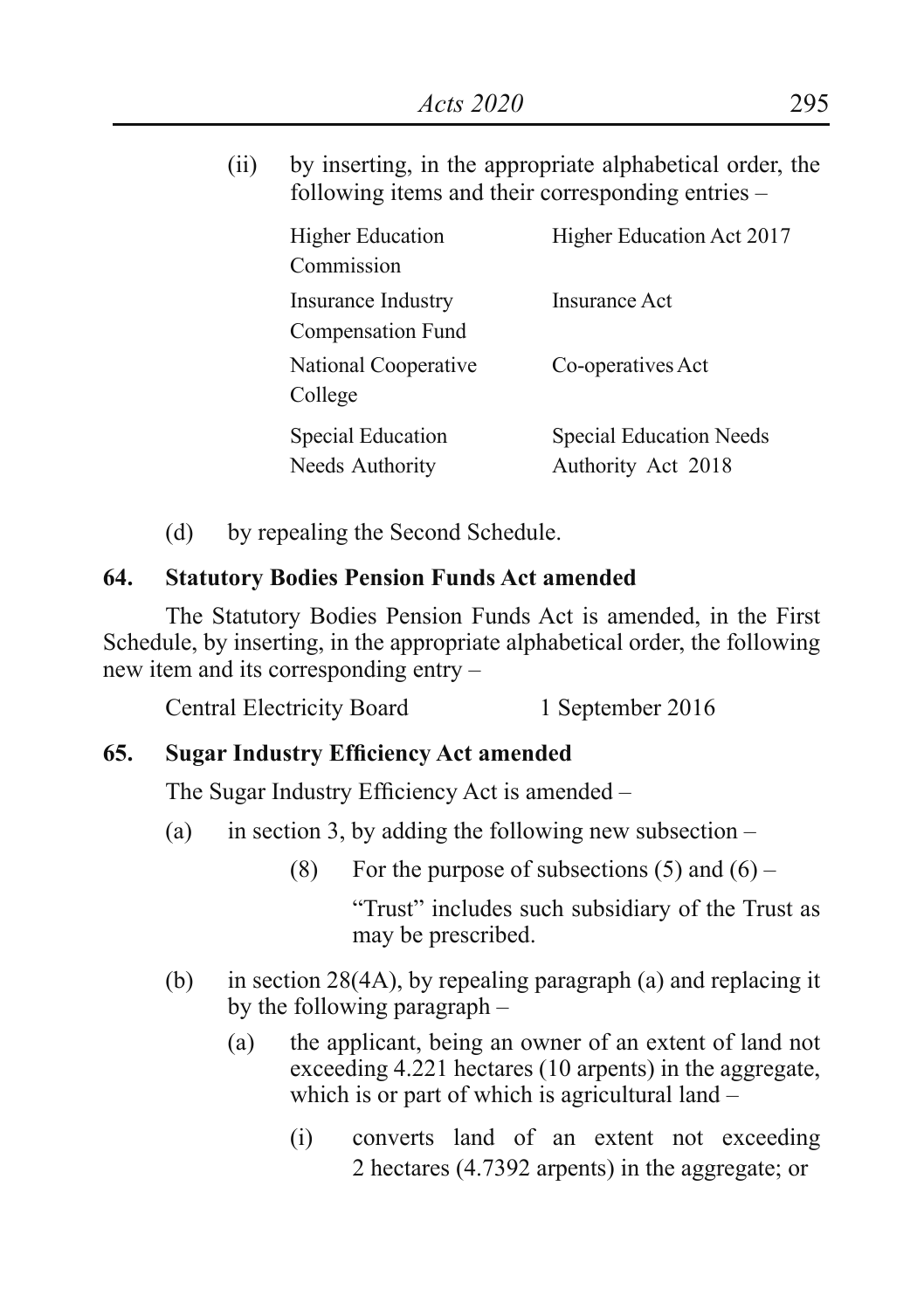(ii) by inserting, in the appropriate alphabetical order, the following items and their corresponding entries –

| | |
|---|---|
| Higher Education Commission | Higher Education Act 2017 |
| Insurance Industry Compensation Fund | Insurance Act |
| National Cooperative College | Co-operatives Act |
| Special Education Needs Authority | Special Education Needs Authority Act 2018 |

(d) by repealing the Second Schedule.

### 64. Statutory Bodies Pension Funds Act amended

The Statutory Bodies Pension Funds Act is amended, in the First Schedule, by inserting, in the appropriate alphabetical order, the following new item and its corresponding entry –

| | |
|---|---|
| Central Electricity Board | 1 September 2016 |

### 65. Sugar Industry Efficiency Act amended

The Sugar Industry Efficiency Act is amended –

(a) in section 3, by adding the following new subsection –

(8) For the purpose of subsections (5) and (6) –

"Trust" includes such subsidiary of the Trust as may be prescribed.

(b) in section 28(4A), by repealing paragraph (a) and replacing it by the following paragraph –

(a) the applicant, being an owner of an extent of land not exceeding 4.221 hectares (10 arpents) in the aggregate, which is or part of which is agricultural land –

(i) converts land of an extent not exceeding 2 hectares (4.7392 arpents) in the aggregate; or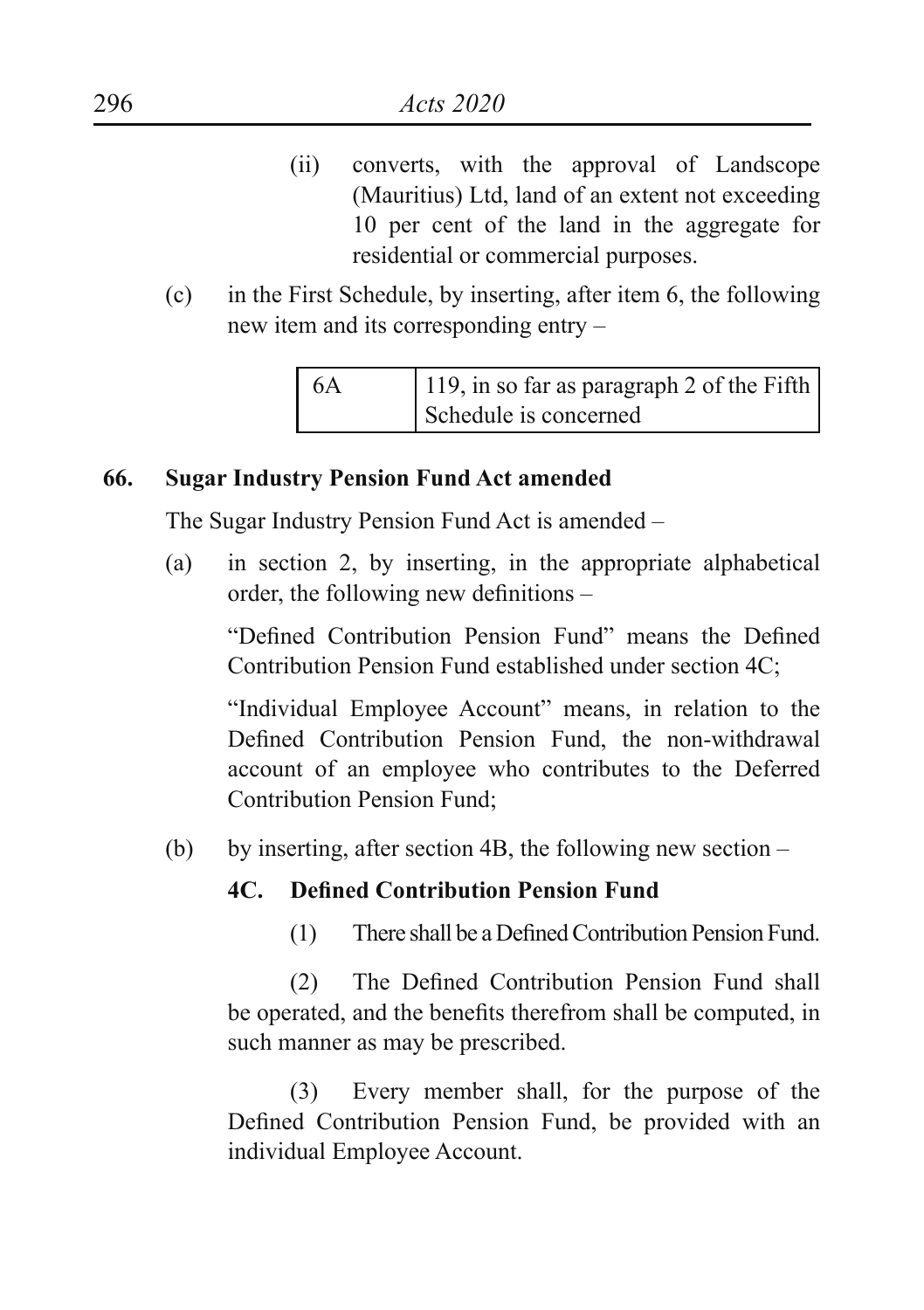(ii) converts, with the approval of Landscope (Mauritius) Ltd, land of an extent not exceeding 10 per cent of the land in the aggregate for residential or commercial purposes.

(c) in the First Schedule, by inserting, after item 6, the following new item and its corresponding entry –

| 6A | 119, in so far as paragraph 2 of the Fifth Schedule is concerned |
|---|---|

**66. Sugar Industry Pension Fund Act amended**

The Sugar Industry Pension Fund Act is amended –

(a) in section 2, by inserting, in the appropriate alphabetical order, the following new definitions –

"Defined Contribution Pension Fund" means the Defined Contribution Pension Fund established under section 4C;

"Individual Employee Account" means, in relation to the Defined Contribution Pension Fund, the non-withdrawal account of an employee who contributes to the Deferred Contribution Pension Fund;

(b) by inserting, after section 4B, the following new section –

**4C. Defined Contribution Pension Fund**

(1) There shall be a Defined Contribution Pension Fund.

(2) The Defined Contribution Pension Fund shall be operated, and the benefits therefrom shall be computed, in such manner as may be prescribed.

(3) Every member shall, for the purpose of the Defined Contribution Pension Fund, be provided with an individual Employee Account.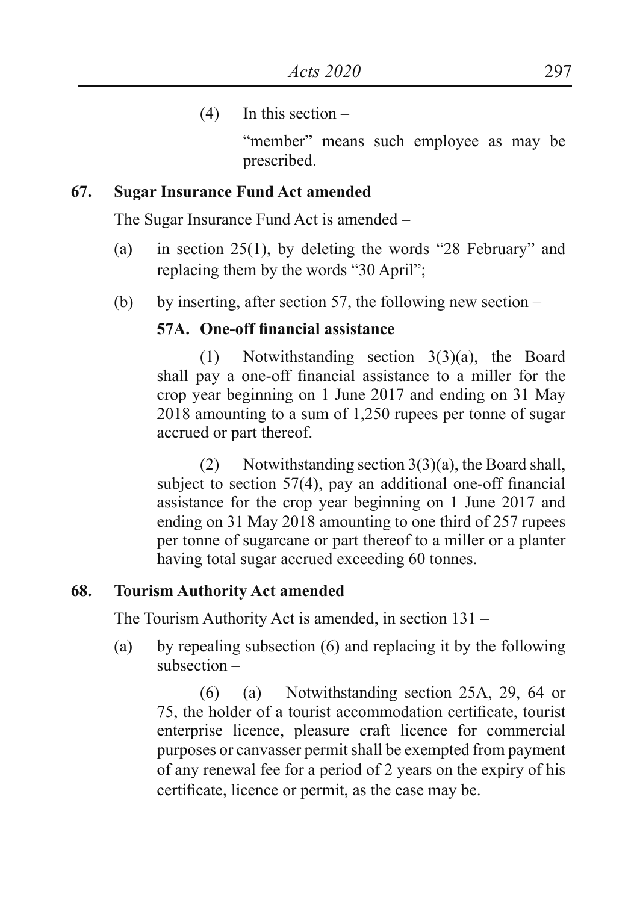(4) In this section –

"member" means such employee as may be prescribed.

**67. Sugar Insurance Fund Act amended**

The Sugar Insurance Fund Act is amended –

(a) in section 25(1), by deleting the words "28 February" and replacing them by the words "30 April";

(b) by inserting, after section 57, the following new section –

**57A. One-off financial assistance**

(1) Notwithstanding section 3(3)(a), the Board shall pay a one-off financial assistance to a miller for the crop year beginning on 1 June 2017 and ending on 31 May 2018 amounting to a sum of 1,250 rupees per tonne of sugar accrued or part thereof.

(2) Notwithstanding section 3(3)(a), the Board shall, subject to section 57(4), pay an additional one-off financial assistance for the crop year beginning on 1 June 2017 and ending on 31 May 2018 amounting to one third of 257 rupees per tonne of sugarcane or part thereof to a miller or a planter having total sugar accrued exceeding 60 tonnes.

**68. Tourism Authority Act amended**

The Tourism Authority Act is amended, in section 131 –

(a) by repealing subsection (6) and replacing it by the following subsection –

(6) (a) Notwithstanding section 25A, 29, 64 or 75, the holder of a tourist accommodation certificate, tourist enterprise licence, pleasure craft licence for commercial purposes or canvasser permit shall be exempted from payment of any renewal fee for a period of 2 years on the expiry of his certificate, licence or permit, as the case may be.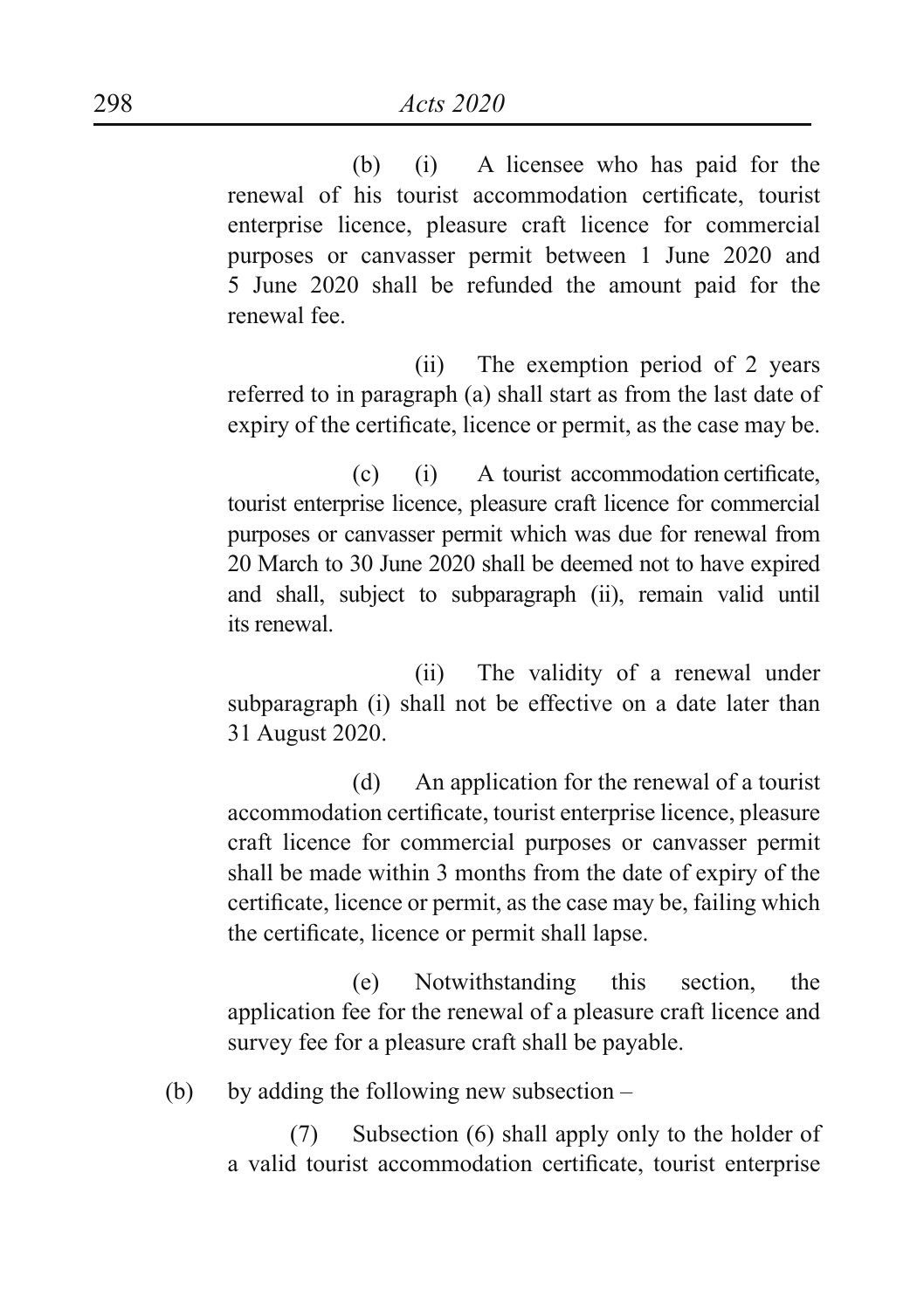(b) (i) A licensee who has paid for the renewal of his tourist accommodation certificate, tourist enterprise licence, pleasure craft licence for commercial purposes or canvasser permit between 1 June 2020 and 5 June 2020 shall be refunded the amount paid for the renewal fee.

(ii) The exemption period of 2 years referred to in paragraph (a) shall start as from the last date of expiry of the certificate, licence or permit, as the case may be.

(c) (i) A tourist accommodation certificate, tourist enterprise licence, pleasure craft licence for commercial purposes or canvasser permit which was due for renewal from 20 March to 30 June 2020 shall be deemed not to have expired and shall, subject to subparagraph (ii), remain valid until its renewal.

(ii) The validity of a renewal under subparagraph (i) shall not be effective on a date later than 31 August 2020.

(d) An application for the renewal of a tourist accommodation certificate, tourist enterprise licence, pleasure craft licence for commercial purposes or canvasser permit shall be made within 3 months from the date of expiry of the certificate, licence or permit, as the case may be, failing which the certificate, licence or permit shall lapse.

(e) Notwithstanding this section, the application fee for the renewal of a pleasure craft licence and survey fee for a pleasure craft shall be payable.

(b) by adding the following new subsection –

(7) Subsection (6) shall apply only to the holder of a valid tourist accommodation certificate, tourist enterprise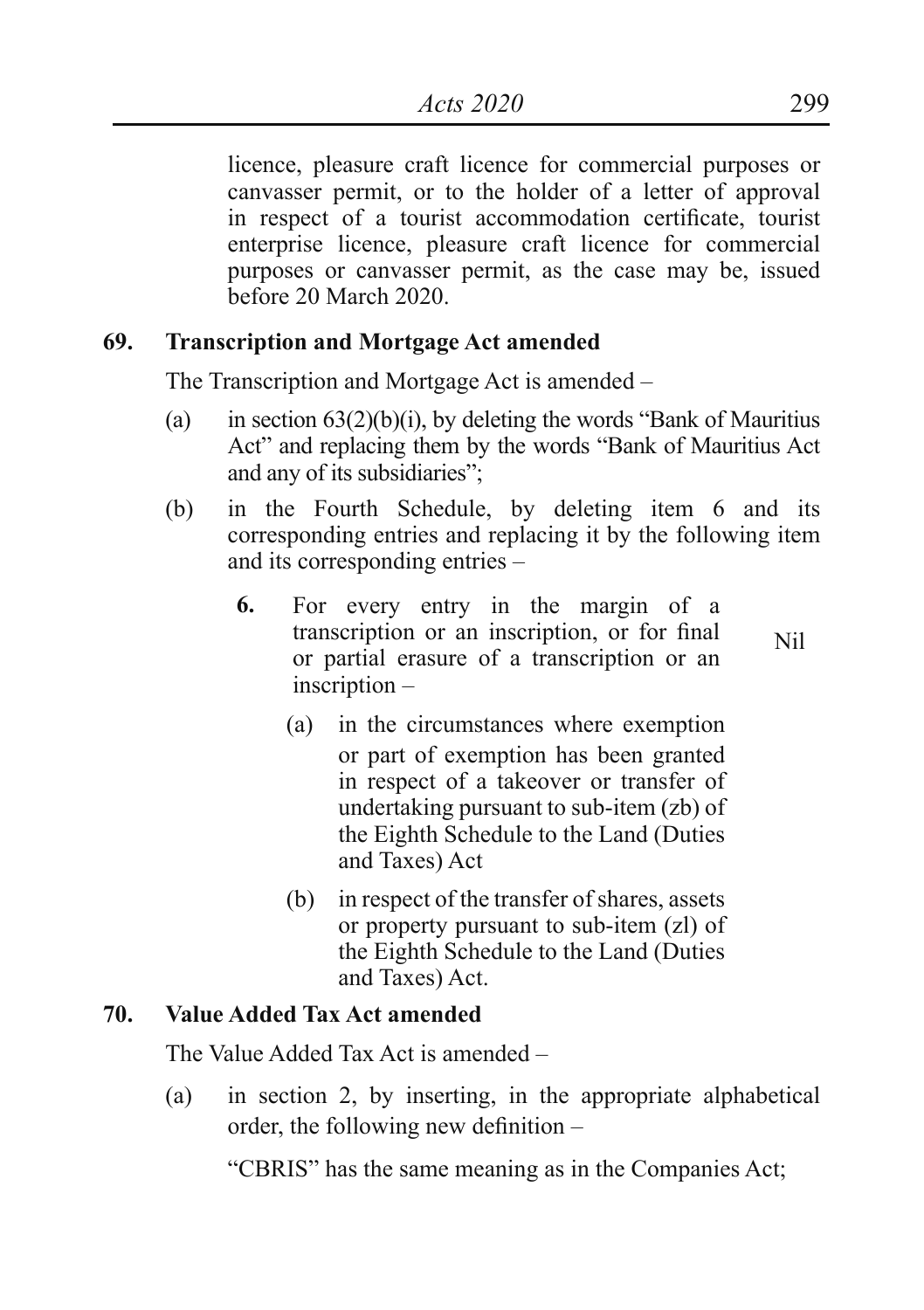licence, pleasure craft licence for commercial purposes or canvasser permit, or to the holder of a letter of approval in respect of a tourist accommodation certificate, tourist enterprise licence, pleasure craft licence for commercial purposes or canvasser permit, as the case may be, issued before 20 March 2020.

**69. Transcription and Mortgage Act amended**

The Transcription and Mortgage Act is amended –

(a) in section 63(2)(b)(i), by deleting the words "Bank of Mauritius Act" and replacing them by the words "Bank of Mauritius Act and any of its subsidiaries";

(b) in the Fourth Schedule, by deleting item 6 and its corresponding entries and replacing it by the following item and its corresponding entries –

| | |
|---|---|
| **6.** For every entry in the margin of a transcription or an inscription, or for final or partial erasure of a transcription or an inscription – | Nil |
| (a) in the circumstances where exemption or part of exemption has been granted in respect of a takeover or transfer of undertaking pursuant to sub-item (zb) of the Eighth Schedule to the Land (Duties and Taxes) Act | |
| (b) in respect of the transfer of shares, assets or property pursuant to sub-item (zl) of the Eighth Schedule to the Land (Duties and Taxes) Act. | |

**70. Value Added Tax Act amended**

The Value Added Tax Act is amended –

(a) in section 2, by inserting, in the appropriate alphabetical order, the following new definition –

"CBRIS" has the same meaning as in the Companies Act;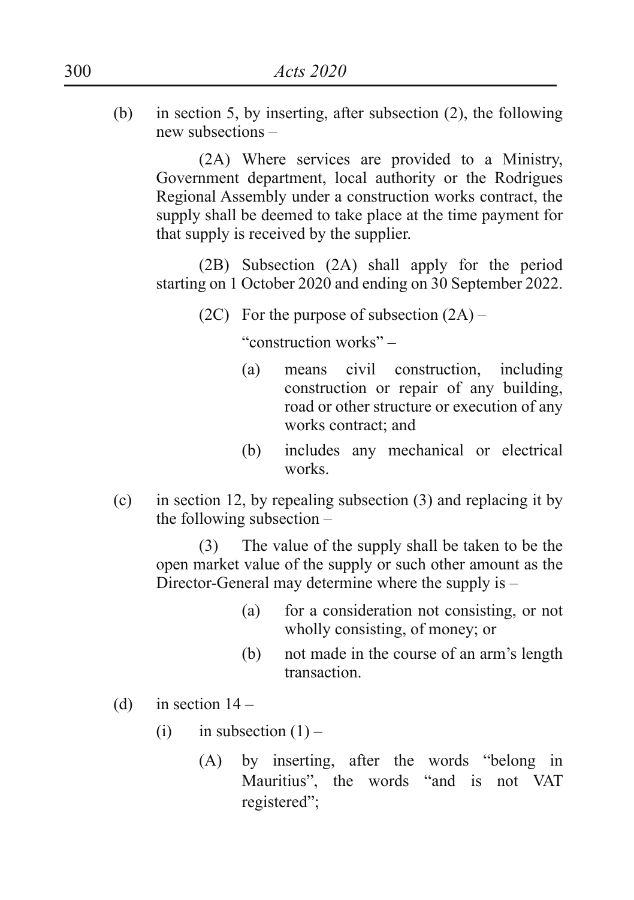(b) in section 5, by inserting, after subsection (2), the following new subsections –

(2A) Where services are provided to a Ministry, Government department, local authority or the Rodrigues Regional Assembly under a construction works contract, the supply shall be deemed to take place at the time payment for that supply is received by the supplier.

(2B) Subsection (2A) shall apply for the period starting on 1 October 2020 and ending on 30 September 2022.

(2C) For the purpose of subsection (2A) –

"construction works" –

(a) means civil construction, including construction or repair of any building, road or other structure or execution of any works contract; and

(b) includes any mechanical or electrical works.

(c) in section 12, by repealing subsection (3) and replacing it by the following subsection –

(3) The value of the supply shall be taken to be the open market value of the supply or such other amount as the Director-General may determine where the supply is –

(a) for a consideration not consisting, or not wholly consisting, of money; or

(b) not made in the course of an arm's length transaction.

(d) in section 14 –

(i) in subsection (1) –

(A) by inserting, after the words "belong in Mauritius", the words "and is not VAT registered";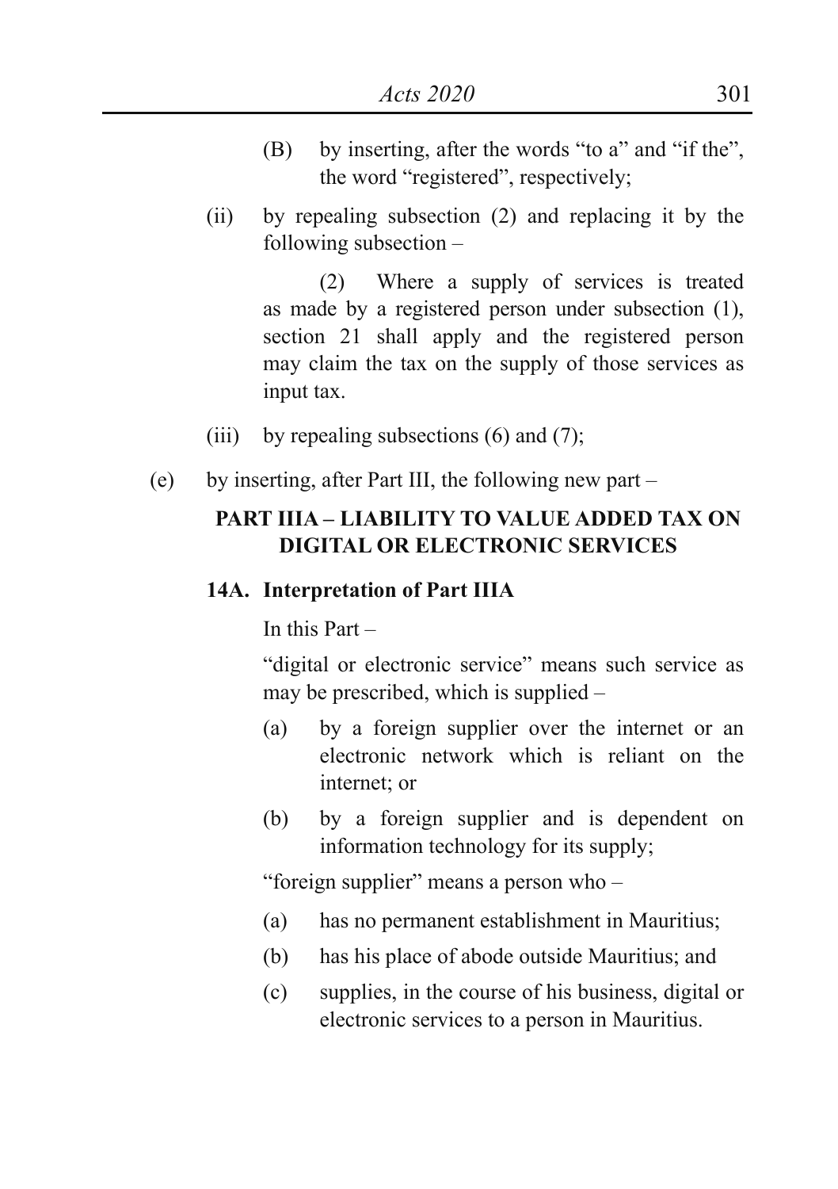(B) by inserting, after the words "to a" and "if the", the word "registered", respectively;

(ii) by repealing subsection (2) and replacing it by the following subsection –

(2) Where a supply of services is treated as made by a registered person under subsection (1), section 21 shall apply and the registered person may claim the tax on the supply of those services as input tax.

(iii) by repealing subsections (6) and (7);

(e) by inserting, after Part III, the following new part –

**PART IIIA – LIABILITY TO VALUE ADDED TAX ON DIGITAL OR ELECTRONIC SERVICES**

**14A. Interpretation of Part IIIA**

In this Part –

"digital or electronic service" means such service as may be prescribed, which is supplied –

(a) by a foreign supplier over the internet or an electronic network which is reliant on the internet; or

(b) by a foreign supplier and is dependent on information technology for its supply;

"foreign supplier" means a person who –

(a) has no permanent establishment in Mauritius;

(b) has his place of abode outside Mauritius; and

(c) supplies, in the course of his business, digital or electronic services to a person in Mauritius.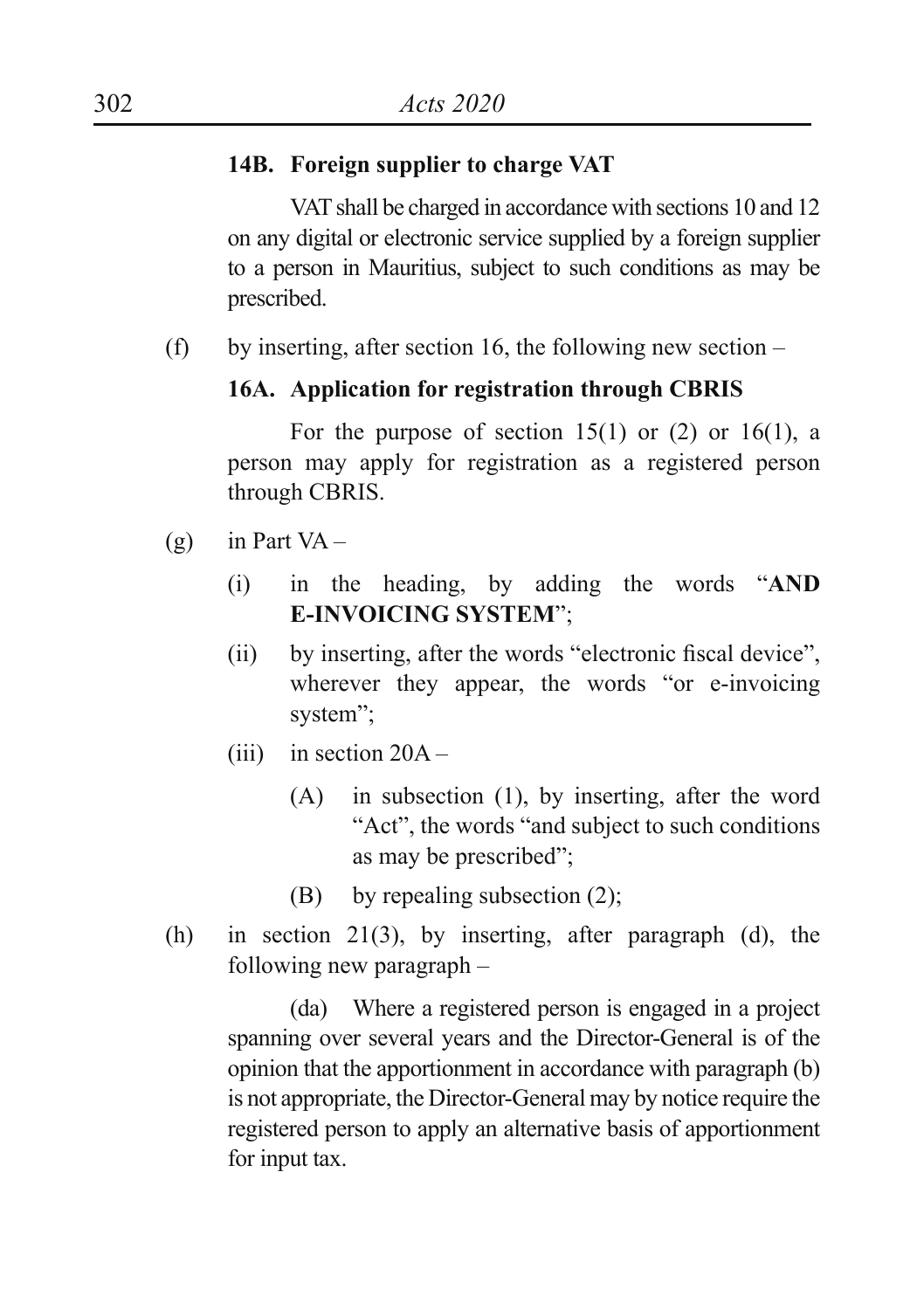**14B. Foreign supplier to charge VAT**

VAT shall be charged in accordance with sections 10 and 12 on any digital or electronic service supplied by a foreign supplier to a person in Mauritius, subject to such conditions as may be prescribed.

(f) by inserting, after section 16, the following new section –

**16A. Application for registration through CBRIS**

For the purpose of section 15(1) or (2) or 16(1), a person may apply for registration as a registered person through CBRIS.

(g) in Part VA –

(i) in the heading, by adding the words "**AND E-INVOICING SYSTEM**";

(ii) by inserting, after the words "electronic fiscal device", wherever they appear, the words "or e-invoicing system";

(iii) in section 20A –

(A) in subsection (1), by inserting, after the word "Act", the words "and subject to such conditions as may be prescribed";

(B) by repealing subsection (2);

(h) in section 21(3), by inserting, after paragraph (d), the following new paragraph –

(da) Where a registered person is engaged in a project spanning over several years and the Director-General is of the opinion that the apportionment in accordance with paragraph (b) is not appropriate, the Director-General may by notice require the registered person to apply an alternative basis of apportionment for input tax.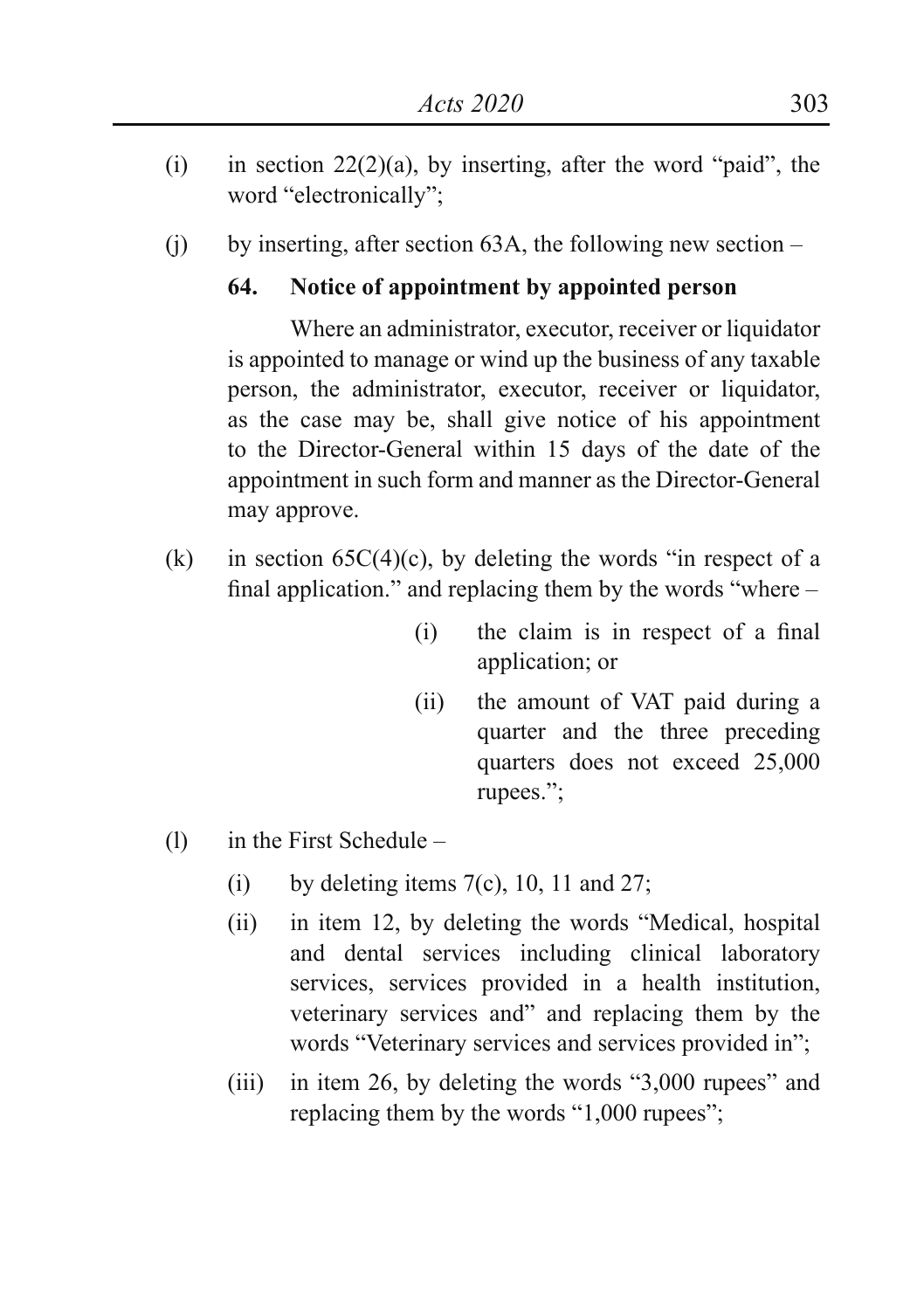(i) in section 22(2)(a), by inserting, after the word "paid", the word "electronically";

(j) by inserting, after section 63A, the following new section –

**64. Notice of appointment by appointed person**

Where an administrator, executor, receiver or liquidator is appointed to manage or wind up the business of any taxable person, the administrator, executor, receiver or liquidator, as the case may be, shall give notice of his appointment to the Director-General within 15 days of the date of the appointment in such form and manner as the Director-General may approve.

(k) in section 65C(4)(c), by deleting the words "in respect of a final application." and replacing them by the words "where –

(i) the claim is in respect of a final application; or

(ii) the amount of VAT paid during a quarter and the three preceding quarters does not exceed 25,000 rupees.";

(l) in the First Schedule –

(i) by deleting items 7(c), 10, 11 and 27;

(ii) in item 12, by deleting the words "Medical, hospital and dental services including clinical laboratory services, services provided in a health institution, veterinary services and" and replacing them by the words "Veterinary services and services provided in";

(iii) in item 26, by deleting the words "3,000 rupees" and replacing them by the words "1,000 rupees";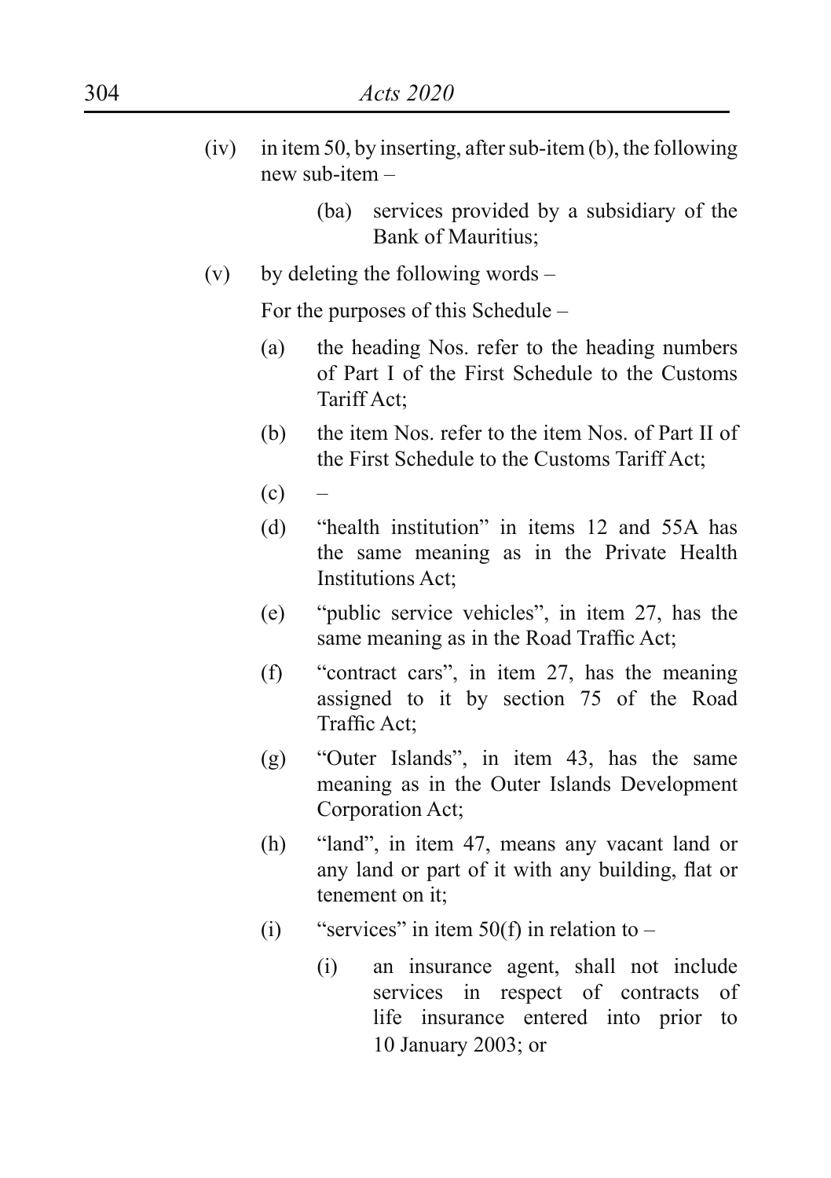(iv) in item 50, by inserting, after sub-item (b), the following new sub-item –

> (ba) services provided by a subsidiary of the Bank of Mauritius;

(v) by deleting the following words –

For the purposes of this Schedule –

(a) the heading Nos. refer to the heading numbers of Part I of the First Schedule to the Customs Tariff Act;

(b) the item Nos. refer to the item Nos. of Part II of the First Schedule to the Customs Tariff Act;

(c) –

(d) "health institution" in items 12 and 55A has the same meaning as in the Private Health Institutions Act;

(e) "public service vehicles", in item 27, has the same meaning as in the Road Traffic Act;

(f) "contract cars", in item 27, has the meaning assigned to it by section 75 of the Road Traffic Act;

(g) "Outer Islands", in item 43, has the same meaning as in the Outer Islands Development Corporation Act;

(h) "land", in item 47, means any vacant land or any land or part of it with any building, flat or tenement on it;

(i) "services" in item 50(f) in relation to –

> (i) an insurance agent, shall not include services in respect of contracts of life insurance entered into prior to 10 January 2003; or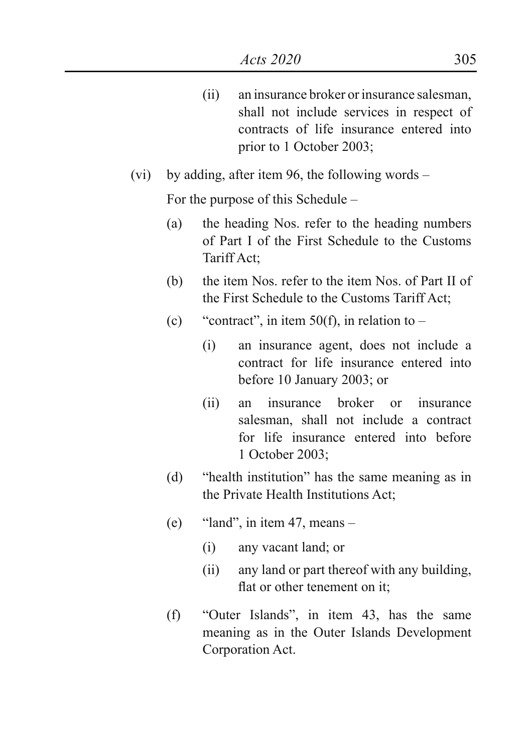(ii) an insurance broker or insurance salesman, shall not include services in respect of contracts of life insurance entered into prior to 1 October 2003;

(vi) by adding, after item 96, the following words –

For the purpose of this Schedule –

(a) the heading Nos. refer to the heading numbers of Part I of the First Schedule to the Customs Tariff Act;

(b) the item Nos. refer to the item Nos. of Part II of the First Schedule to the Customs Tariff Act;

(c) "contract", in item 50(f), in relation to –

(i) an insurance agent, does not include a contract for life insurance entered into before 10 January 2003; or

(ii) an insurance broker or insurance salesman, shall not include a contract for life insurance entered into before 1 October 2003;

(d) "health institution" has the same meaning as in the Private Health Institutions Act;

(e) "land", in item 47, means –

(i) any vacant land; or

(ii) any land or part thereof with any building, flat or other tenement on it;

(f) "Outer Islands", in item 43, has the same meaning as in the Outer Islands Development Corporation Act.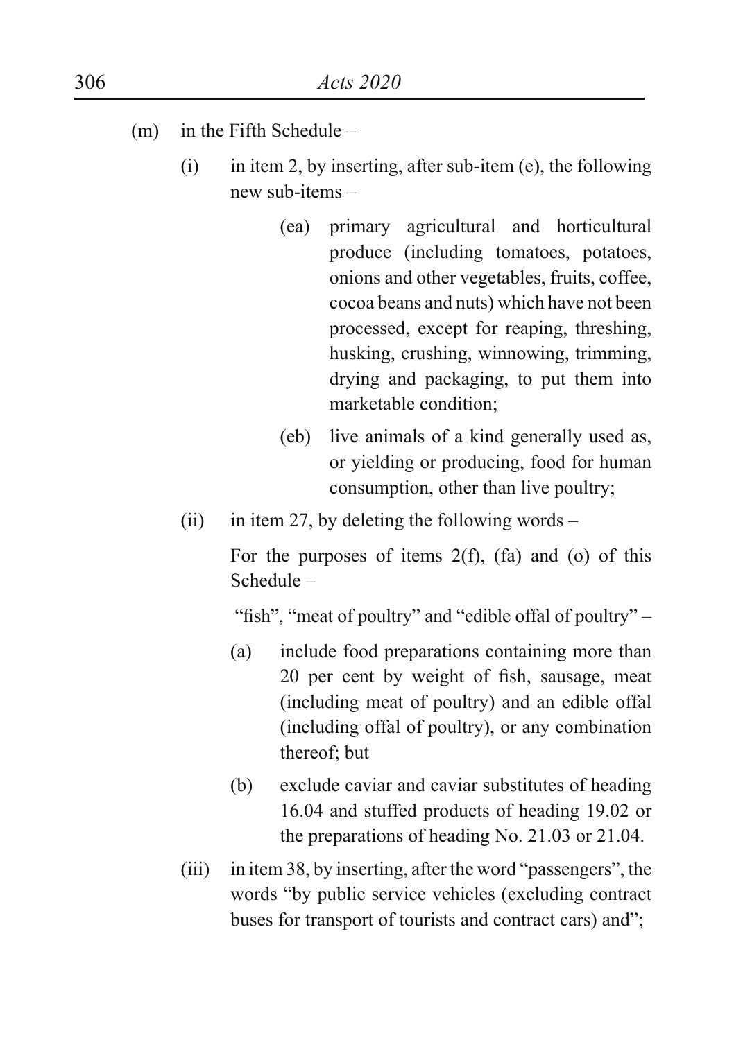(m) in the Fifth Schedule –

(i) in item 2, by inserting, after sub-item (e), the following new sub-items –

(ea) primary agricultural and horticultural produce (including tomatoes, potatoes, onions and other vegetables, fruits, coffee, cocoa beans and nuts) which have not been processed, except for reaping, threshing, husking, crushing, winnowing, trimming, drying and packaging, to put them into marketable condition;

(eb) live animals of a kind generally used as, or yielding or producing, food for human consumption, other than live poultry;

(ii) in item 27, by deleting the following words –

For the purposes of items 2(f), (fa) and (o) of this Schedule –

"fish", "meat of poultry" and "edible offal of poultry" –

(a) include food preparations containing more than 20 per cent by weight of fish, sausage, meat (including meat of poultry) and an edible offal (including offal of poultry), or any combination thereof; but

(b) exclude caviar and caviar substitutes of heading 16.04 and stuffed products of heading 19.02 or the preparations of heading No. 21.03 or 21.04.

(iii) in item 38, by inserting, after the word "passengers", the words "by public service vehicles (excluding contract buses for transport of tourists and contract cars) and";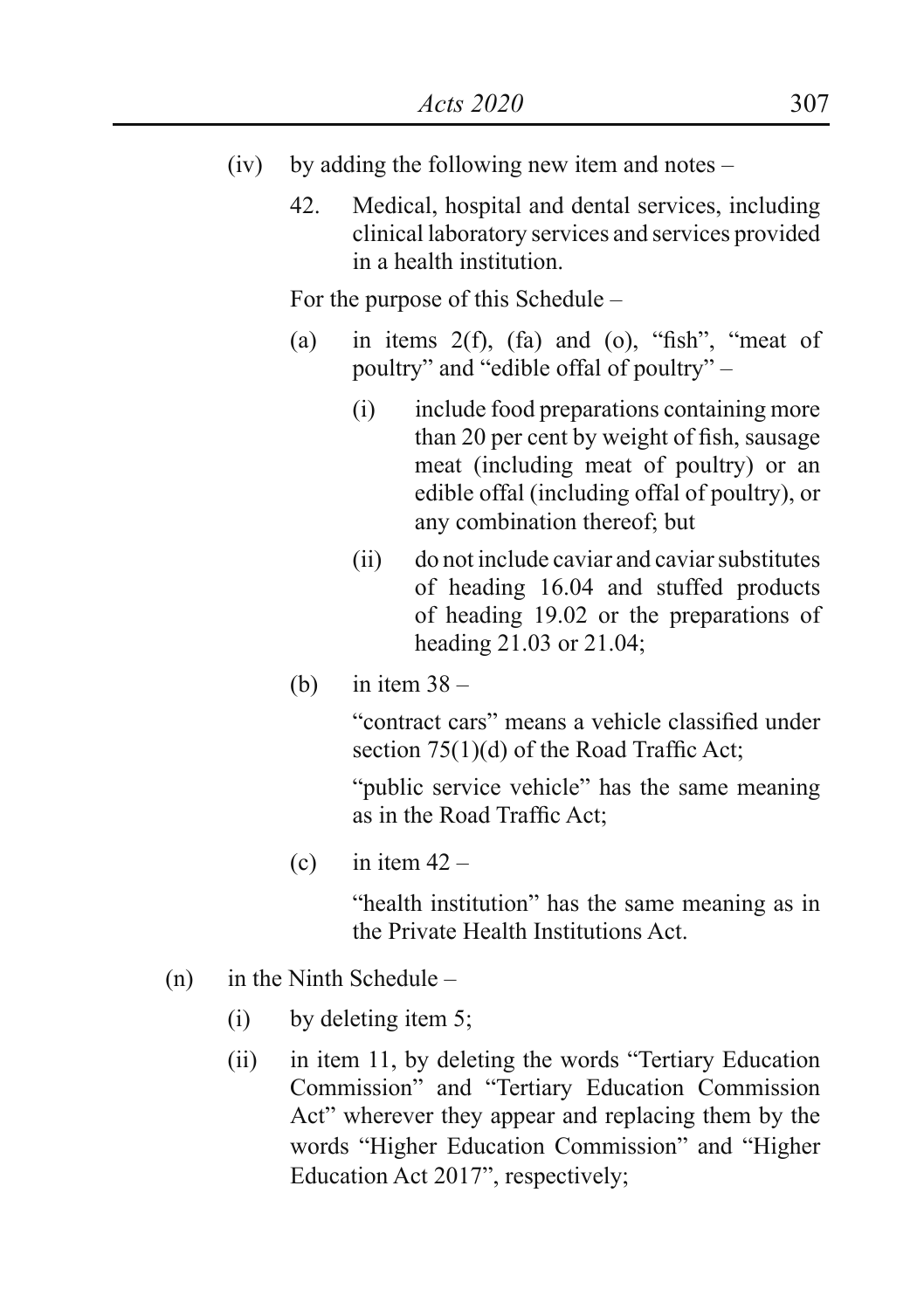(iv) by adding the following new item and notes –

42. Medical, hospital and dental services, including clinical laboratory services and services provided in a health institution.

For the purpose of this Schedule –

(a) in items 2(f), (fa) and (o), "fish", "meat of poultry" and "edible offal of poultry" –

(i) include food preparations containing more than 20 per cent by weight of fish, sausage meat (including meat of poultry) or an edible offal (including offal of poultry), or any combination thereof; but

(ii) do not include caviar and caviar substitutes of heading 16.04 and stuffed products of heading 19.02 or the preparations of heading 21.03 or 21.04;

(b) in item 38 –

"contract cars" means a vehicle classified under section 75(1)(d) of the Road Traffic Act;

"public service vehicle" has the same meaning as in the Road Traffic Act;

(c) in item 42 –

"health institution" has the same meaning as in the Private Health Institutions Act.

(n) in the Ninth Schedule –

(i) by deleting item 5;

(ii) in item 11, by deleting the words "Tertiary Education Commission" and "Tertiary Education Commission Act" wherever they appear and replacing them by the words "Higher Education Commission" and "Higher Education Act 2017", respectively;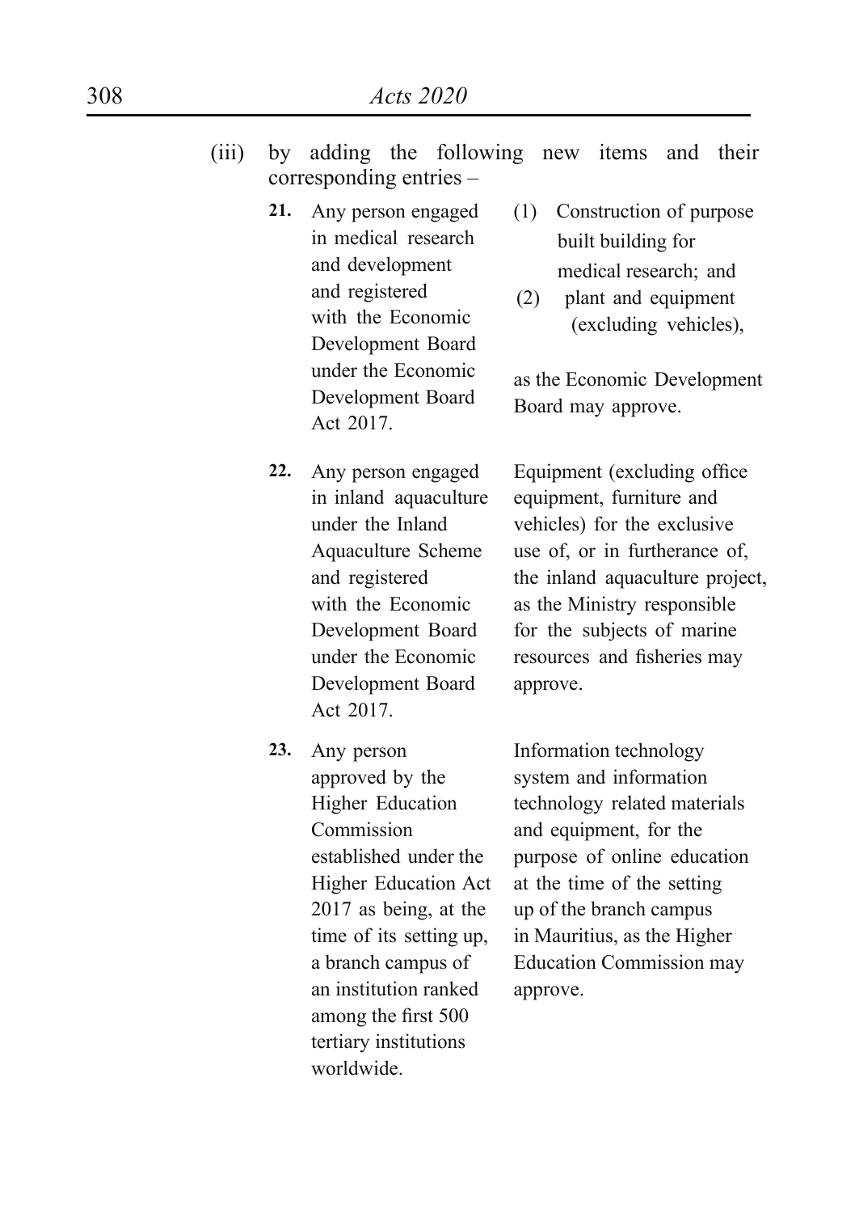(iii) by adding the following new items and their corresponding entries –

| | | |
|---|---|---|
| **21.** | Any person engaged in medical research and development and registered with the Economic Development Board under the Economic Development Board Act 2017. | (1) Construction of purpose built building for medical research; and<br>(2) plant and equipment (excluding vehicles),<br><br>as the Economic Development Board may approve. |
| **22.** | Any person engaged in inland aquaculture under the Inland Aquaculture Scheme and registered with the Economic Development Board under the Economic Development Board Act 2017. | Equipment (excluding office equipment, furniture and vehicles) for the exclusive use of, or in furtherance of, the inland aquaculture project, as the Ministry responsible for the subjects of marine resources and fisheries may approve. |
| **23.** | Any person approved by the Higher Education Commission established under the Higher Education Act 2017 as being, at the time of its setting up, a branch campus of an institution ranked among the first 500 tertiary institutions worldwide. | Information technology system and information technology related materials and equipment, for the purpose of online education at the time of the setting up of the branch campus in Mauritius, as the Higher Education Commission may approve. |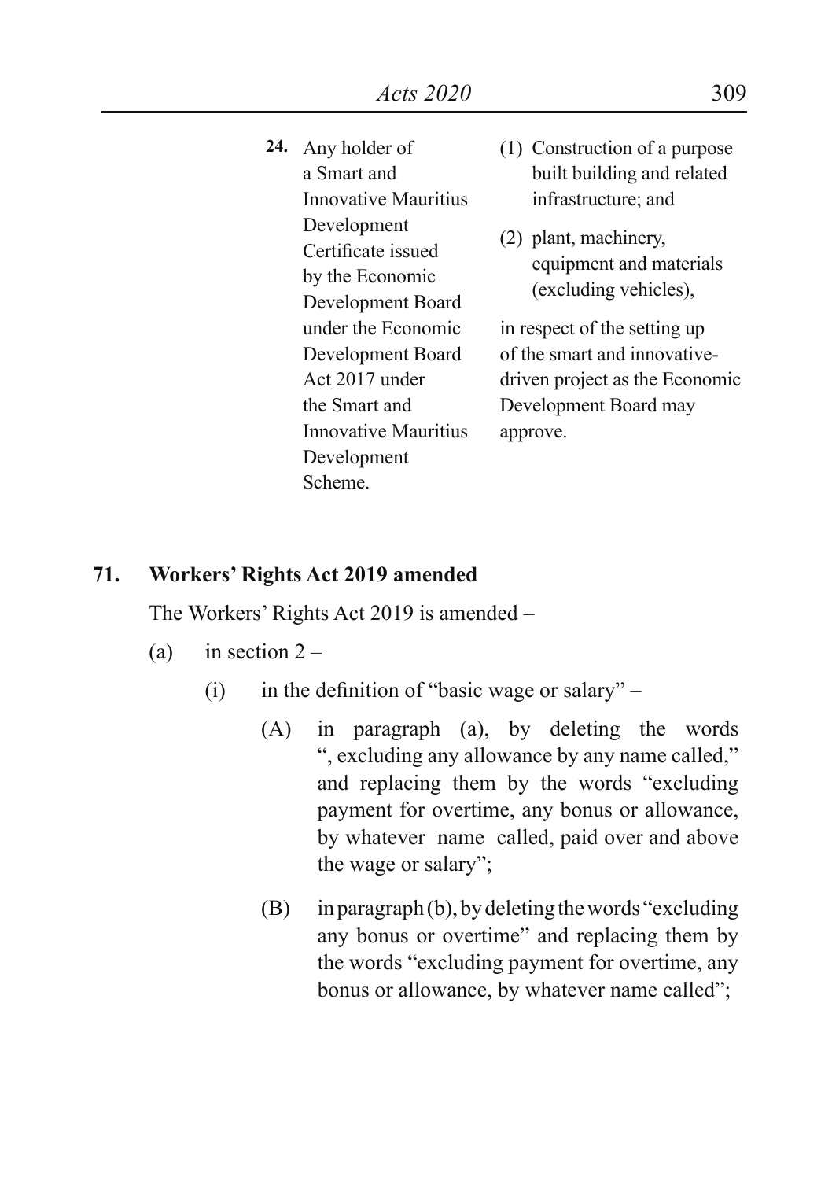| | |
|---|---|
| **24.** Any holder of a Smart and Innovative Mauritius Development Certificate issued by the Economic Development Board under the Economic Development Board Act 2017 under the Smart and Innovative Mauritius Development Scheme. | (1) Construction of a purpose built building and related infrastructure; and<br>(2) plant, machinery, equipment and materials (excluding vehicles),<br>in respect of the setting up of the smart and innovative-driven project as the Economic Development Board may approve. |

**71. Workers' Rights Act 2019 amended**

The Workers' Rights Act 2019 is amended –

(a) in section 2 –

(i) in the definition of "basic wage or salary" –

(A) in paragraph (a), by deleting the words ", excluding any allowance by any name called," and replacing them by the words "excluding payment for overtime, any bonus or allowance, by whatever name called, paid over and above the wage or salary";

(B) in paragraph (b), by deleting the words "excluding any bonus or overtime" and replacing them by the words "excluding payment for overtime, any bonus or allowance, by whatever name called";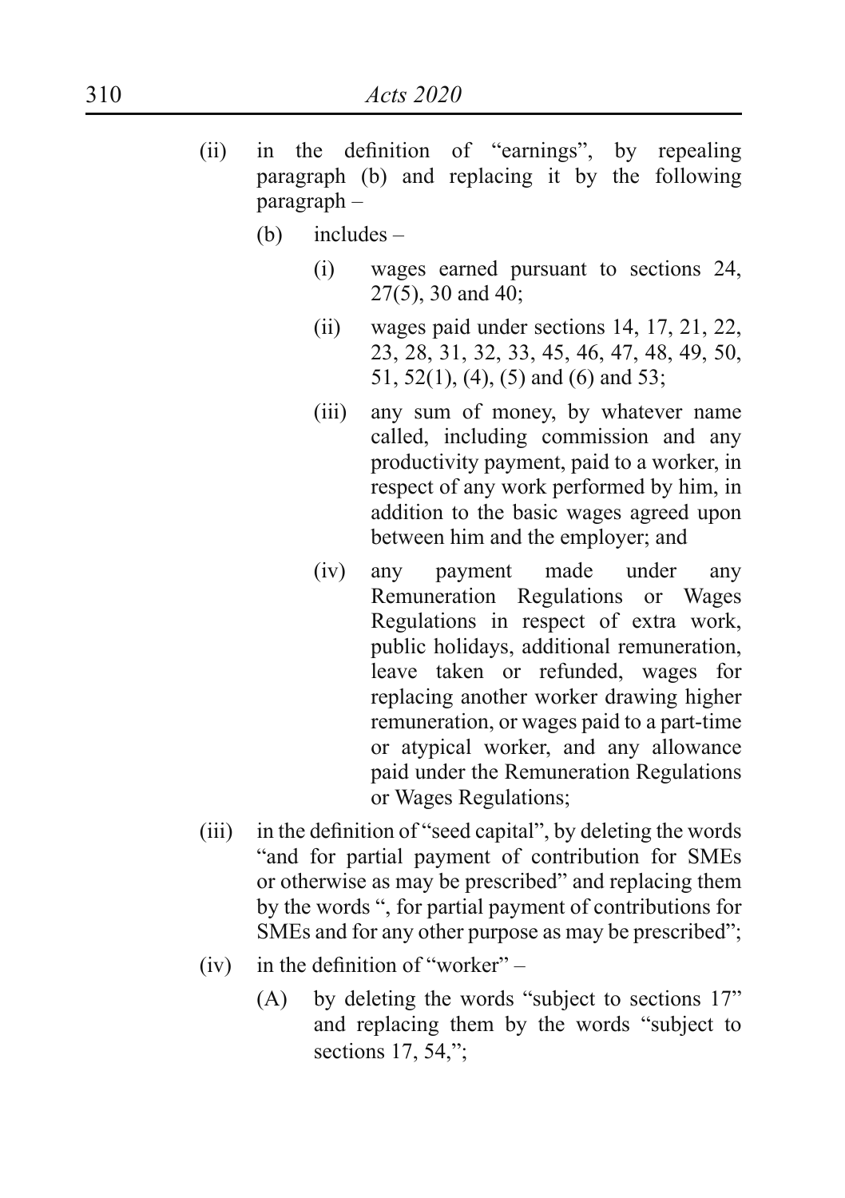(ii) in the definition of "earnings", by repealing paragraph (b) and replacing it by the following paragraph –

 (b) includes –

  (i) wages earned pursuant to sections 24, 27(5), 30 and 40;

  (ii) wages paid under sections 14, 17, 21, 22, 23, 28, 31, 32, 33, 45, 46, 47, 48, 49, 50, 51, 52(1), (4), (5) and (6) and 53;

  (iii) any sum of money, by whatever name called, including commission and any productivity payment, paid to a worker, in respect of any work performed by him, in addition to the basic wages agreed upon between him and the employer; and

  (iv) any payment made under any Remuneration Regulations or Wages Regulations in respect of extra work, public holidays, additional remuneration, leave taken or refunded, wages for replacing another worker drawing higher remuneration, or wages paid to a part-time or atypical worker, and any allowance paid under the Remuneration Regulations or Wages Regulations;

(iii) in the definition of "seed capital", by deleting the words "and for partial payment of contribution for SMEs or otherwise as may be prescribed" and replacing them by the words ", for partial payment of contributions for SMEs and for any other purpose as may be prescribed";

(iv) in the definition of "worker" –

 (A) by deleting the words "subject to sections 17" and replacing them by the words "subject to sections 17, 54,";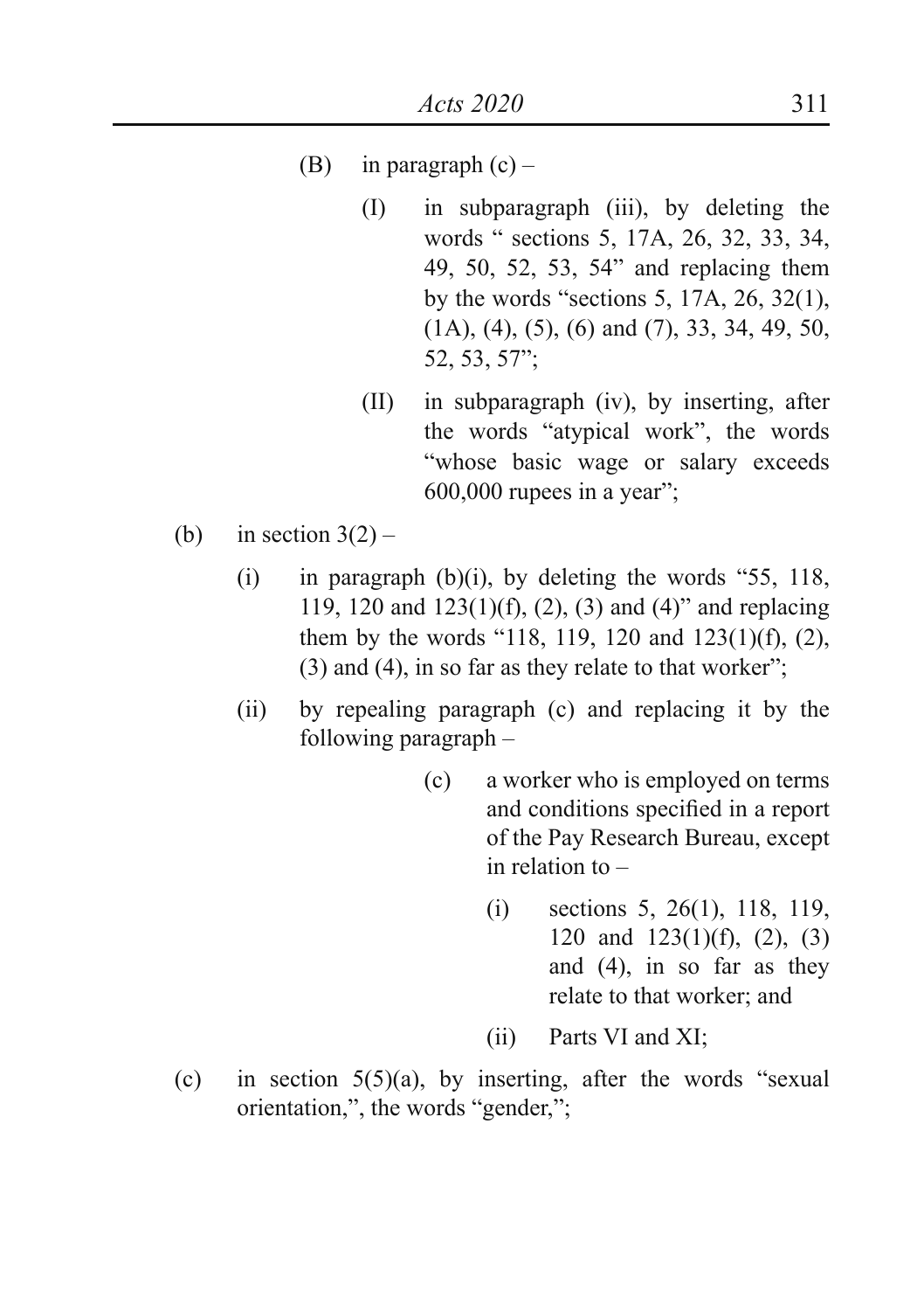(B) in paragraph (c) –

(I) in subparagraph (iii), by deleting the words " sections 5, 17A, 26, 32, 33, 34, 49, 50, 52, 53, 54" and replacing them by the words "sections 5, 17A, 26, 32(1), (1A), (4), (5), (6) and (7), 33, 34, 49, 50, 52, 53, 57";

(II) in subparagraph (iv), by inserting, after the words "atypical work", the words "whose basic wage or salary exceeds 600,000 rupees in a year";

(b) in section 3(2) –

(i) in paragraph (b)(i), by deleting the words "55, 118, 119, 120 and 123(1)(f), (2), (3) and (4)" and replacing them by the words "118, 119, 120 and 123(1)(f), (2), (3) and (4), in so far as they relate to that worker";

(ii) by repealing paragraph (c) and replacing it by the following paragraph –

(c) a worker who is employed on terms and conditions specified in a report of the Pay Research Bureau, except in relation to –

(i) sections 5, 26(1), 118, 119, 120 and 123(1)(f), (2), (3) and (4), in so far as they relate to that worker; and

(ii) Parts VI and XI;

(c) in section 5(5)(a), by inserting, after the words "sexual orientation,", the words "gender,";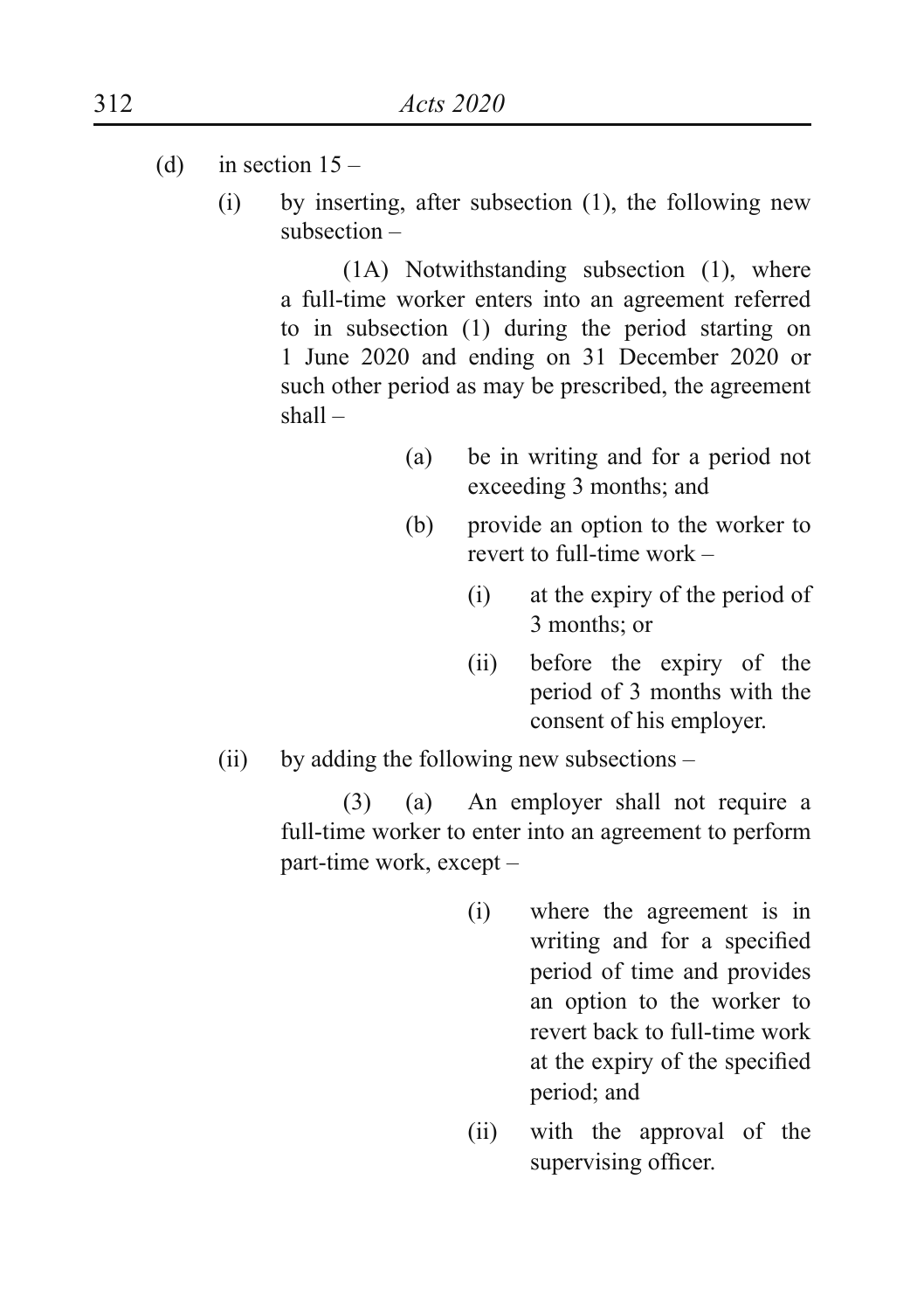(d) in section 15 –

(i) by inserting, after subsection (1), the following new subsection –

(1A) Notwithstanding subsection (1), where a full-time worker enters into an agreement referred to in subsection (1) during the period starting on 1 June 2020 and ending on 31 December 2020 or such other period as may be prescribed, the agreement shall –

(a) be in writing and for a period not exceeding 3 months; and

(b) provide an option to the worker to revert to full-time work –

(i) at the expiry of the period of 3 months; or

(ii) before the expiry of the period of 3 months with the consent of his employer.

(ii) by adding the following new subsections –

(3) (a) An employer shall not require a full-time worker to enter into an agreement to perform part-time work, except –

(i) where the agreement is in writing and for a specified period of time and provides an option to the worker to revert back to full-time work at the expiry of the specified period; and

(ii) with the approval of the supervising officer.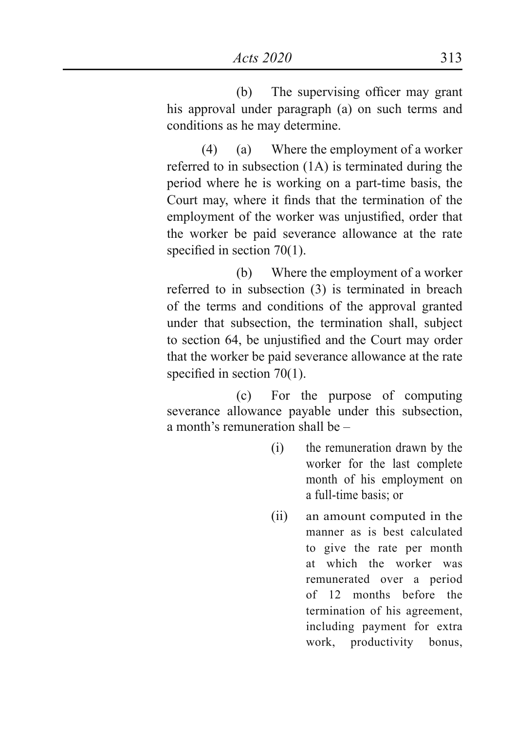(b) The supervising officer may grant his approval under paragraph (a) on such terms and conditions as he may determine.

(4) (a) Where the employment of a worker referred to in subsection (1A) is terminated during the period where he is working on a part-time basis, the Court may, where it finds that the termination of the employment of the worker was unjustified, order that the worker be paid severance allowance at the rate specified in section 70(1).

(b) Where the employment of a worker referred to in subsection (3) is terminated in breach of the terms and conditions of the approval granted under that subsection, the termination shall, subject to section 64, be unjustified and the Court may order that the worker be paid severance allowance at the rate specified in section 70(1).

(c) For the purpose of computing severance allowance payable under this subsection, a month's remuneration shall be –

(i) the remuneration drawn by the worker for the last complete month of his employment on a full-time basis; or

(ii) an amount computed in the manner as is best calculated to give the rate per month at which the worker was remunerated over a period of 12 months before the termination of his agreement, including payment for extra work, productivity bonus,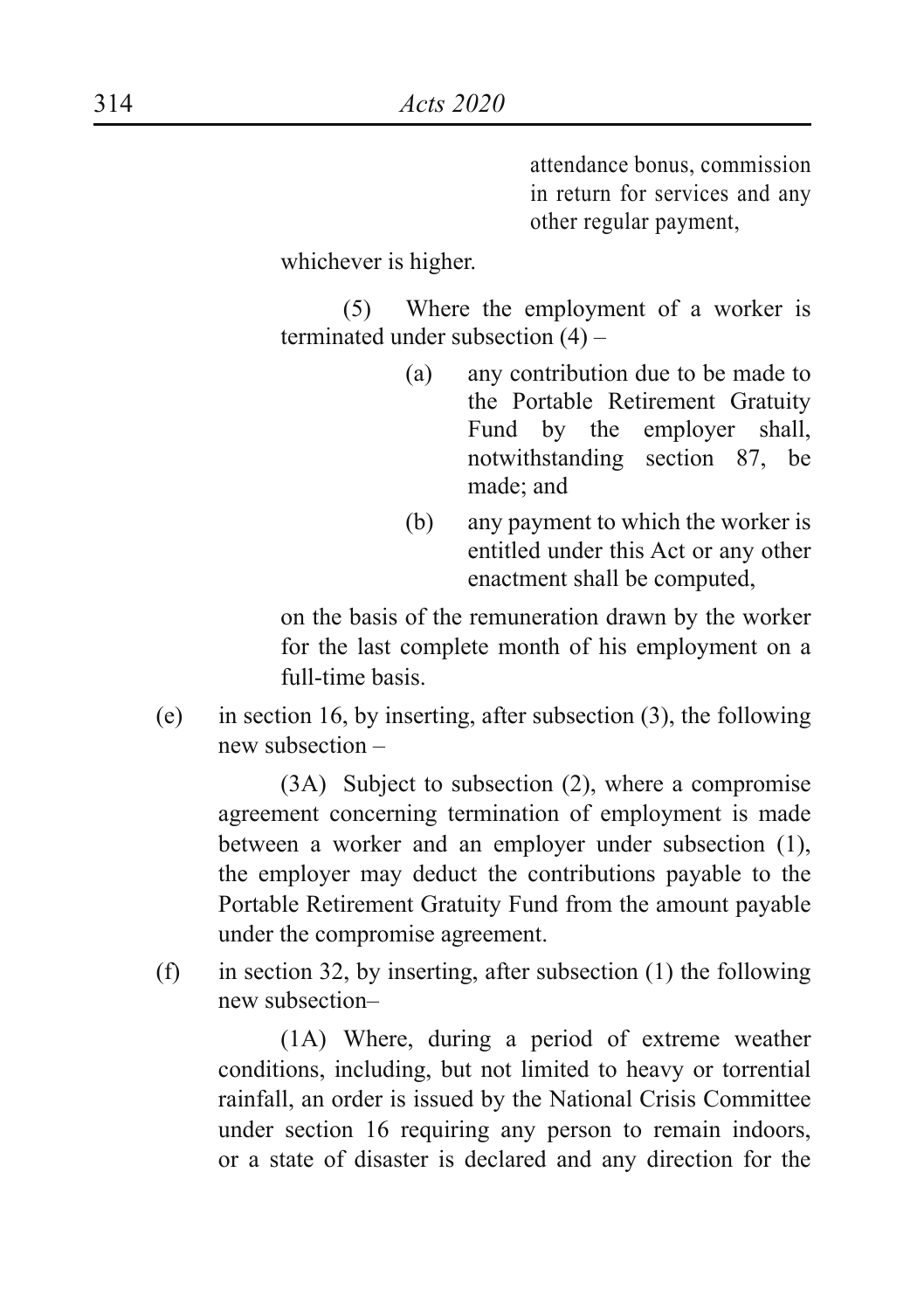attendance bonus, commission in return for services and any other regular payment,

whichever is higher.

(5) Where the employment of a worker is terminated under subsection (4) –

(a) any contribution due to be made to the Portable Retirement Gratuity Fund by the employer shall, notwithstanding section 87, be made; and

(b) any payment to which the worker is entitled under this Act or any other enactment shall be computed,

on the basis of the remuneration drawn by the worker for the last complete month of his employment on a full-time basis.

(e) in section 16, by inserting, after subsection (3), the following new subsection –

(3A) Subject to subsection (2), where a compromise agreement concerning termination of employment is made between a worker and an employer under subsection (1), the employer may deduct the contributions payable to the Portable Retirement Gratuity Fund from the amount payable under the compromise agreement.

(f) in section 32, by inserting, after subsection (1) the following new subsection–

(1A) Where, during a period of extreme weather conditions, including, but not limited to heavy or torrential rainfall, an order is issued by the National Crisis Committee under section 16 requiring any person to remain indoors, or a state of disaster is declared and any direction for the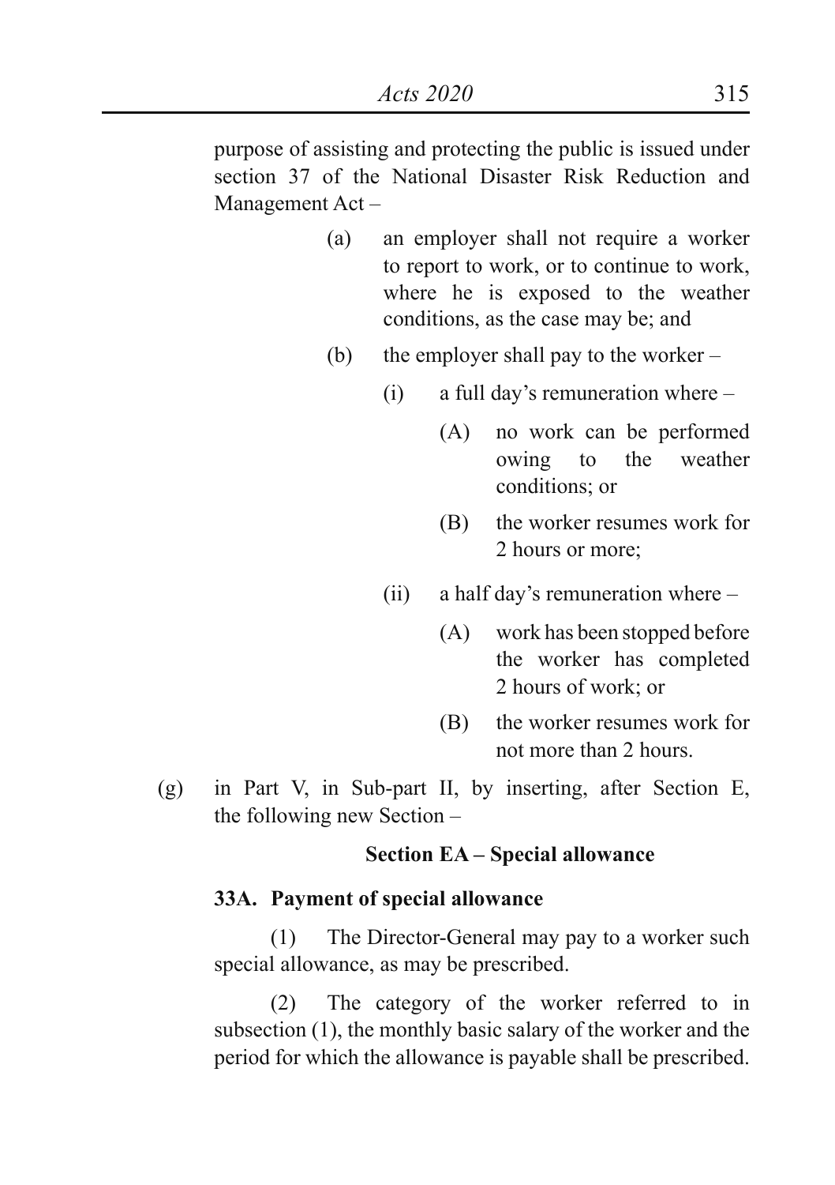purpose of assisting and protecting the public is issued under section 37 of the National Disaster Risk Reduction and Management Act –

(a) an employer shall not require a worker to report to work, or to continue to work, where he is exposed to the weather conditions, as the case may be; and

(b) the employer shall pay to the worker –

(i) a full day's remuneration where –

(A) no work can be performed owing to the weather conditions; or

(B) the worker resumes work for 2 hours or more;

(ii) a half day's remuneration where –

(A) work has been stopped before the worker has completed 2 hours of work; or

(B) the worker resumes work for not more than 2 hours.

(g) in Part V, in Sub-part II, by inserting, after Section E, the following new Section –

**Section EA – Special allowance**

**33A. Payment of special allowance**

(1) The Director-General may pay to a worker such special allowance, as may be prescribed.

(2) The category of the worker referred to in subsection (1), the monthly basic salary of the worker and the period for which the allowance is payable shall be prescribed.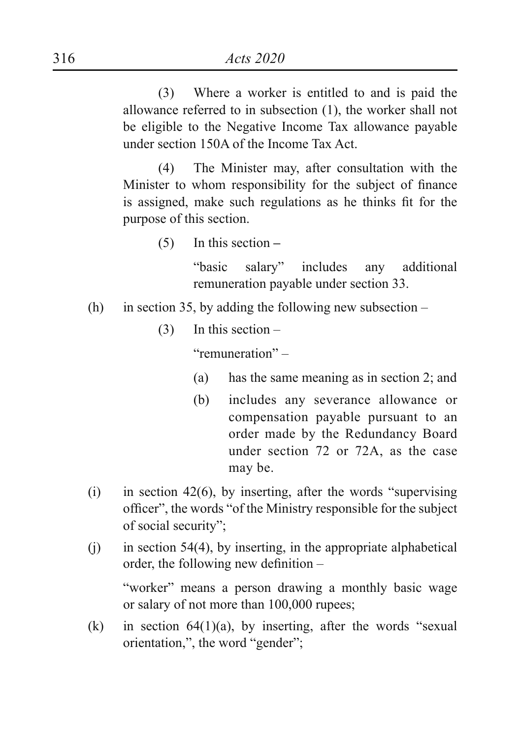(3) Where a worker is entitled to and is paid the allowance referred to in subsection (1), the worker shall not be eligible to the Negative Income Tax allowance payable under section 150A of the Income Tax Act.

(4) The Minister may, after consultation with the Minister to whom responsibility for the subject of finance is assigned, make such regulations as he thinks fit for the purpose of this section.

(5) In this section –

"basic salary" includes any additional remuneration payable under section 33.

(h) in section 35, by adding the following new subsection –

(3) In this section –

"remuneration" –

(a) has the same meaning as in section 2; and

(b) includes any severance allowance or compensation payable pursuant to an order made by the Redundancy Board under section 72 or 72A, as the case may be.

(i) in section 42(6), by inserting, after the words "supervising officer", the words "of the Ministry responsible for the subject of social security";

(j) in section 54(4), by inserting, in the appropriate alphabetical order, the following new definition –

"worker" means a person drawing a monthly basic wage or salary of not more than 100,000 rupees;

(k) in section 64(1)(a), by inserting, after the words "sexual orientation,", the word "gender";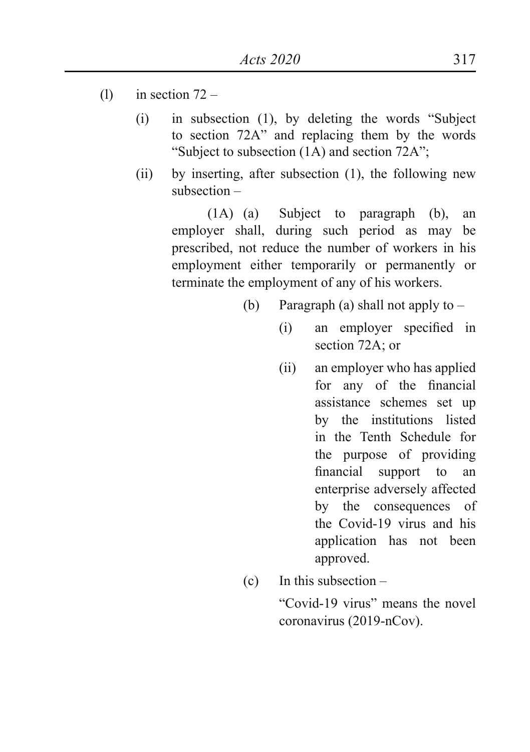(l) in section 72 –

   (i) in subsection (1), by deleting the words "Subject to section 72A" and replacing them by the words "Subject to subsection (1A) and section 72A";

   (ii) by inserting, after subsection (1), the following new subsection –

      (1A) (a) Subject to paragraph (b), an employer shall, during such period as may be prescribed, not reduce the number of workers in his employment either temporarily or permanently or terminate the employment of any of his workers.

      (b) Paragraph (a) shall not apply to –

         (i) an employer specified in section 72A; or

         (ii) an employer who has applied for any of the financial assistance schemes set up by the institutions listed in the Tenth Schedule for the purpose of providing financial support to an enterprise adversely affected by the consequences of the Covid-19 virus and his application has not been approved.

      (c) In this subsection –

      "Covid-19 virus" means the novel coronavirus (2019-nCov).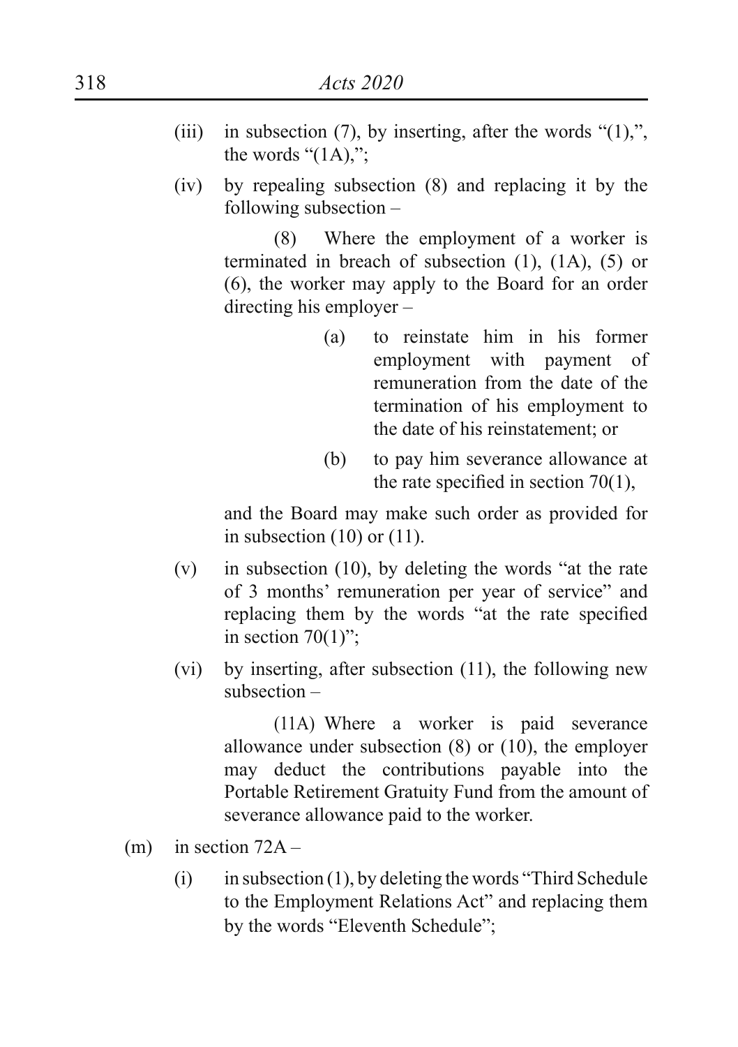(iii) in subsection (7), by inserting, after the words "(1),", the words "(1A),";

(iv) by repealing subsection (8) and replacing it by the following subsection –

(8) Where the employment of a worker is terminated in breach of subsection (1), (1A), (5) or (6), the worker may apply to the Board for an order directing his employer –

(a) to reinstate him in his former employment with payment of remuneration from the date of the termination of his employment to the date of his reinstatement; or

(b) to pay him severance allowance at the rate specified in section 70(1),

and the Board may make such order as provided for in subsection (10) or (11).

(v) in subsection (10), by deleting the words "at the rate of 3 months' remuneration per year of service" and replacing them by the words "at the rate specified in section 70(1)";

(vi) by inserting, after subsection (11), the following new subsection –

(11A) Where a worker is paid severance allowance under subsection (8) or (10), the employer may deduct the contributions payable into the Portable Retirement Gratuity Fund from the amount of severance allowance paid to the worker.

(m) in section 72A –

(i) in subsection (1), by deleting the words "Third Schedule to the Employment Relations Act" and replacing them by the words "Eleventh Schedule";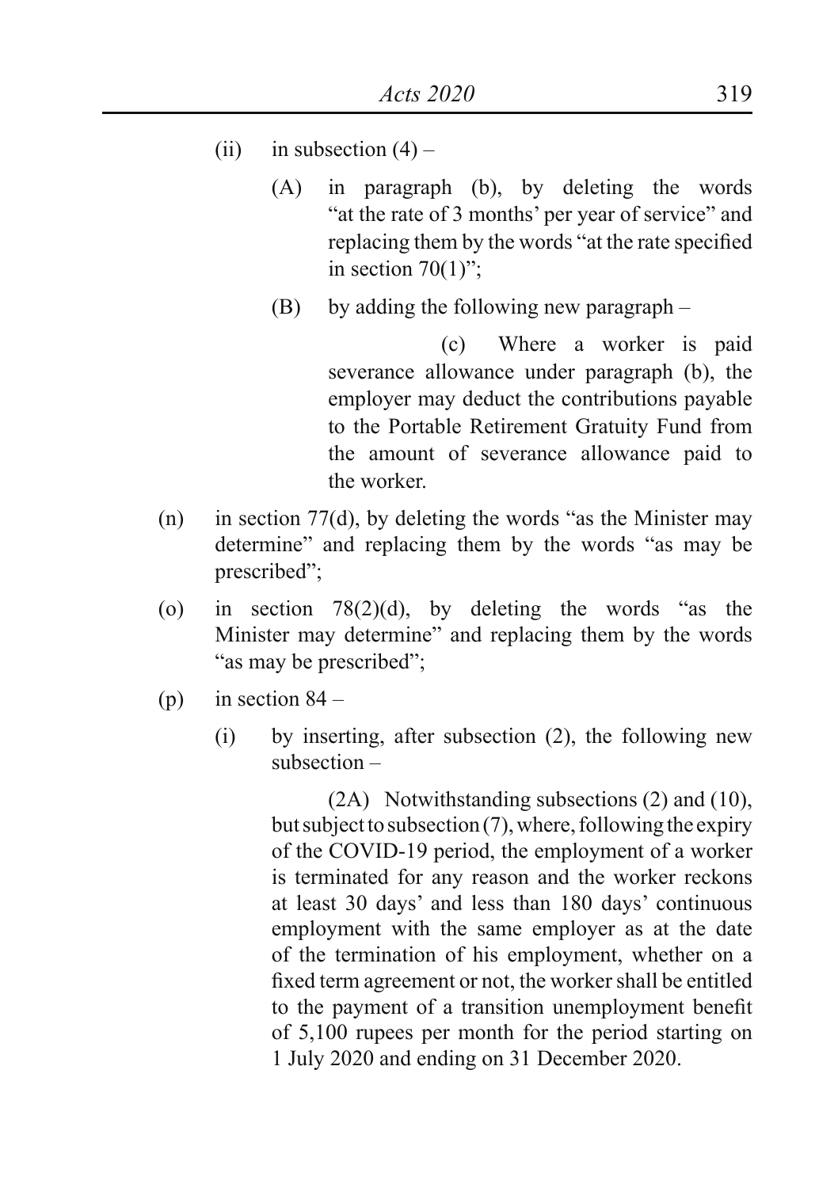(ii) in subsection (4) –

(A) in paragraph (b), by deleting the words "at the rate of 3 months' per year of service" and replacing them by the words "at the rate specified in section 70(1)";

(B) by adding the following new paragraph –

(c) Where a worker is paid severance allowance under paragraph (b), the employer may deduct the contributions payable to the Portable Retirement Gratuity Fund from the amount of severance allowance paid to the worker.

(n) in section 77(d), by deleting the words "as the Minister may determine" and replacing them by the words "as may be prescribed";

(o) in section 78(2)(d), by deleting the words "as the Minister may determine" and replacing them by the words "as may be prescribed";

(p) in section 84 –

(i) by inserting, after subsection (2), the following new subsection –

(2A) Notwithstanding subsections (2) and (10), but subject to subsection (7), where, following the expiry of the COVID-19 period, the employment of a worker is terminated for any reason and the worker reckons at least 30 days' and less than 180 days' continuous employment with the same employer as at the date of the termination of his employment, whether on a fixed term agreement or not, the worker shall be entitled to the payment of a transition unemployment benefit of 5,100 rupees per month for the period starting on 1 July 2020 and ending on 31 December 2020.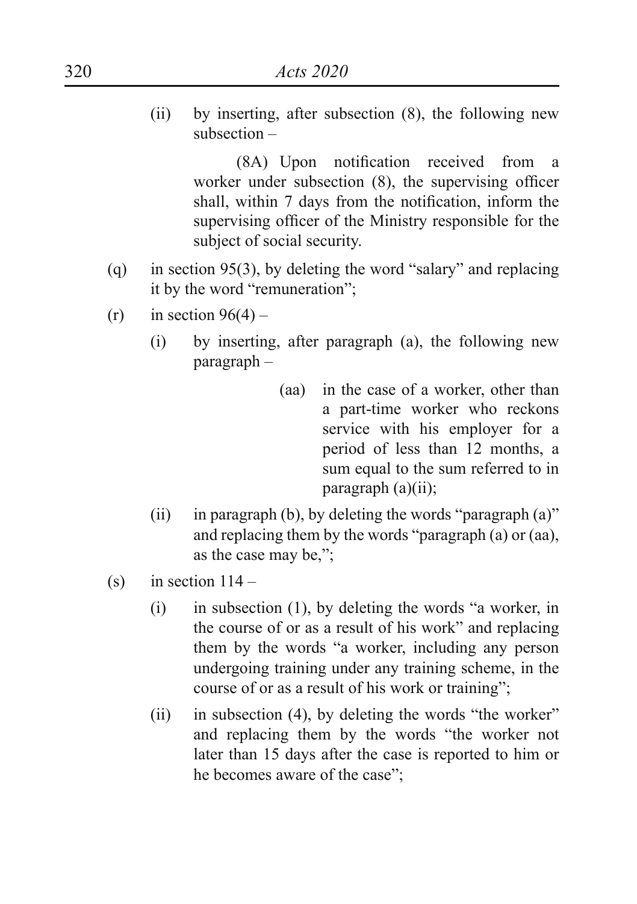(ii) by inserting, after subsection (8), the following new subsection –

> (8A) Upon notification received from a worker under subsection (8), the supervising officer shall, within 7 days from the notification, inform the supervising officer of the Ministry responsible for the subject of social security.

(q) in section 95(3), by deleting the word "salary" and replacing it by the word "remuneration";

(r) in section 96(4) –

(i) by inserting, after paragraph (a), the following new paragraph –

> (aa) in the case of a worker, other than a part-time worker who reckons service with his employer for a period of less than 12 months, a sum equal to the sum referred to in paragraph (a)(ii);

(ii) in paragraph (b), by deleting the words "paragraph (a)" and replacing them by the words "paragraph (a) or (aa), as the case may be,";

(s) in section 114 –

(i) in subsection (1), by deleting the words "a worker, in the course of or as a result of his work" and replacing them by the words "a worker, including any person undergoing training under any training scheme, in the course of or as a result of his work or training";

(ii) in subsection (4), by deleting the words "the worker" and replacing them by the words "the worker not later than 15 days after the case is reported to him or he becomes aware of the case";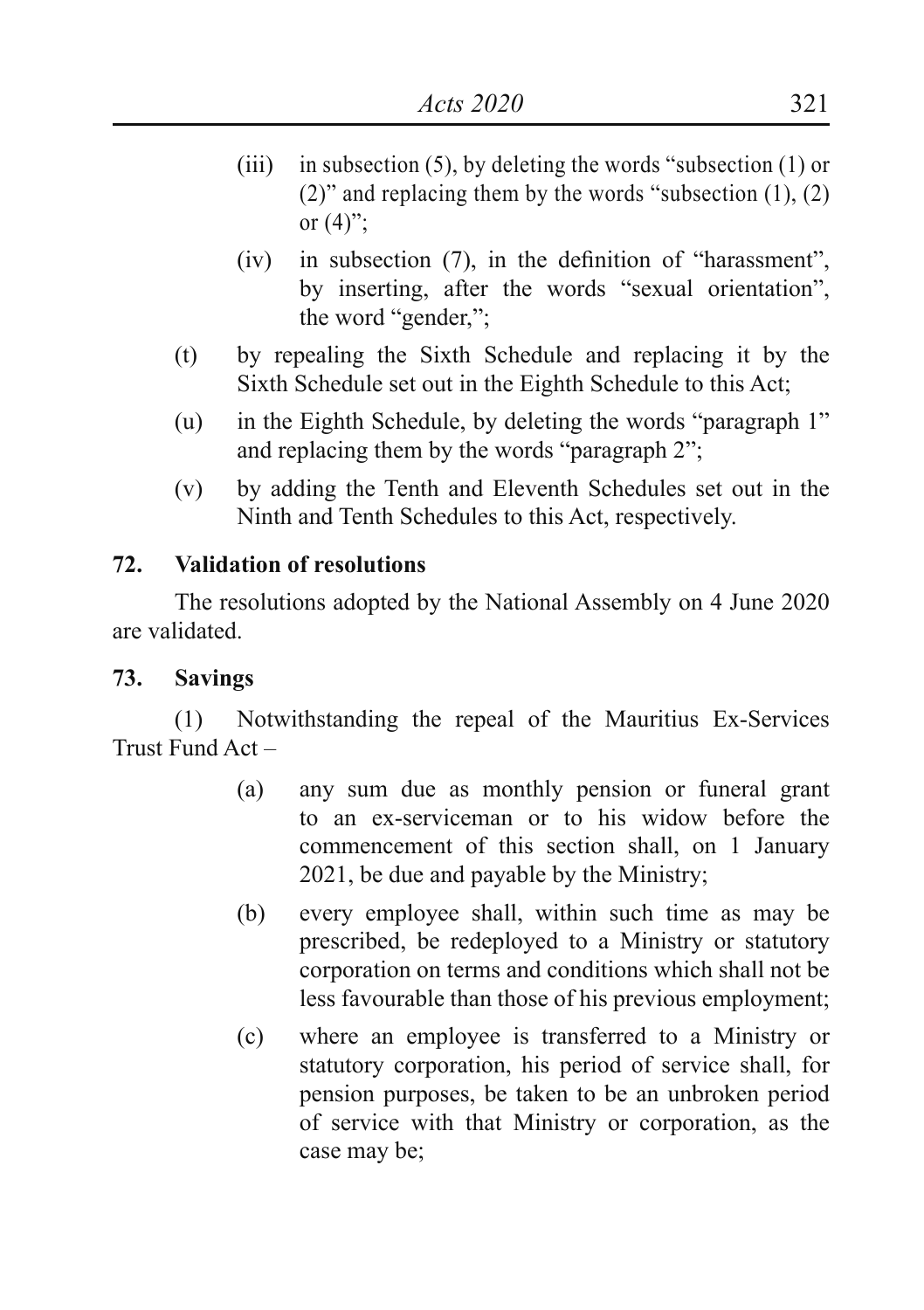(iii) in subsection (5), by deleting the words "subsection (1) or (2)" and replacing them by the words "subsection (1), (2) or (4)";

(iv) in subsection (7), in the definition of "harassment", by inserting, after the words "sexual orientation", the word "gender,";

(t) by repealing the Sixth Schedule and replacing it by the Sixth Schedule set out in the Eighth Schedule to this Act;

(u) in the Eighth Schedule, by deleting the words "paragraph 1" and replacing them by the words "paragraph 2";

(v) by adding the Tenth and Eleventh Schedules set out in the Ninth and Tenth Schedules to this Act, respectively.

**72. Validation of resolutions**

The resolutions adopted by the National Assembly on 4 June 2020 are validated.

**73. Savings**

(1) Notwithstanding the repeal of the Mauritius Ex-Services Trust Fund Act –

(a) any sum due as monthly pension or funeral grant to an ex-serviceman or to his widow before the commencement of this section shall, on 1 January 2021, be due and payable by the Ministry;

(b) every employee shall, within such time as may be prescribed, be redeployed to a Ministry or statutory corporation on terms and conditions which shall not be less favourable than those of his previous employment;

(c) where an employee is transferred to a Ministry or statutory corporation, his period of service shall, for pension purposes, be taken to be an unbroken period of service with that Ministry or corporation, as the case may be;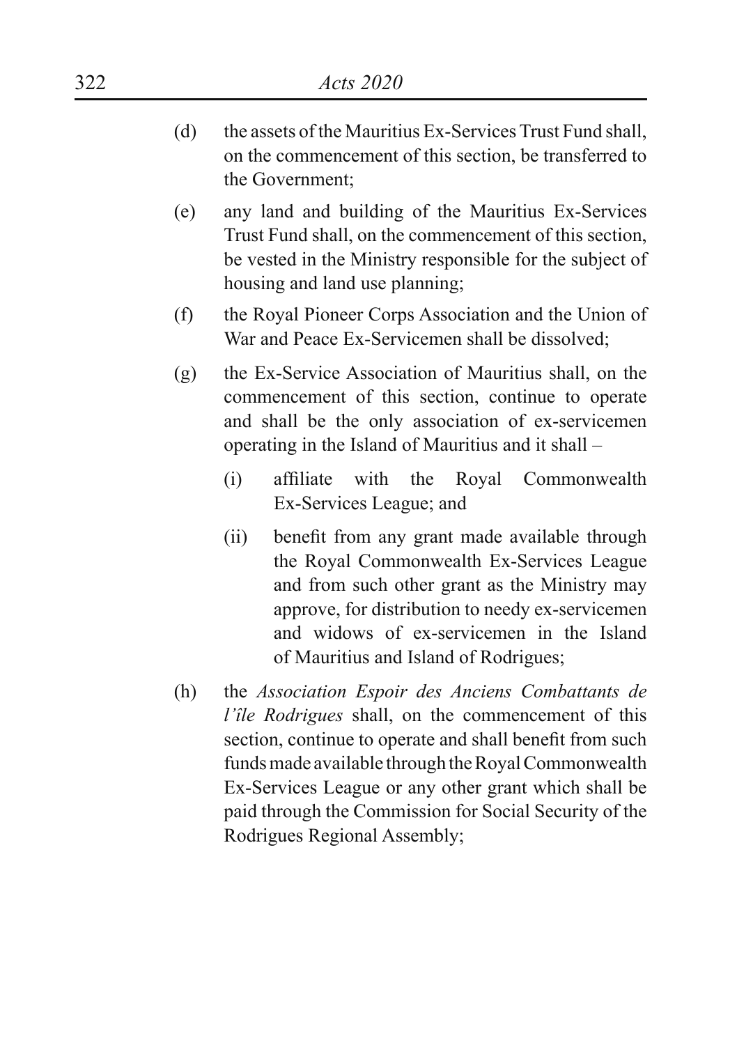(d) the assets of the Mauritius Ex-Services Trust Fund shall, on the commencement of this section, be transferred to the Government;

(e) any land and building of the Mauritius Ex-Services Trust Fund shall, on the commencement of this section, be vested in the Ministry responsible for the subject of housing and land use planning;

(f) the Royal Pioneer Corps Association and the Union of War and Peace Ex-Servicemen shall be dissolved;

(g) the Ex-Service Association of Mauritius shall, on the commencement of this section, continue to operate and shall be the only association of ex-servicemen operating in the Island of Mauritius and it shall –

   (i) affiliate with the Royal Commonwealth Ex-Services League; and

   (ii) benefit from any grant made available through the Royal Commonwealth Ex-Services League and from such other grant as the Ministry may approve, for distribution to needy ex-servicemen and widows of ex-servicemen in the Island of Mauritius and Island of Rodrigues;

(h) the *Association Espoir des Anciens Combattants de l'île Rodrigues* shall, on the commencement of this section, continue to operate and shall benefit from such funds made available through the Royal Commonwealth Ex-Services League or any other grant which shall be paid through the Commission for Social Security of the Rodrigues Regional Assembly;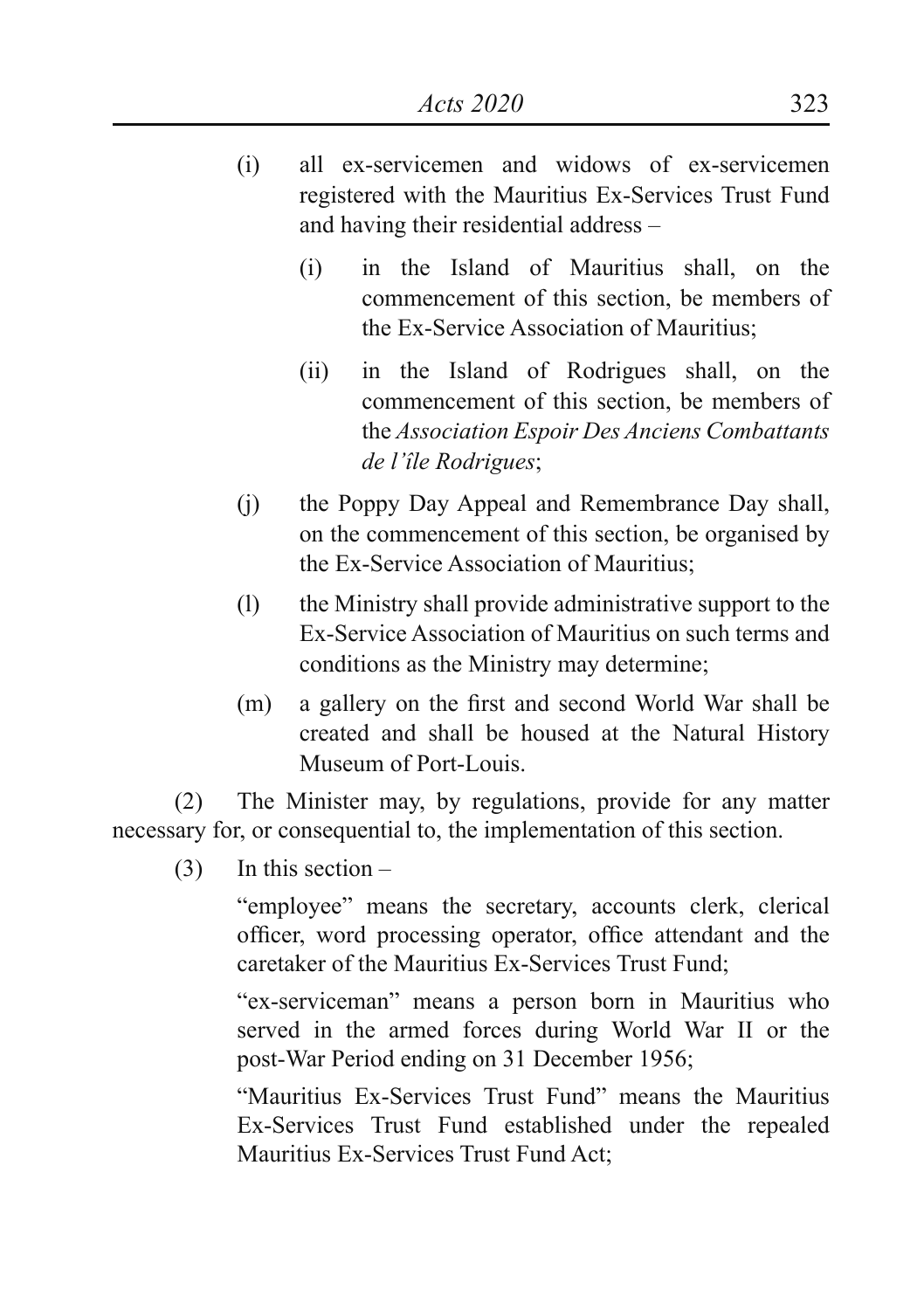(i) all ex-servicemen and widows of ex-servicemen registered with the Mauritius Ex-Services Trust Fund and having their residential address –

 (i) in the Island of Mauritius shall, on the commencement of this section, be members of the Ex-Service Association of Mauritius;

 (ii) in the Island of Rodrigues shall, on the commencement of this section, be members of the *Association Espoir Des Anciens Combattants de l'île Rodrigues*;

(j) the Poppy Day Appeal and Remembrance Day shall, on the commencement of this section, be organised by the Ex-Service Association of Mauritius;

(l) the Ministry shall provide administrative support to the Ex-Service Association of Mauritius on such terms and conditions as the Ministry may determine;

(m) a gallery on the first and second World War shall be created and shall be housed at the Natural History Museum of Port-Louis.

(2) The Minister may, by regulations, provide for any matter necessary for, or consequential to, the implementation of this section.

(3) In this section –

"employee" means the secretary, accounts clerk, clerical officer, word processing operator, office attendant and the caretaker of the Mauritius Ex-Services Trust Fund;

"ex-serviceman" means a person born in Mauritius who served in the armed forces during World War II or the post-War Period ending on 31 December 1956;

"Mauritius Ex-Services Trust Fund" means the Mauritius Ex-Services Trust Fund established under the repealed Mauritius Ex-Services Trust Fund Act;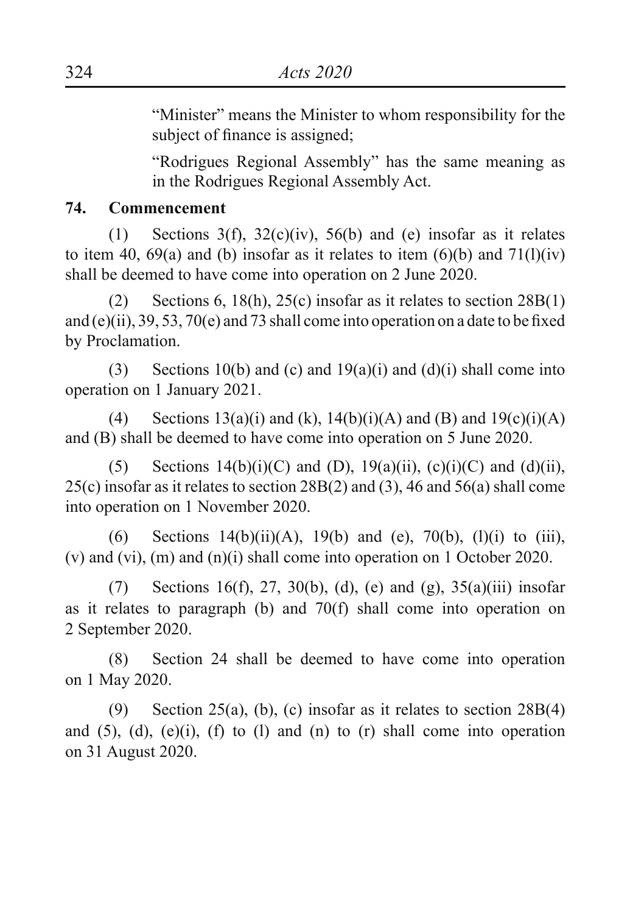"Minister" means the Minister to whom responsibility for the subject of finance is assigned;

"Rodrigues Regional Assembly" has the same meaning as in the Rodrigues Regional Assembly Act.

**74. Commencement**

(1) Sections 3(f), 32(c)(iv), 56(b) and (e) insofar as it relates to item 40, 69(a) and (b) insofar as it relates to item (6)(b) and 71(l)(iv) shall be deemed to have come into operation on 2 June 2020.

(2) Sections 6, 18(h), 25(c) insofar as it relates to section 28B(1) and (e)(ii), 39, 53, 70(e) and 73 shall come into operation on a date to be fixed by Proclamation.

(3) Sections 10(b) and (c) and 19(a)(i) and (d)(i) shall come into operation on 1 January 2021.

(4) Sections 13(a)(i) and (k), 14(b)(i)(A) and (B) and 19(c)(i)(A) and (B) shall be deemed to have come into operation on 5 June 2020.

(5) Sections 14(b)(i)(C) and (D), 19(a)(ii), (c)(i)(C) and (d)(ii), 25(c) insofar as it relates to section 28B(2) and (3), 46 and 56(a) shall come into operation on 1 November 2020.

(6) Sections 14(b)(ii)(A), 19(b) and (e), 70(b), (l)(i) to (iii), (v) and (vi), (m) and (n)(i) shall come into operation on 1 October 2020.

(7) Sections 16(f), 27, 30(b), (d), (e) and (g), 35(a)(iii) insofar as it relates to paragraph (b) and 70(f) shall come into operation on 2 September 2020.

(8) Section 24 shall be deemed to have come into operation on 1 May 2020.

(9) Section 25(a), (b), (c) insofar as it relates to section 28B(4) and (5), (d), (e)(i), (f) to (l) and (n) to (r) shall come into operation on 31 August 2020.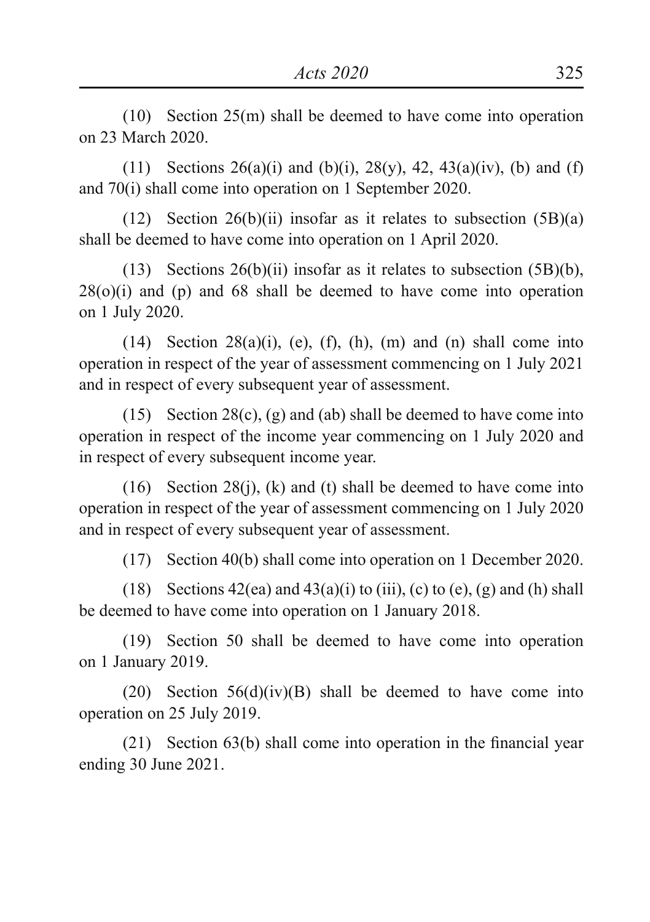(10) Section 25(m) shall be deemed to have come into operation on 23 March 2020.

(11) Sections 26(a)(i) and (b)(i), 28(y), 42, 43(a)(iv), (b) and (f) and 70(i) shall come into operation on 1 September 2020.

(12) Section 26(b)(ii) insofar as it relates to subsection (5B)(a) shall be deemed to have come into operation on 1 April 2020.

(13) Sections 26(b)(ii) insofar as it relates to subsection (5B)(b), 28(o)(i) and (p) and 68 shall be deemed to have come into operation on 1 July 2020.

(14) Section 28(a)(i), (e), (f), (h), (m) and (n) shall come into operation in respect of the year of assessment commencing on 1 July 2021 and in respect of every subsequent year of assessment.

(15) Section 28(c), (g) and (ab) shall be deemed to have come into operation in respect of the income year commencing on 1 July 2020 and in respect of every subsequent income year.

(16) Section 28(j), (k) and (t) shall be deemed to have come into operation in respect of the year of assessment commencing on 1 July 2020 and in respect of every subsequent year of assessment.

(17) Section 40(b) shall come into operation on 1 December 2020.

(18) Sections 42(ea) and 43(a)(i) to (iii), (c) to (e), (g) and (h) shall be deemed to have come into operation on 1 January 2018.

(19) Section 50 shall be deemed to have come into operation on 1 January 2019.

(20) Section 56(d)(iv)(B) shall be deemed to have come into operation on 25 July 2019.

(21) Section 63(b) shall come into operation in the financial year ending 30 June 2021.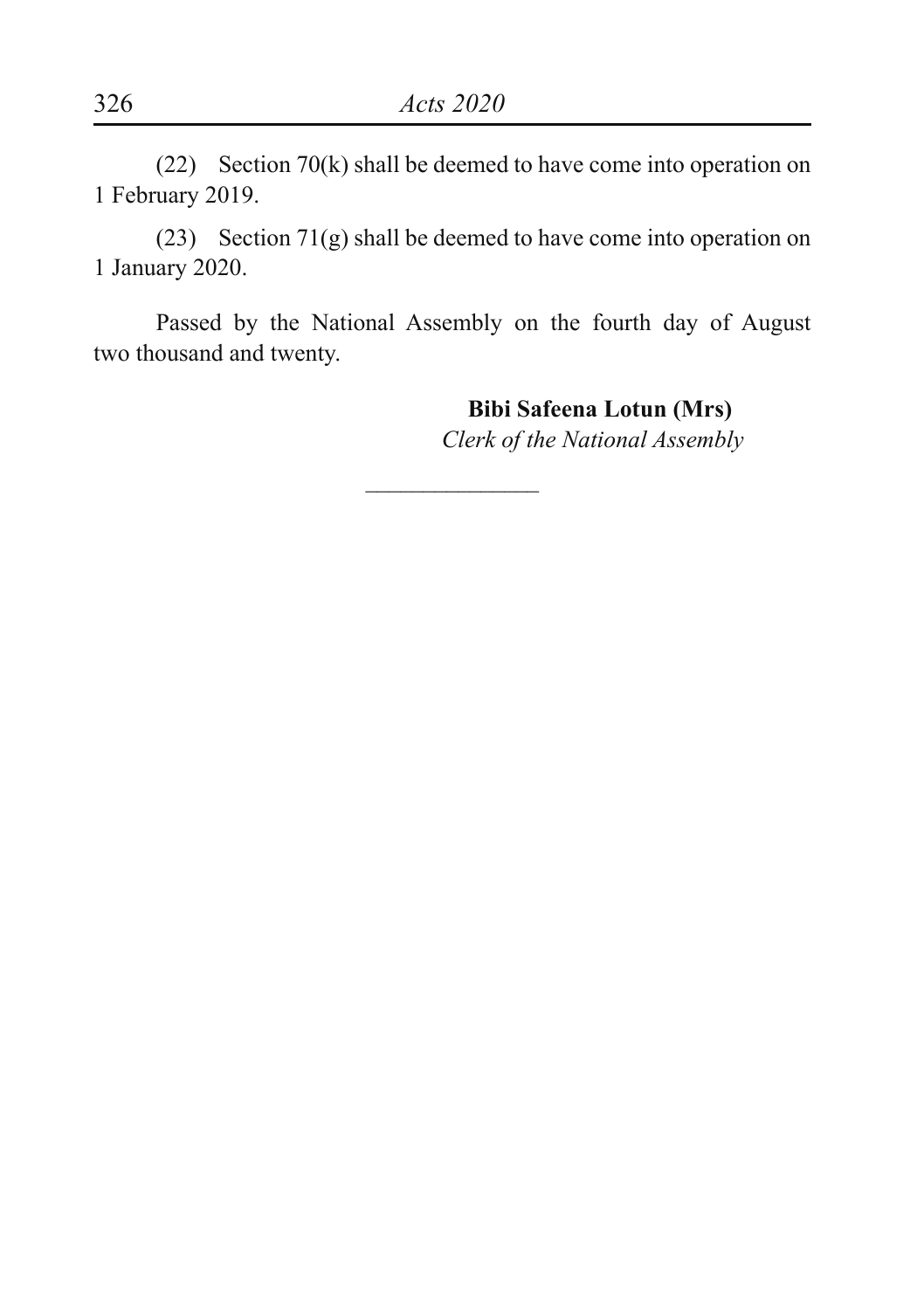(22) Section 70(k) shall be deemed to have come into operation on 1 February 2019.

(23) Section 71(g) shall be deemed to have come into operation on 1 January 2020.

Passed by the National Assembly on the fourth day of August two thousand and twenty.

**Bibi Safeena Lotun (Mrs)**
*Clerk of the National Assembly*

---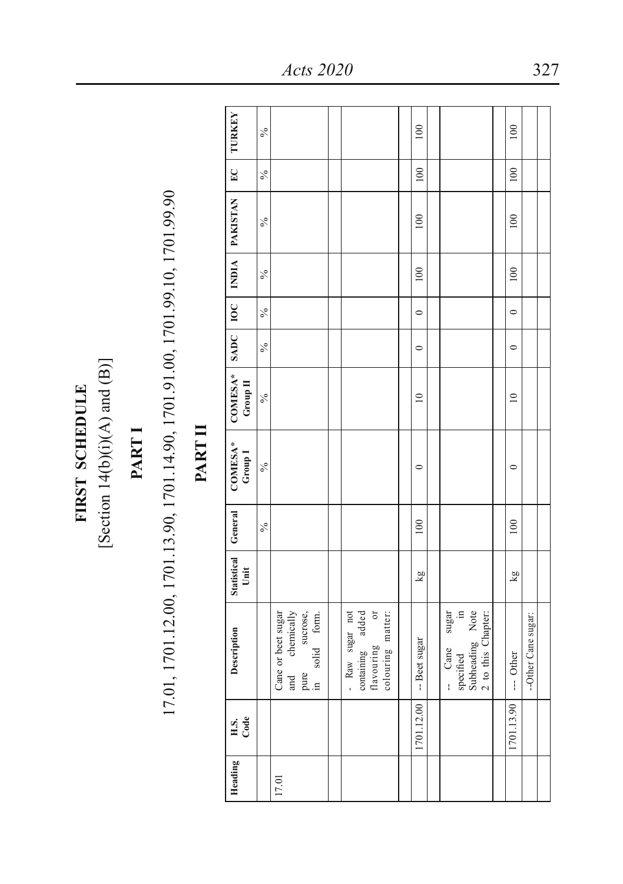# FIRST SCHEDULE

[Section 14(b)(i)(A) and (B)]

## PART I

17.01, 1701.12.00, 1701.13.90, 1701.14.90, 1701.91.00, 1701.99.10, 1701.99.90

## PART II

| Heading | H.S. Code | Description | Statistical Unit | General | COMESA* Group I | COMESA* Group II | SADC | IOC | INDIA | PAKISTAN | EC | TURKEY |
|---|---|---|---|---|---|---|---|---|---|---|---|---|
| | | | | % | % | % | % | % | % | % | % | % |
| 17.01 | | Cane or beet sugar and chemically pure sucrose, in solid form. | | | | | | | | | | |
| | | | | | | | | | | | | |
| | | - Raw sugar not containing added flavouring or colouring matter: | | | | | | | | | | |
| | | | | | | | | | | | | |
| | 1701.12.00 | -- Beet sugar | kg | 100 | 0 | 10 | 0 | 0 | 100 | 100 | 100 | 100 |
| | | | | | | | | | | | | |
| | | -- Cane sugar specified in Subheading Note 2 to this Chapter: | | | | | | | | | | |
| | | | | | | | | | | | | |
| | 1701.13.90 | --- Other | kg | 100 | 0 | 10 | 0 | 0 | 100 | 100 | 100 | 100 |
| | | -Other Cane sugar: | | | | | | | | | | |
| | | | | | | | | | | | | |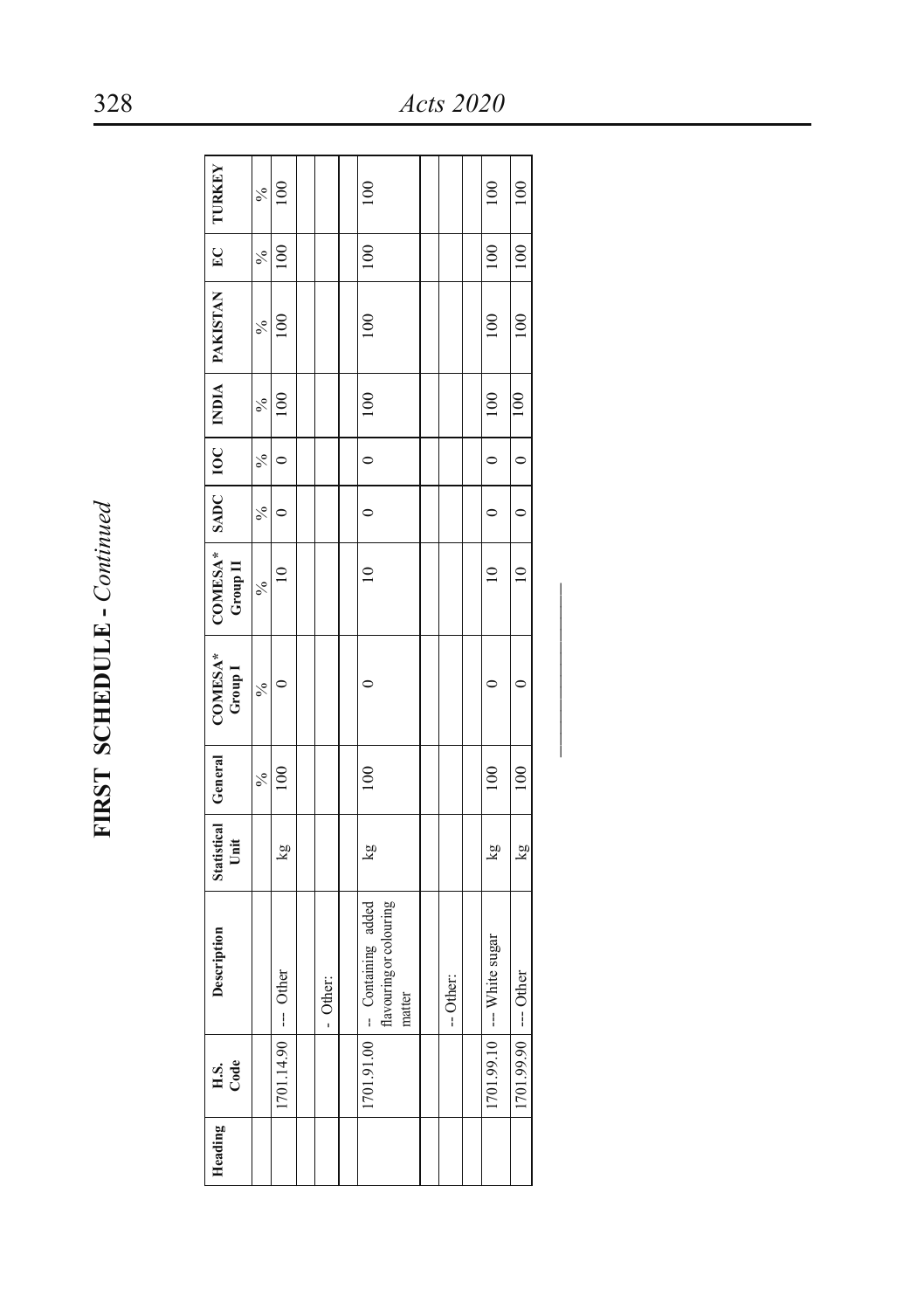# FIRST SCHEDULE - *Continued*

| Heading | H.S. Code | Description | Statistical Unit | General | COMESA* Group I | COMESA* Group II | SADC | IOC | INDIA | PAKISTAN | EC | TURKEY |
|---|---|---|---|---|---|---|---|---|---|---|---|---|
| | | | | % | % | % | % | % | % | % | % | % |
| | 1701.14.90 | --- Other | kg | 100 | 0 | 10 | 0 | 0 | 100 | 100 | 100 | 100 |
| | | | | | | | | | | | | |
| | | - Other: | | | | | | | | | | |
| | | | | | | | | | | | | |
| | 1701.91.00 | -- Containing added flavouring or colouring matter | kg | 100 | 0 | 10 | 0 | 0 | 100 | 100 | 100 | 100 |
| | | | | | | | | | | | | |
| | | -- Other: | | | | | | | | | | |
| | | | | | | | | | | | | |
| | 1701.99.10 | --- White sugar | kg | 100 | 0 | 10 | 0 | 0 | 100 | 100 | 100 | 100 |
| | 1701.99.90 | --- Other | kg | 100 | 0 | 10 | 0 | 0 | 100 | 100 | 100 | 100 |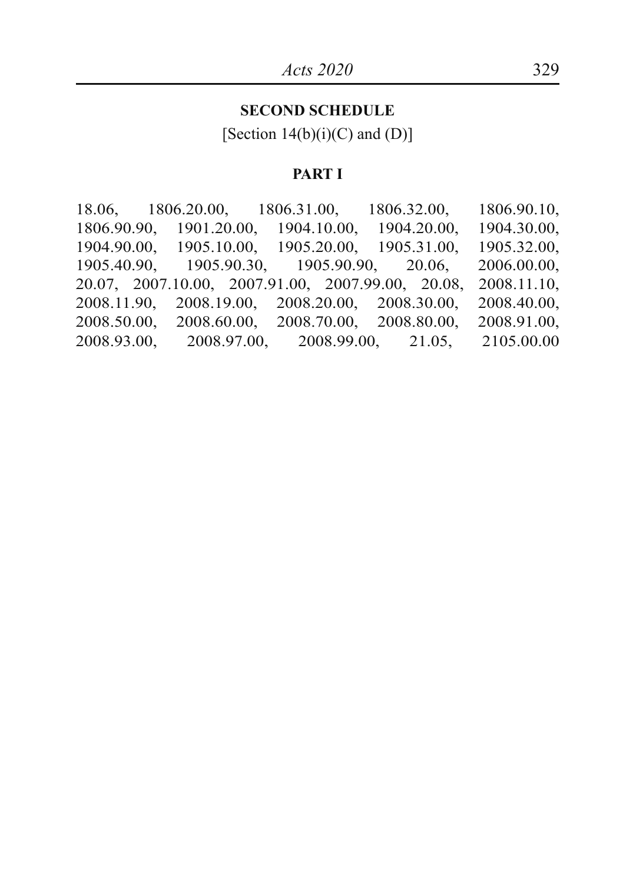## SECOND SCHEDULE

[Section 14(b)(i)(C) and (D)]

### PART I

18.06, 1806.20.00, 1806.31.00, 1806.32.00, 1806.90.10, 1806.90.90, 1901.20.00, 1904.10.00, 1904.20.00, 1904.30.00, 1904.90.00, 1905.10.00, 1905.20.00, 1905.31.00, 1905.32.00, 1905.40.90, 1905.90.30, 1905.90.90, 20.06, 2006.00.00, 20.07, 2007.10.00, 2007.91.00, 2007.99.00, 20.08, 2008.11.10, 2008.11.90, 2008.19.00, 2008.20.00, 2008.30.00, 2008.40.00, 2008.50.00, 2008.60.00, 2008.70.00, 2008.80.00, 2008.91.00, 2008.93.00, 2008.97.00, 2008.99.00, 21.05, 2105.00.00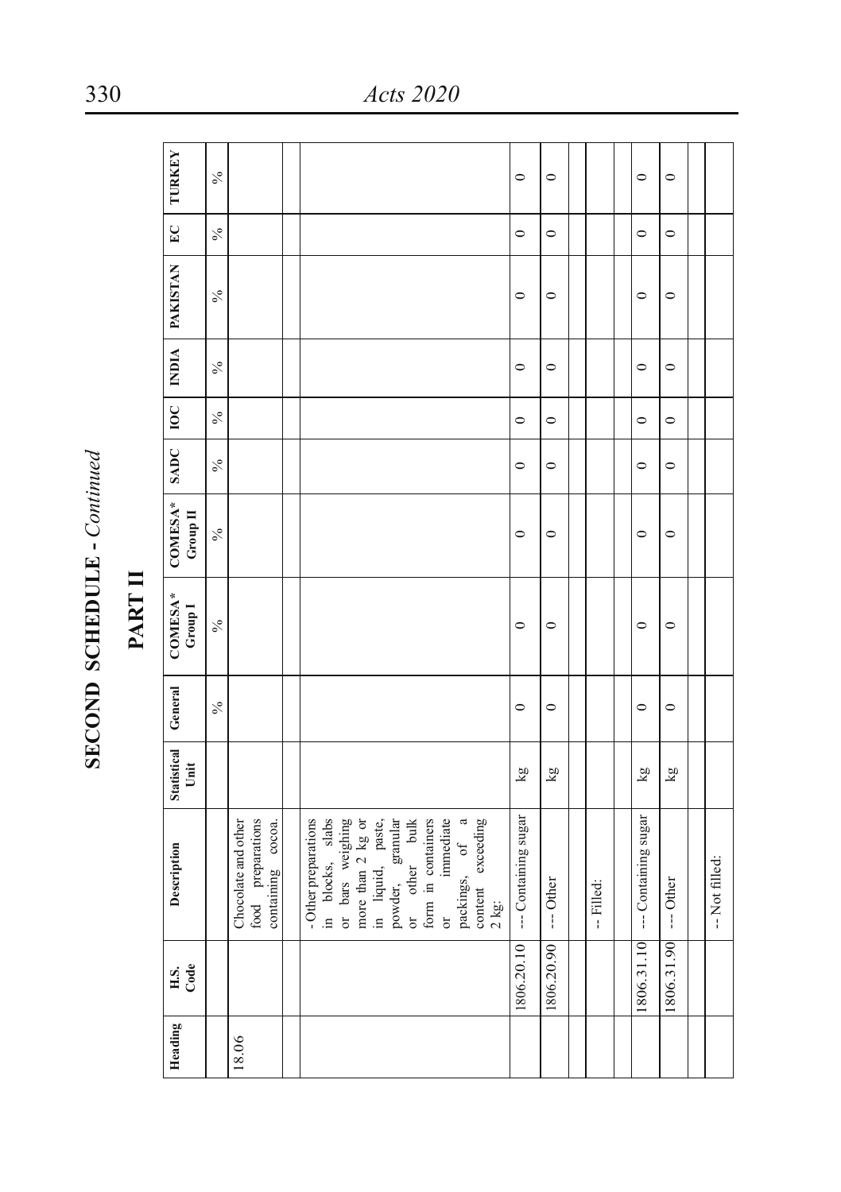# SECOND SCHEDULE - *Continued*

## PART II

| Heading | H.S. Code | Description | Statistical Unit | General | COMESA* Group I | COMESA* Group II | SADC | IOC | INDIA | PAKISTAN | EC | TURKEY |
|---|---|---|---|---|---|---|---|---|---|---|---|---|
| | | | | % | % | % | % | % | % | % | % | % |
| 18.06 | | Chocolate and other food preparations containing cocoa. | | | | | | | | | | |
| | | | | | | | | | | | | |
| | | - Other preparations in blocks, slabs or bars weighing more than 2 kg or in liquid, paste, powder, granular or other bulk form in containers or immediate packings, of a content exceeding 2 kg: | | | | | | | | | | |
| | 1806.20.10 | --- Containing sugar | kg | 0 | 0 | 0 | 0 | 0 | 0 | 0 | 0 | 0 |
| | 1806.20.90 | --- Other | kg | 0 | 0 | 0 | 0 | 0 | 0 | 0 | 0 | 0 |
| | | | | | | | | | | | | |
| | | -- Filled: | | | | | | | | | | |
| | | | | | | | | | | | | |
| | 1806.31.10 | --- Containing sugar | kg | 0 | 0 | 0 | 0 | 0 | 0 | 0 | 0 | 0 |
| | 1806.31.90 | --- Other | kg | 0 | 0 | 0 | 0 | 0 | 0 | 0 | 0 | 0 |
| | | | | | | | | | | | | |
| | | -- Not filled: | | | | | | | | | | |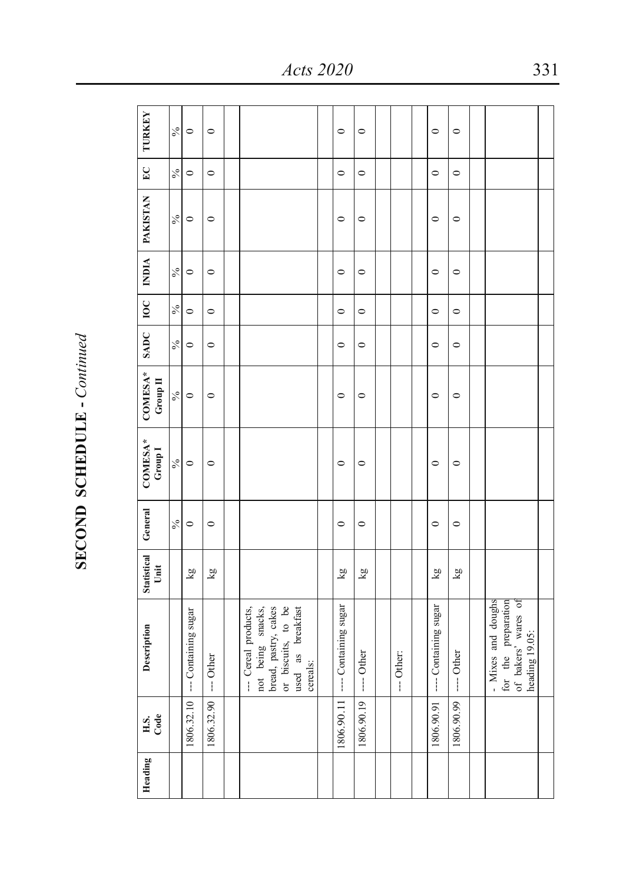## SECOND SCHEDULE - *Continued*

| Heading | H.S. Code | Description | Statistical Unit | General | COMESA* Group I | COMESA* Group II | SADC | IOC | INDIA | PAKISTAN | EC | TURKEY |
|---|---|---|---|---|---|---|---|---|---|---|---|---|
| | | | | % | % | % | % | % | % | % | % | % |
| | 1806.32.10 | --- Containing sugar | kg | 0 | 0 | 0 | 0 | 0 | 0 | 0 | 0 | 0 |
| | 1806.32.90 | --- Other | kg | 0 | 0 | 0 | 0 | 0 | 0 | 0 | 0 | 0 |
| | | | | | | | | | | | | |
| | | --- Cereal products, not being snacks, bread, pastry, cakes or biscuits, to be used as breakfast cereals: | | | | | | | | | | |
| | | | | | | | | | | | | |
| | 1806.90.11 | ---- Containing sugar | kg | 0 | 0 | 0 | 0 | 0 | 0 | 0 | 0 | 0 |
| | 1806.90.19 | ---- Other | kg | 0 | 0 | 0 | 0 | 0 | 0 | 0 | 0 | 0 |
| | | | | | | | | | | | | |
| | | --- Other: | | | | | | | | | | |
| | | | | | | | | | | | | |
| | 1806.90.91 | ---- Containing sugar | kg | 0 | 0 | 0 | 0 | 0 | 0 | 0 | 0 | 0 |
| | 1806.90.99 | ---- Other | kg | 0 | 0 | 0 | 0 | 0 | 0 | 0 | 0 | 0 |
| | | | | | | | | | | | | |
| | | - Mixes and doughs for the preparation of bakers' wares of heading 19.05: | | | | | | | | | | |
| | | | | | | | | | | | | |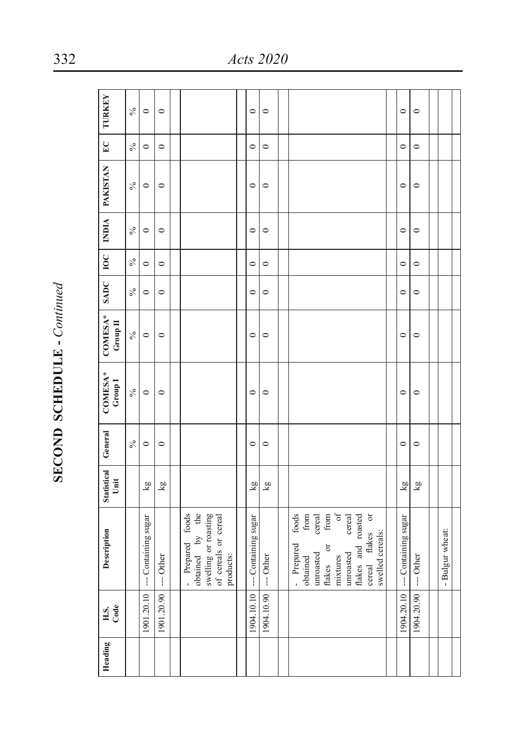## SECOND SCHEDULE - *Continued*

| Heading | H.S. Code | Description | Statistical Unit | General | COMESA* Group I | COMESA* Group II | SADC | IOC | INDIA | PAKISTAN | EC | TURKEY |
|---|---|---|---|---|---|---|---|---|---|---|---|---|
| | | | | % | % | % | % | % | % | % | % | % |
| | 1901.20.10 | --- Containing sugar | kg | 0 | 0 | 0 | 0 | 0 | 0 | 0 | 0 | 0 |
| | 1901.20.90 | --- Other | kg | 0 | 0 | 0 | 0 | 0 | 0 | 0 | 0 | 0 |
| | | | | | | | | | | | | |
| | | - Prepared foods obtained by the swelling or roasting of cereals or cereal products: | | | | | | | | | | |
| | | | | | | | | | | | | |
| | 1904.10.10 | --- Containing sugar | kg | 0 | 0 | 0 | 0 | 0 | 0 | 0 | 0 | 0 |
| | 1904.10.90 | --- Other | kg | 0 | 0 | 0 | 0 | 0 | 0 | 0 | 0 | 0 |
| | | | | | | | | | | | | |
| | | - Prepared foods obtained from unroasted cereal flakes or from mixtures of unroasted cereal flakes and roasted cereal flakes or swelled cereals: | | | | | | | | | | |
| | | | | | | | | | | | | |
| | 1904.20.10 | --- Containing sugar | kg | 0 | 0 | 0 | 0 | 0 | 0 | 0 | 0 | 0 |
| | 1904.20.90 | --- Other | kg | 0 | 0 | 0 | 0 | 0 | 0 | 0 | 0 | 0 |
| | | | | | | | | | | | | |
| | | - Bulgur wheat: | | | | | | | | | | |
| | | | | | | | | | | | | |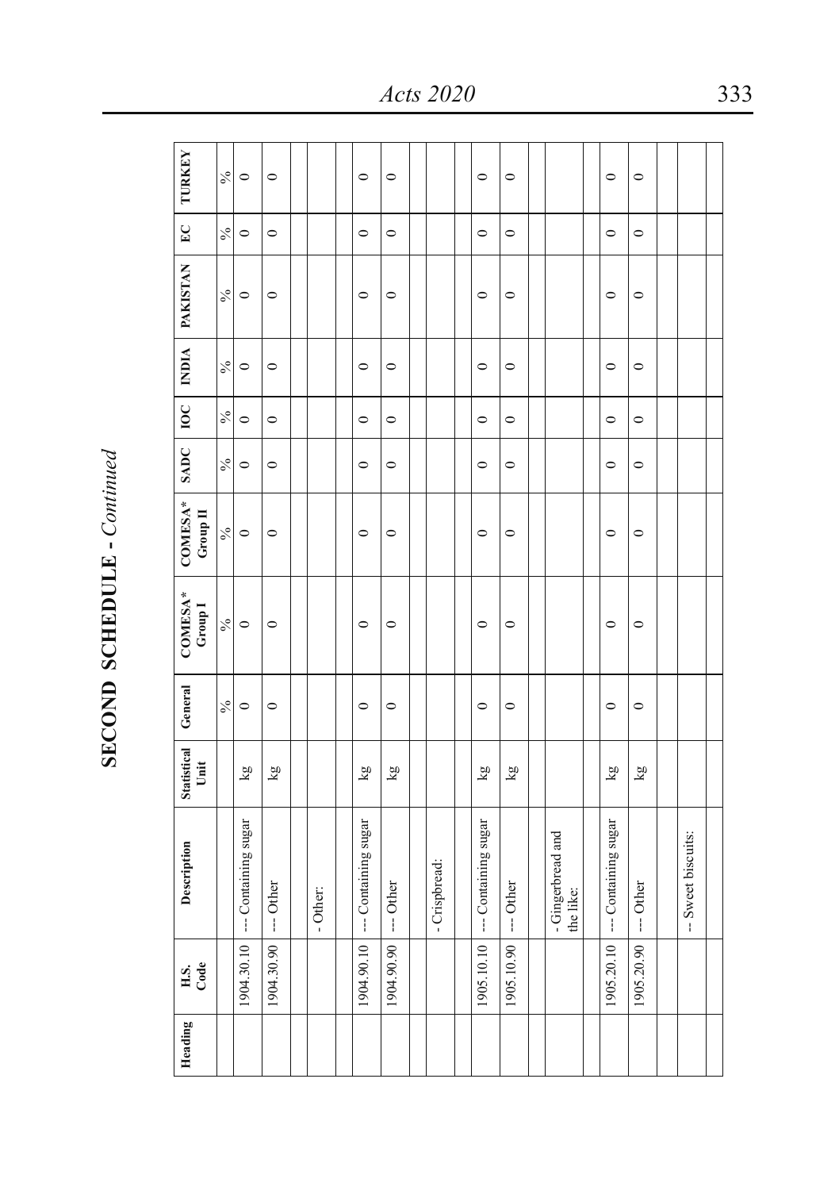## SECOND SCHEDULE - *Continued*

| Heading | H.S. Code | Description | Statistical Unit | General | COMESA* Group I | COMESA* Group II | SADC | IOC | INDIA | PAKISTAN | EC | TURKEY |
|---|---|---|---|---|---|---|---|---|---|---|---|---|
| | | | | % | % | % | % | % | % | % | % | % |
| | 1904.30.10 | --- Containing sugar | kg | 0 | 0 | 0 | 0 | 0 | 0 | 0 | 0 | 0 |
| | 1904.30.90 | --- Other | kg | 0 | 0 | 0 | 0 | 0 | 0 | 0 | 0 | 0 |
| | | | | | | | | | | | | |
| | | - Other: | | | | | | | | | | |
| | | | | | | | | | | | | |
| | 1904.90.10 | --- Containing sugar | kg | 0 | 0 | 0 | 0 | 0 | 0 | 0 | 0 | 0 |
| | 1904.90.90 | --- Other | kg | 0 | 0 | 0 | 0 | 0 | 0 | 0 | 0 | 0 |
| | | | | | | | | | | | | |
| | | - Crispbread: | | | | | | | | | | |
| | | | | | | | | | | | | |
| | 1905.10.10 | --- Containing sugar | kg | 0 | 0 | 0 | 0 | 0 | 0 | 0 | 0 | 0 |
| | 1905.10.90 | --- Other | kg | 0 | 0 | 0 | 0 | 0 | 0 | 0 | 0 | 0 |
| | | | | | | | | | | | | |
| | | - Gingerbread and the like: | | | | | | | | | | |
| | | | | | | | | | | | | |
| | 1905.20.10 | --- Containing sugar | kg | 0 | 0 | 0 | 0 | 0 | 0 | 0 | 0 | 0 |
| | 1905.20.90 | --- Other | kg | 0 | 0 | 0 | 0 | 0 | 0 | 0 | 0 | 0 |
| | | | | | | | | | | | | |
| | | -- Sweet biscuits: | | | | | | | | | | |
| | | | | | | | | | | | | |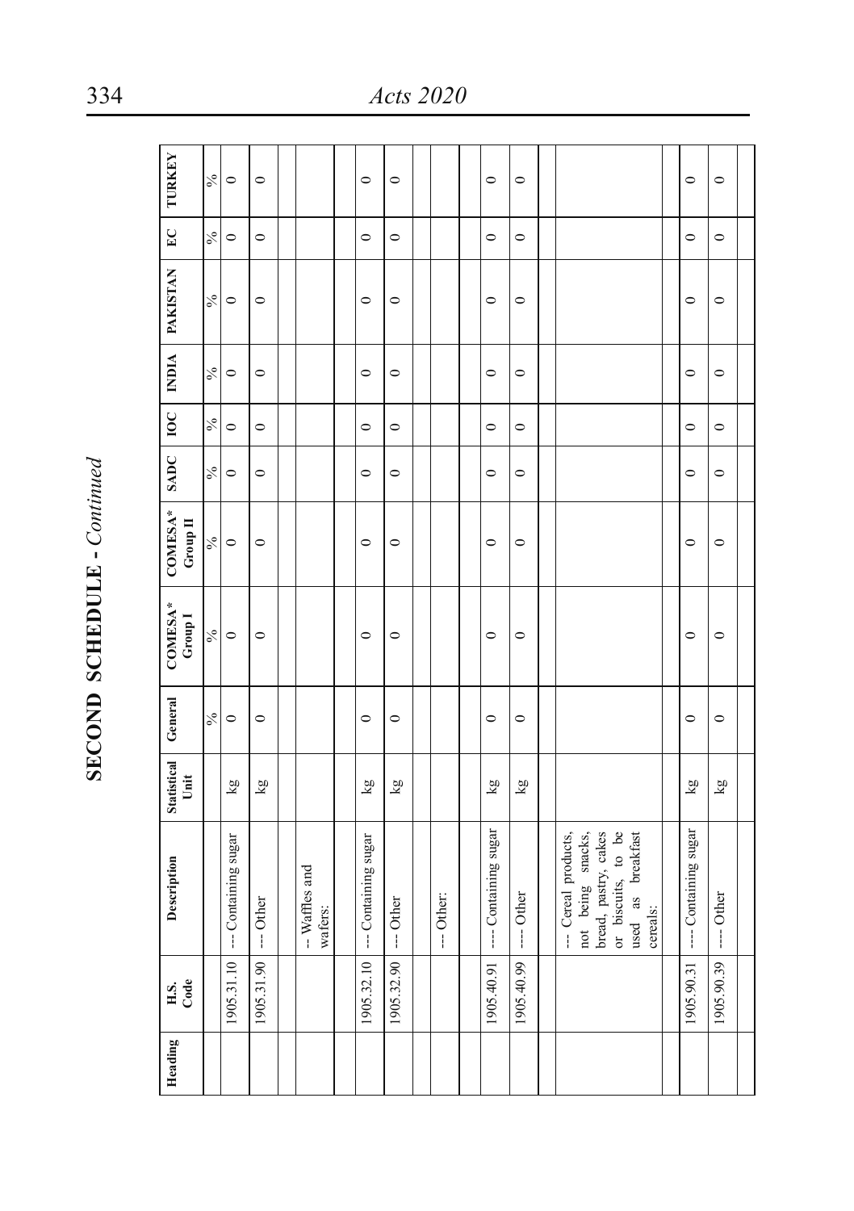**SECOND SCHEDULE** - *Continued*

| Heading | H.S. Code | Description | Statistical Unit | General | COMESA* Group I | COMESA* Group II | SADC | IOC | INDIA | PAKISTAN | EC | TURKEY |
|---|---|---|---|---|---|---|---|---|---|---|---|---|
| | | | | % | % | % | % | % | % | % | % | % |
| | 1905.31.10 | --- Containing sugar | kg | 0 | 0 | 0 | 0 | 0 | 0 | 0 | 0 | 0 |
| | 1905.31.90 | --- Other | kg | 0 | 0 | 0 | 0 | 0 | 0 | 0 | 0 | 0 |
| | | | | | | | | | | | | |
| | | -- Waffles and wafers: | | | | | | | | | | |
| | | | | | | | | | | | | |
| | 1905.32.10 | --- Containing sugar | kg | 0 | 0 | 0 | 0 | 0 | 0 | 0 | 0 | 0 |
| | 1905.32.90 | --- Other | kg | 0 | 0 | 0 | 0 | 0 | 0 | 0 | 0 | 0 |
| | | | | | | | | | | | | |
| | | --- Other: | | | | | | | | | | |
| | | | | | | | | | | | | |
| | 1905.40.91 | ---- Containing sugar | kg | 0 | 0 | 0 | 0 | 0 | 0 | 0 | 0 | 0 |
| | 1905.40.99 | ---- Other | kg | 0 | 0 | 0 | 0 | 0 | 0 | 0 | 0 | 0 |
| | | | | | | | | | | | | |
| | | --- Cereal products, not being snacks, bread, pastry, cakes or biscuits, to be used as breakfast cereals: | | | | | | | | | | |
| | | | | | | | | | | | | |
| | 1905.90.31 | ---- Containing sugar | kg | 0 | 0 | 0 | 0 | 0 | 0 | 0 | 0 | 0 |
| | 1905.90.39 | ---- Other | kg | 0 | 0 | 0 | 0 | 0 | 0 | 0 | 0 | 0 |
| | | | | | | | | | | | | |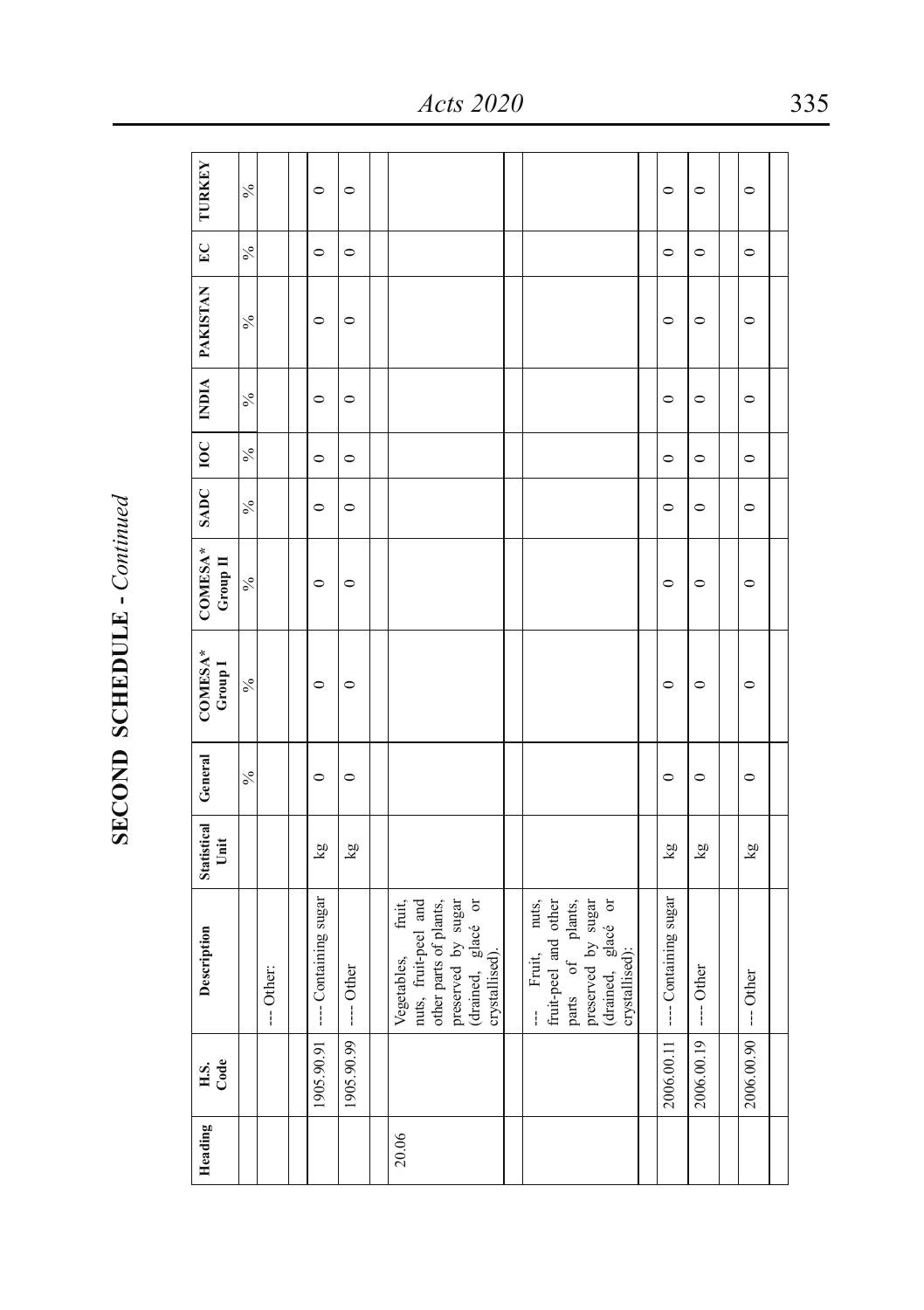# SECOND SCHEDULE - *Continued*

| Heading | H.S. Code | Description | Statistical Unit | General | COMESA* Group I | COMESA* Group II | SADC | IOC | INDIA | PAKISTAN | EC | TURKEY |
|---|---|---|---|---|---|---|---|---|---|---|---|---|
| | | | | % | % | % | % | % | % | % | % | % |
| | | --- Other: | | | | | | | | | | |
| | 1905.90.91 | ---- Containing sugar | kg | 0 | 0 | 0 | 0 | 0 | 0 | 0 | 0 | 0 |
| | 1905.90.99 | ---- Other | kg | 0 | 0 | 0 | 0 | 0 | 0 | 0 | 0 | 0 |
| 20.06 | | Vegetables, fruit, nuts, fruit-peel and other parts of plants, preserved by sugar (drained, glacé or crystallised). | | | | | | | | | | |
| | | --- Fruit, nuts, fruit-peel and other parts of plants, preserved by sugar (drained, glacé or crystallised): | | | | | | | | | | |
| | 2006.00.11 | ---- Containing sugar | kg | 0 | 0 | 0 | 0 | 0 | 0 | 0 | 0 | 0 |
| | 2006.00.19 | ---- Other | kg | 0 | 0 | 0 | 0 | 0 | 0 | 0 | 0 | 0 |
| | 2006.00.90 | --- Other | kg | 0 | 0 | 0 | 0 | 0 | 0 | 0 | 0 | 0 |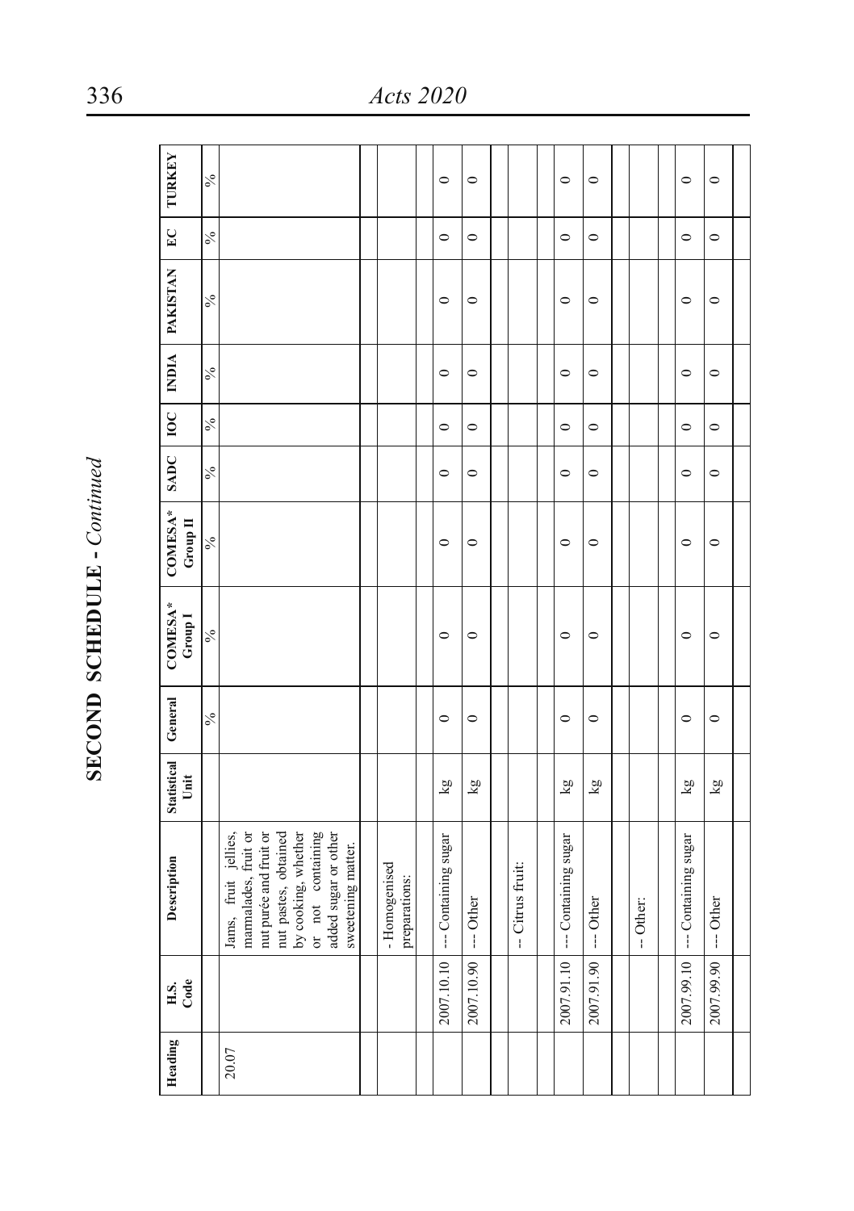## SECOND SCHEDULE - *Continued*

| Heading | H.S. Code | Description | Statistical Unit | General | COMESA* Group I | COMESA* Group II | SADC | IOC | INDIA | PAKISTAN | EC | TURKEY |
|---|---|---|---|---|---|---|---|---|---|---|---|---|
| | | | | % | % | % | % | % | % | % | % | % |
| 20.07 | | Jams, fruit jellies, marmalades, fruit or nut purée and fruit or nut pastes, obtained by cooking, whether or not containing added sugar or other sweetening matter. | | | | | | | | | | |
| | | - Homogenised preparations: | | | | | | | | | | |
| | 2007.10.10 | --- Containing sugar | kg | 0 | 0 | 0 | 0 | 0 | 0 | 0 | 0 | 0 |
| | 2007.10.90 | --- Other | kg | 0 | 0 | 0 | 0 | 0 | 0 | 0 | 0 | 0 |
| | | -- Citrus fruit: | | | | | | | | | | |
| | 2007.91.10 | --- Containing sugar | kg | 0 | 0 | 0 | 0 | 0 | 0 | 0 | 0 | 0 |
| | 2007.91.90 | --- Other | kg | 0 | 0 | 0 | 0 | 0 | 0 | 0 | 0 | 0 |
| | | -- Other: | | | | | | | | | | |
| | 2007.99.10 | --- Containing sugar | kg | 0 | 0 | 0 | 0 | 0 | 0 | 0 | 0 | 0 |
| | 2007.99.90 | --- Other | kg | 0 | 0 | 0 | 0 | 0 | 0 | 0 | 0 | 0 |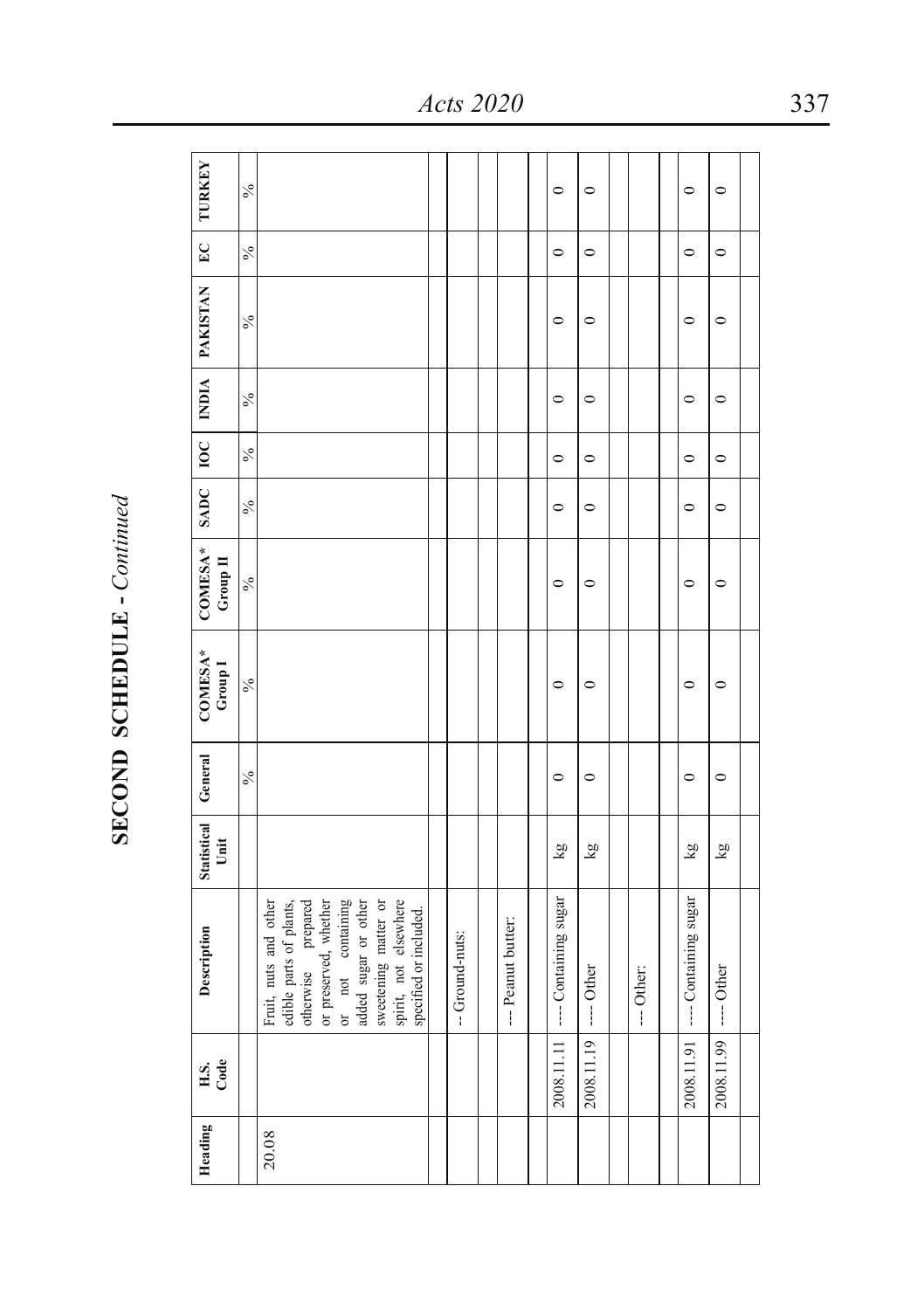# SECOND SCHEDULE - *Continued*

| Heading | H.S. Code | Description | Statistical Unit | General | COMESA* Group I | COMESA* Group II | SADC | IOC | INDIA | PAKISTAN | EC | TURKEY |
|---|---|---|---|---|---|---|---|---|---|---|---|---|
| | | | | % | % | % | % | % | % | % | % | % |
| 20.08 | | Fruit, nuts and other edible parts of plants, otherwise prepared or preserved, whether or not containing added sugar or other sweetening matter or spirit, not elsewhere specified or included. | | | | | | | | | | |
| | | - Ground-nuts: | | | | | | | | | | |
| | | -- Peanut butter: | | | | | | | | | | |
| | 2008.11.11 | --- Containing sugar | kg | 0 | 0 | 0 | 0 | 0 | 0 | 0 | 0 | 0 |
| | 2008.11.19 | --- Other | kg | 0 | 0 | 0 | 0 | 0 | 0 | 0 | 0 | 0 |
| | | -- Other: | | | | | | | | | | |
| | 2008.11.91 | --- Containing sugar | kg | 0 | 0 | 0 | 0 | 0 | 0 | 0 | 0 | 0 |
| | 2008.11.99 | --- Other | kg | 0 | 0 | 0 | 0 | 0 | 0 | 0 | 0 | 0 |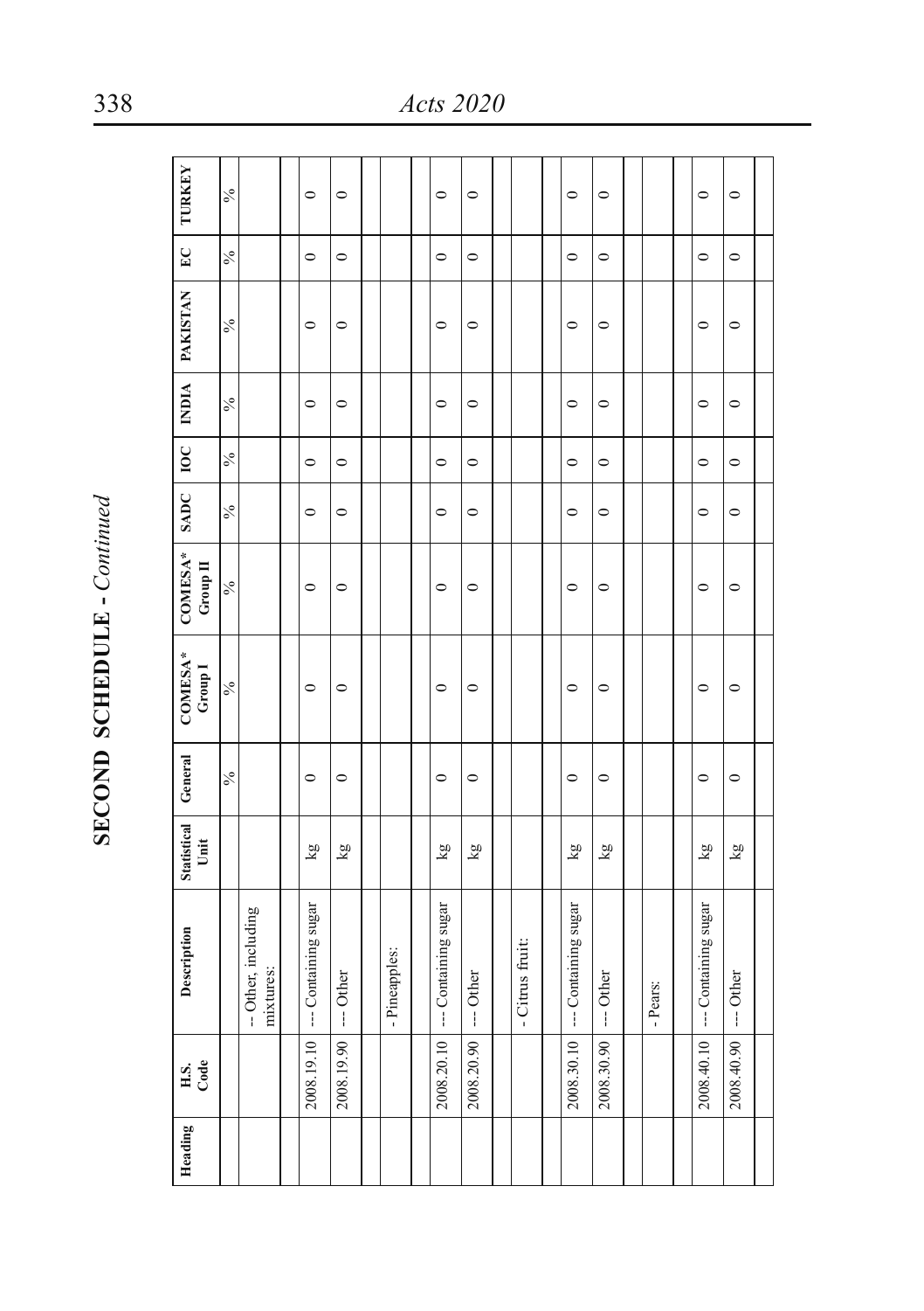## SECOND SCHEDULE - *Continued*

| Heading | H.S. Code | Description | Statistical Unit | General | COMESA* Group I | COMESA* Group II | SADC | IOC | INDIA | PAKISTAN | EC | TURKEY |
|---|---|---|---|---|---|---|---|---|---|---|---|---|
| | | | | % | % | % | % | % | % | % | % | % |
| | | -- Other, including mixtures: | | | | | | | | | | |
| | 2008.19.10 | --- Containing sugar | kg | 0 | 0 | 0 | 0 | 0 | 0 | 0 | 0 | 0 |
| | 2008.19.90 | --- Other | kg | 0 | 0 | 0 | 0 | 0 | 0 | 0 | 0 | 0 |
| | | - Pineapples: | | | | | | | | | | |
| | 2008.20.10 | --- Containing sugar | kg | 0 | 0 | 0 | 0 | 0 | 0 | 0 | 0 | 0 |
| | 2008.20.90 | --- Other | kg | 0 | 0 | 0 | 0 | 0 | 0 | 0 | 0 | 0 |
| | | - Citrus fruit: | | | | | | | | | | |
| | 2008.30.10 | --- Containing sugar | kg | 0 | 0 | 0 | 0 | 0 | 0 | 0 | 0 | 0 |
| | 2008.30.90 | --- Other | kg | 0 | 0 | 0 | 0 | 0 | 0 | 0 | 0 | 0 |
| | | - Pears: | | | | | | | | | | |
| | 2008.40.10 | --- Containing sugar | kg | 0 | 0 | 0 | 0 | 0 | 0 | 0 | 0 | 0 |
| | 2008.40.90 | --- Other | kg | 0 | 0 | 0 | 0 | 0 | 0 | 0 | 0 | 0 |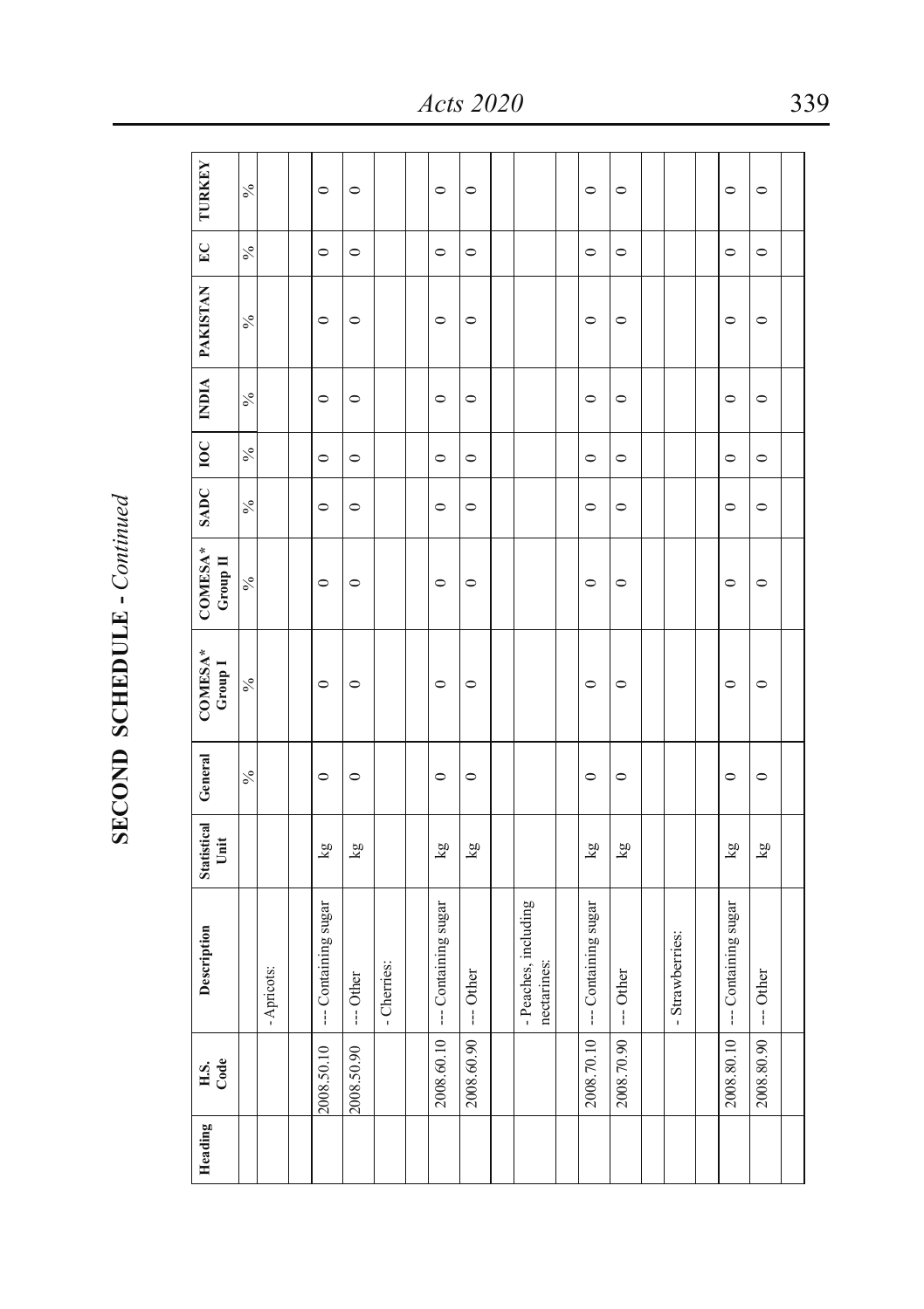# SECOND SCHEDULE - *Continued*

| Heading | H.S. Code | Description | Statistical Unit | General | COMESA* Group I | COMESA* Group II | SADC | IOC | INDIA | PAKISTAN | EC | TURKEY |
|---|---|---|---|---|---|---|---|---|---|---|---|---|
| | | | | % | % | % | % | % | % | % | % | % |
| | | - Apricots: | | | | | | | | | | |
| | | | | | | | | | | | | |
| | 2008.50.10 | --- Containing sugar | kg | 0 | 0 | 0 | 0 | 0 | 0 | 0 | 0 | 0 |
| | 2008.50.90 | --- Other | kg | 0 | 0 | 0 | 0 | 0 | 0 | 0 | 0 | 0 |
| | | - Cherries: | | | | | | | | | | |
| | | | | | | | | | | | | |
| | 2008.60.10 | --- Containing sugar | kg | 0 | 0 | 0 | 0 | 0 | 0 | 0 | 0 | 0 |
| | 2008.60.90 | --- Other | kg | 0 | 0 | 0 | 0 | 0 | 0 | 0 | 0 | 0 |
| | | | | | | | | | | | | |
| | | - Peaches, including nectarines: | | | | | | | | | | |
| | | | | | | | | | | | | |
| | 2008.70.10 | --- Containing sugar | kg | 0 | 0 | 0 | 0 | 0 | 0 | 0 | 0 | 0 |
| | 2008.70.90 | --- Other | kg | 0 | 0 | 0 | 0 | 0 | 0 | 0 | 0 | 0 |
| | | | | | | | | | | | | |
| | | - Strawberries: | | | | | | | | | | |
| | | | | | | | | | | | | |
| | 2008.80.10 | --- Containing sugar | kg | 0 | 0 | 0 | 0 | 0 | 0 | 0 | 0 | 0 |
| | 2008.80.90 | --- Other | kg | 0 | 0 | 0 | 0 | 0 | 0 | 0 | 0 | 0 |
| | | | | | | | | | | | | |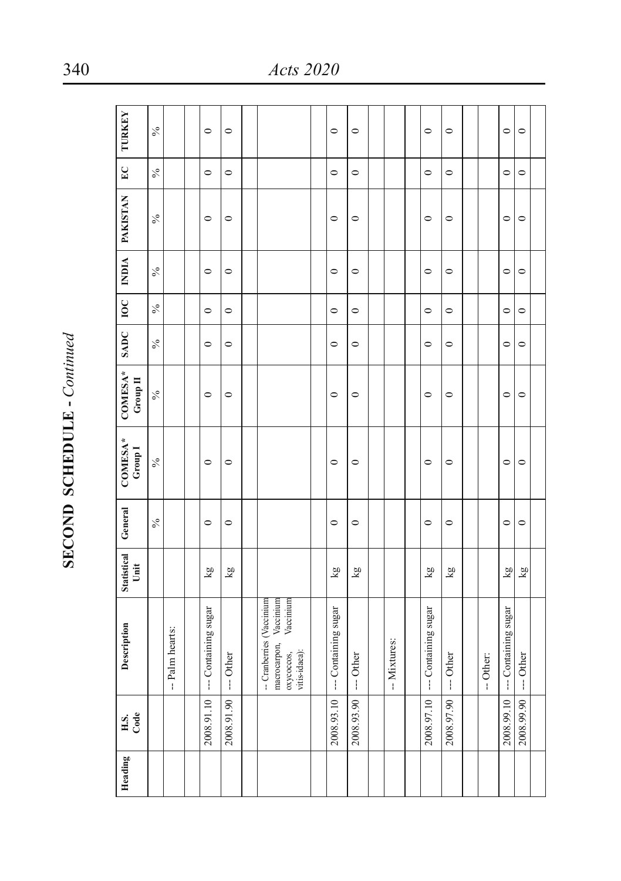# SECOND SCHEDULE - *Continued*

| Heading | H.S. Code | Description | Statistical Unit | General | COMESA* Group I | COMESA* Group II | SADC | IOC | INDIA | PAKISTAN | EC | TURKEY |
|---|---|---|---|---|---|---|---|---|---|---|---|---|
| | | | | % | % | % | % | % | % | % | % | % |
| | | -- Palm hearts: | | | | | | | | | | |
| | | | | | | | | | | | | |
| | 2008.91.10 | --- Containing sugar | kg | 0 | 0 | 0 | 0 | 0 | 0 | 0 | 0 | 0 |
| | 2008.91.90 | --- Other | kg | 0 | 0 | 0 | 0 | 0 | 0 | 0 | 0 | 0 |
| | | | | | | | | | | | | |
| | | -- Cranberries (Vaccinium macrocarpon, Vaccinium oxycoccos, Vaccinium vitis-idaea): | | | | | | | | | | |
| | | | | | | | | | | | | |
| | 2008.93.10 | --- Containing sugar | kg | 0 | 0 | 0 | 0 | 0 | 0 | 0 | 0 | 0 |
| | 2008.93.90 | --- Other | kg | 0 | 0 | 0 | 0 | 0 | 0 | 0 | 0 | 0 |
| | | | | | | | | | | | | |
| | | -- Mixtures: | | | | | | | | | | |
| | | | | | | | | | | | | |
| | 2008.97.10 | --- Containing sugar | kg | 0 | 0 | 0 | 0 | 0 | 0 | 0 | 0 | 0 |
| | 2008.97.90 | --- Other | kg | 0 | 0 | 0 | 0 | 0 | 0 | 0 | 0 | 0 |
| | | | | | | | | | | | | |
| | | -- Other: | | | | | | | | | | |
| | 2008.99.10 | --- Containing sugar | kg | 0 | 0 | 0 | 0 | 0 | 0 | 0 | 0 | 0 |
| | 2008.99.90 | --- Other | kg | 0 | 0 | 0 | 0 | 0 | 0 | 0 | 0 | 0 |
| | | | | | | | | | | | | |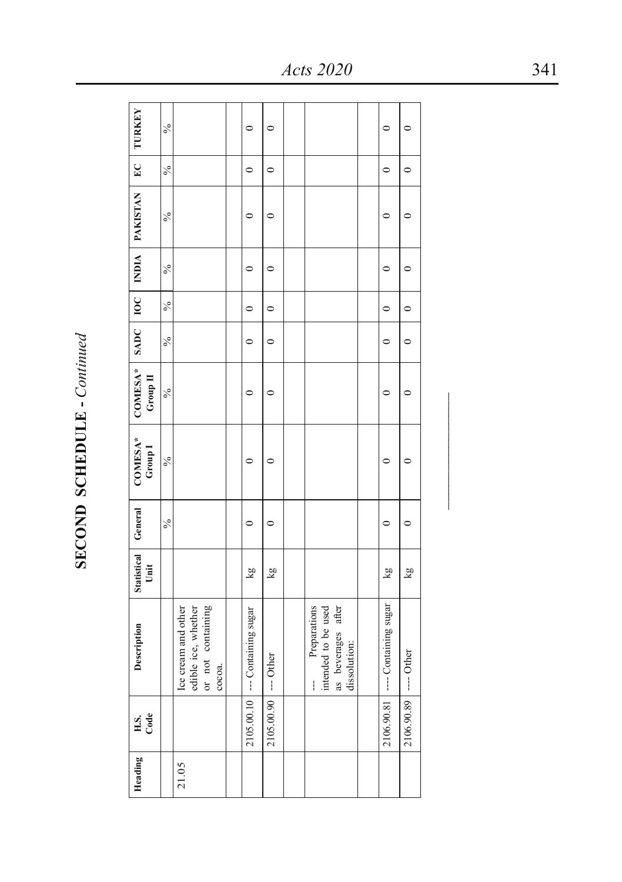## SECOND SCHEDULE - *Continued*

| Heading | H.S. Code | Description | Statistical Unit | General | COMESA* Group I | COMESA* Group II | SADC | IOC | INDIA | PAKISTAN | EC | TURKEY |
|---|---|---|---|---|---|---|---|---|---|---|---|---|
| | | | | % | % | % | % | % | % | % | % | % |
| 21.05 | | Ice cream and other edible ice, whether or not containing cocoa. | | | | | | | | | | |
| | | | | | | | | | | | | |
| | 2105.00.10 | --- Containing sugar | kg | 0 | 0 | 0 | 0 | 0 | 0 | 0 | 0 | 0 |
| | 2105.00.90 | --- Other | kg | 0 | 0 | 0 | 0 | 0 | 0 | 0 | 0 | 0 |
| | | | | | | | | | | | | |
| | | --- Preparations intended to be used as beverages after dissolution: | | | | | | | | | | |
| | | | | | | | | | | | | |
| | 2106.90.81 | ---- Containing sugar | kg | 0 | 0 | 0 | 0 | 0 | 0 | 0 | 0 | 0 |
| | 2106.90.89 | ---- Other | kg | 0 | 0 | 0 | 0 | 0 | 0 | 0 | 0 | 0 |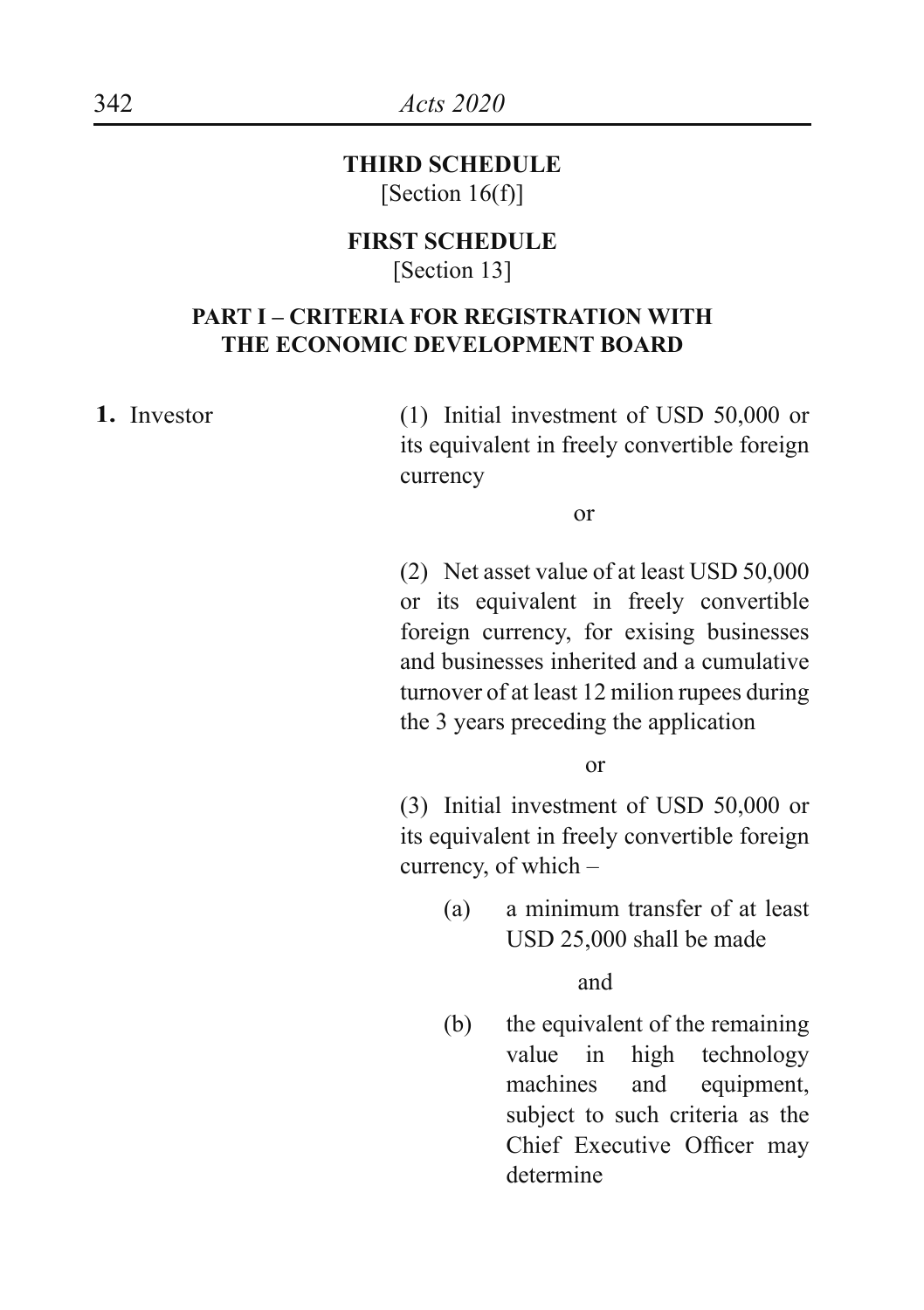## THIRD SCHEDULE

[Section 16(f)]

## FIRST SCHEDULE

[Section 13]

### PART I – CRITERIA FOR REGISTRATION WITH THE ECONOMIC DEVELOPMENT BOARD

**1.** Investor

(1) Initial investment of USD 50,000 or its equivalent in freely convertible foreign currency

or

(2) Net asset value of at least USD 50,000 or its equivalent in freely convertible foreign currency, for exising businesses and businesses inherited and a cumulative turnover of at least 12 milion rupees during the 3 years preceding the application

or

(3) Initial investment of USD 50,000 or its equivalent in freely convertible foreign currency, of which –

(a) a minimum transfer of at least USD 25,000 shall be made

and

(b) the equivalent of the remaining value in high technology machines and equipment, subject to such criteria as the Chief Executive Officer may determine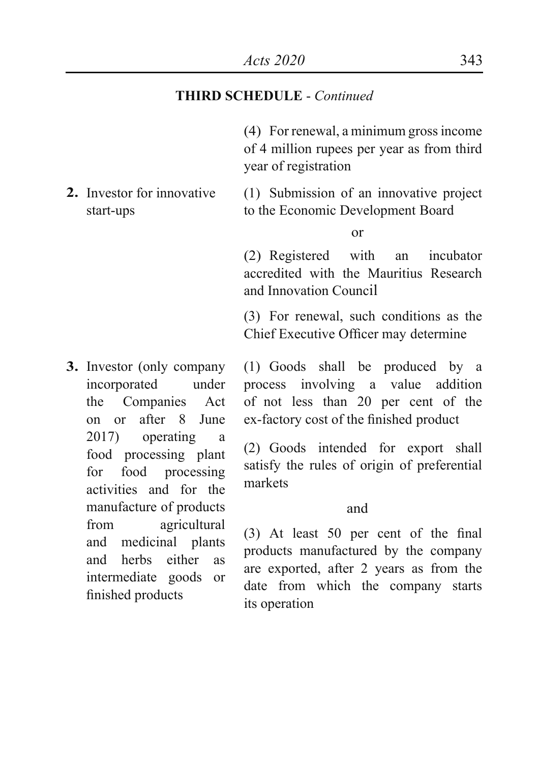**THIRD SCHEDULE** - *Continued*

| | |
|---|---|
| | (4) For renewal, a minimum gross income of 4 million rupees per year as from third year of registration |
| **2.** Investor for innovative start-ups | (1) Submission of an innovative project to the Economic Development Board<br><br>or<br><br>(2) Registered with an incubator accredited with the Mauritius Research and Innovation Council<br><br>(3) For renewal, such conditions as the Chief Executive Officer may determine |
| **3.** Investor (only company incorporated under the Companies Act on or after 8 June 2017) operating a food processing plant for food processing activities and for the manufacture of products from agricultural and medicinal plants and herbs either as intermediate goods or finished products | (1) Goods shall be produced by a process involving a value addition of not less than 20 per cent of the ex-factory cost of the finished product<br><br>(2) Goods intended for export shall satisfy the rules of origin of preferential markets<br><br>and<br><br>(3) At least 50 per cent of the final products manufactured by the company are exported, after 2 years as from the date from which the company starts its operation |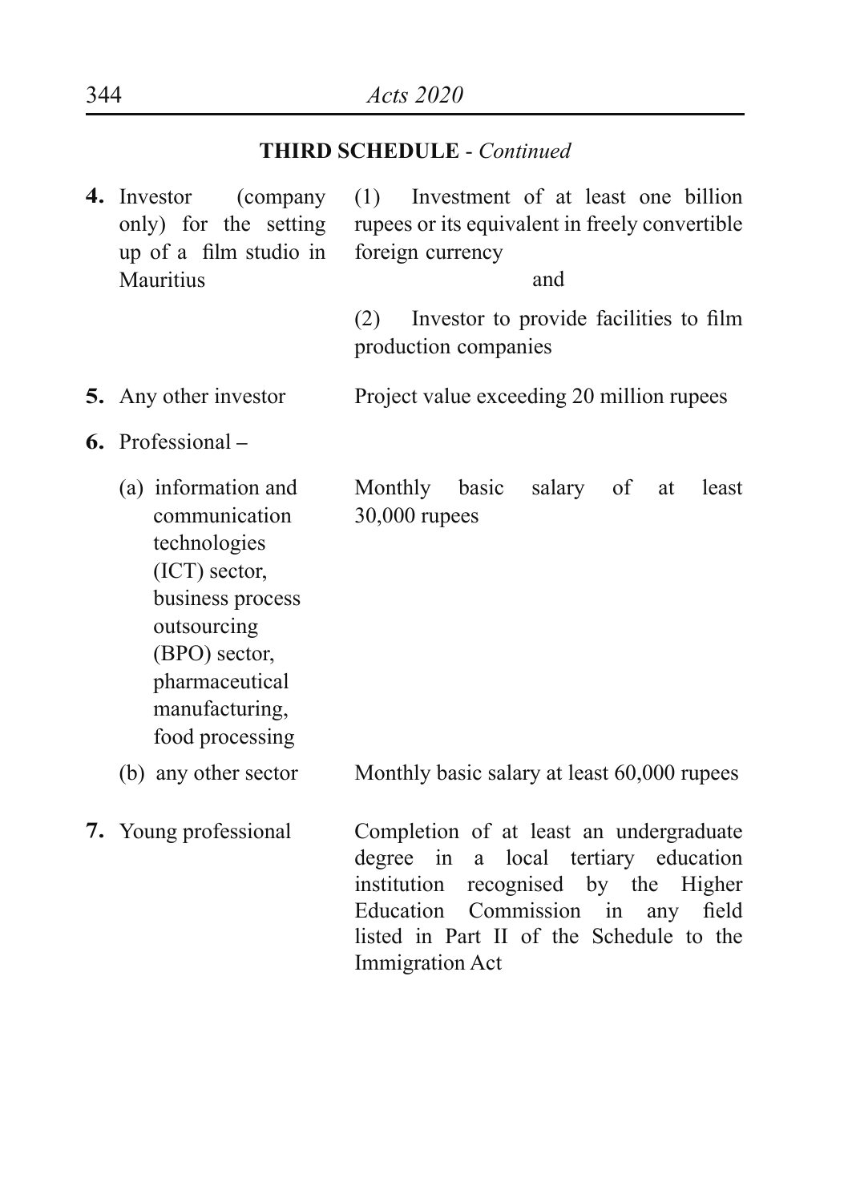**THIRD SCHEDULE** - *Continued*

| | |
|---|---|
| **4.** Investor (company only) for the setting up of a film studio in Mauritius | (1) Investment of at least one billion rupees or its equivalent in freely convertible foreign currency<br>and<br>(2) Investor to provide facilities to film production companies |
| **5.** Any other investor | Project value exceeding 20 million rupees |
| **6.** Professional – | |
| (a) information and communication technologies (ICT) sector, business process outsourcing (BPO) sector, pharmaceutical manufacturing, food processing | Monthly basic salary of at least 30,000 rupees |
| (b) any other sector | Monthly basic salary at least 60,000 rupees |
| **7.** Young professional | Completion of at least an undergraduate degree in a local tertiary education institution recognised by the Higher Education Commission in any field listed in Part II of the Schedule to the Immigration Act |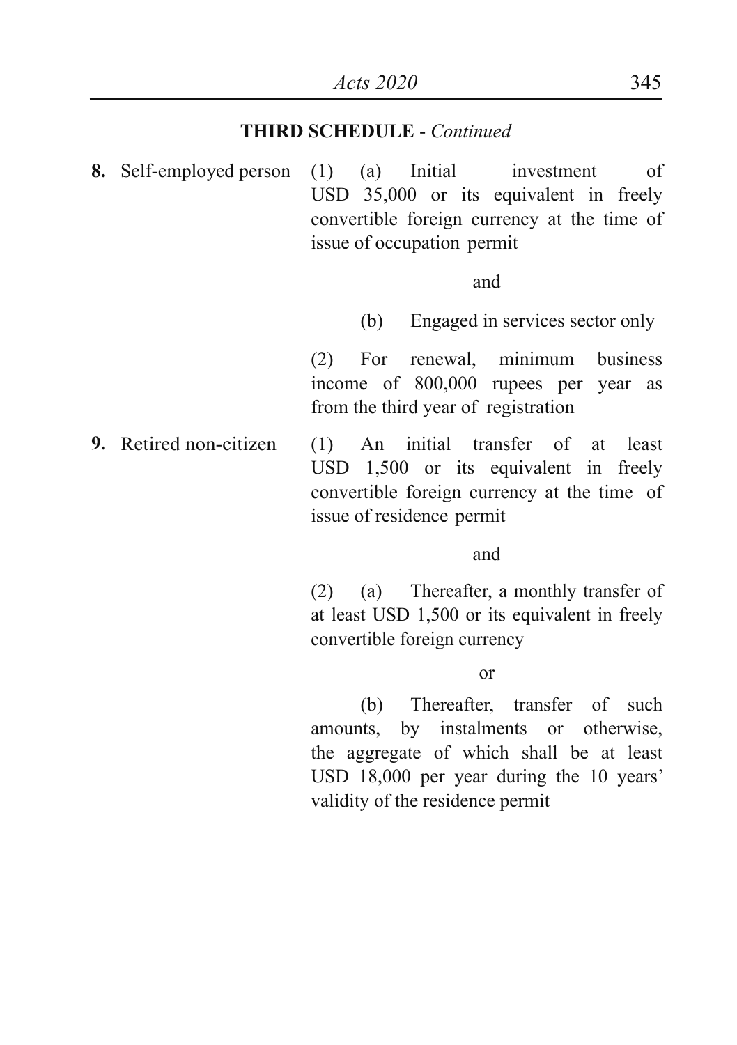**THIRD SCHEDULE** - *Continued*

| | |
|---|---|
| **8.** Self-employed person | (1) (a) Initial investment of USD 35,000 or its equivalent in freely convertible foreign currency at the time of issue of occupation permit<br><br>and<br><br>(b) Engaged in services sector only<br><br>(2) For renewal, minimum business income of 800,000 rupees per year as from the third year of registration |
| **9.** Retired non-citizen | (1) An initial transfer of at least USD 1,500 or its equivalent in freely convertible foreign currency at the time of issue of residence permit<br><br>and<br><br>(2) (a) Thereafter, a monthly transfer of at least USD 1,500 or its equivalent in freely convertible foreign currency<br><br>or<br><br>(b) Thereafter, transfer of such amounts, by instalments or otherwise, the aggregate of which shall be at least USD 18,000 per year during the 10 years' validity of the residence permit |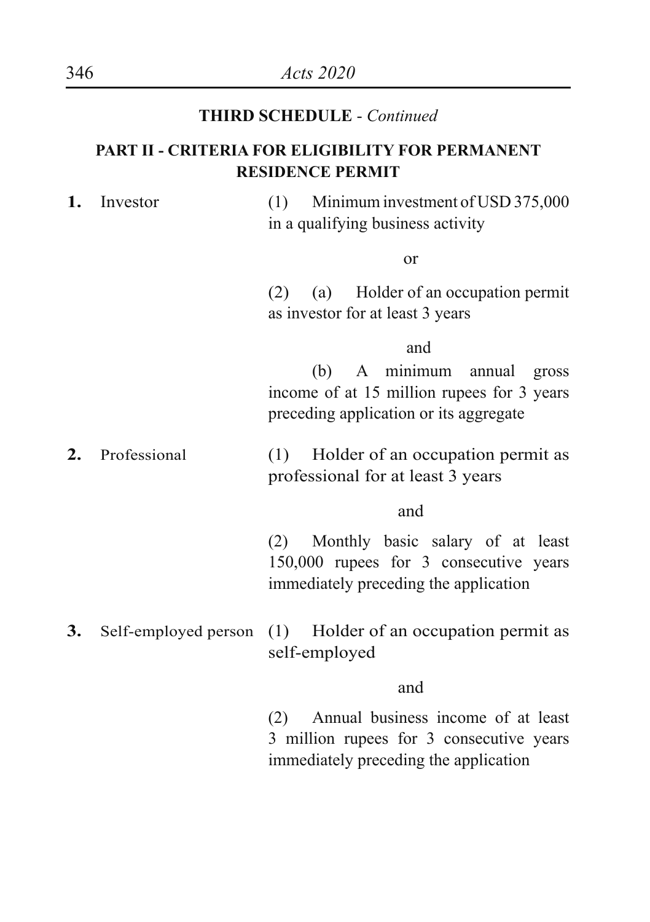**THIRD SCHEDULE** - *Continued*

**PART II - CRITERIA FOR ELIGIBILITY FOR PERMANENT RESIDENCE PERMIT**

| | | |
|---|---|---|
| **1.** | Investor | (1) Minimum investment of USD 375,000 in a qualifying business activity<br><br>or<br><br>(2) (a) Holder of an occupation permit as investor for at least 3 years<br><br>and<br><br>(b) A minimum annual gross income of at 15 million rupees for 3 years preceding application or its aggregate |
| **2.** | Professional | (1) Holder of an occupation permit as professional for at least 3 years<br><br>and<br><br>(2) Monthly basic salary of at least 150,000 rupees for 3 consecutive years immediately preceding the application |
| **3.** | Self-employed person | (1) Holder of an occupation permit as self-employed<br><br>and<br><br>(2) Annual business income of at least 3 million rupees for 3 consecutive years immediately preceding the application |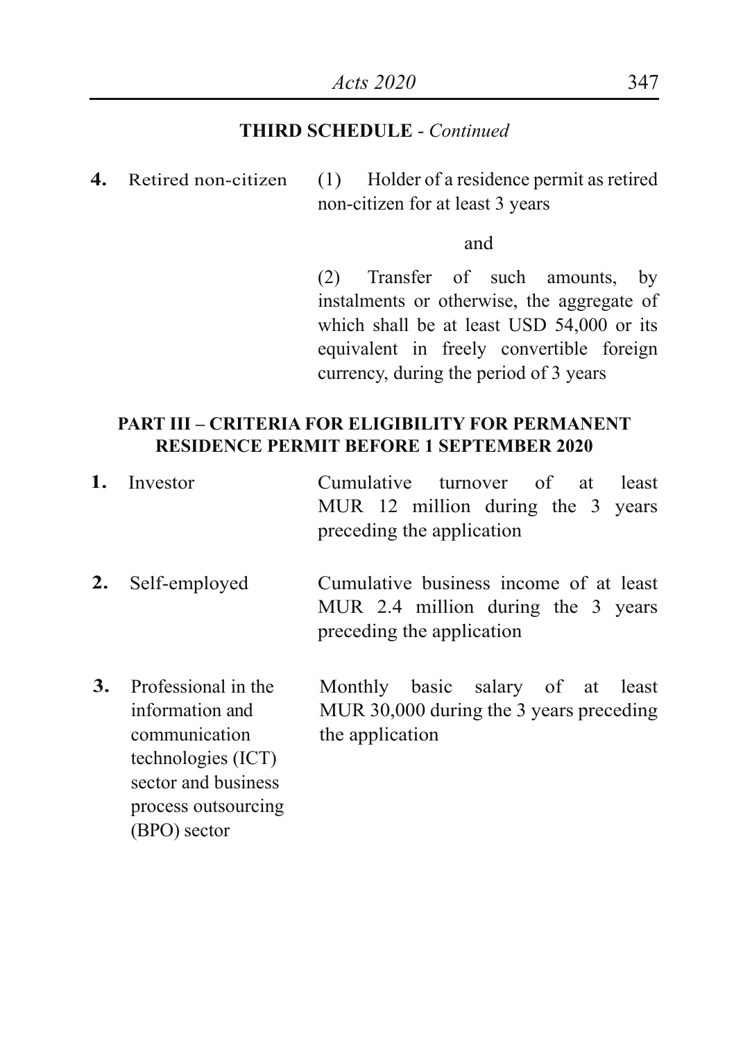**THIRD SCHEDULE** - *Continued*

| | | |
|---|---|---|
| **4.** | Retired non-citizen | (1) Holder of a residence permit as retired non-citizen for at least 3 years<br><br>and<br><br>(2) Transfer of such amounts, by instalments or otherwise, the aggregate of which shall be at least USD 54,000 or its equivalent in freely convertible foreign currency, during the period of 3 years |

**PART III – CRITERIA FOR ELIGIBILITY FOR PERMANENT RESIDENCE PERMIT BEFORE 1 SEPTEMBER 2020**

| | | |
|---|---|---|
| **1.** | Investor | Cumulative turnover of at least MUR 12 million during the 3 years preceding the application |
| **2.** | Self-employed | Cumulative business income of at least MUR 2.4 million during the 3 years preceding the application |
| **3.** | Professional in the information and communication technologies (ICT) sector and business process outsourcing (BPO) sector | Monthly basic salary of at least MUR 30,000 during the 3 years preceding the application |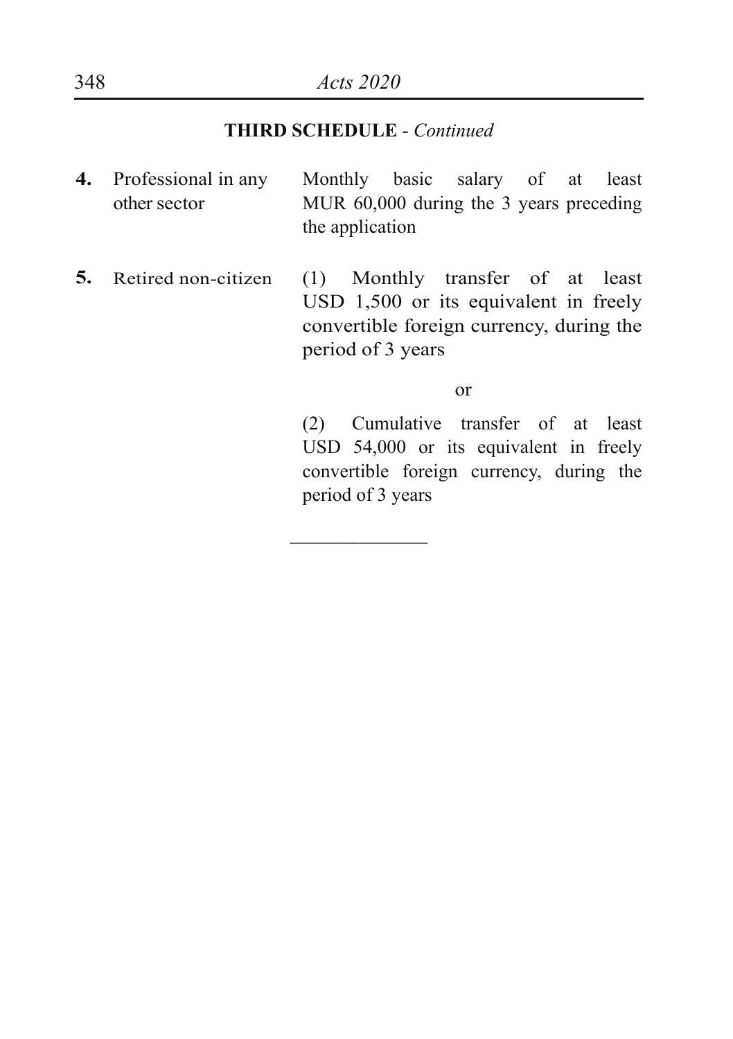**THIRD SCHEDULE** - *Continued*

| | | |
|---|---|---|
| **4.** | Professional in any other sector | Monthly basic salary of at least MUR 60,000 during the 3 years preceding the application |
| **5.** | Retired non-citizen | (1) Monthly transfer of at least USD 1,500 or its equivalent in freely convertible foreign currency, during the period of 3 years<br><br>or<br><br>(2) Cumulative transfer of at least USD 54,000 or its equivalent in freely convertible foreign currency, during the period of 3 years |

\_\_\_\_\_\_\_\_\_\_\_\_\_\_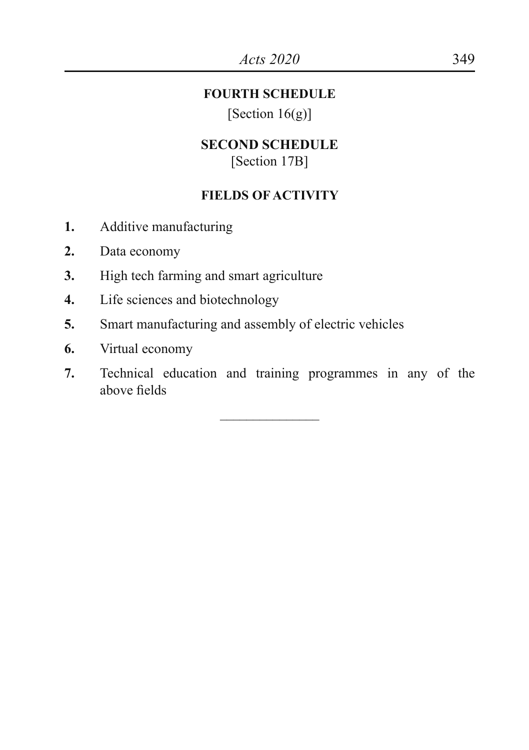## FOURTH SCHEDULE

[Section 16(g)]

## SECOND SCHEDULE

[Section 17B]

### FIELDS OF ACTIVITY

**1.** Additive manufacturing

**2.** Data economy

**3.** High tech farming and smart agriculture

**4.** Life sciences and biotechnology

**5.** Smart manufacturing and assembly of electric vehicles

**6.** Virtual economy

**7.** Technical education and training programmes in any of the above fields

---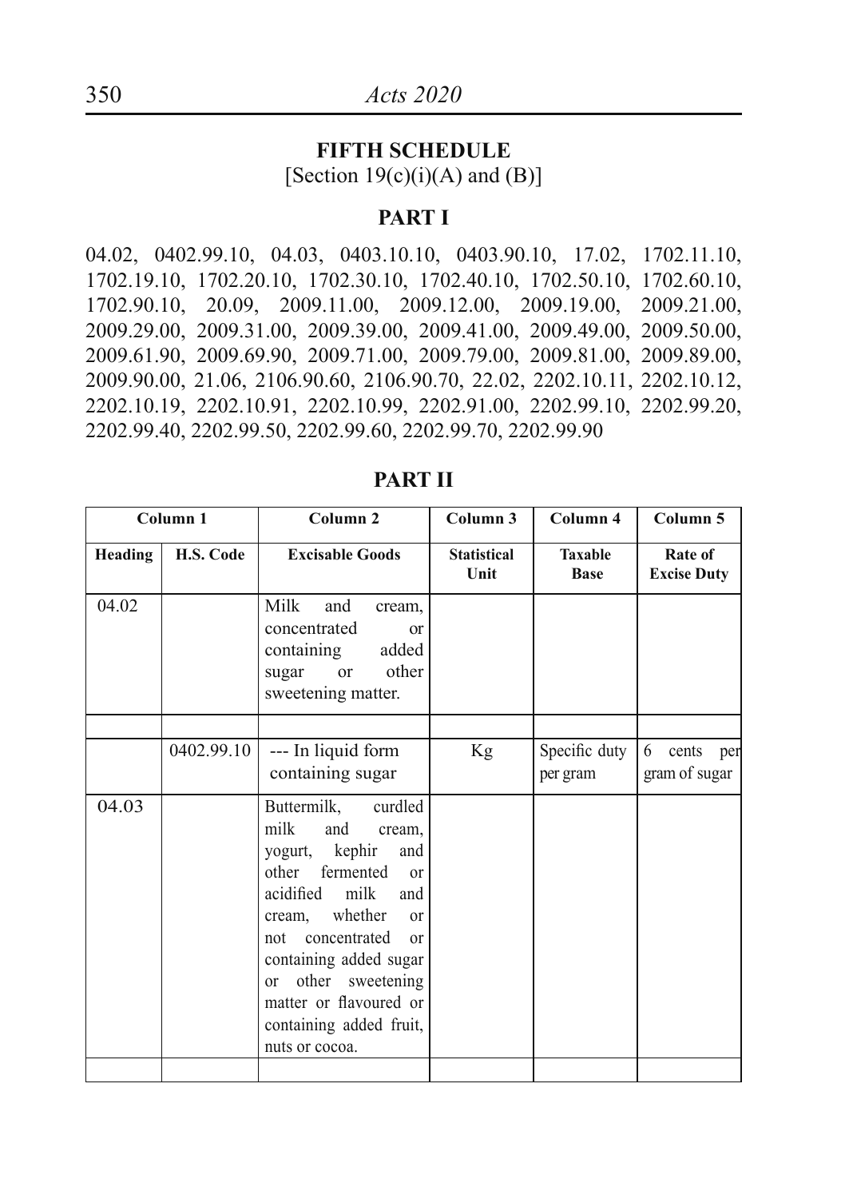## FIFTH SCHEDULE

[Section 19(c)(i)(A) and (B)]

### PART I

04.02, 0402.99.10, 04.03, 0403.10.10, 0403.90.10, 17.02, 1702.11.10, 1702.19.10, 1702.20.10, 1702.30.10, 1702.40.10, 1702.50.10, 1702.60.10, 1702.90.10, 20.09, 2009.11.00, 2009.12.00, 2009.19.00, 2009.21.00, 2009.29.00, 2009.31.00, 2009.39.00, 2009.41.00, 2009.49.00, 2009.50.00, 2009.61.90, 2009.69.90, 2009.71.00, 2009.79.00, 2009.81.00, 2009.89.00, 2009.90.00, 21.06, 2106.90.60, 2106.90.70, 22.02, 2202.10.11, 2202.10.12, 2202.10.19, 2202.10.91, 2202.10.99, 2202.91.00, 2202.99.10, 2202.99.20, 2202.99.40, 2202.99.50, 2202.99.60, 2202.99.70, 2202.99.90

### PART II

| Column 1 | | Column 2 | Column 3 | Column 4 | Column 5 |
|---|---|---|---|---|---|
| **Heading** | **H.S. Code** | **Excisable Goods** | **Statistical Unit** | **Taxable Base** | **Rate of Excise Duty** |
| 04.02 | | Milk and cream, concentrated or containing added sugar or other sweetening matter. | | | |
| | | | | | |
| | 0402.99.10 | --- In liquid form containing sugar | Kg | Specific duty per gram | 6 cents per gram of sugar |
| 04.03 | | Buttermilk, curdled milk and cream, yogurt, kephir and other fermented or acidified milk and cream, whether or not concentrated or containing added sugar or other sweetening matter or flavoured or containing added fruit, nuts or cocoa. | | | |
| | | | | | |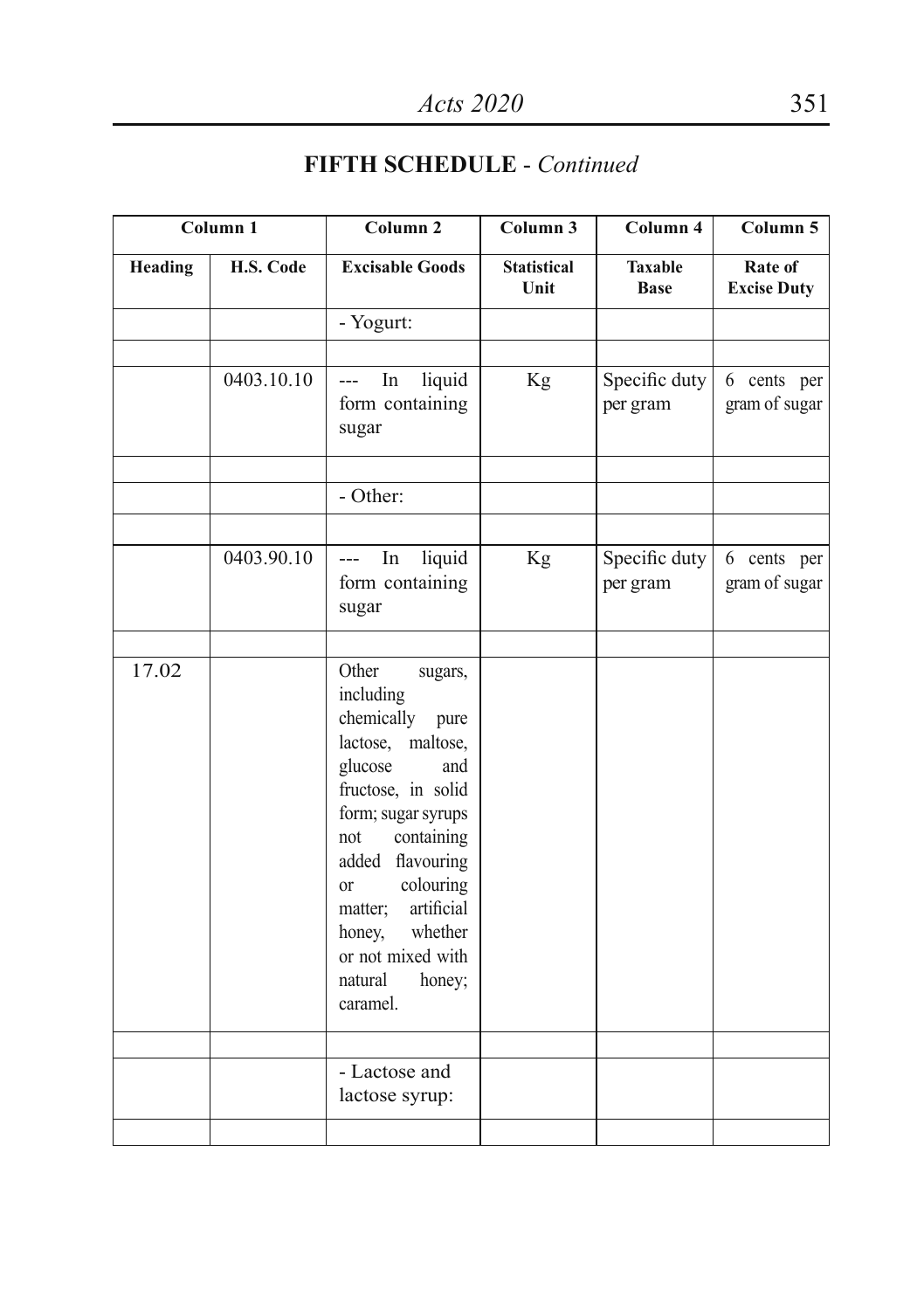## FIFTH SCHEDULE - *Continued*

| Column 1 | | Column 2 | Column 3 | Column 4 | Column 5 |
|---|---|---|---|---|---|
| **Heading** | **H.S. Code** | **Excisable Goods** | **Statistical Unit** | **Taxable Base** | **Rate of Excise Duty** |
| | | - Yogurt: | | | |
| | | | | | |
| | 0403.10.10 | --- In liquid form containing sugar | Kg | Specific duty per gram | 6 cents per gram of sugar |
| | | | | | |
| | | - Other: | | | |
| | | | | | |
| | 0403.90.10 | --- In liquid form containing sugar | Kg | Specific duty per gram | 6 cents per gram of sugar |
| | | | | | |
| 17.02 | | Other sugars, including chemically pure lactose, maltose, glucose and fructose, in solid form; sugar syrups not containing added flavouring or colouring matter; artificial honey, whether or not mixed with natural honey; caramel. | | | |
| | | | | | |
| | | - Lactose and lactose syrup: | | | |
| | | | | | |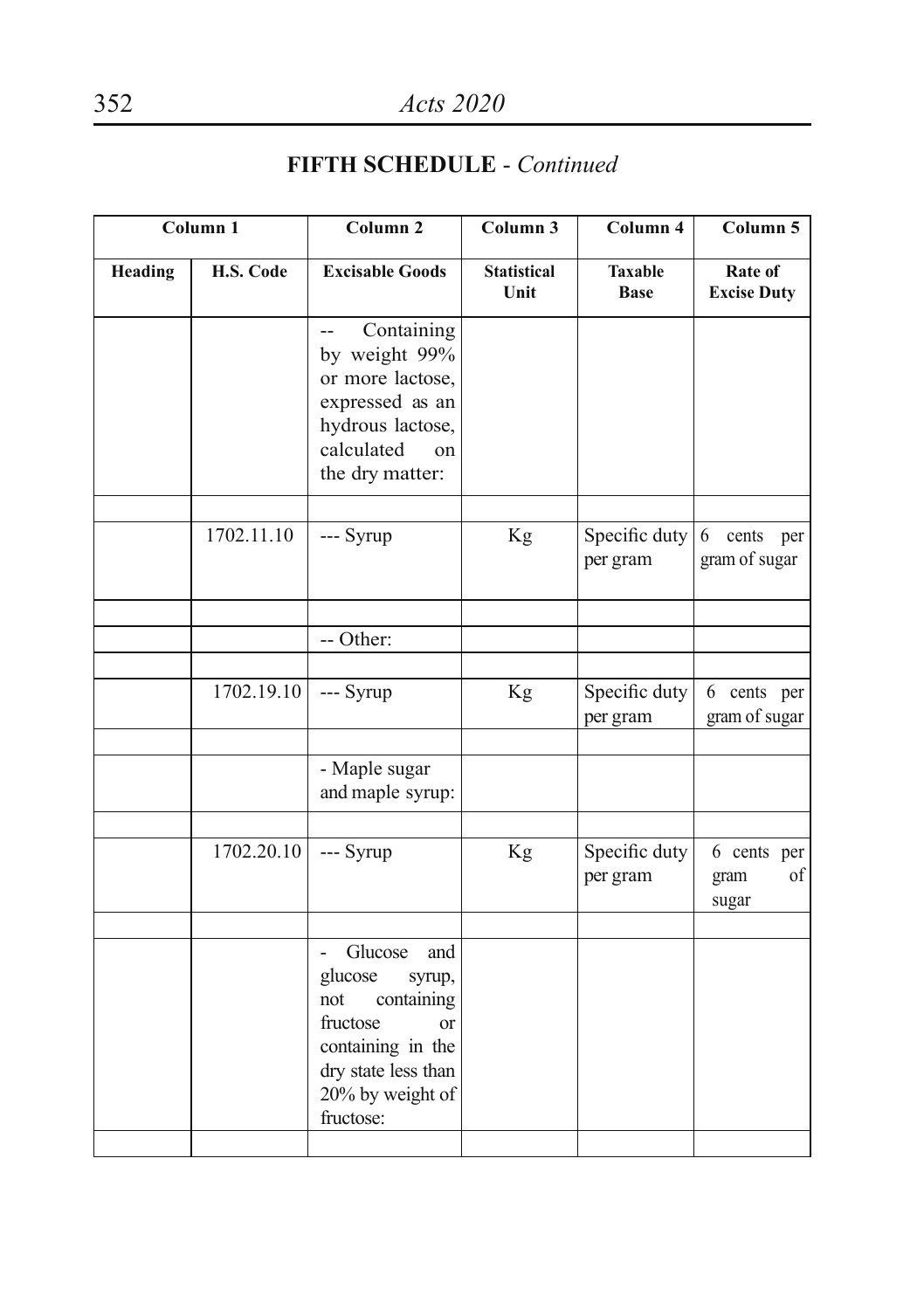## FIFTH SCHEDULE - *Continued*

| Column 1 | | Column 2 | Column 3 | Column 4 | Column 5 |
|---|---|---|---|---|---|
| Heading | H.S. Code | Excisable Goods | Statistical Unit | Taxable Base | Rate of Excise Duty |
| | | -- Containing by weight 99% or more lactose, expressed as an hydrous lactose, calculated on the dry matter: | | | |
| | | | | | |
| | 1702.11.10 | --- Syrup | Kg | Specific duty per gram | 6 cents per gram of sugar |
| | | | | | |
| | | -- Other: | | | |
| | | | | | |
| | 1702.19.10 | --- Syrup | Kg | Specific duty per gram | 6 cents per gram of sugar |
| | | | | | |
| | | - Maple sugar and maple syrup: | | | |
| | | | | | |
| | 1702.20.10 | --- Syrup | Kg | Specific duty per gram | 6 cents per gram of sugar |
| | | | | | |
| | | - Glucose and glucose syrup, not containing fructose or containing in the dry state less than 20% by weight of fructose: | | | |
| | | | | | |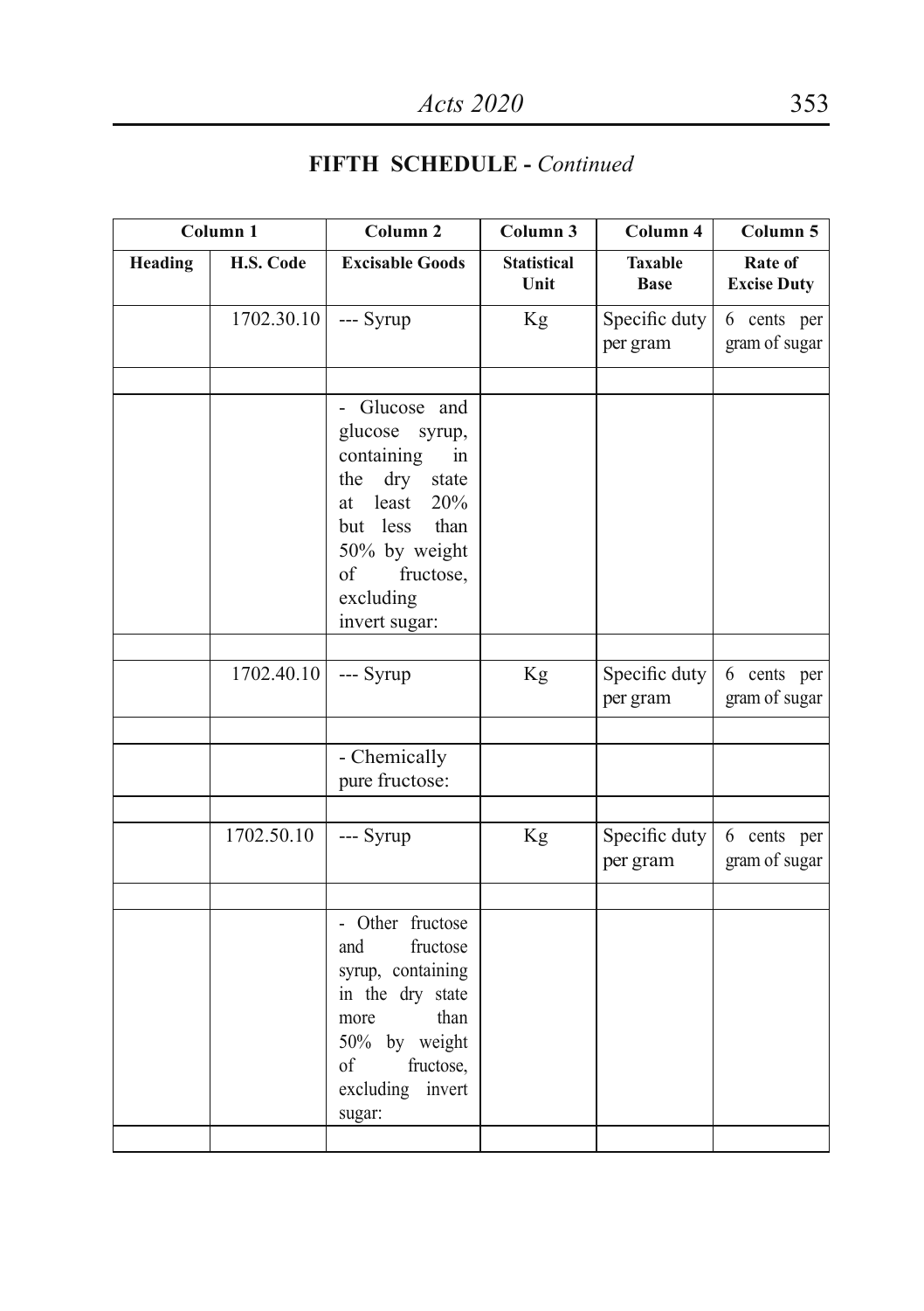## FIFTH SCHEDULE - *Continued*

| Column 1 | | Column 2 | Column 3 | Column 4 | Column 5 |
|---|---|---|---|---|---|
| **Heading** | **H.S. Code** | **Excisable Goods** | **Statistical Unit** | **Taxable Base** | **Rate of Excise Duty** |
| | 1702.30.10 | --- Syrup | Kg | Specific duty per gram | 6 cents per gram of sugar |
| | | | | | |
| | | - Glucose and glucose syrup, containing in the dry state at least 20% but less than 50% by weight of fructose, excluding invert sugar: | | | |
| | | | | | |
| | 1702.40.10 | --- Syrup | Kg | Specific duty per gram | 6 cents per gram of sugar |
| | | | | | |
| | | - Chemically pure fructose: | | | |
| | | | | | |
| | 1702.50.10 | --- Syrup | Kg | Specific duty per gram | 6 cents per gram of sugar |
| | | | | | |
| | | - Other fructose and fructose syrup, containing in the dry state more than 50% by weight of fructose, excluding invert sugar: | | | |
| | | | | | |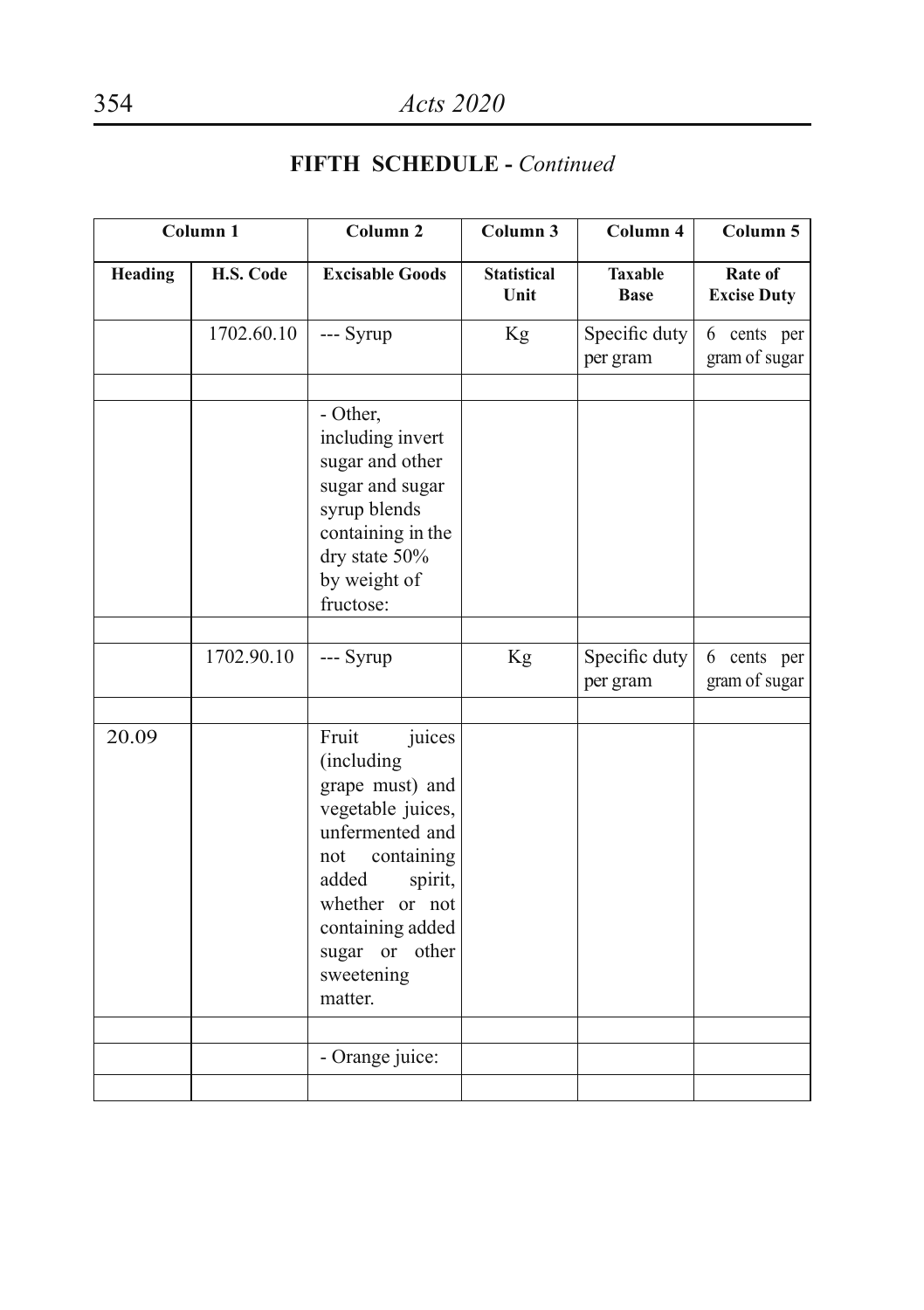## FIFTH SCHEDULE - *Continued*

| Column 1 | | Column 2 | Column 3 | Column 4 | Column 5 |
|---|---|---|---|---|---|
| **Heading** | **H.S. Code** | **Excisable Goods** | **Statistical Unit** | **Taxable Base** | **Rate of Excise Duty** |
| | 1702.60.10 | --- Syrup | Kg | Specific duty per gram | 6 cents per gram of sugar |
| | | | | | |
| | | - Other, including invert sugar and other sugar and sugar syrup blends containing in the dry state 50% by weight of fructose: | | | |
| | | | | | |
| | 1702.90.10 | --- Syrup | Kg | Specific duty per gram | 6 cents per gram of sugar |
| | | | | | |
| 20.09 | | Fruit juices (including grape must) and vegetable juices, unfermented and not containing added spirit, whether or not containing added sugar or other sweetening matter. | | | |
| | | | | | |
| | | - Orange juice: | | | |
| | | | | | |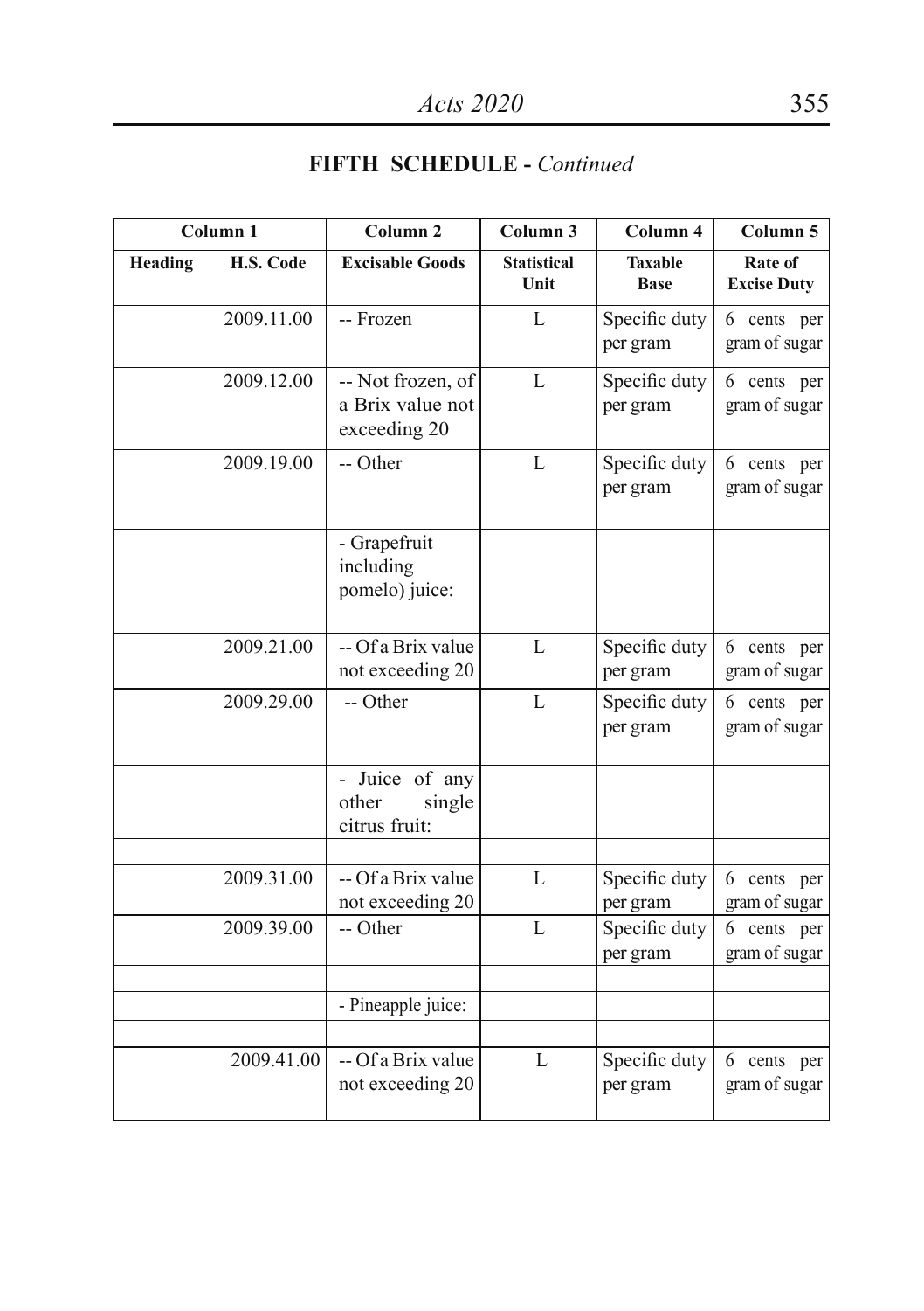## FIFTH SCHEDULE - *Continued*

| Column 1 | | Column 2 | Column 3 | Column 4 | Column 5 |
|---|---|---|---|---|---|
| Heading | H.S. Code | Excisable Goods | Statistical Unit | Taxable Base | Rate of Excise Duty |
| | 2009.11.00 | -- Frozen | L | Specific duty per gram | 6 cents per gram of sugar |
| | 2009.12.00 | -- Not frozen, of a Brix value not exceeding 20 | L | Specific duty per gram | 6 cents per gram of sugar |
| | 2009.19.00 | -- Other | L | Specific duty per gram | 6 cents per gram of sugar |
| | | | | | |
| | | - Grapefruit including pomelo) juice: | | | |
| | | | | | |
| | 2009.21.00 | -- Of a Brix value not exceeding 20 | L | Specific duty per gram | 6 cents per gram of sugar |
| | 2009.29.00 | -- Other | L | Specific duty per gram | 6 cents per gram of sugar |
| | | | | | |
| | | - Juice of any other single citrus fruit: | | | |
| | | | | | |
| | 2009.31.00 | -- Of a Brix value not exceeding 20 | L | Specific duty per gram | 6 cents per gram of sugar |
| | 2009.39.00 | -- Other | L | Specific duty per gram | 6 cents per gram of sugar |
| | | | | | |
| | | - Pineapple juice: | | | |
| | | | | | |
| | 2009.41.00 | -- Of a Brix value not exceeding 20 | L | Specific duty per gram | 6 cents per gram of sugar |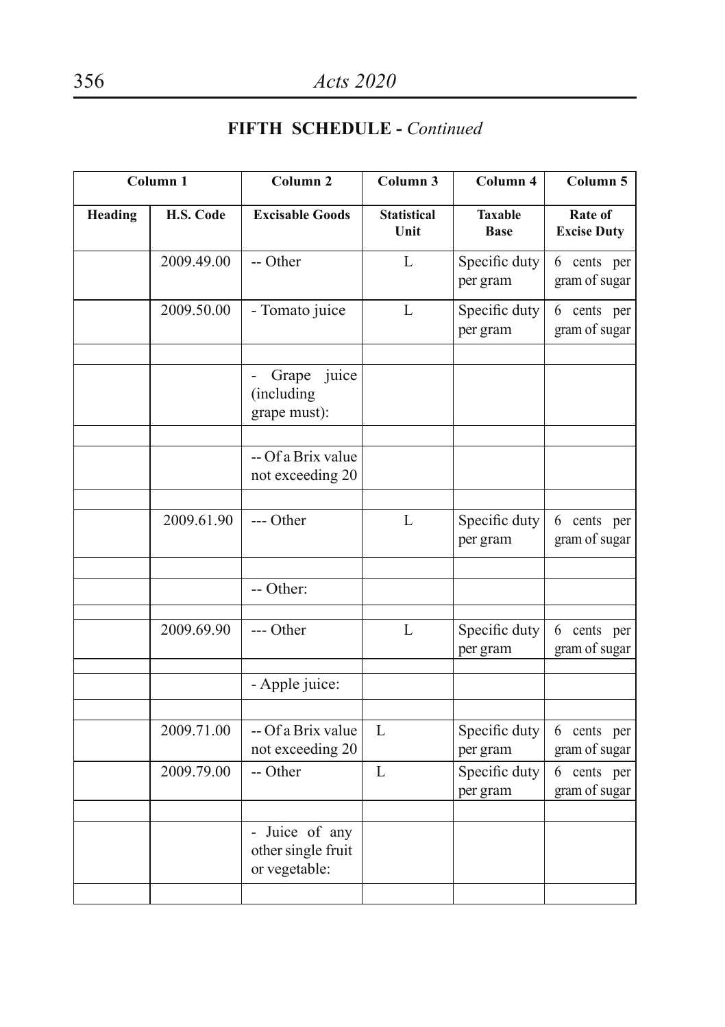## FIFTH SCHEDULE - *Continued*

| Column 1 | | Column 2 | Column 3 | Column 4 | Column 5 |
|---|---|---|---|---|---|
| **Heading** | **H.S. Code** | **Excisable Goods** | **Statistical Unit** | **Taxable Base** | **Rate of Excise Duty** |
| | 2009.49.00 | -- Other | L | Specific duty per gram | 6 cents per gram of sugar |
| | 2009.50.00 | - Tomato juice | L | Specific duty per gram | 6 cents per gram of sugar |
| | | | | | |
| | | - Grape juice (including grape must): | | | |
| | | | | | |
| | | -- Of a Brix value not exceeding 20 | | | |
| | | | | | |
| | 2009.61.90 | --- Other | L | Specific duty per gram | 6 cents per gram of sugar |
| | | | | | |
| | | -- Other: | | | |
| | | | | | |
| | 2009.69.90 | --- Other | L | Specific duty per gram | 6 cents per gram of sugar |
| | | | | | |
| | | - Apple juice: | | | |
| | | | | | |
| | 2009.71.00 | -- Of a Brix value not exceeding 20 | L | Specific duty per gram | 6 cents per gram of sugar |
| | 2009.79.00 | -- Other | L | Specific duty per gram | 6 cents per gram of sugar |
| | | | | | |
| | | - Juice of any other single fruit or vegetable: | | | |
| | | | | | |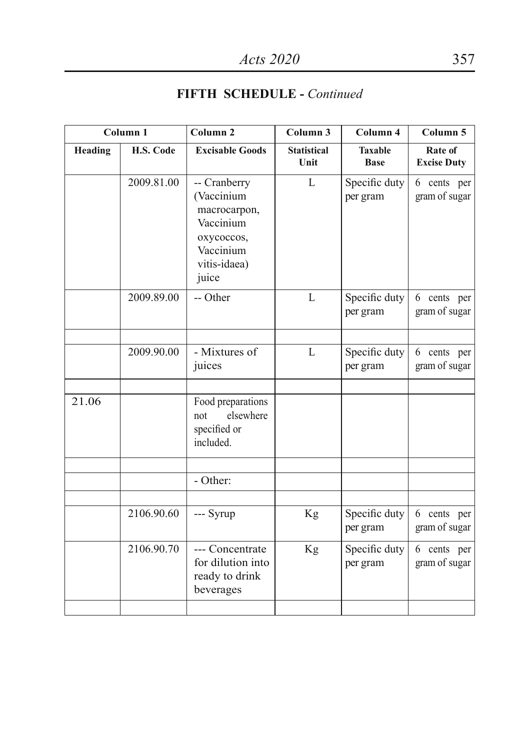## FIFTH SCHEDULE - *Continued*

| Column 1 | | Column 2 | Column 3 | Column 4 | Column 5 |
|---|---|---|---|---|---|
| **Heading** | **H.S. Code** | **Excisable Goods** | **Statistical Unit** | **Taxable Base** | **Rate of Excise Duty** |
| | 2009.81.00 | -- Cranberry (Vaccinium macrocarpon, Vaccinium oxycoccos, Vaccinium vitis-idaea) juice | L | Specific duty per gram | 6 cents per gram of sugar |
| | 2009.89.00 | -- Other | L | Specific duty per gram | 6 cents per gram of sugar |
| | | | | | |
| | 2009.90.00 | - Mixtures of juices | L | Specific duty per gram | 6 cents per gram of sugar |
| | | | | | |
| 21.06 | | Food preparations not elsewhere specified or included. | | | |
| | | | | | |
| | | - Other: | | | |
| | | | | | |
| | 2106.90.60 | --- Syrup | Kg | Specific duty per gram | 6 cents per gram of sugar |
| | 2106.90.70 | --- Concentrate for dilution into ready to drink beverages | Kg | Specific duty per gram | 6 cents per gram of sugar |
| | | | | | |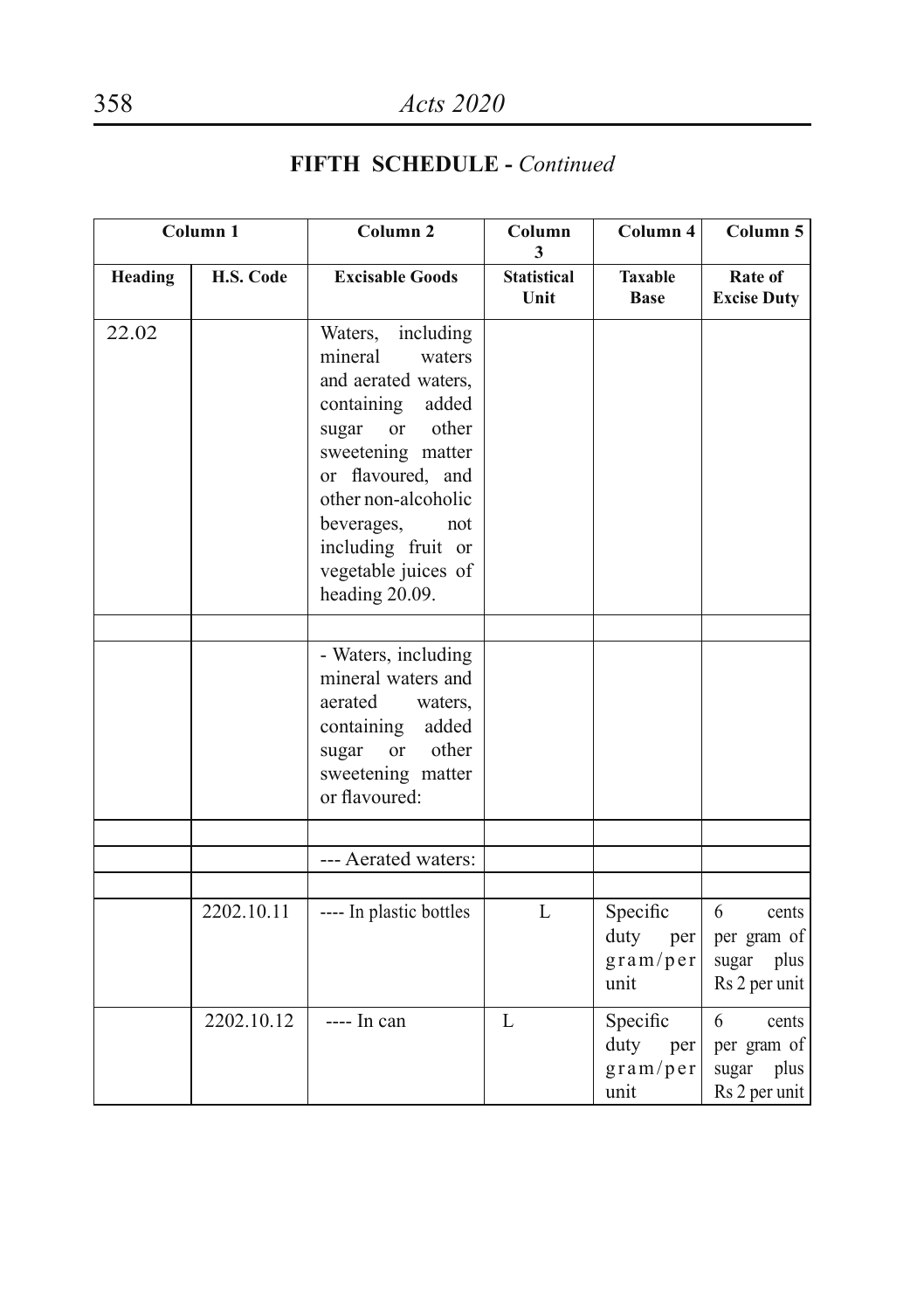## FIFTH SCHEDULE - *Continued*

| Column 1 | | Column 2 | Column 3 | Column 4 | Column 5 |
|---|---|---|---|---|---|
| **Heading** | **H.S. Code** | **Excisable Goods** | **Statistical Unit** | **Taxable Base** | **Rate of Excise Duty** |
| 22.02 | | Waters, including mineral waters and aerated waters, containing added sugar or other sweetening matter or flavoured, and other non-alcoholic beverages, not including fruit or vegetable juices of heading 20.09. | | | |
| | | | | | |
| | | - Waters, including mineral waters and aerated waters, containing added sugar or other sweetening matter or flavoured: | | | |
| | | | | | |
| | | --- Aerated waters: | | | |
| | | | | | |
| | 2202.10.11 | ---- In plastic bottles | L | Specific duty per gram/per unit | 6 cents per gram of sugar plus Rs 2 per unit |
| | 2202.10.12 | ---- In can | L | Specific duty per gram/per unit | 6 cents per gram of sugar plus Rs 2 per unit |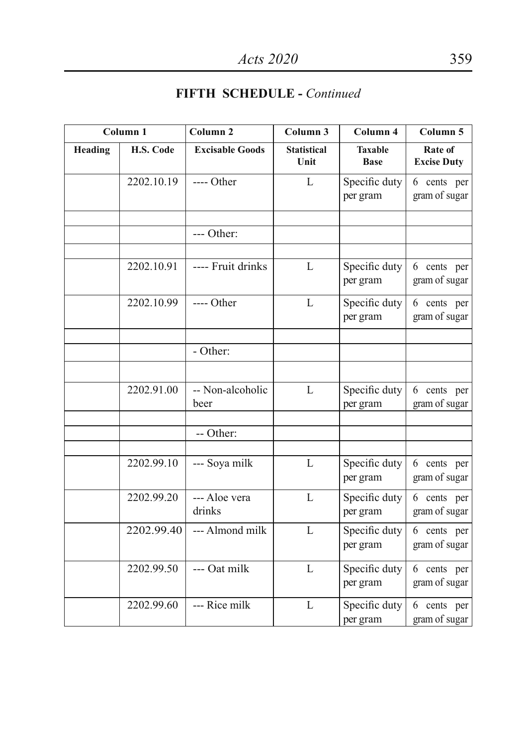## FIFTH SCHEDULE - *Continued*

| Column 1 | | Column 2 | Column 3 | Column 4 | Column 5 |
|---|---|---|---|---|---|
| Heading | H.S. Code | Excisable Goods | Statistical Unit | Taxable Base | Rate of Excise Duty |
| | 2202.10.19 | ---- Other | L | Specific duty per gram | 6 cents per gram of sugar |
| | | | | | |
| | | --- Other: | | | |
| | | | | | |
| | 2202.10.91 | ---- Fruit drinks | L | Specific duty per gram | 6 cents per gram of sugar |
| | 2202.10.99 | ---- Other | L | Specific duty per gram | 6 cents per gram of sugar |
| | | | | | |
| | | - Other: | | | |
| | | | | | |
| | 2202.91.00 | -- Non-alcoholic beer | L | Specific duty per gram | 6 cents per gram of sugar |
| | | | | | |
| | | -- Other: | | | |
| | | | | | |
| | 2202.99.10 | --- Soya milk | L | Specific duty per gram | 6 cents per gram of sugar |
| | 2202.99.20 | --- Aloe vera drinks | L | Specific duty per gram | 6 cents per gram of sugar |
| | 2202.99.40 | --- Almond milk | L | Specific duty per gram | 6 cents per gram of sugar |
| | 2202.99.50 | --- Oat milk | L | Specific duty per gram | 6 cents per gram of sugar |
| | 2202.99.60 | --- Rice milk | L | Specific duty per gram | 6 cents per gram of sugar |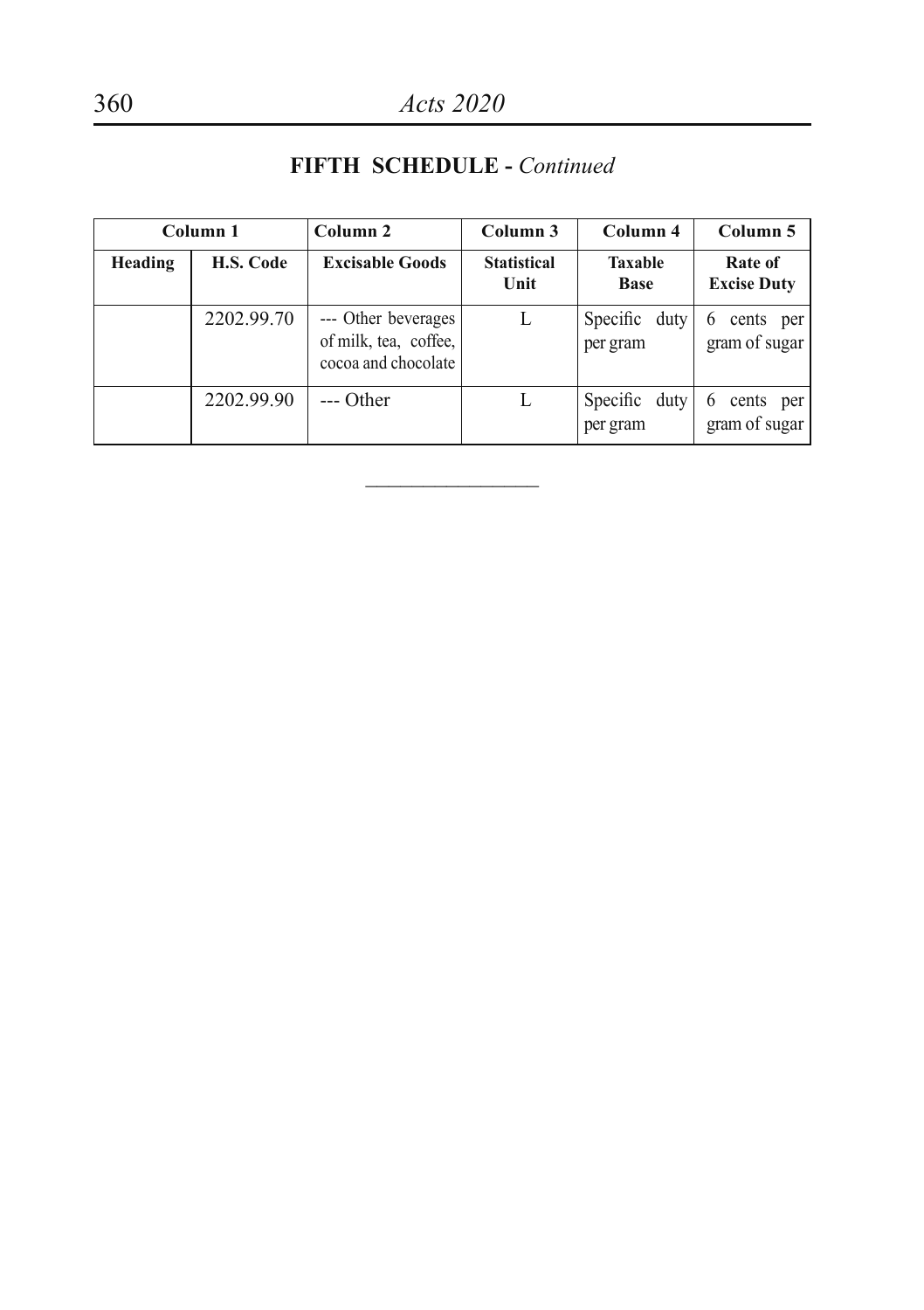## FIFTH SCHEDULE - *Continued*

| Column 1 | | Column 2 | Column 3 | Column 4 | Column 5 |
|---|---|---|---|---|---|
| Heading | H.S. Code | Excisable Goods | Statistical Unit | Taxable Base | Rate of Excise Duty |
| | 2202.99.70 | --- Other beverages of milk, tea, coffee, cocoa and chocolate | L | Specific duty per gram | 6 cents per gram of sugar |
| | 2202.99.90 | --- Other | L | Specific duty per gram | 6 cents per gram of sugar |

---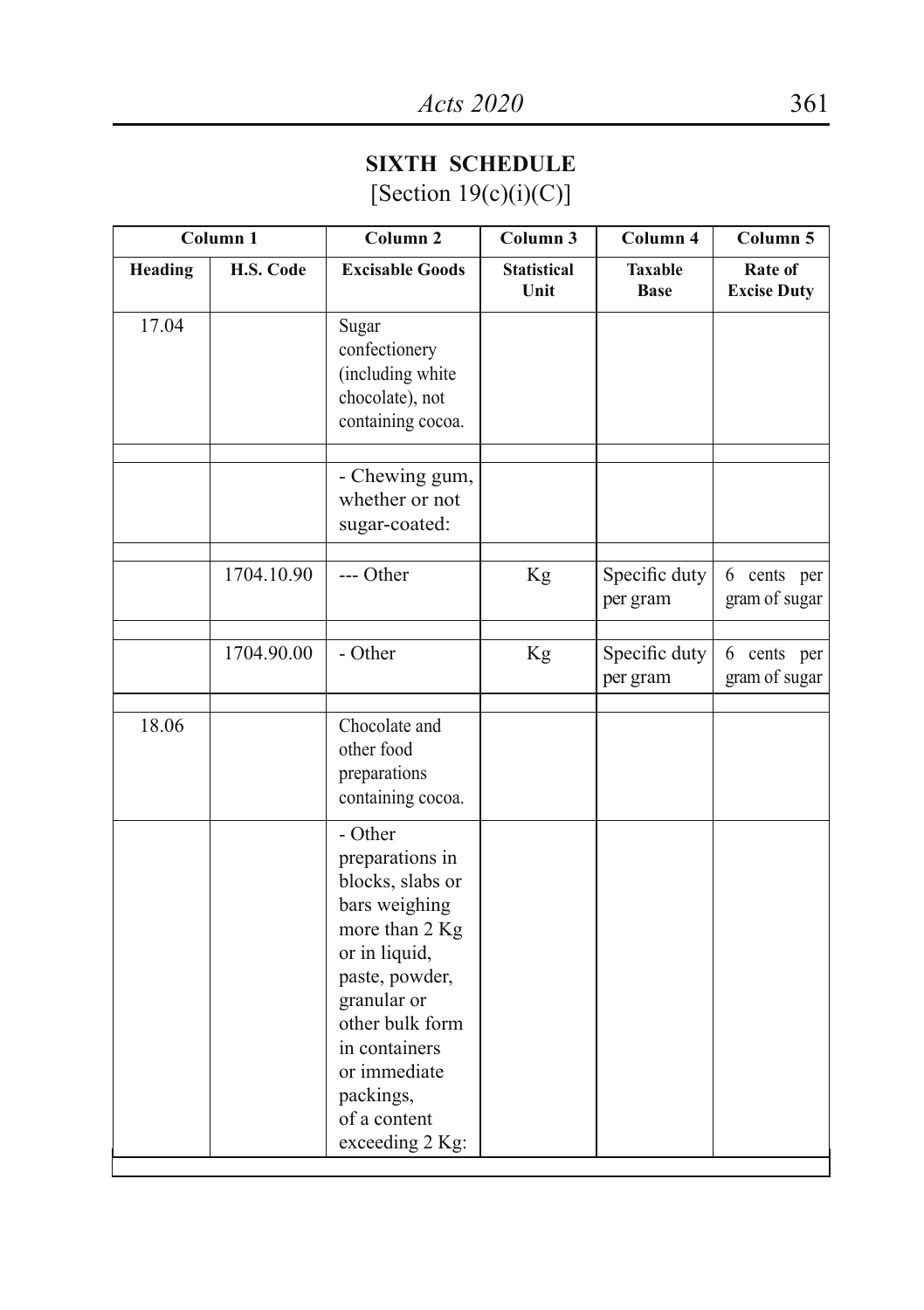## SIXTH SCHEDULE

[Section 19(c)(i)(C)]

| Column 1 | | Column 2 | Column 3 | Column 4 | Column 5 |
|---|---|---|---|---|---|
| Heading | H.S. Code | Excisable Goods | Statistical Unit | Taxable Base | Rate of Excise Duty |
| 17.04 | | Sugar confectionery (including white chocolate), not containing cocoa. | | | |
| | | - Chewing gum, whether or not sugar-coated: | | | |
| | 1704.10.90 | --- Other | Kg | Specific duty per gram | 6 cents per gram of sugar |
| | 1704.90.00 | - Other | Kg | Specific duty per gram | 6 cents per gram of sugar |
| 18.06 | | Chocolate and other food preparations containing cocoa. | | | |
| | | - Other preparations in blocks, slabs or bars weighing more than 2 Kg or in liquid, paste, powder, granular or other bulk form in containers or immediate packings, of a content exceeding 2 Kg: | | | |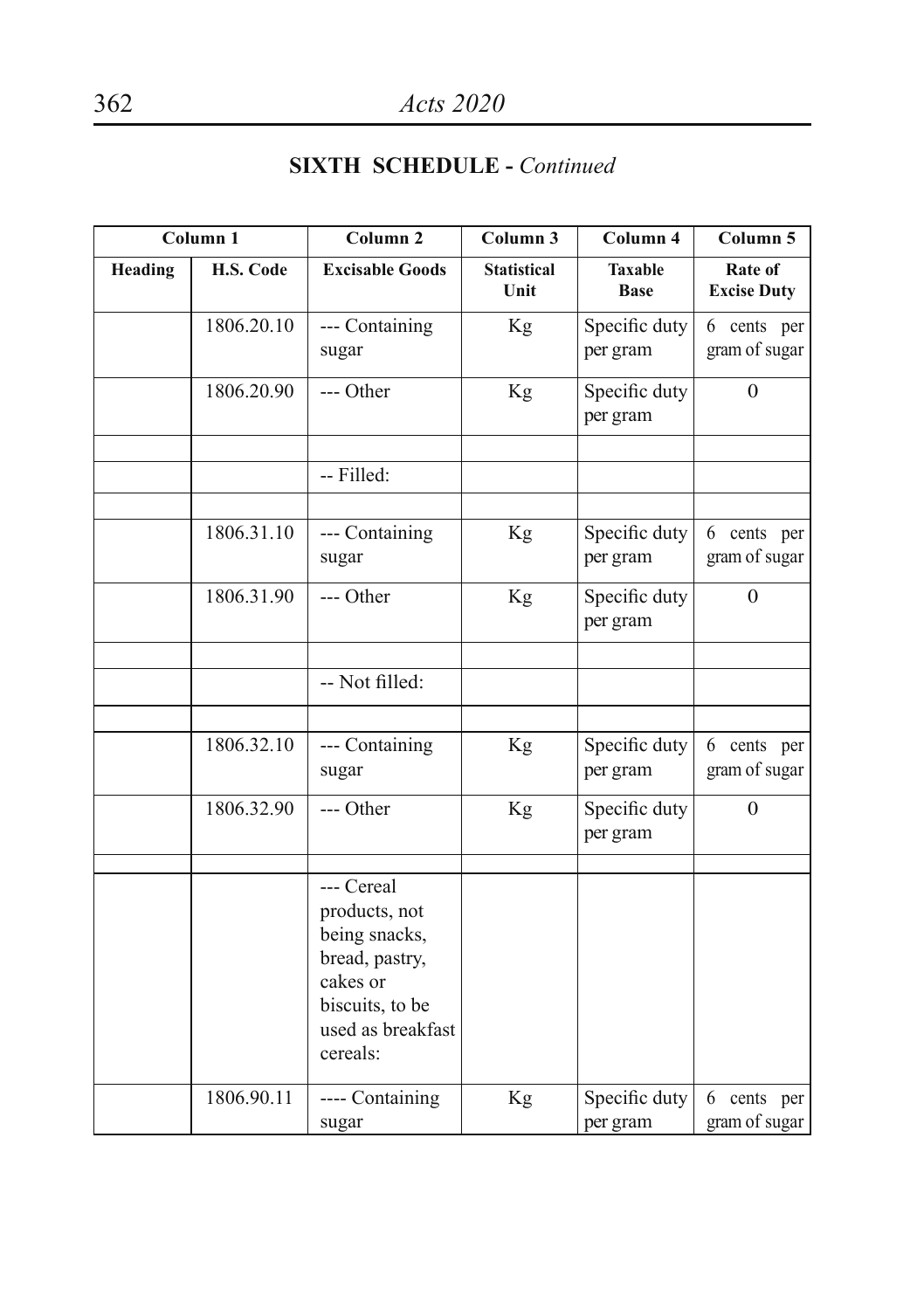## SIXTH SCHEDULE - *Continued*

| Column 1 | | Column 2 | Column 3 | Column 4 | Column 5 |
|---|---|---|---|---|---|
| **Heading** | **H.S. Code** | **Excisable Goods** | **Statistical Unit** | **Taxable Base** | **Rate of Excise Duty** |
| | 1806.20.10 | --- Containing sugar | Kg | Specific duty per gram | 6 cents per gram of sugar |
| | 1806.20.90 | --- Other | Kg | Specific duty per gram | 0 |
| | | | | | |
| | | -- Filled: | | | |
| | | | | | |
| | 1806.31.10 | --- Containing sugar | Kg | Specific duty per gram | 6 cents per gram of sugar |
| | 1806.31.90 | --- Other | Kg | Specific duty per gram | 0 |
| | | | | | |
| | | -- Not filled: | | | |
| | | | | | |
| | 1806.32.10 | --- Containing sugar | Kg | Specific duty per gram | 6 cents per gram of sugar |
| | 1806.32.90 | --- Other | Kg | Specific duty per gram | 0 |
| | | | | | |
| | | --- Cereal products, not being snacks, bread, pastry, cakes or biscuits, to be used as breakfast cereals: | | | |
| | 1806.90.11 | ---- Containing sugar | Kg | Specific duty per gram | 6 cents per gram of sugar |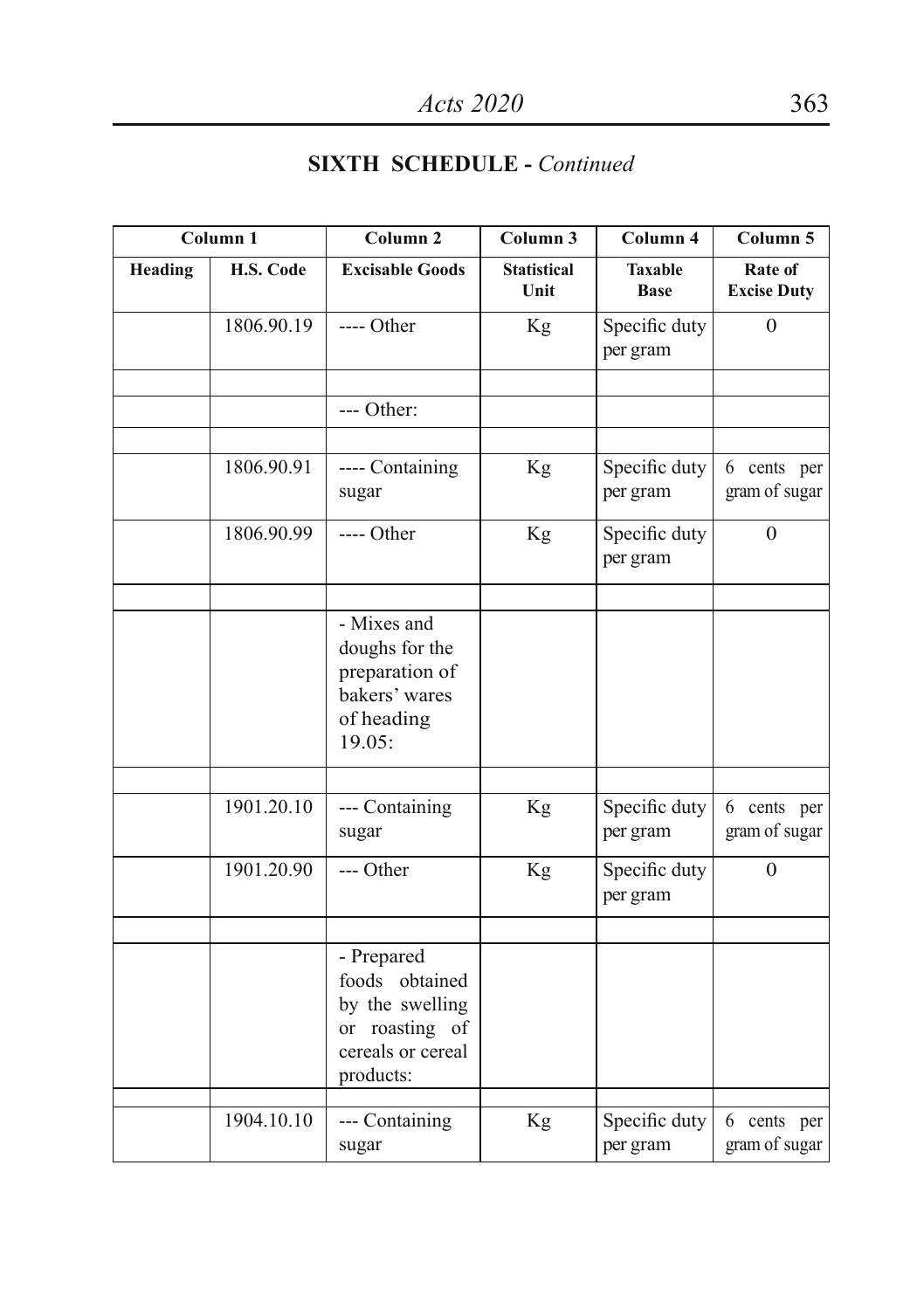## SIXTH SCHEDULE - *Continued*

| Column 1 | | Column 2 | Column 3 | Column 4 | Column 5 |
|---|---|---|---|---|---|
| Heading | H.S. Code | Excisable Goods | Statistical Unit | Taxable Base | Rate of Excise Duty |
| | 1806.90.19 | ---- Other | Kg | Specific duty per gram | 0 |
| | | | | | |
| | | --- Other: | | | |
| | | | | | |
| | 1806.90.91 | ---- Containing sugar | Kg | Specific duty per gram | 6 cents per gram of sugar |
| | 1806.90.99 | ---- Other | Kg | Specific duty per gram | 0 |
| | | | | | |
| | | - Mixes and doughs for the preparation of bakers' wares of heading 19.05: | | | |
| | | | | | |
| | 1901.20.10 | --- Containing sugar | Kg | Specific duty per gram | 6 cents per gram of sugar |
| | 1901.20.90 | --- Other | Kg | Specific duty per gram | 0 |
| | | | | | |
| | | - Prepared foods obtained by the swelling or roasting of cereals or cereal products: | | | |
| | | | | | |
| | 1904.10.10 | --- Containing sugar | Kg | Specific duty per gram | 6 cents per gram of sugar |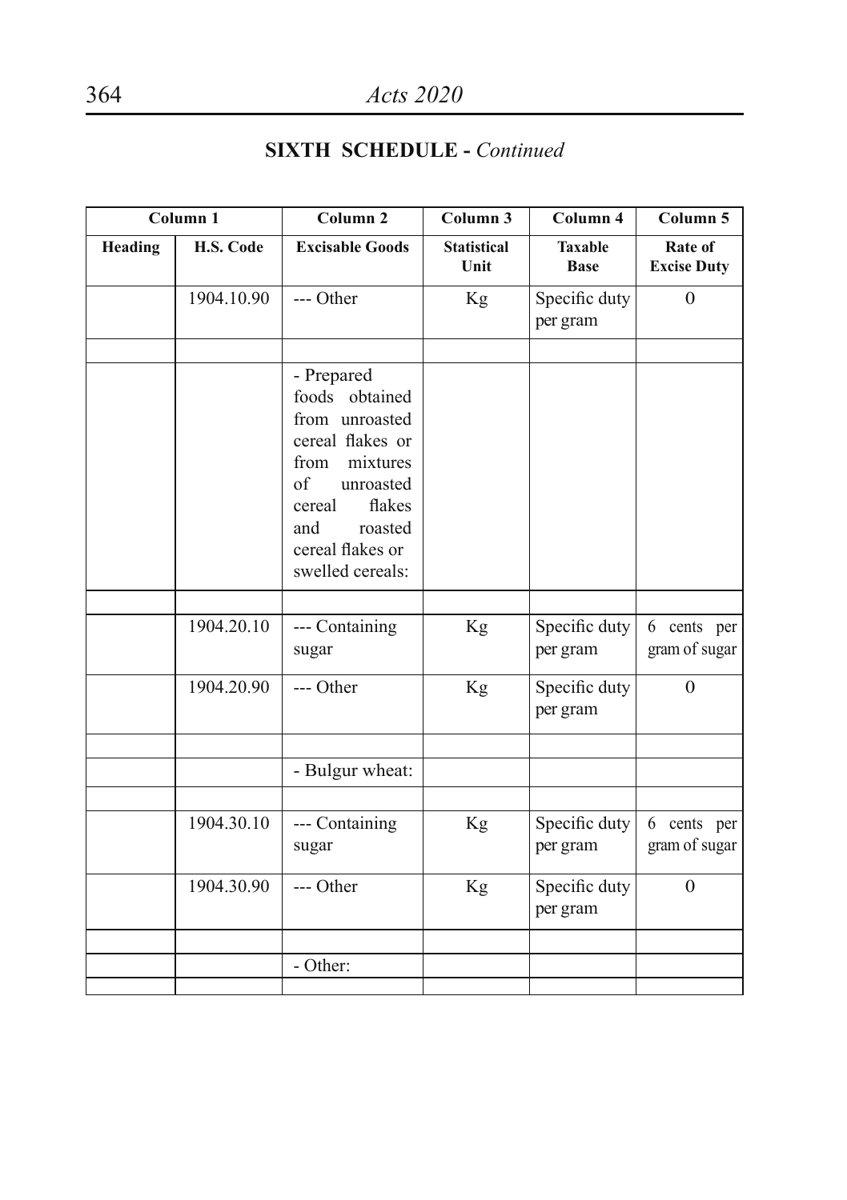## SIXTH SCHEDULE - *Continued*

| Column 1 | | Column 2 | Column 3 | Column 4 | Column 5 |
|---|---|---|---|---|---|
| Heading | H.S. Code | Excisable Goods | Statistical Unit | Taxable Base | Rate of Excise Duty |
| | 1904.10.90 | --- Other | Kg | Specific duty per gram | 0 |
| | | | | | |
| | | - Prepared foods obtained from unroasted cereal flakes or from mixtures of unroasted cereal flakes and roasted cereal flakes or swelled cereals: | | | |
| | | | | | |
| | 1904.20.10 | --- Containing sugar | Kg | Specific duty per gram | 6 cents per gram of sugar |
| | 1904.20.90 | --- Other | Kg | Specific duty per gram | 0 |
| | | | | | |
| | | - Bulgur wheat: | | | |
| | | | | | |
| | 1904.30.10 | --- Containing sugar | Kg | Specific duty per gram | 6 cents per gram of sugar |
| | 1904.30.90 | --- Other | Kg | Specific duty per gram | 0 |
| | | | | | |
| | | - Other: | | | |
| | | | | | |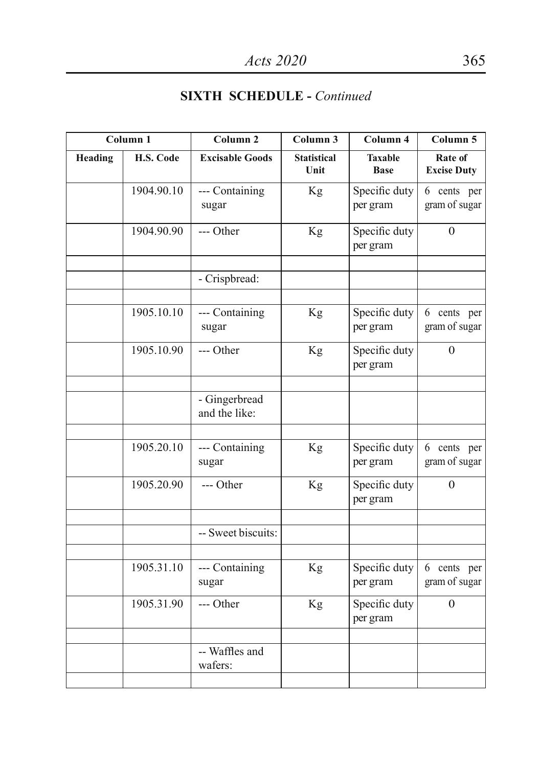## SIXTH SCHEDULE - *Continued*

| Column 1 | | Column 2 | Column 3 | Column 4 | Column 5 |
|---|---|---|---|---|---|
| **Heading** | **H.S. Code** | **Excisable Goods** | **Statistical Unit** | **Taxable Base** | **Rate of Excise Duty** |
| | 1904.90.10 | --- Containing sugar | Kg | Specific duty per gram | 6 cents per gram of sugar |
| | 1904.90.90 | --- Other | Kg | Specific duty per gram | 0 |
| | | | | | |
| | | - Crispbread: | | | |
| | | | | | |
| | 1905.10.10 | --- Containing sugar | Kg | Specific duty per gram | 6 cents per gram of sugar |
| | 1905.10.90 | --- Other | Kg | Specific duty per gram | 0 |
| | | | | | |
| | | - Gingerbread and the like: | | | |
| | | | | | |
| | 1905.20.10 | --- Containing sugar | Kg | Specific duty per gram | 6 cents per gram of sugar |
| | 1905.20.90 | --- Other | Kg | Specific duty per gram | 0 |
| | | | | | |
| | | -- Sweet biscuits: | | | |
| | | | | | |
| | 1905.31.10 | --- Containing sugar | Kg | Specific duty per gram | 6 cents per gram of sugar |
| | 1905.31.90 | --- Other | Kg | Specific duty per gram | 0 |
| | | | | | |
| | | -- Waffles and wafers: | | | |
| | | | | | |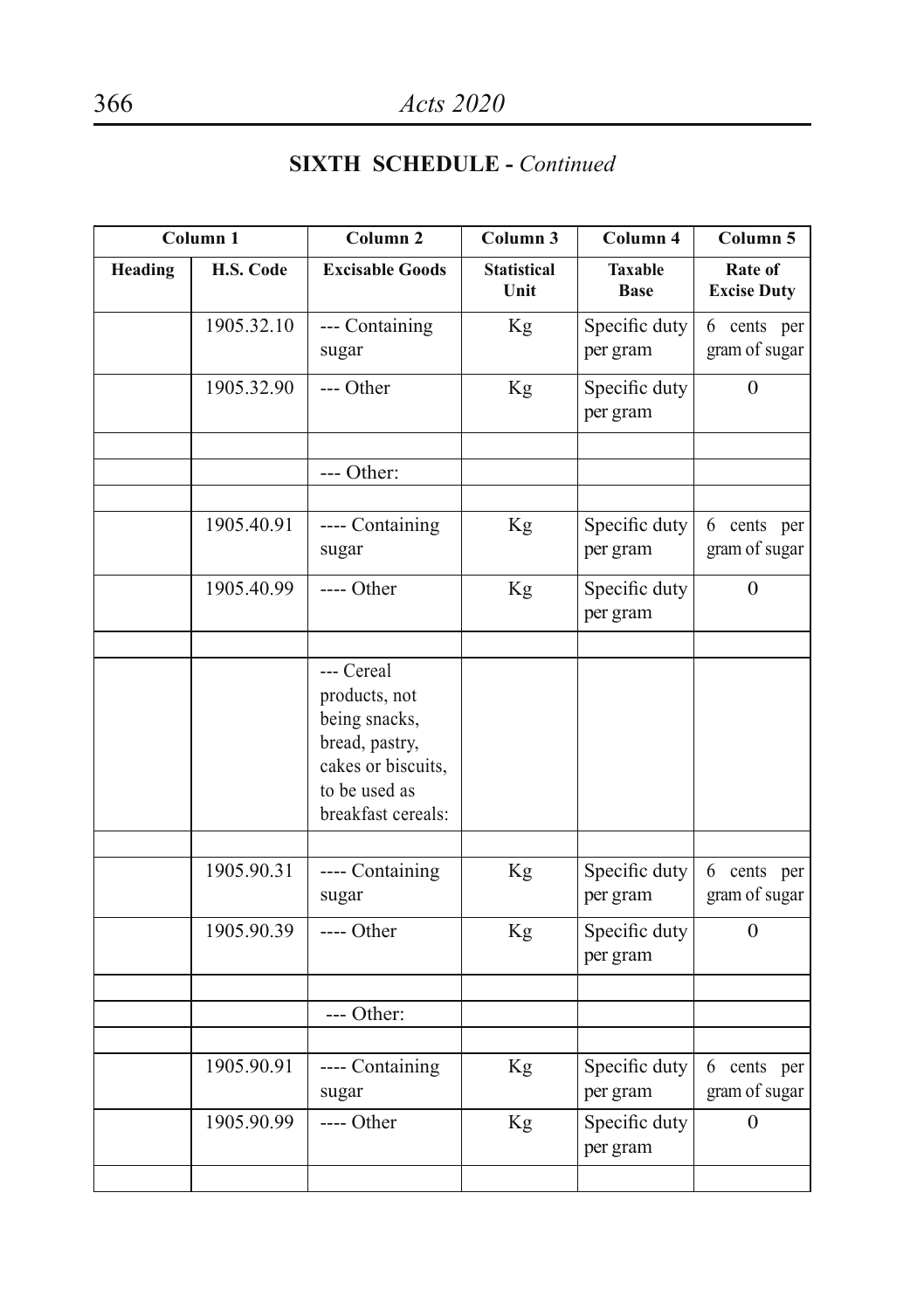## SIXTH SCHEDULE - *Continued*

| Column 1 | | Column 2 | Column 3 | Column 4 | Column 5 |
|---|---|---|---|---|---|
| **Heading** | **H.S. Code** | **Excisable Goods** | **Statistical Unit** | **Taxable Base** | **Rate of Excise Duty** |
| | 1905.32.10 | --- Containing sugar | Kg | Specific duty per gram | 6 cents per gram of sugar |
| | 1905.32.90 | --- Other | Kg | Specific duty per gram | 0 |
| | | | | | |
| | | --- Other: | | | |
| | | | | | |
| | 1905.40.91 | ---- Containing sugar | Kg | Specific duty per gram | 6 cents per gram of sugar |
| | 1905.40.99 | ---- Other | Kg | Specific duty per gram | 0 |
| | | | | | |
| | | --- Cereal products, not being snacks, bread, pastry, cakes or biscuits, to be used as breakfast cereals: | | | |
| | | | | | |
| | 1905.90.31 | ---- Containing sugar | Kg | Specific duty per gram | 6 cents per gram of sugar |
| | 1905.90.39 | ---- Other | Kg | Specific duty per gram | 0 |
| | | | | | |
| | | --- Other: | | | |
| | | | | | |
| | 1905.90.91 | ---- Containing sugar | Kg | Specific duty per gram | 6 cents per gram of sugar |
| | 1905.90.99 | ---- Other | Kg | Specific duty per gram | 0 |
| | | | | | |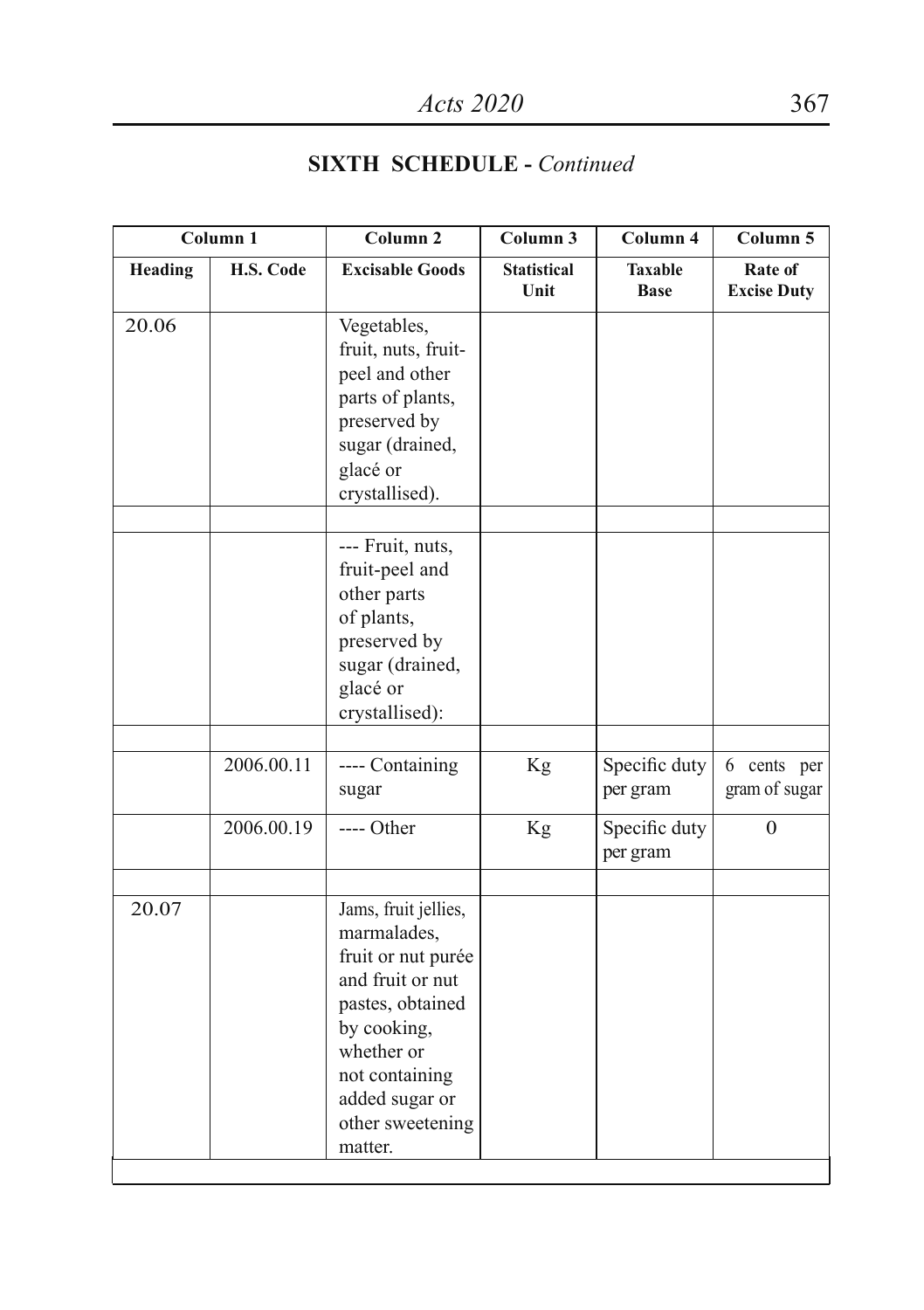## SIXTH SCHEDULE - *Continued*

| Column 1 | | Column 2 | Column 3 | Column 4 | Column 5 |
|---|---|---|---|---|---|
| **Heading** | **H.S. Code** | **Excisable Goods** | **Statistical Unit** | **Taxable Base** | **Rate of Excise Duty** |
| 20.06 | | Vegetables, fruit, nuts, fruit-peel and other parts of plants, preserved by sugar (drained, glacé or crystallised). | | | |
| | | | | | |
| | | --- Fruit, nuts, fruit-peel and other parts of plants, preserved by sugar (drained, glacé or crystallised): | | | |
| | | | | | |
| | 2006.00.11 | ---- Containing sugar | Kg | Specific duty per gram | 6 cents per gram of sugar |
| | 2006.00.19 | ---- Other | Kg | Specific duty per gram | 0 |
| | | | | | |
| 20.07 | | Jams, fruit jellies, marmalades, fruit or nut purée and fruit or nut pastes, obtained by cooking, whether or not containing added sugar or other sweetening matter. | | | |
| | | | | | |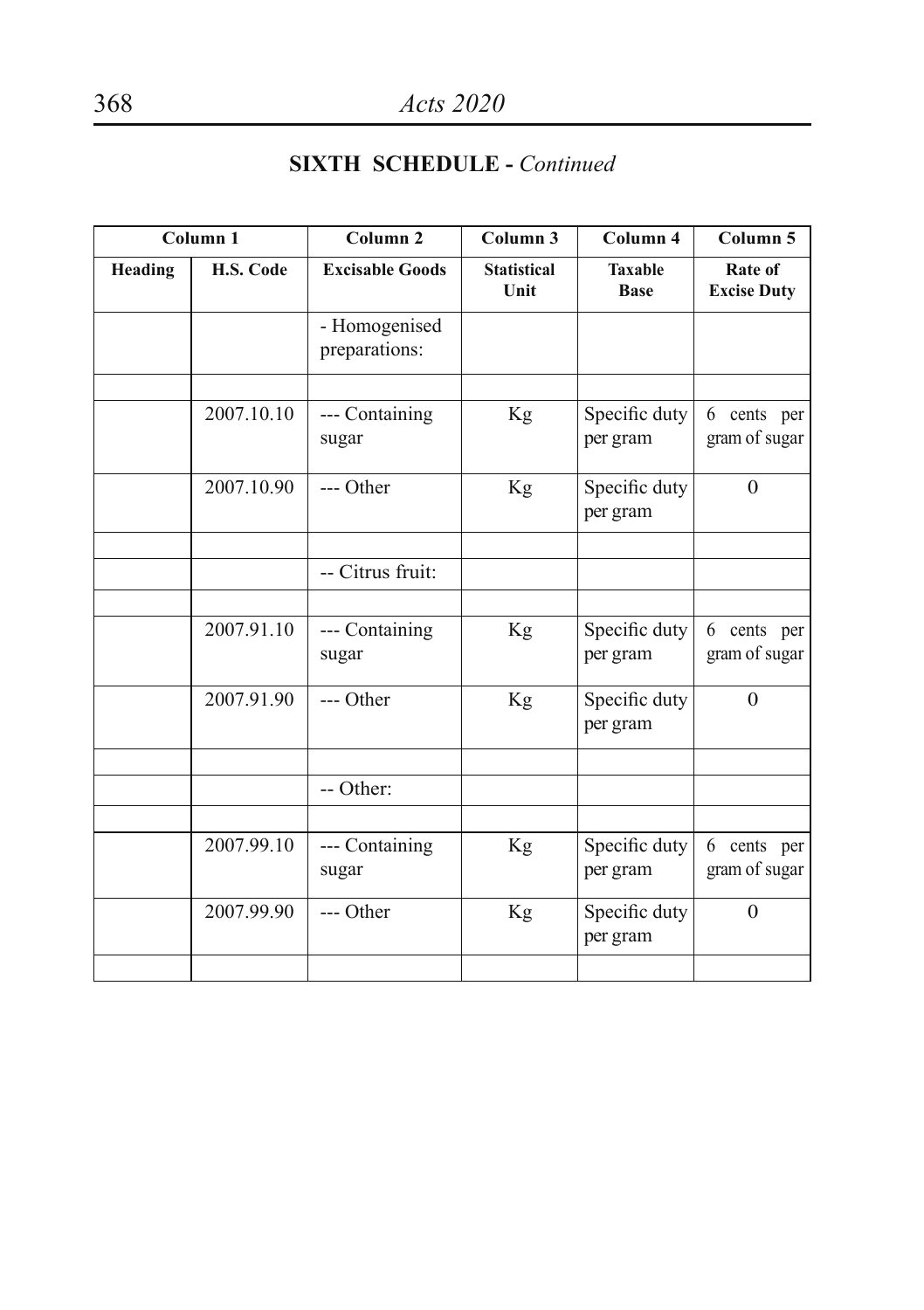## SIXTH SCHEDULE - *Continued*

| Column 1 | | Column 2 | Column 3 | Column 4 | Column 5 |
|---|---|---|---|---|---|
| **Heading** | **H.S. Code** | **Excisable Goods** | **Statistical Unit** | **Taxable Base** | **Rate of Excise Duty** |
| | | - Homogenised preparations: | | | |
| | | | | | |
| | 2007.10.10 | --- Containing sugar | Kg | Specific duty per gram | 6 cents per gram of sugar |
| | 2007.10.90 | --- Other | Kg | Specific duty per gram | 0 |
| | | | | | |
| | | -- Citrus fruit: | | | |
| | | | | | |
| | 2007.91.10 | --- Containing sugar | Kg | Specific duty per gram | 6 cents per gram of sugar |
| | 2007.91.90 | --- Other | Kg | Specific duty per gram | 0 |
| | | | | | |
| | | -- Other: | | | |
| | | | | | |
| | 2007.99.10 | --- Containing sugar | Kg | Specific duty per gram | 6 cents per gram of sugar |
| | 2007.99.90 | --- Other | Kg | Specific duty per gram | 0 |
| | | | | | |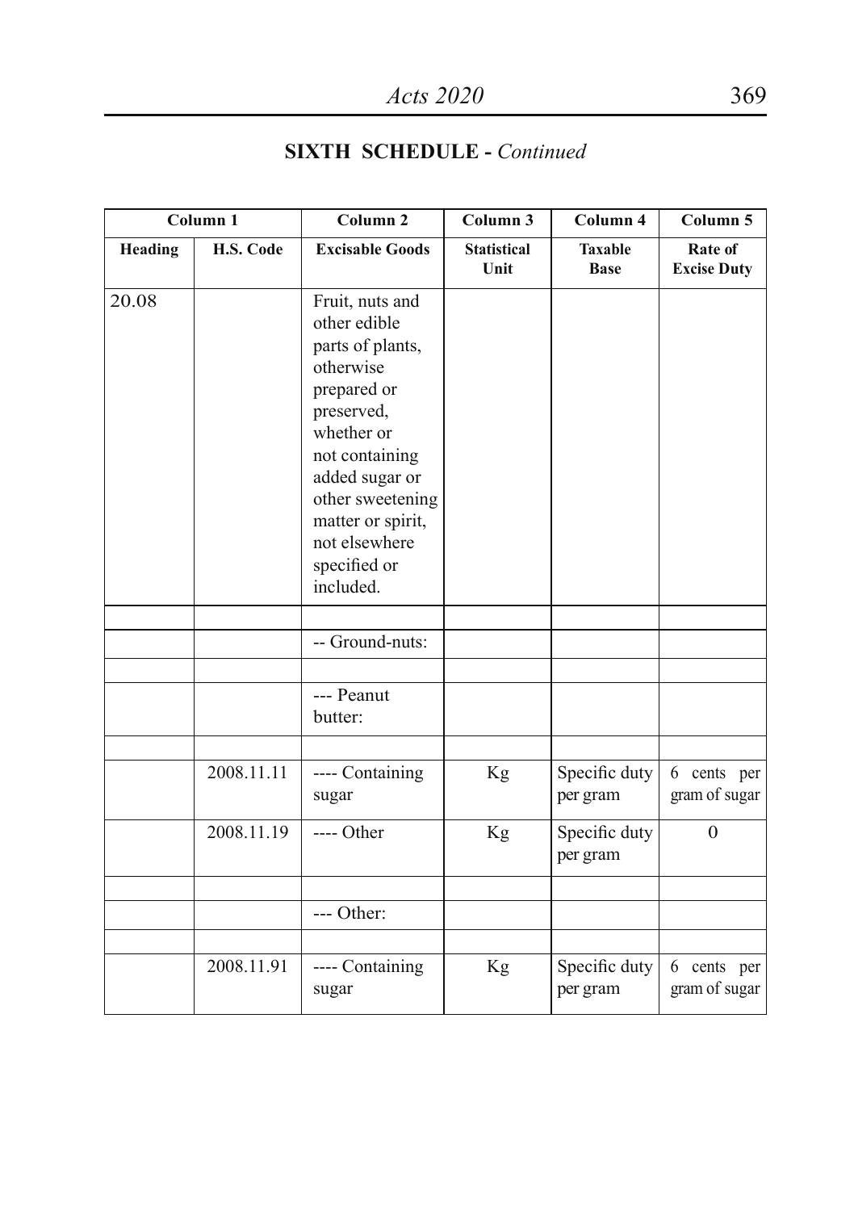## SIXTH SCHEDULE - *Continued*

| Column 1 | | Column 2 | Column 3 | Column 4 | Column 5 |
|---|---|---|---|---|---|
| **Heading** | **H.S. Code** | **Excisable Goods** | **Statistical Unit** | **Taxable Base** | **Rate of Excise Duty** |
| 20.08 | | Fruit, nuts and other edible parts of plants, otherwise prepared or preserved, whether or not containing added sugar or other sweetening matter or spirit, not elsewhere specified or included. | | | |
| | | | | | |
| | | -- Ground-nuts: | | | |
| | | | | | |
| | | --- Peanut butter: | | | |
| | | | | | |
| | 2008.11.11 | ---- Containing sugar | Kg | Specific duty per gram | 6 cents per gram of sugar |
| | 2008.11.19 | ---- Other | Kg | Specific duty per gram | 0 |
| | | | | | |
| | | --- Other: | | | |
| | | | | | |
| | 2008.11.91 | ---- Containing sugar | Kg | Specific duty per gram | 6 cents per gram of sugar |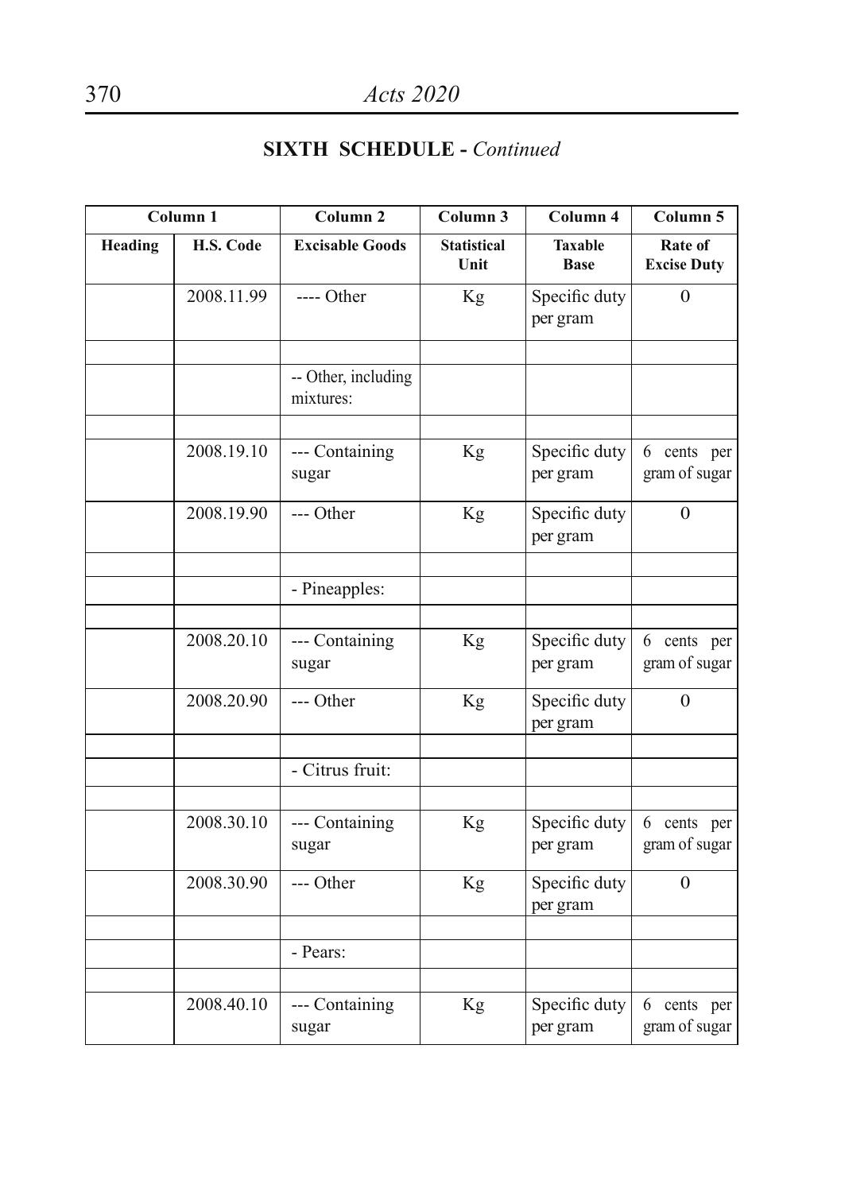## SIXTH SCHEDULE - *Continued*

| Column 1 | | Column 2 | Column 3 | Column 4 | Column 5 |
|---|---|---|---|---|---|
| **Heading** | **H.S. Code** | **Excisable Goods** | **Statistical Unit** | **Taxable Base** | **Rate of Excise Duty** |
| | 2008.11.99 | ---- Other | Kg | Specific duty per gram | 0 |
| | | | | | |
| | | -- Other, including mixtures: | | | |
| | | | | | |
| | 2008.19.10 | --- Containing sugar | Kg | Specific duty per gram | 6 cents per gram of sugar |
| | 2008.19.90 | --- Other | Kg | Specific duty per gram | 0 |
| | | | | | |
| | | - Pineapples: | | | |
| | | | | | |
| | 2008.20.10 | --- Containing sugar | Kg | Specific duty per gram | 6 cents per gram of sugar |
| | 2008.20.90 | --- Other | Kg | Specific duty per gram | 0 |
| | | | | | |
| | | - Citrus fruit: | | | |
| | | | | | |
| | 2008.30.10 | --- Containing sugar | Kg | Specific duty per gram | 6 cents per gram of sugar |
| | 2008.30.90 | --- Other | Kg | Specific duty per gram | 0 |
| | | | | | |
| | | - Pears: | | | |
| | | | | | |
| | 2008.40.10 | --- Containing sugar | Kg | Specific duty per gram | 6 cents per gram of sugar |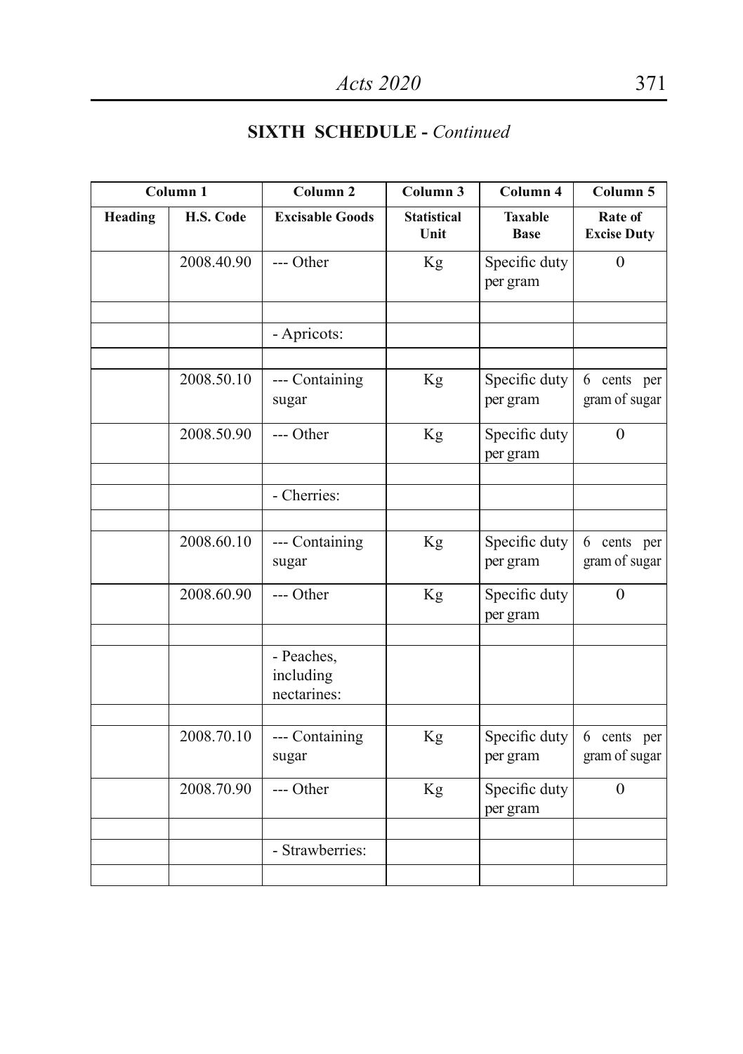## SIXTH SCHEDULE - *Continued*

| Column 1 | | Column 2 | Column 3 | Column 4 | Column 5 |
|---|---|---|---|---|---|
| **Heading** | **H.S. Code** | **Excisable Goods** | **Statistical Unit** | **Taxable Base** | **Rate of Excise Duty** |
| | 2008.40.90 | --- Other | Kg | Specific duty per gram | 0 |
| | | | | | |
| | | - Apricots: | | | |
| | | | | | |
| | 2008.50.10 | --- Containing sugar | Kg | Specific duty per gram | 6 cents per gram of sugar |
| | 2008.50.90 | --- Other | Kg | Specific duty per gram | 0 |
| | | | | | |
| | | - Cherries: | | | |
| | | | | | |
| | 2008.60.10 | --- Containing sugar | Kg | Specific duty per gram | 6 cents per gram of sugar |
| | 2008.60.90 | --- Other | Kg | Specific duty per gram | 0 |
| | | | | | |
| | | - Peaches, including nectarines: | | | |
| | | | | | |
| | 2008.70.10 | --- Containing sugar | Kg | Specific duty per gram | 6 cents per gram of sugar |
| | 2008.70.90 | --- Other | Kg | Specific duty per gram | 0 |
| | | | | | |
| | | - Strawberries: | | | |
| | | | | | |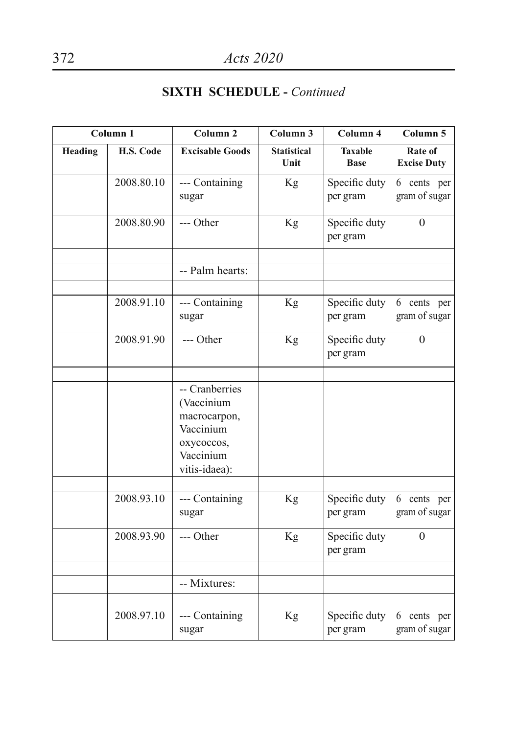## SIXTH SCHEDULE - *Continued*

| Column 1 | | Column 2 | Column 3 | Column 4 | Column 5 |
|---|---|---|---|---|---|
| **Heading** | **H.S. Code** | **Excisable Goods** | **Statistical Unit** | **Taxable Base** | **Rate of Excise Duty** |
| | 2008.80.10 | --- Containing sugar | Kg | Specific duty per gram | 6 cents per gram of sugar |
| | 2008.80.90 | --- Other | Kg | Specific duty per gram | 0 |
| | | | | | |
| | | -- Palm hearts: | | | |
| | | | | | |
| | 2008.91.10 | --- Containing sugar | Kg | Specific duty per gram | 6 cents per gram of sugar |
| | 2008.91.90 | --- Other | Kg | Specific duty per gram | 0 |
| | | | | | |
| | | -- Cranberries (Vaccinium macrocarpon, Vaccinium oxycoccos, Vaccinium vitis-idaea): | | | |
| | | | | | |
| | 2008.93.10 | --- Containing sugar | Kg | Specific duty per gram | 6 cents per gram of sugar |
| | 2008.93.90 | --- Other | Kg | Specific duty per gram | 0 |
| | | | | | |
| | | -- Mixtures: | | | |
| | | | | | |
| | 2008.97.10 | --- Containing sugar | Kg | Specific duty per gram | 6 cents per gram of sugar |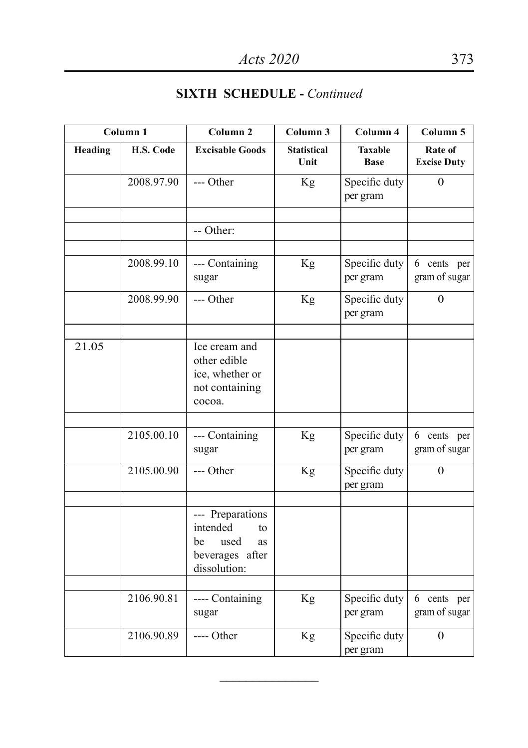## SIXTH SCHEDULE - *Continued*

| Column 1 | | Column 2 | Column 3 | Column 4 | Column 5 |
|---|---|---|---|---|---|
| Heading | H.S. Code | Excisable Goods | Statistical Unit | Taxable Base | Rate of Excise Duty |
| | 2008.97.90 | --- Other | Kg | Specific duty per gram | 0 |
| | | | | | |
| | | -- Other: | | | |
| | | | | | |
| | 2008.99.10 | --- Containing sugar | Kg | Specific duty per gram | 6 cents per gram of sugar |
| | 2008.99.90 | --- Other | Kg | Specific duty per gram | 0 |
| | | | | | |
| 21.05 | | Ice cream and other edible ice, whether or not containing cocoa. | | | |
| | | | | | |
| | 2105.00.10 | --- Containing sugar | Kg | Specific duty per gram | 6 cents per gram of sugar |
| | 2105.00.90 | --- Other | Kg | Specific duty per gram | 0 |
| | | | | | |
| | | --- Preparations intended to be used as beverages after dissolution: | | | |
| | | | | | |
| | 2106.90.81 | ---- Containing sugar | Kg | Specific duty per gram | 6 cents per gram of sugar |
| | 2106.90.89 | ---- Other | Kg | Specific duty per gram | 0 |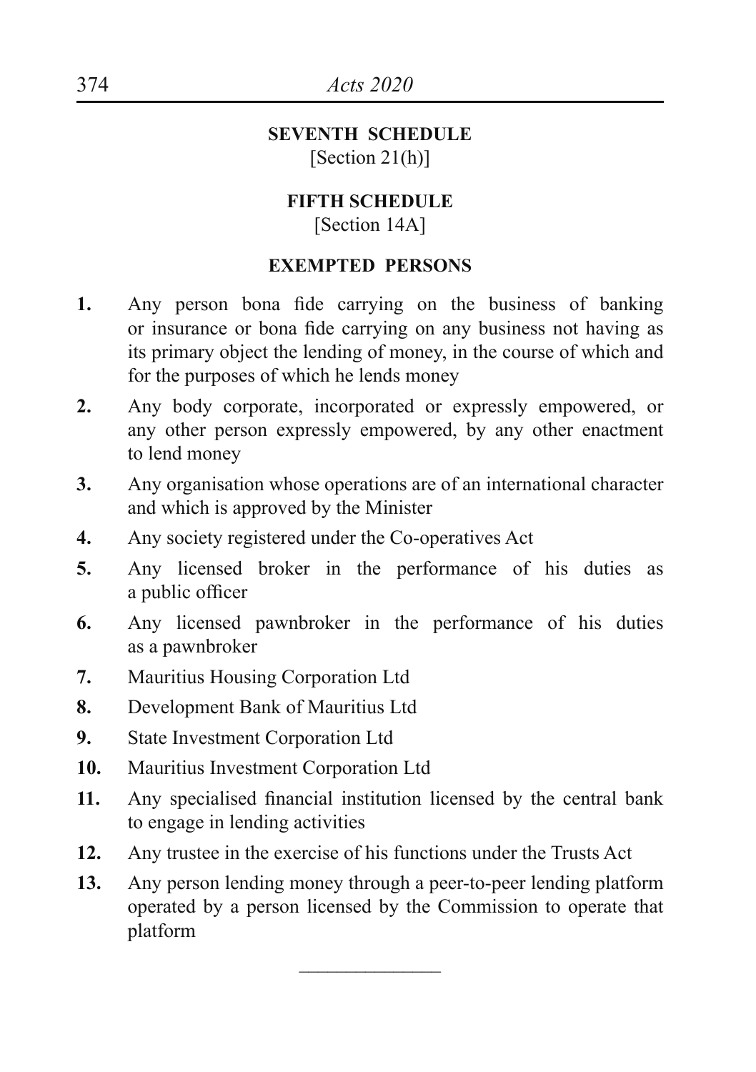## SEVENTH SCHEDULE

[Section 21(h)]

## FIFTH SCHEDULE

[Section 14A]

### EXEMPTED PERSONS

**1.** Any person bona fide carrying on the business of banking or insurance or bona fide carrying on any business not having as its primary object the lending of money, in the course of which and for the purposes of which he lends money

**2.** Any body corporate, incorporated or expressly empowered, or any other person expressly empowered, by any other enactment to lend money

**3.** Any organisation whose operations are of an international character and which is approved by the Minister

**4.** Any society registered under the Co-operatives Act

**5.** Any licensed broker in the performance of his duties as a public officer

**6.** Any licensed pawnbroker in the performance of his duties as a pawnbroker

**7.** Mauritius Housing Corporation Ltd

**8.** Development Bank of Mauritius Ltd

**9.** State Investment Corporation Ltd

**10.** Mauritius Investment Corporation Ltd

**11.** Any specialised financial institution licensed by the central bank to engage in lending activities

**12.** Any trustee in the exercise of his functions under the Trusts Act

**13.** Any person lending money through a peer-to-peer lending platform operated by a person licensed by the Commission to operate that platform

---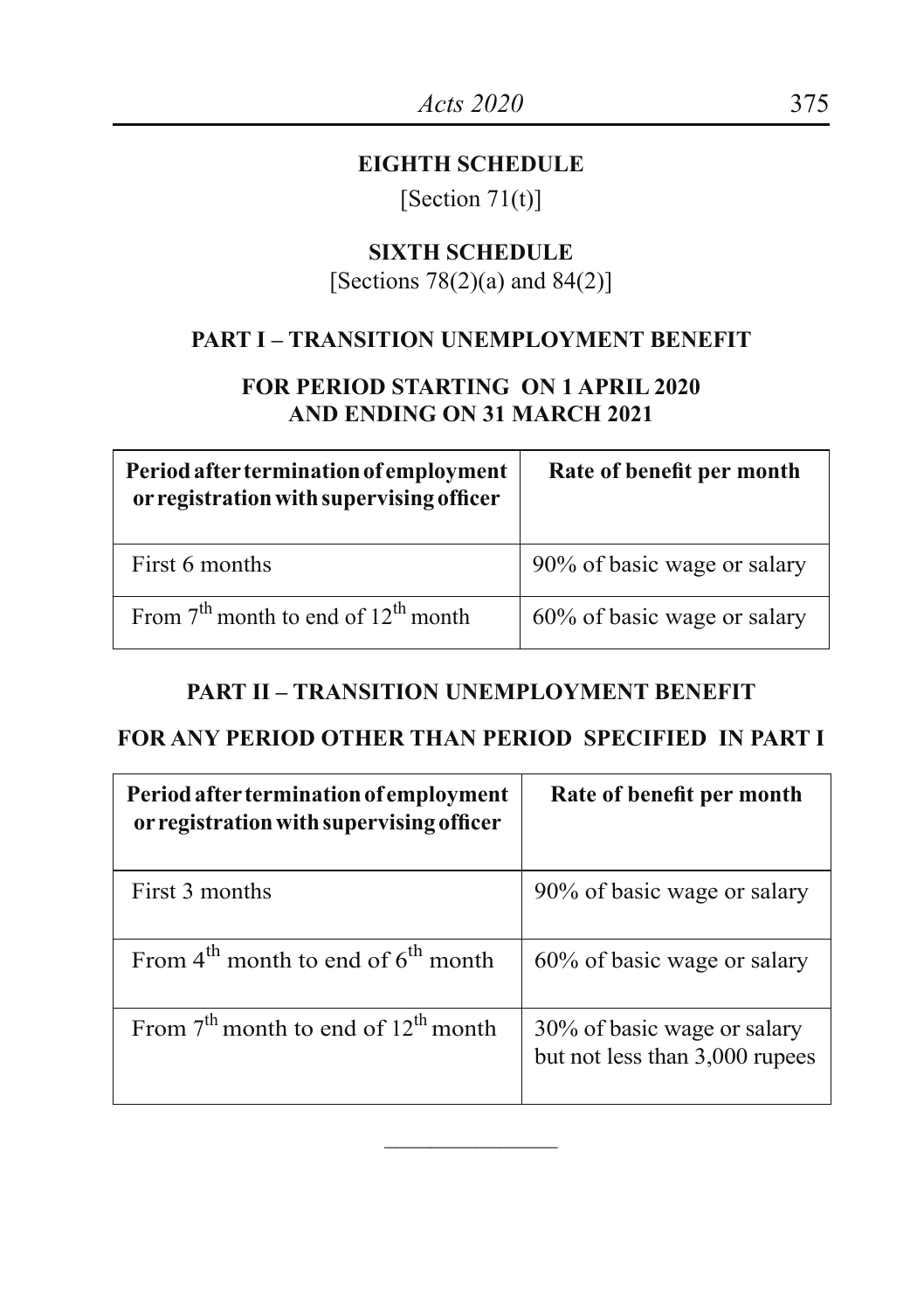## EIGHTH SCHEDULE

[Section 71(t)]

## SIXTH SCHEDULE

[Sections 78(2)(a) and 84(2)]

### PART I – TRANSITION UNEMPLOYMENT BENEFIT

### FOR PERIOD STARTING ON 1 APRIL 2020 AND ENDING ON 31 MARCH 2021

| Period after termination of employment or registration with supervising officer | Rate of benefit per month |
|---|---|
| First 6 months | 90% of basic wage or salary |
| From 7th month to end of 12th month | 60% of basic wage or salary |

### PART II – TRANSITION UNEMPLOYMENT BENEFIT

### FOR ANY PERIOD OTHER THAN PERIOD SPECIFIED IN PART I

| Period after termination of employment or registration with supervising officer | Rate of benefit per month |
|---|---|
| First 3 months | 90% of basic wage or salary |
| From 4th month to end of 6th month | 60% of basic wage or salary |
| From 7th month to end of 12th month | 30% of basic wage or salary but not less than 3,000 rupees |

---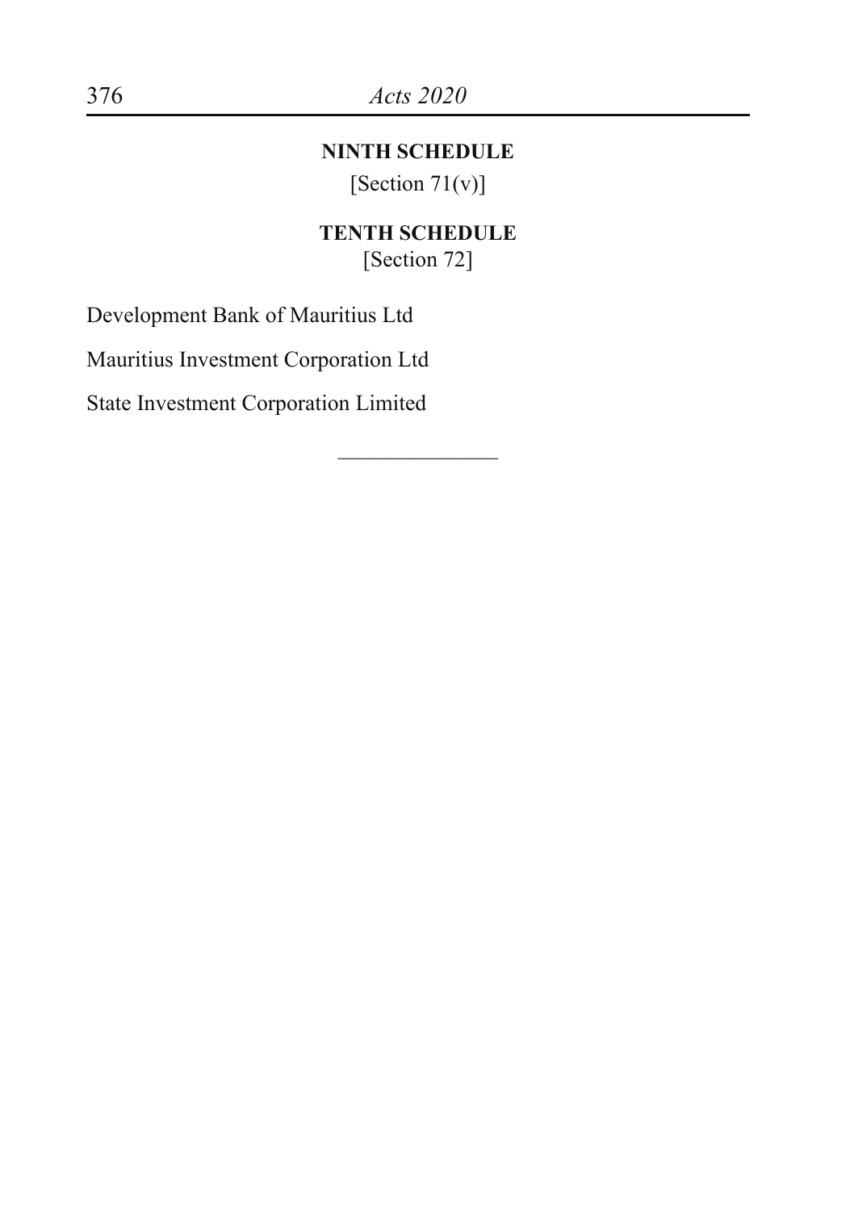## NINTH SCHEDULE

[Section 71(v)]

## TENTH SCHEDULE

[Section 72]

Development Bank of Mauritius Ltd

Mauritius Investment Corporation Ltd

State Investment Corporation Limited

---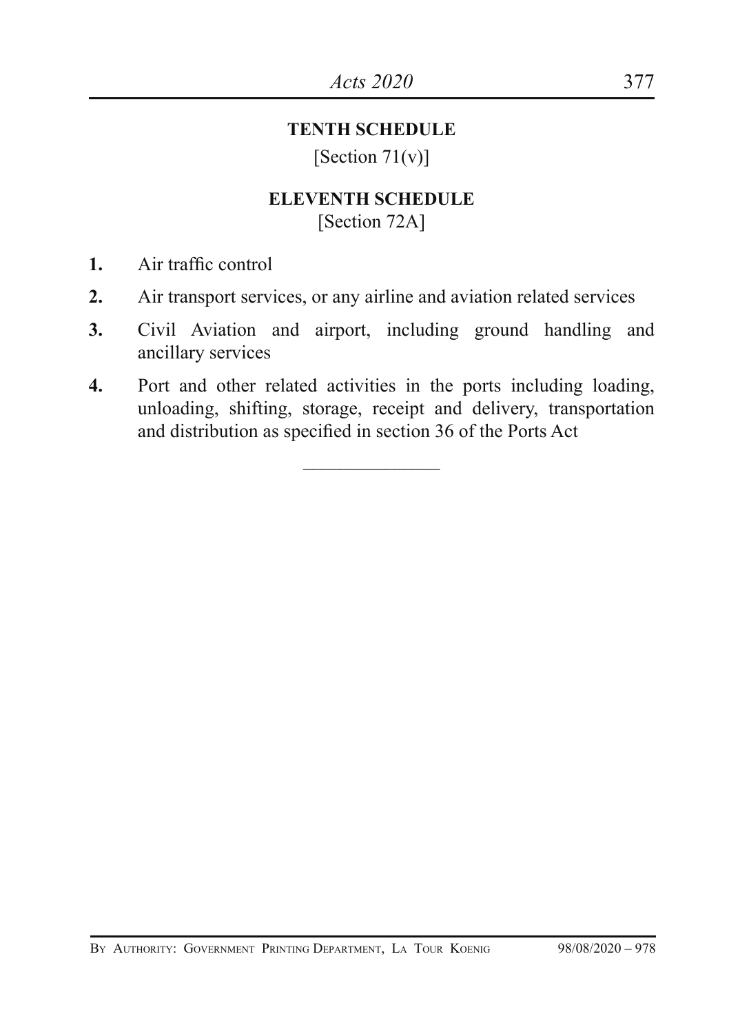## TENTH SCHEDULE

[Section 71(v)]

## ELEVENTH SCHEDULE

[Section 72A]

**1.** Air traffic control

**2.** Air transport services, or any airline and aviation related services

**3.** Civil Aviation and airport, including ground handling and ancillary services

**4.** Port and other related activities in the ports including loading, unloading, shifting, storage, receipt and delivery, transportation and distribution as specified in section 36 of the Ports Act

---